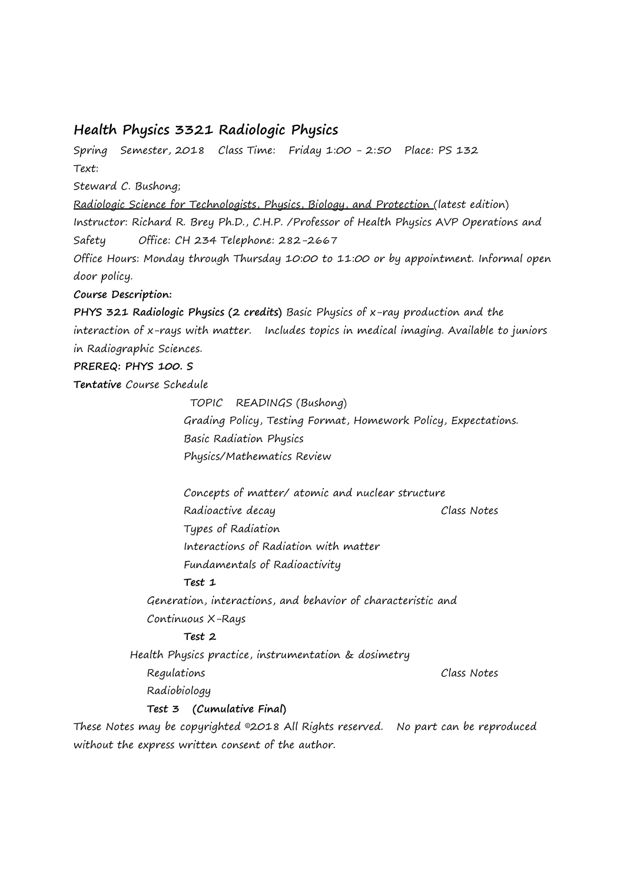## Health Physics 3321 Radiologic Physics

Spring Semester, 2018 Class Time: Friday 1:00 - 2:50 Place: PS 132

Text:

Steward C. Bushong;

Radiologic Science for Technologists, Physics, Biology, and Protection (latest edition)

Instructor: Richard R. Brey Ph.D., C.H.P. /Professor of Health Physics AVP Operations and Safety Office: CH 234 Telephone: 282-2667

Office Hours: Monday through Thursday 10:00 to 11:00 or by appointment. Informal open door policy.

**Course Description:**

**PHYS 321 Radiologic Physics (2 credits)** Basic Physics of x-ray production and the interaction of x-rays with matter. Includes topics in medical imaging. Available to juniors in Radiographic Sciences.

**PREREQ: PHYS 100. S**

**Tentative** Course Schedule

TOPIC READINGS (Bushong)

Grading Policy, Testing Format, Homework Policy, Expectations.

Basic Radiation Physics

Physics/Mathematics Review

Concepts of matter/ atomic and nuclear structure

Radioactive decay Class Notes

Types of Radiation

Interactions of Radiation with matter

Fundamentals of Radioactivity

**Test 1**

Generation, interactions, and behavior of characteristic and Continuous X-Rays

**Test 2**

Health Physics practice, instrumentation & dosimetry

Regulations Class Notes

Radiobiology

**Test 3 (Cumulative Final)**

These Notes may be copyrighted ©2018 All Rights reserved. No part can be reproduced without the express written consent of the author.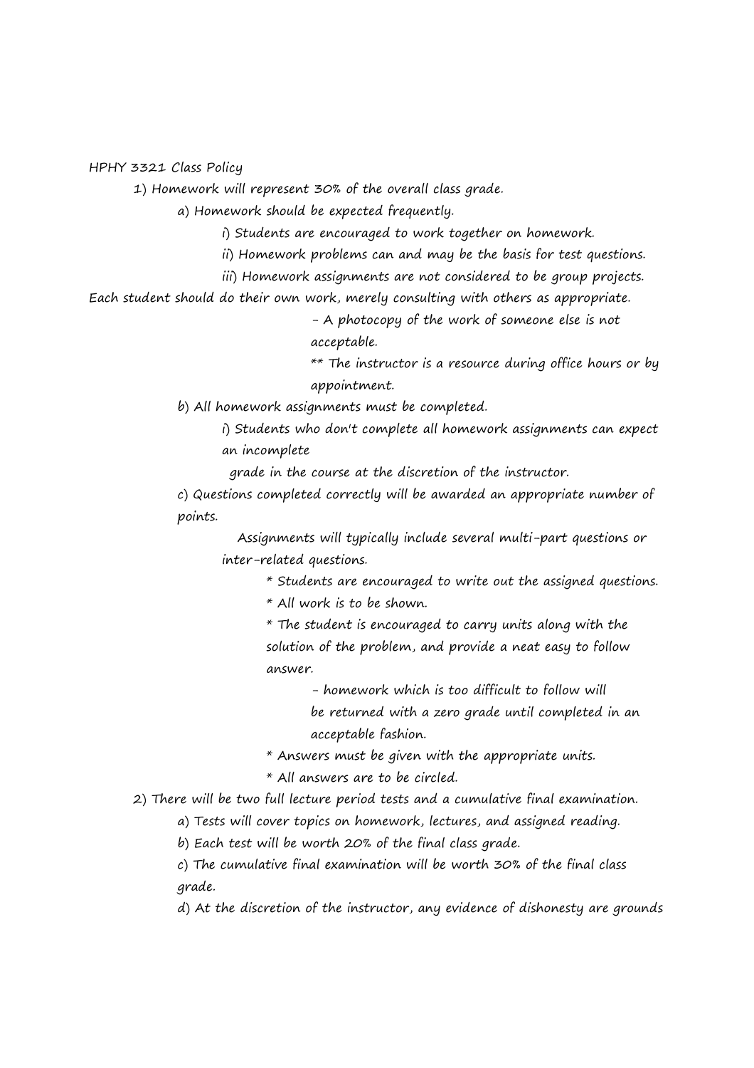HPHY 3321 Class Policy

1) Homework will represent 30% of the overall class grade.
   - a) Homework should be expected frequently.
     - i) Students are encouraged to work together on homework.
     - ii) Homework problems can and may be the basis for test questions.
     - iii) Homework assignments are not considered to be group projects. Each student should do their own work, merely consulting with others as appropriate.
       - A photocopy of the work of someone else is not acceptable.
       
       ** The instructor is a resource during office hours or by appointment.
   - b) All homework assignments must be completed.
     - i) Students who don't complete all homework assignments can expect an incomplete grade in the course at the discretion of the instructor.
   - c) Questions completed correctly will be awarded an appropriate number of points.
     
     Assignments will typically include several multi-part questions or inter-related questions.
       - * Students are encouraged to write out the assigned questions.
       - * All work is to be shown.
       - * The student is encouraged to carry units along with the solution of the problem, and provide a neat easy to follow answer.
         - homework which is too difficult to follow will be returned with a zero grade until completed in an acceptable fashion.
       - * Answers must be given with the appropriate units.
       - * All answers are to be circled.

2) There will be two full lecture period tests and a cumulative final examination.
   - a) Tests will cover topics on homework, lectures, and assigned reading.
   - b) Each test will be worth 20% of the final class grade.
   - c) The cumulative final examination will be worth 30% of the final class grade.
   - d) At the discretion of the instructor, any evidence of dishonesty are grounds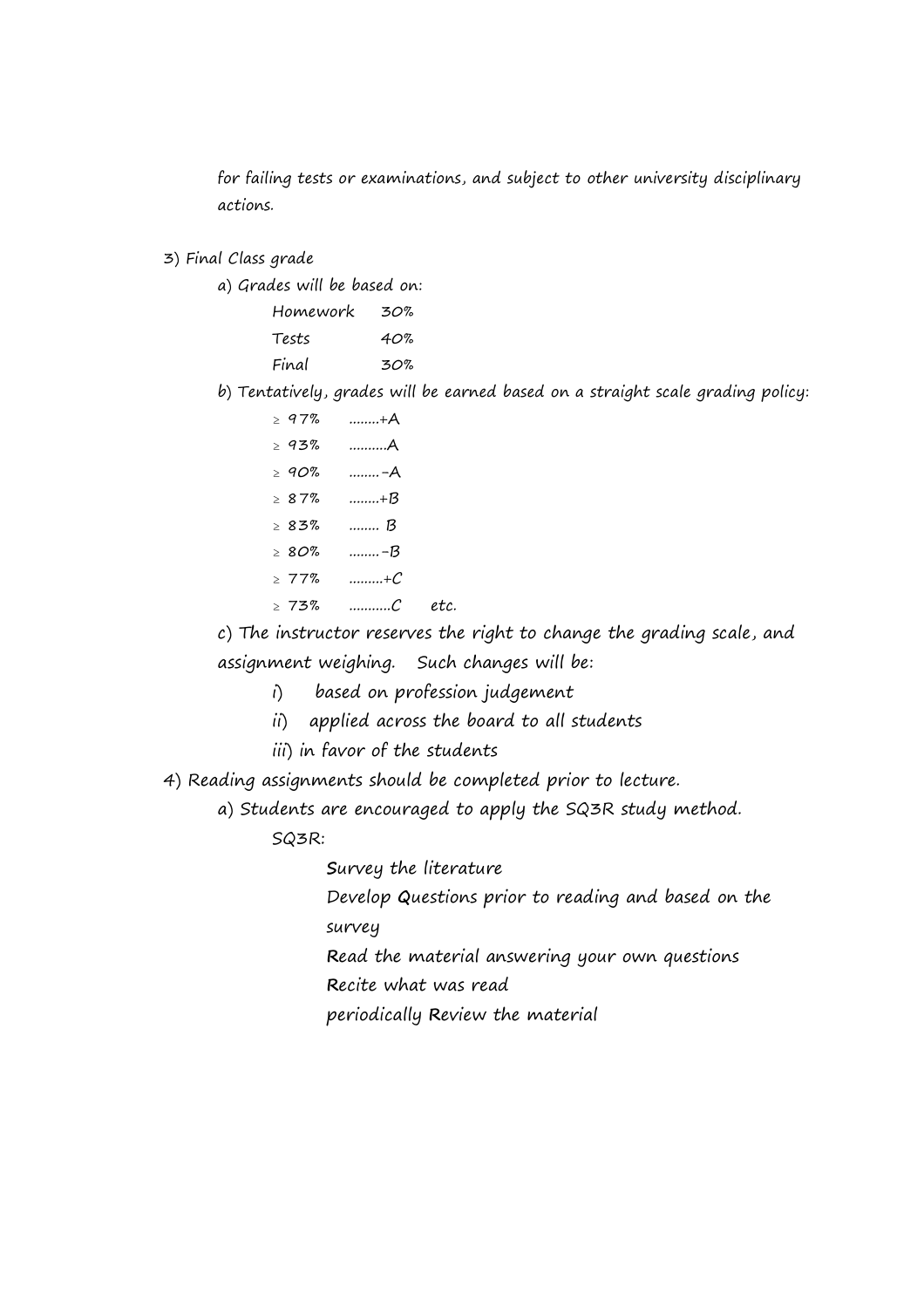for failing tests or examinations, and subject to other university disciplinary actions.

3) Final Class grade

   a) Grades will be based on:

| | |
|---|---|
| Homework | 30% |
| Tests | 40% |
| Final | 30% |

   b) Tentatively, grades will be earned based on a straight scale grading policy:

      ≥ 97% ........+A
      
      ≥ 93% ..........A
      
      ≥ 90% ........-A
      
      ≥ 87% ........+B
      
      ≥ 83% ........ B
      
      ≥ 80% ........-B
      
      ≥ 77% .........+C
      
      ≥ 73% ...........C etc.

   c) The instructor reserves the right to change the grading scale, and assignment weighing. Such changes will be:

      i) based on profession judgement
      
      ii) applied across the board to all students
      
      iii) in favor of the students

4) Reading assignments should be completed prior to lecture.

   a) Students are encouraged to apply the SQ3R study method.

      SQ3R:

         **S**urvey the literature
         
         Develop **Q**uestions prior to reading and based on the survey
         
         **R**ead the material answering your own questions
         
         **R**ecite what was read
         
         periodically **R**eview the material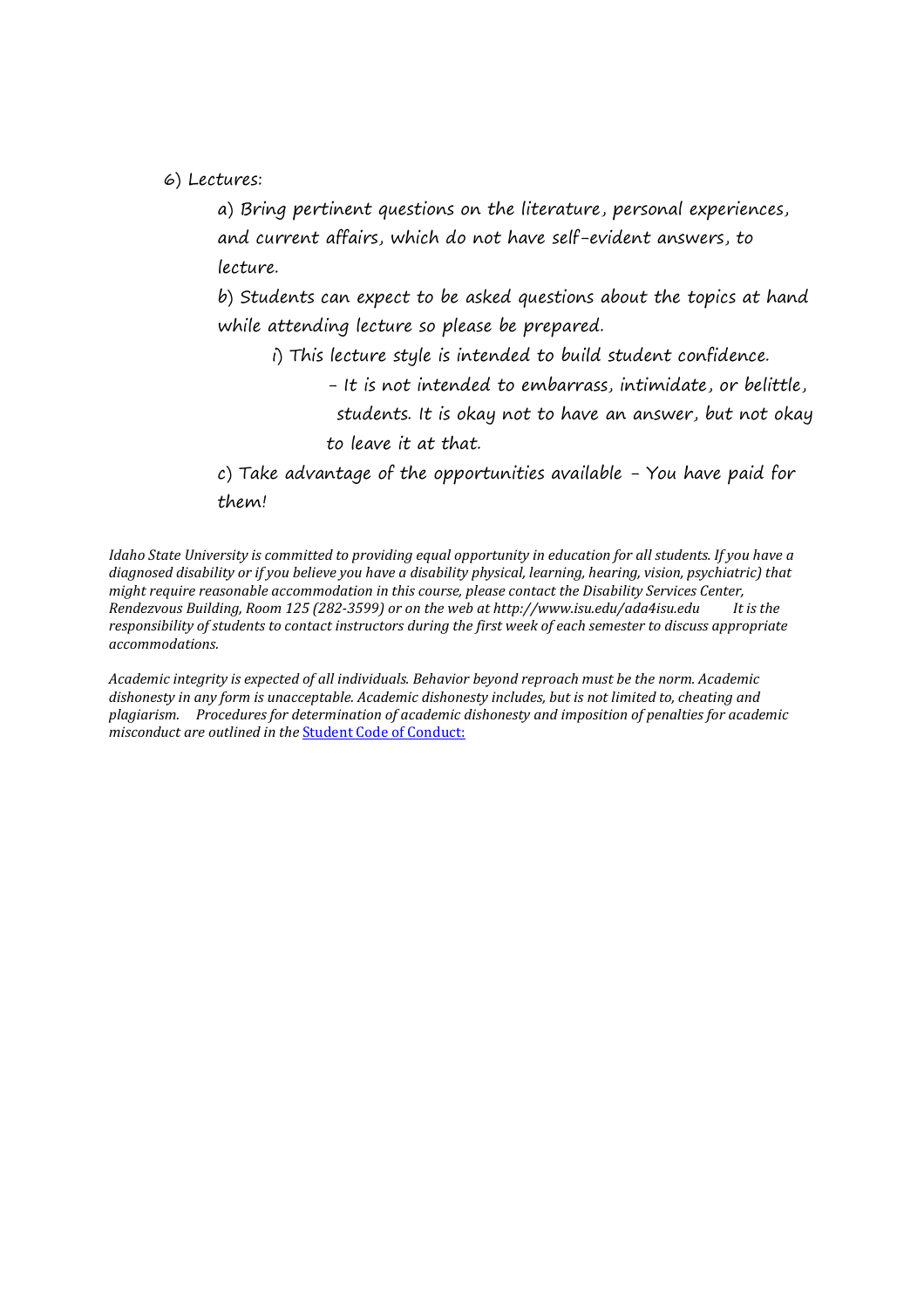6) Lectures:

a) Bring pertinent questions on the literature, personal experiences, and current affairs, which do not have self-evident answers, to lecture.

b) Students can expect to be asked questions about the topics at hand while attending lecture so please be prepared.

i) This lecture style is intended to build student confidence.

- It is not intended to embarrass, intimidate, or belittle, students. It is okay not to have an answer, but not okay to leave it at that.

c) Take advantage of the opportunities available - You have paid for them!

*Idaho State University is committed to providing equal opportunity in education for all students. If you have a diagnosed disability or if you believe you have a disability physical, learning, hearing, vision, psychiatric) that might require reasonable accommodation in this course, please contact the Disability Services Center, Rendezvous Building, Room 125 (282-3599) or on the web at http://www.isu.edu/ada4isu.edu It is the responsibility of students to contact instructors during the first week of each semester to discuss appropriate accommodations.*

*Academic integrity is expected of all individuals. Behavior beyond reproach must be the norm. Academic dishonesty in any form is unacceptable. Academic dishonesty includes, but is not limited to, cheating and plagiarism. Procedures for determination of academic dishonesty and imposition of penalties for academic misconduct are outlined in the* Student Code of Conduct: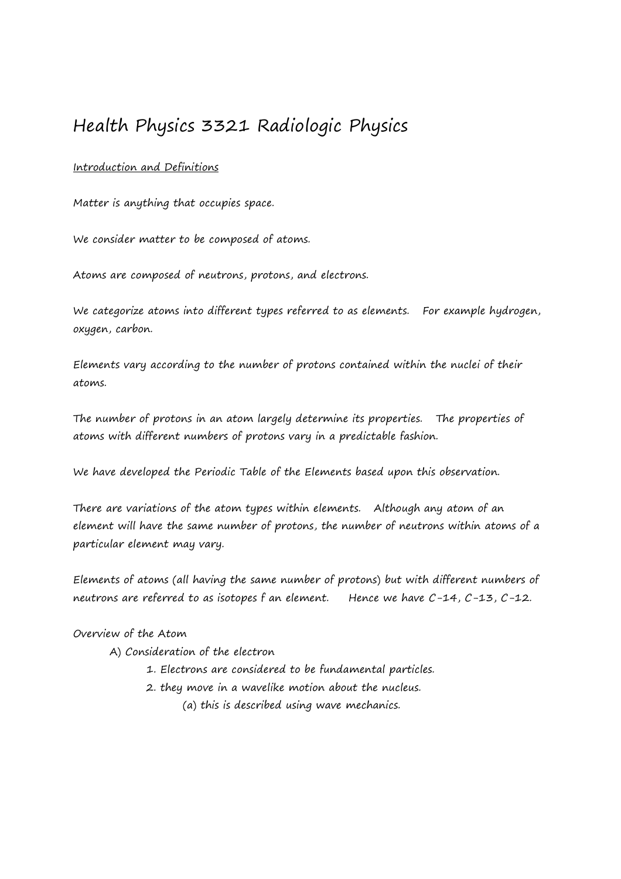# Health Physics 3321 Radiologic Physics

<u>Introduction and Definitions</u>

Matter is anything that occupies space.

We consider matter to be composed of atoms.

Atoms are composed of neutrons, protons, and electrons.

We categorize atoms into different types referred to as elements. For example hydrogen, oxygen, carbon.

Elements vary according to the number of protons contained within the nuclei of their atoms.

The number of protons in an atom largely determine its properties. The properties of atoms with different numbers of protons vary in a predictable fashion.

We have developed the Periodic Table of the Elements based upon this observation.

There are variations of the atom types within elements. Although any atom of an element will have the same number of protons, the number of neutrons within atoms of a particular element may vary.

Elements of atoms (all having the same number of protons) but with different numbers of neutrons are referred to as isotopes f an element. Hence we have C-14, C-13, C-12.

Overview of the Atom

- A) Consideration of the electron
  1. Electrons are considered to be fundamental particles.
  2. they move in a wavelike motion about the nucleus.
     - (a) this is described using wave mechanics.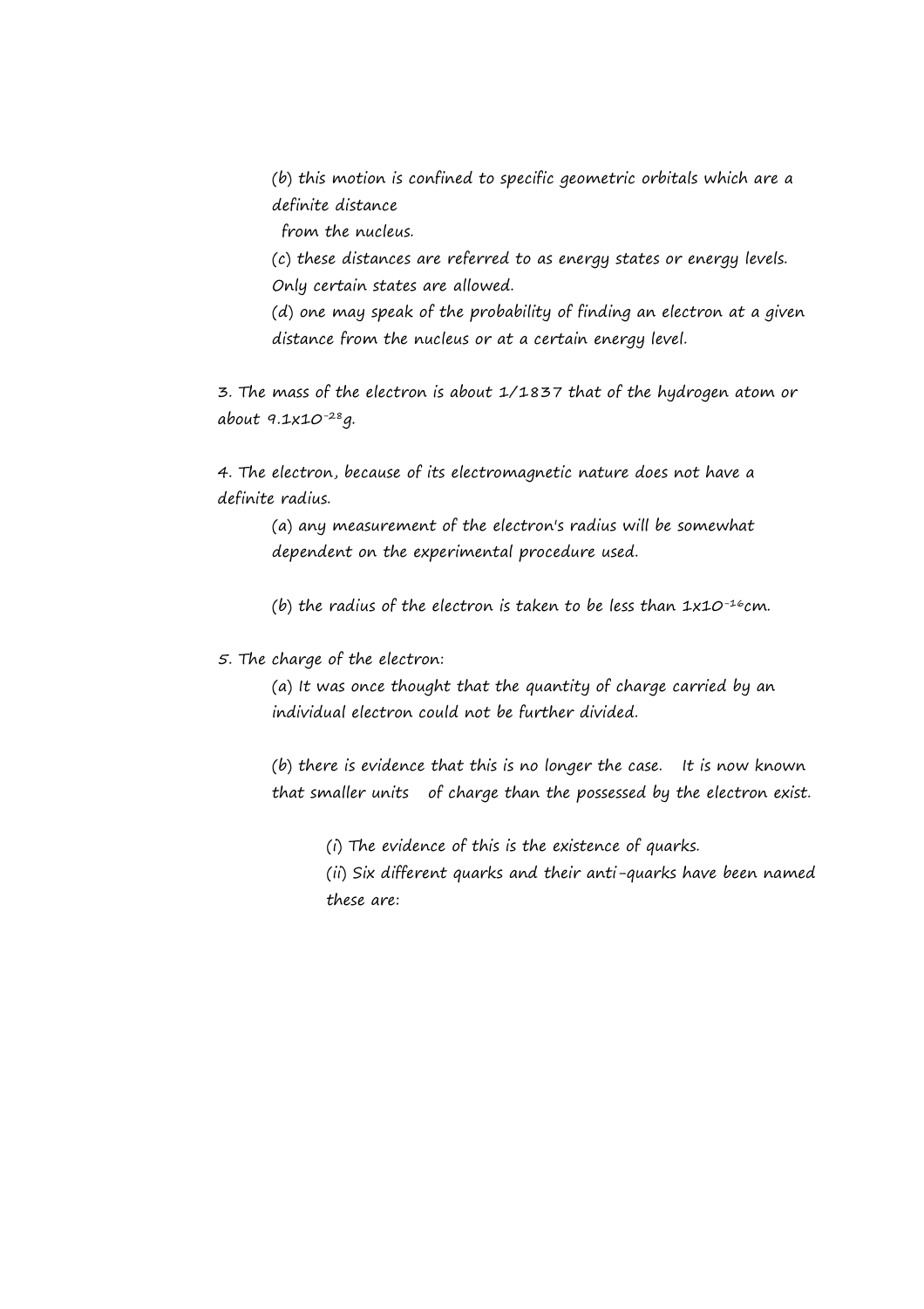(b) this motion is confined to specific geometric orbitals which are a definite distance from the nucleus.

(c) these distances are referred to as energy states or energy levels. Only certain states are allowed.

(d) one may speak of the probability of finding an electron at a given distance from the nucleus or at a certain energy level.

3. The mass of the electron is about 1/1837 that of the hydrogen atom or about $9.1 \times 10^{-28}$g.

4. The electron, because of its electromagnetic nature does not have a definite radius.

   (a) any measurement of the electron's radius will be somewhat dependent on the experimental procedure used.

   (b) the radius of the electron is taken to be less than $1 \times 10^{-16}$cm.

5. The charge of the electron:

   (a) It was once thought that the quantity of charge carried by an individual electron could not be further divided.

   (b) there is evidence that this is no longer the case. It is now known that smaller units of charge than the possessed by the electron exist.

      (i) The evidence of this is the existence of quarks.

      (ii) Six different quarks and their anti-quarks have been named these are: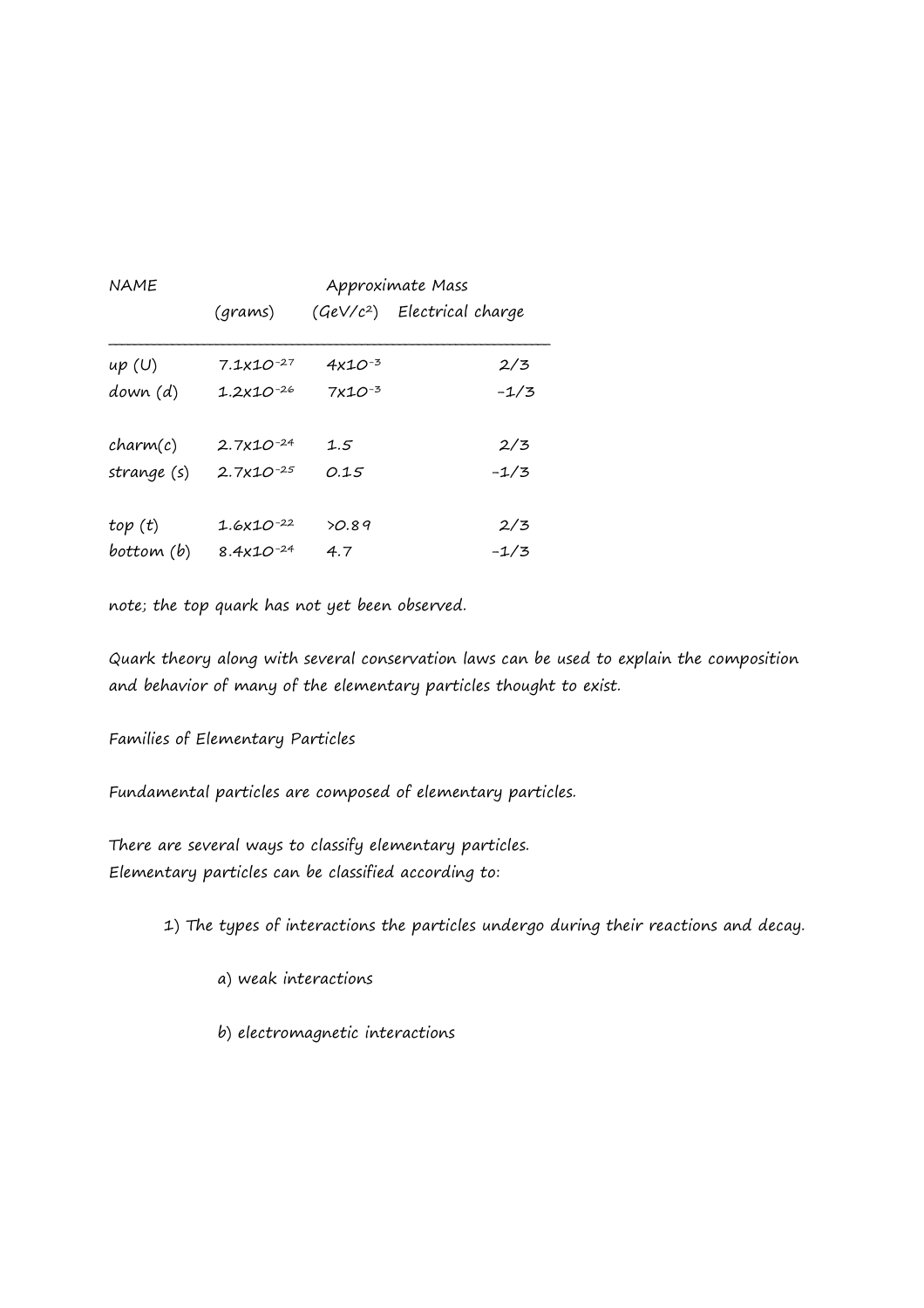| NAME | Approximate Mass | | |
| --- | --- | --- | --- |
| | (grams) | ($GeV/c^2$) | Electrical charge |
| up (U) | $7.1 \times 10^{-27}$ | $4 \times 10^{-3}$ | 2/3 |
| down (d) | $1.2 \times 10^{-26}$ | $7 \times 10^{-3}$ | -1/3 |
| charm(c) | $2.7 \times 10^{-24}$ | 1.5 | 2/3 |
| strange (s) | $2.7 \times 10^{-25}$ | 0.15 | -1/3 |
| top (t) | $1.6 \times 10^{-22}$ | >0.89 | 2/3 |
| bottom (b) | $8.4 \times 10^{-24}$ | 4.7 | -1/3 |

note; the top quark has not yet been observed.

Quark theory along with several conservation laws can be used to explain the composition and behavior of many of the elementary particles thought to exist.

Families of Elementary Particles

Fundamental particles are composed of elementary particles.

There are several ways to classify elementary particles.
Elementary particles can be classified according to:

1) The types of interactions the particles undergo during their reactions and decay.

   a) weak interactions

   b) electromagnetic interactions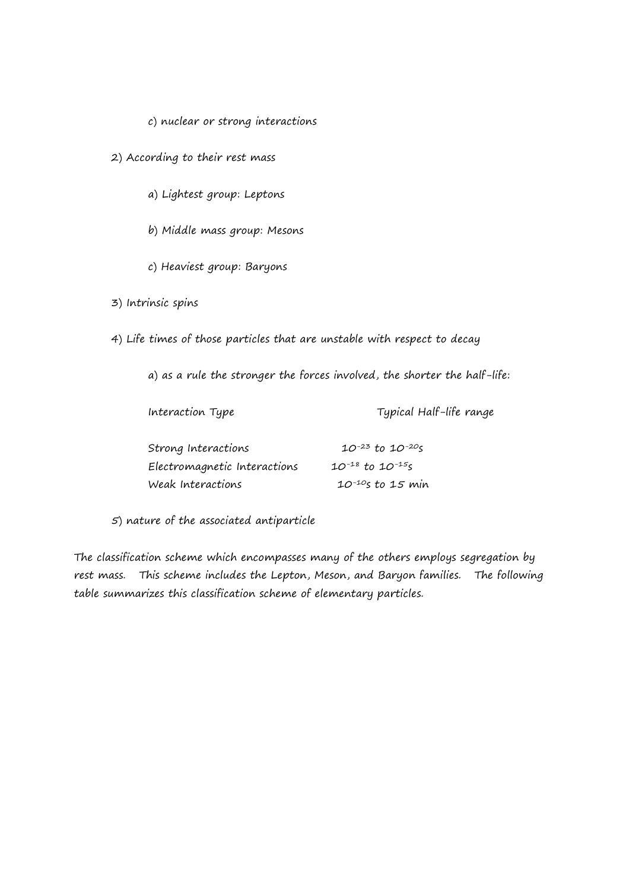c) nuclear or strong interactions

2) According to their rest mass

    a) Lightest group: Leptons

    b) Middle mass group: Mesons

    c) Heaviest group: Baryons

3) Intrinsic spins

4) Life times of those particles that are unstable with respect to decay

    a) as a rule the stronger the forces involved, the shorter the half-life:

| Interaction Type | Typical Half-life range |
|---|---|
| Strong Interactions | $10^{-23}$ to $10^{-20}$s |
| Electromagnetic Interactions | $10^{-18}$ to $10^{-15}$s |
| Weak Interactions | $10^{-10}$s to 15 min |

5) nature of the associated antiparticle

The classification scheme which encompasses many of the others employs segregation by rest mass. This scheme includes the Lepton, Meson, and Baryon families. The following table summarizes this classification scheme of elementary particles.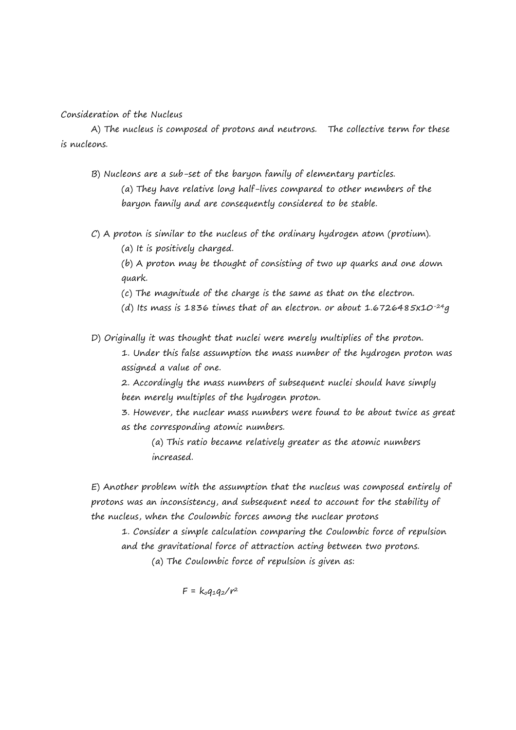Consideration of the Nucleus

A) The nucleus is composed of protons and neutrons. The collective term for these is nucleons.

B) Nucleons are a sub-set of the baryon family of elementary particles.

(a) They have relative long half-lives compared to other members of the baryon family and are consequently considered to be stable.

C) A proton is similar to the nucleus of the ordinary hydrogen atom (protium).

(a) It is positively charged.

(b) A proton may be thought of consisting of two up quarks and one down quark.

(c) The magnitude of the charge is the same as that on the electron.

(d) Its mass is 1836 times that of an electron. or about $1.6726485 \times 10^{-24}$g

D) Originally it was thought that nuclei were merely multiplies of the proton.

1. Under this false assumption the mass number of the hydrogen proton was assigned a value of one.

2. Accordingly the mass numbers of subsequent nuclei should have simply been merely multiples of the hydrogen proton.

3. However, the nuclear mass numbers were found to be about twice as great as the corresponding atomic numbers.

(a) This ratio became relatively greater as the atomic numbers increased.

E) Another problem with the assumption that the nucleus was composed entirely of protons was an inconsistency, and subsequent need to account for the stability of the nucleus, when the Coulombic forces among the nuclear protons

1. Consider a simple calculation comparing the Coulombic force of repulsion and the gravitational force of attraction acting between two protons.

(a) The Coulombic force of repulsion is given as:

$$F = k_0 q_1 q_2 / r^2$$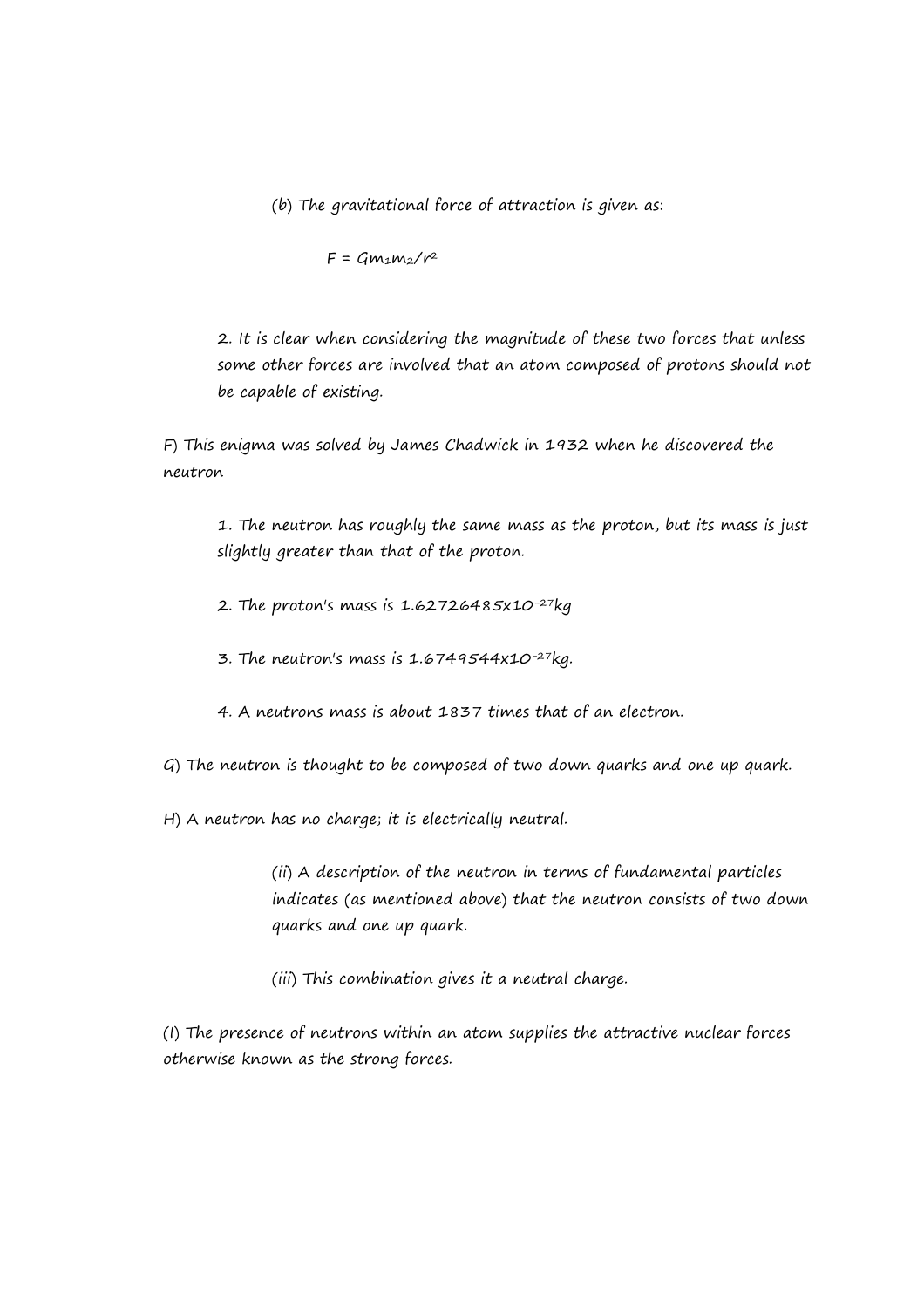(b) The gravitational force of attraction is given as:

$$F = Gm_1m_2/r^2$$

2. It is clear when considering the magnitude of these two forces that unless some other forces are involved that an atom composed of protons should not be capable of existing.

F) This enigma was solved by James Chadwick in 1932 when he discovered the neutron

1. The neutron has roughly the same mass as the proton, but its mass is just slightly greater than that of the proton.

2. The proton's mass is $1.62726485 \times 10^{-27}$kg

3. The neutron's mass is $1.6749544 \times 10^{-27}$kg.

4. A neutrons mass is about 1837 times that of an electron.

G) The neutron is thought to be composed of two down quarks and one up quark.

H) A neutron has no charge; it is electrically neutral.

(ii) A description of the neutron in terms of fundamental particles indicates (as mentioned above) that the neutron consists of two down quarks and one up quark.

(iii) This combination gives it a neutral charge.

(I) The presence of neutrons within an atom supplies the attractive nuclear forces otherwise known as the strong forces.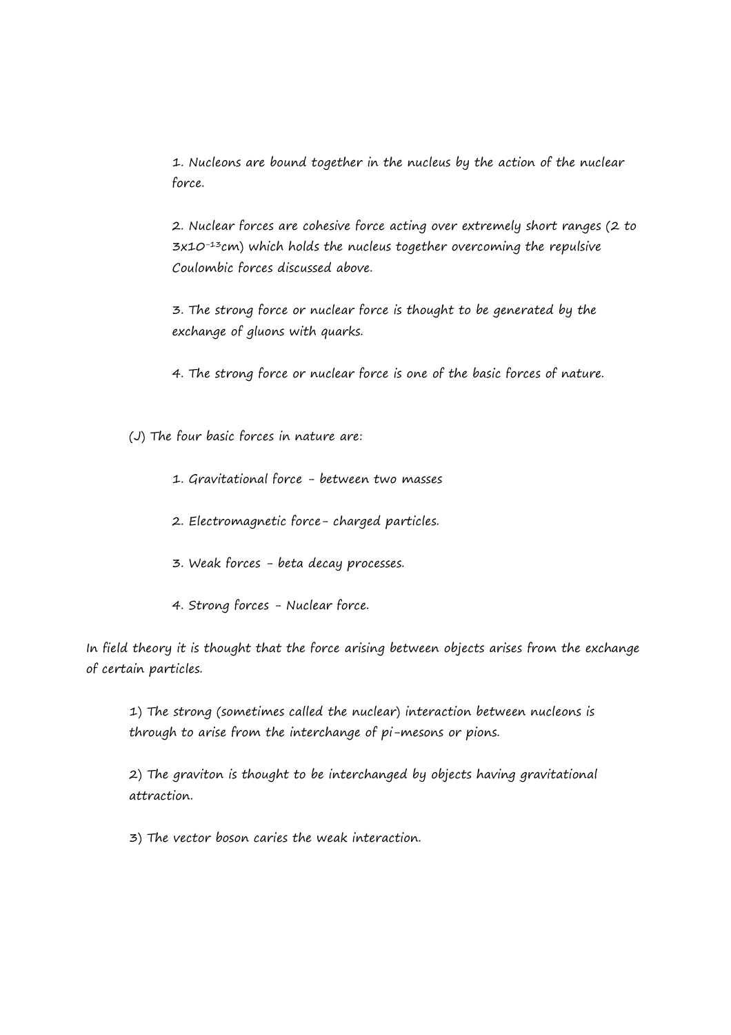1. Nucleons are bound together in the nucleus by the action of the nuclear force.

2. Nuclear forces are cohesive force acting over extremely short ranges (2 to $3x10^{-13}$cm) which holds the nucleus together overcoming the repulsive Coulombic forces discussed above.

3. The strong force or nuclear force is thought to be generated by the exchange of gluons with quarks.

4. The strong force or nuclear force is one of the basic forces of nature.

(J) The four basic forces in nature are:

1. Gravitational force - between two masses

2. Electromagnetic force- charged particles.

3. Weak forces - beta decay processes.

4. Strong forces - Nuclear force.

In field theory it is thought that the force arising between objects arises from the exchange of certain particles.

1) The strong (sometimes called the nuclear) interaction between nucleons is through to arise from the interchange of pi-mesons or pions.

2) The graviton is thought to be interchanged by objects having gravitational attraction.

3) The vector boson caries the weak interaction.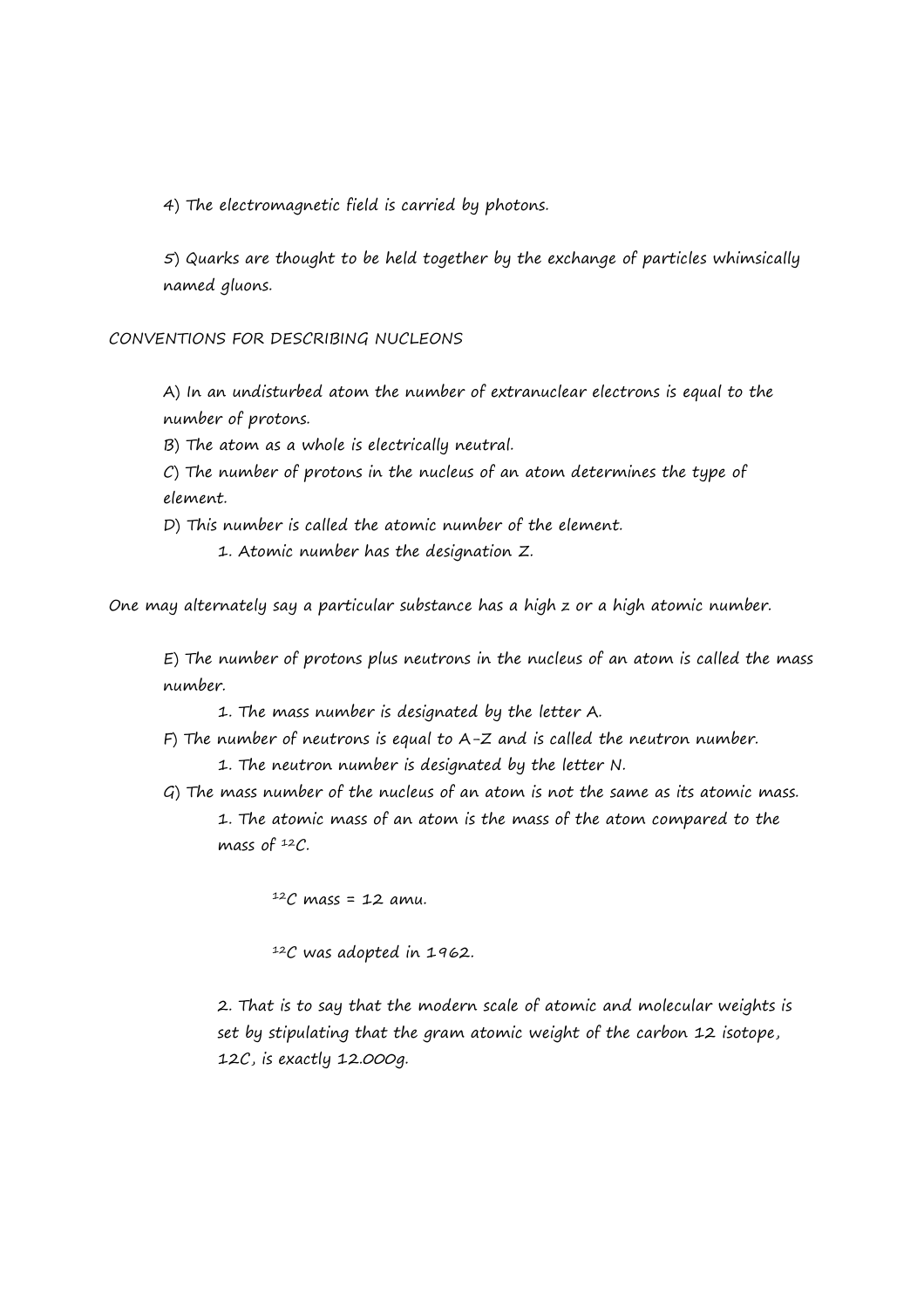4) The electromagnetic field is carried by photons.

5) Quarks are thought to be held together by the exchange of particles whimsically named gluons.

CONVENTIONS FOR DESCRIBING NUCLEONS

A) In an undisturbed atom the number of extranuclear electrons is equal to the number of protons.

B) The atom as a whole is electrically neutral.

C) The number of protons in the nucleus of an atom determines the type of element.

D) This number is called the atomic number of the element.

  1. Atomic number has the designation Z.

One may alternately say a particular substance has a high z or a high atomic number.

E) The number of protons plus neutrons in the nucleus of an atom is called the mass number.

  1. The mass number is designated by the letter A.

F) The number of neutrons is equal to A-Z and is called the neutron number.

  1. The neutron number is designated by the letter N.

G) The mass number of the nucleus of an atom is not the same as its atomic mass.

  1. The atomic mass of an atom is the mass of the atom compared to the mass of $^{12}C$.

  $^{12}C$ mass = 12 amu.

  $^{12}C$ was adopted in 1962.

  2. That is to say that the modern scale of atomic and molecular weights is set by stipulating that the gram atomic weight of the carbon 12 isotope, 12C, is exactly 12.000g.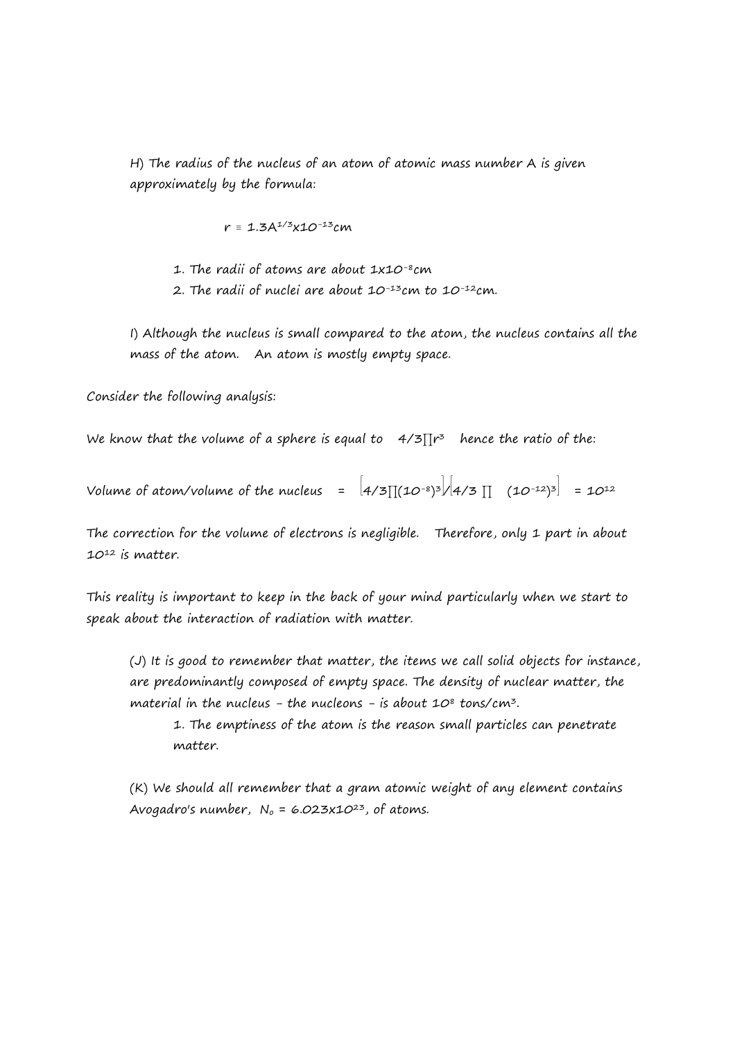H) The radius of the nucleus of an atom of atomic mass number A is given approximately by the formula:

$$r \equiv 1.3A^{1/3} \times 10^{-13} cm$$

1. The radii of atoms are about $1 \times 10^{-8}$cm
2. The radii of nuclei are about $10^{-13}$cm to $10^{-12}$cm.

I) Although the nucleus is small compared to the atom, the nucleus contains all the mass of the atom. An atom is mostly empty space.

Consider the following analysis:

We know that the volume of a sphere is equal to $4/3\pi r^3$ hence the ratio of the:

$$\text{Volume of atom/volume of the nucleus} = \left[4/3\pi(10^{-8})^3\right] / \left[4/3\,\pi\,(10^{-12})^3\right] = 10^{12}$$

The correction for the volume of electrons is negligible. Therefore, only 1 part in about $10^{12}$ is matter.

This reality is important to keep in the back of your mind particularly when we start to speak about the interaction of radiation with matter.

(J) It is good to remember that matter, the items we call solid objects for instance, are predominantly composed of empty space. The density of nuclear matter, the material in the nucleus - the nucleons - is about $10^8$ tons/cm$^3$.

1. The emptiness of the atom is the reason small particles can penetrate matter.

(K) We should all remember that a gram atomic weight of any element contains Avogadro's number, $N_o = 6.023 \times 10^{23}$, of atoms.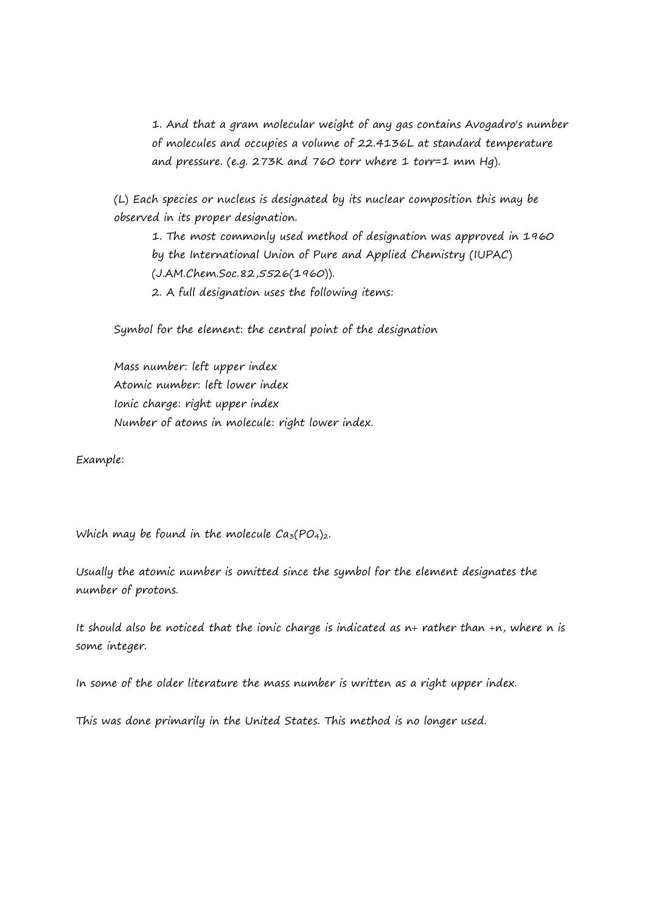1. And that a gram molecular weight of any gas contains Avogadro's number of molecules and occupies a volume of 22.4136L at standard temperature and pressure. (e.g. 273K and 760 torr where 1 torr=1 mm Hg).

(L) Each species or nucleus is designated by its nuclear composition this may be observed in its proper designation.

1. The most commonly used method of designation was approved in 1960 by the International Union of Pure and Applied Chemistry (IUPAC) (J.AM.Chem.Soc.82,5526(1960)).
2. A full designation uses the following items:

Symbol for the element: the central point of the designation

Mass number: left upper index
Atomic number: left lower index
Ionic charge: right upper index
Number of atoms in molecule: right lower index.

Example:

Which may be found in the molecule $Ca_3(PO_4)_2$.

Usually the atomic number is omitted since the symbol for the element designates the number of protons.

It should also be noticed that the ionic charge is indicated as n+ rather than +n, where n is some integer.

In some of the older literature the mass number is written as a right upper index.

This was done primarily in the United States. This method is no longer used.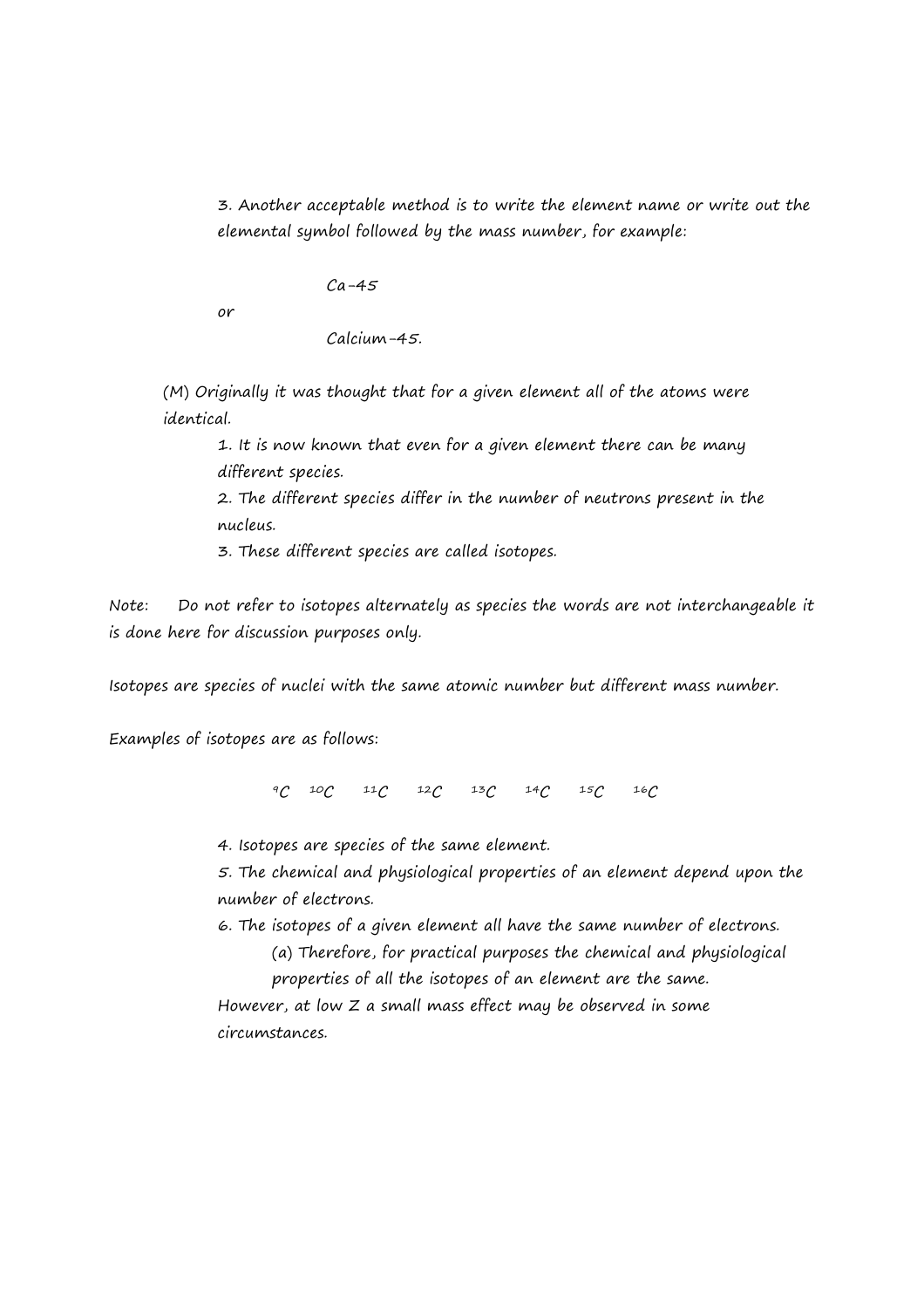3. Another acceptable method is to write the element name or write out the elemental symbol followed by the mass number, for example:

Ca-45

or

Calcium-45.

(M) Originally it was thought that for a given element all of the atoms were identical.

1. It is now known that even for a given element there can be many different species.
2. The different species differ in the number of neutrons present in the nucleus.
3. These different species are called isotopes.

Note: Do not refer to isotopes alternately as species the words are not interchangeable it is done here for discussion purposes only.

Isotopes are species of nuclei with the same atomic number but different mass number.

Examples of isotopes are as follows:

$$^{9}C \quad ^{10}C \quad ^{11}C \quad ^{12}C \quad ^{13}C \quad ^{14}C \quad ^{15}C \quad ^{16}C$$

4. Isotopes are species of the same element.
5. The chemical and physiological properties of an element depend upon the number of electrons.
6. The isotopes of a given element all have the same number of electrons.
   (a) Therefore, for practical purposes the chemical and physiological properties of all the isotopes of an element are the same.

However, at low Z a small mass effect may be observed in some circumstances.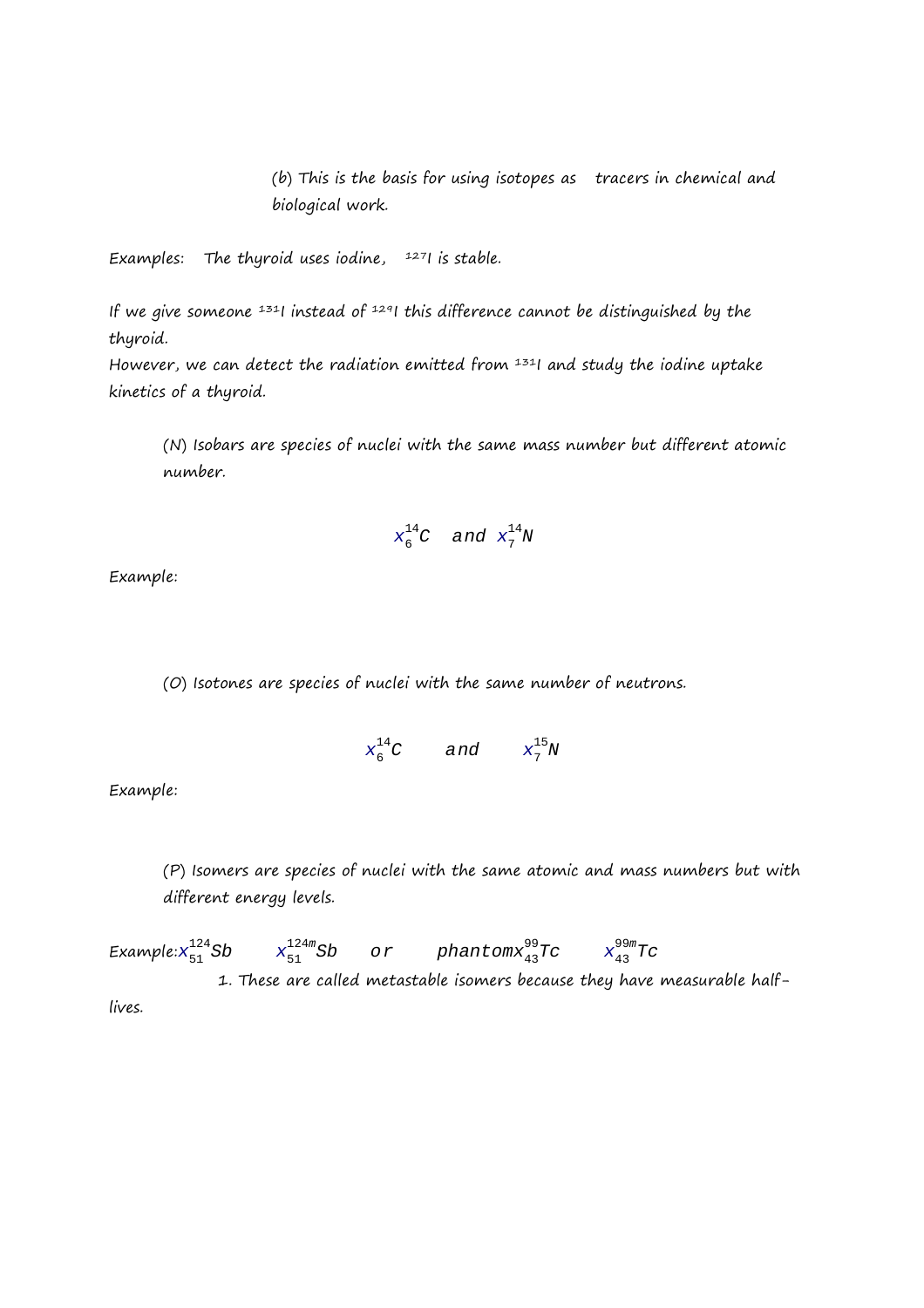(b) This is the basis for using isotopes as tracers in chemical and biological work.

Examples: The thyroid uses iodine, $^{127}I$ is stable.

If we give someone $^{131}I$ instead of $^{129}I$ this difference cannot be distinguished by the thyroid.
However, we can detect the radiation emitted from $^{131}I$ and study the iodine uptake kinetics of a thyroid.

(N) Isobars are species of nuclei with the same mass number but different atomic number.

$$x_{6}^{14}C \quad and \quad x_{7}^{14}N$$

Example:

(O) Isotones are species of nuclei with the same number of neutrons.

$$x_{6}^{14}C \quad and \quad x_{7}^{15}N$$

Example:

(P) Isomers are species of nuclei with the same atomic and mass numbers but with different energy levels.

Example: $x_{51}^{124}Sb \quad x_{51}^{124m}Sb \quad or \quad phantom x_{43}^{99}Tc \quad x_{43}^{99m}Tc$

1. These are called metastable isomers because they have measurable half-lives.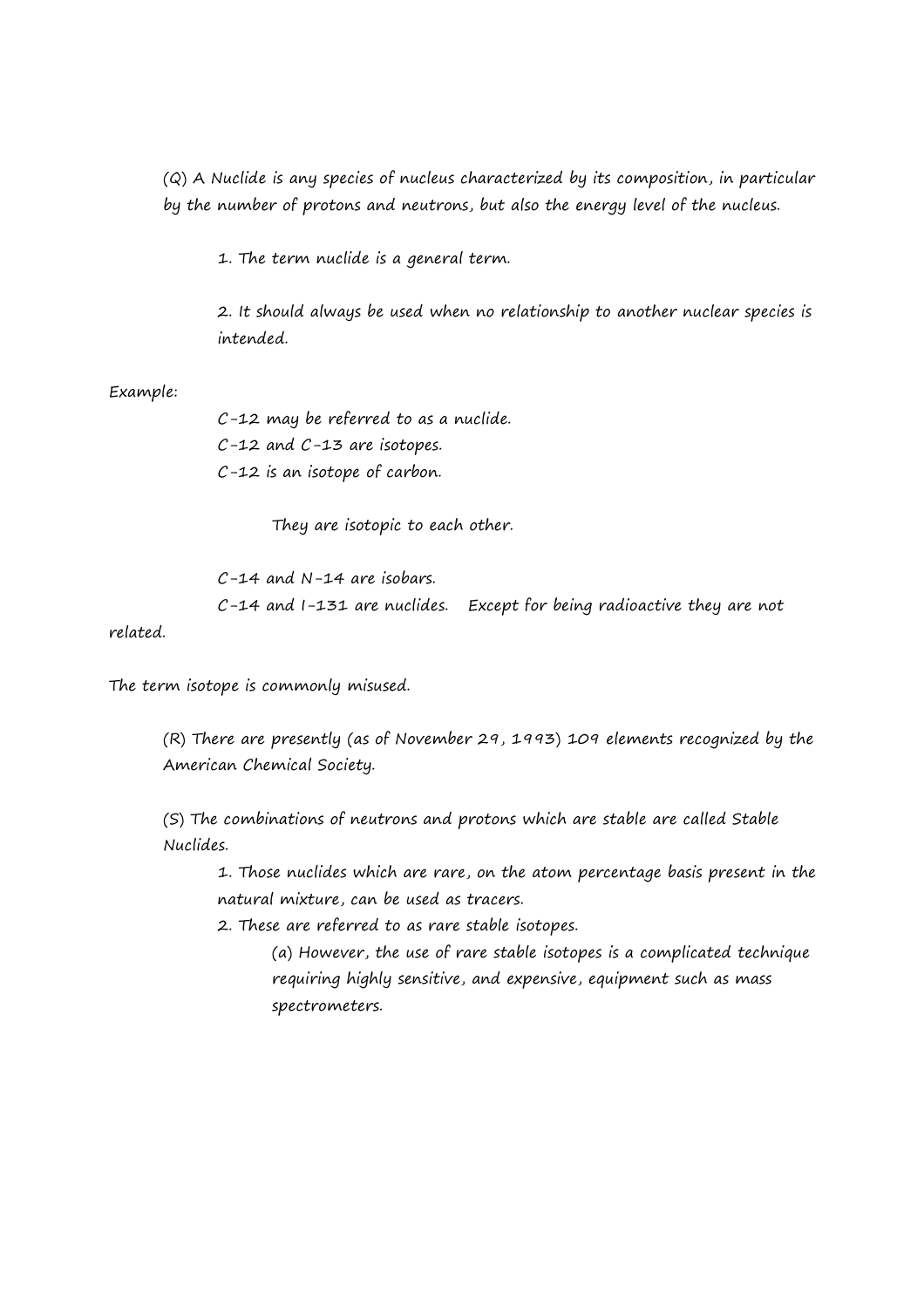(Q) A Nuclide is any species of nucleus characterized by its composition, in particular by the number of protons and neutrons, but also the energy level of the nucleus.

1. The term nuclide is a general term.

2. It should always be used when no relationship to another nuclear species is intended.

Example:

C-12 may be referred to as a nuclide.
C-12 and C-13 are isotopes.
C-12 is an isotope of carbon.

They are isotopic to each other.

C-14 and N-14 are isobars.
C-14 and I-131 are nuclides. Except for being radioactive they are not related.

The term isotope is commonly misused.

(R) There are presently (as of November 29, 1993) 109 elements recognized by the American Chemical Society.

(S) The combinations of neutrons and protons which are stable are called Stable Nuclides.

1. Those nuclides which are rare, on the atom percentage basis present in the natural mixture, can be used as tracers.
2. These are referred to as rare stable isotopes.
   (a) However, the use of rare stable isotopes is a complicated technique requiring highly sensitive, and expensive, equipment such as mass spectrometers.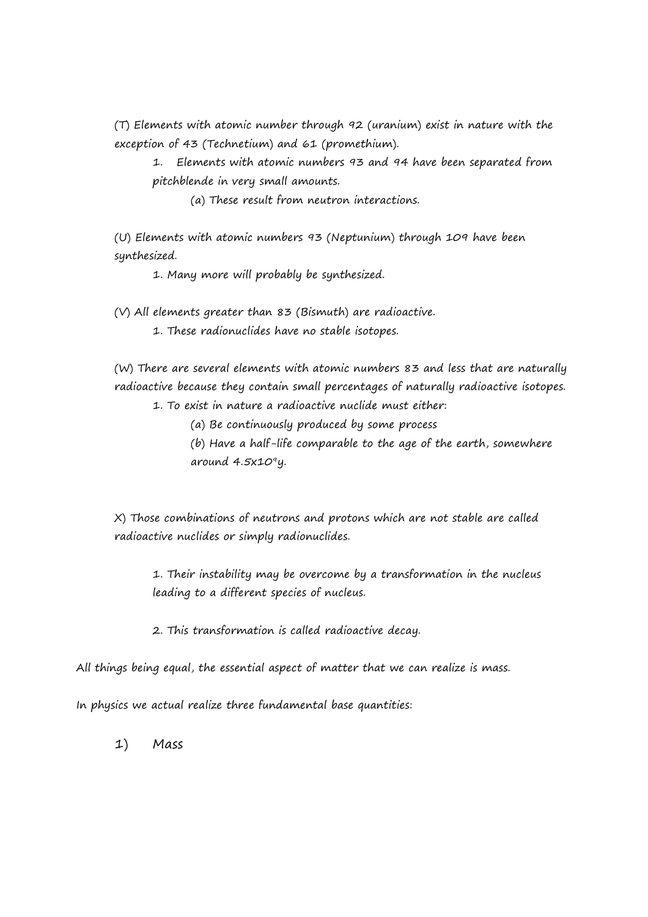(T) Elements with atomic number through 92 (uranium) exist in nature with the exception of 43 (Technetium) and 61 (promethium).

1. Elements with atomic numbers 93 and 94 have been separated from pitchblende in very small amounts.

    (a) These result from neutron interactions.

(U) Elements with atomic numbers 93 (Neptunium) through 109 have been synthesized.

1. Many more will probably be synthesized.

(V) All elements greater than 83 (Bismuth) are radioactive.

1. These radionuclides have no stable isotopes.

(W) There are several elements with atomic numbers 83 and less that are naturally radioactive because they contain small percentages of naturally radioactive isotopes.

1. To exist in nature a radioactive nuclide must either:

    (a) Be continuously produced by some process

    (b) Have a half-life comparable to the age of the earth, somewhere around $4.5x10^9$y.

X) Those combinations of neutrons and protons which are not stable are called radioactive nuclides or simply radionuclides.

1. Their instability may be overcome by a transformation in the nucleus leading to a different species of nucleus.

2. This transformation is called radioactive decay.

All things being equal, the essential aspect of matter that we can realize is mass.

In physics we actual realize three fundamental base quantities:

1) Mass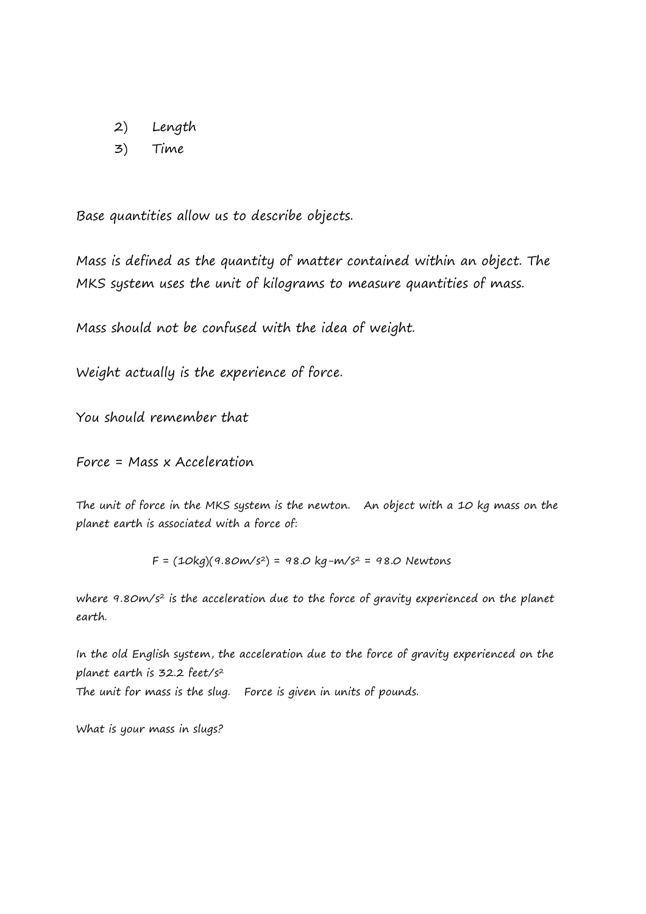2) Length
3) Time

Base quantities allow us to describe objects.

Mass is defined as the quantity of matter contained within an object. The MKS system uses the unit of kilograms to measure quantities of mass.

Mass should not be confused with the idea of weight.

Weight actually is the experience of force.

You should remember that

Force = Mass x Acceleration

The unit of force in the MKS system is the newton. An object with a 10 kg mass on the planet earth is associated with a force of:

$$F = (10kg)(9.80m/s^2) = 98.0\ kg\text{-}m/s^2 = 98.0\ Newtons$$

where $9.80m/s^2$ is the acceleration due to the force of gravity experienced on the planet earth.

In the old English system, the acceleration due to the force of gravity experienced on the planet earth is 32.2 $feet/s^2$

The unit for mass is the slug. Force is given in units of pounds.

What is your mass in slugs?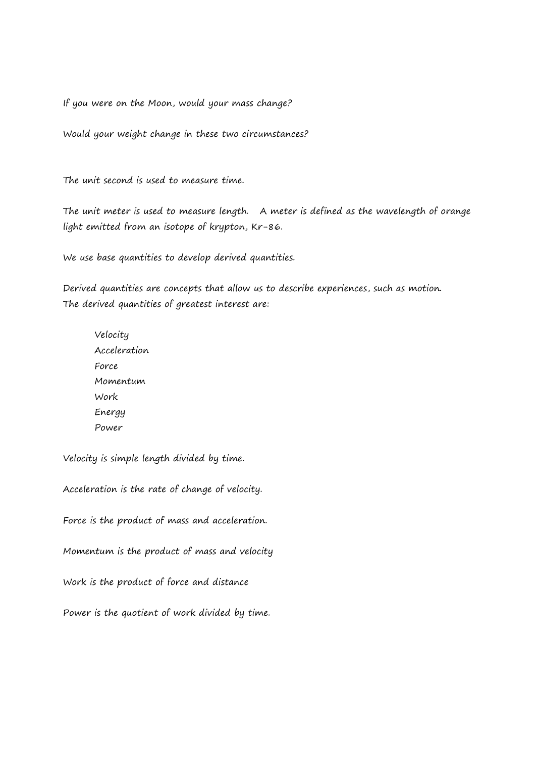If you were on the Moon, would your mass change?

Would your weight change in these two circumstances?

The unit second is used to measure time.

The unit meter is used to measure length. A meter is defined as the wavelength of orange light emitted from an isotope of krypton, Kr-86.

We use base quantities to develop derived quantities.

Derived quantities are concepts that allow us to describe experiences, such as motion. The derived quantities of greatest interest are:

- Velocity
- Acceleration
- Force
- Momentum
- Work
- Energy
- Power

Velocity is simple length divided by time.

Acceleration is the rate of change of velocity.

Force is the product of mass and acceleration.

Momentum is the product of mass and velocity

Work is the product of force and distance

Power is the quotient of work divided by time.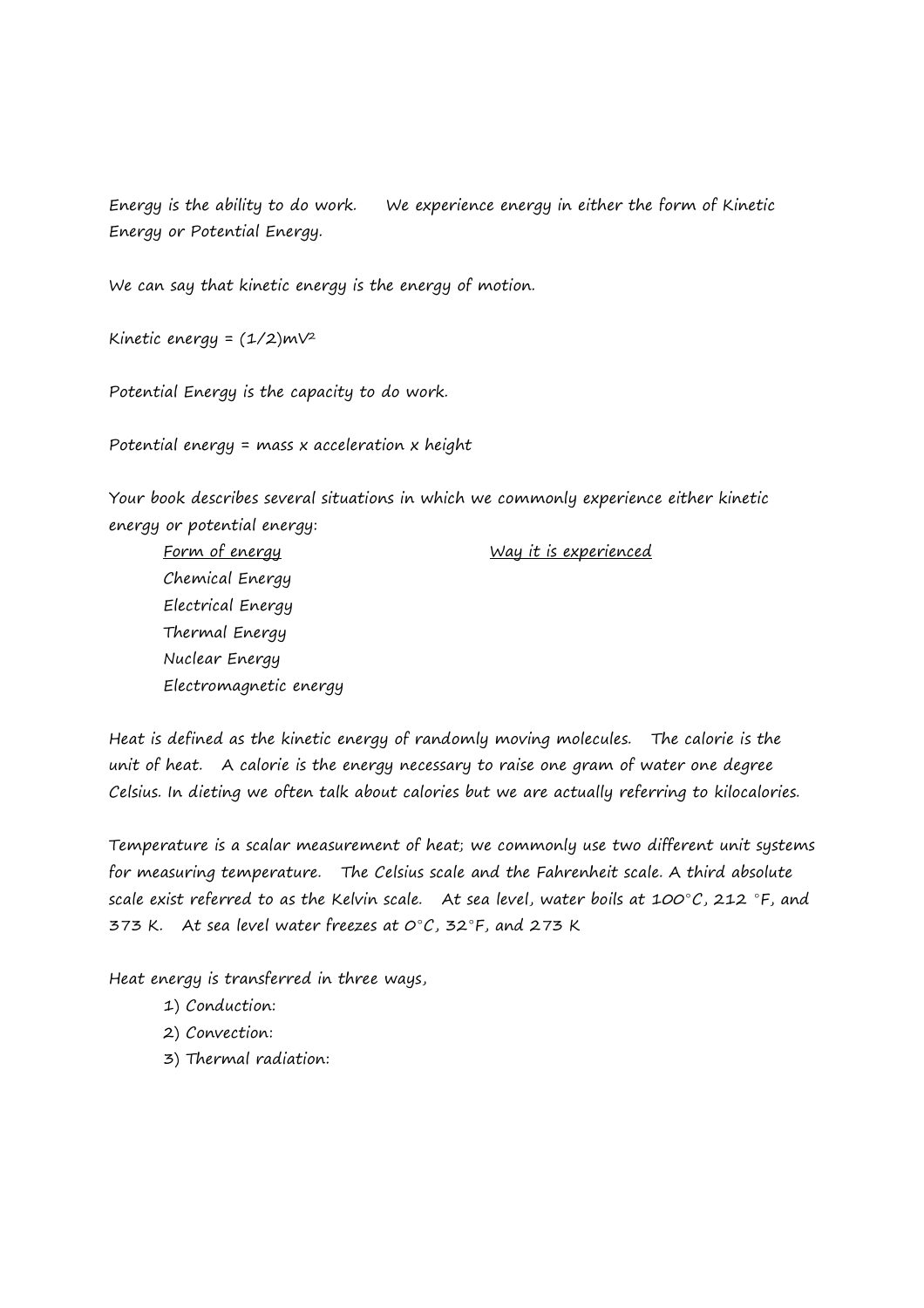Energy is the ability to do work. We experience energy in either the form of Kinetic Energy or Potential Energy.

We can say that kinetic energy is the energy of motion.

Kinetic energy = $(1/2)mV^2$

Potential Energy is the capacity to do work.

Potential energy = mass x acceleration x height

Your book describes several situations in which we commonly experience either kinetic energy or potential energy:

| Form of energy | Way it is experienced |
| --- | --- |
| Chemical Energy | |
| Electrical Energy | |
| Thermal Energy | |
| Nuclear Energy | |
| Electromagnetic energy | |

Heat is defined as the kinetic energy of randomly moving molecules. The calorie is the unit of heat. A calorie is the energy necessary to raise one gram of water one degree Celsius. In dieting we often talk about calories but we are actually referring to kilocalories.

Temperature is a scalar measurement of heat; we commonly use two different unit systems for measuring temperature. The Celsius scale and the Fahrenheit scale. A third absolute scale exist referred to as the Kelvin scale. At sea level, water boils at 100°C, 212 °F, and 373 K. At sea level water freezes at 0°C, 32°F, and 273 K

Heat energy is transferred in three ways,

1) Conduction:
2) Convection:
3) Thermal radiation: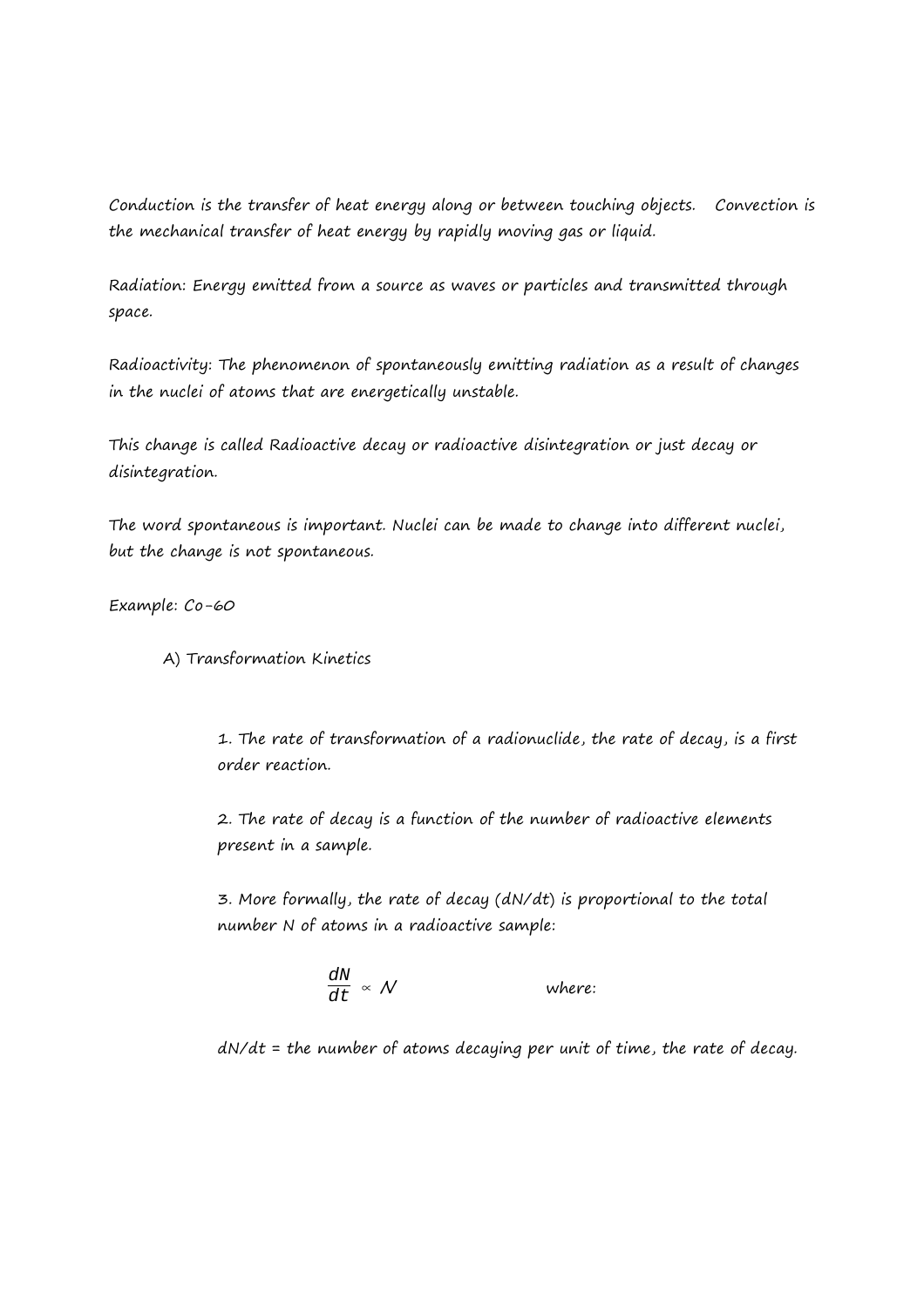Conduction is the transfer of heat energy along or between touching objects. Convection is the mechanical transfer of heat energy by rapidly moving gas or liquid.

Radiation: Energy emitted from a source as waves or particles and transmitted through space.

Radioactivity: The phenomenon of spontaneously emitting radiation as a result of changes in the nuclei of atoms that are energetically unstable.

This change is called Radioactive decay or radioactive disintegration or just decay or disintegration.

The word spontaneous is important. Nuclei can be made to change into different nuclei, but the change is not spontaneous.

Example: Co-60

A) Transformation Kinetics

1. The rate of transformation of a radionuclide, the rate of decay, is a first order reaction.

2. The rate of decay is a function of the number of radioactive elements present in a sample.

3. More formally, the rate of decay (dN/dt) is proportional to the total number N of atoms in a radioactive sample:

$$\frac{dN}{dt} \propto N \qquad \text{where:}$$

dN/dt = the number of atoms decaying per unit of time, the rate of decay.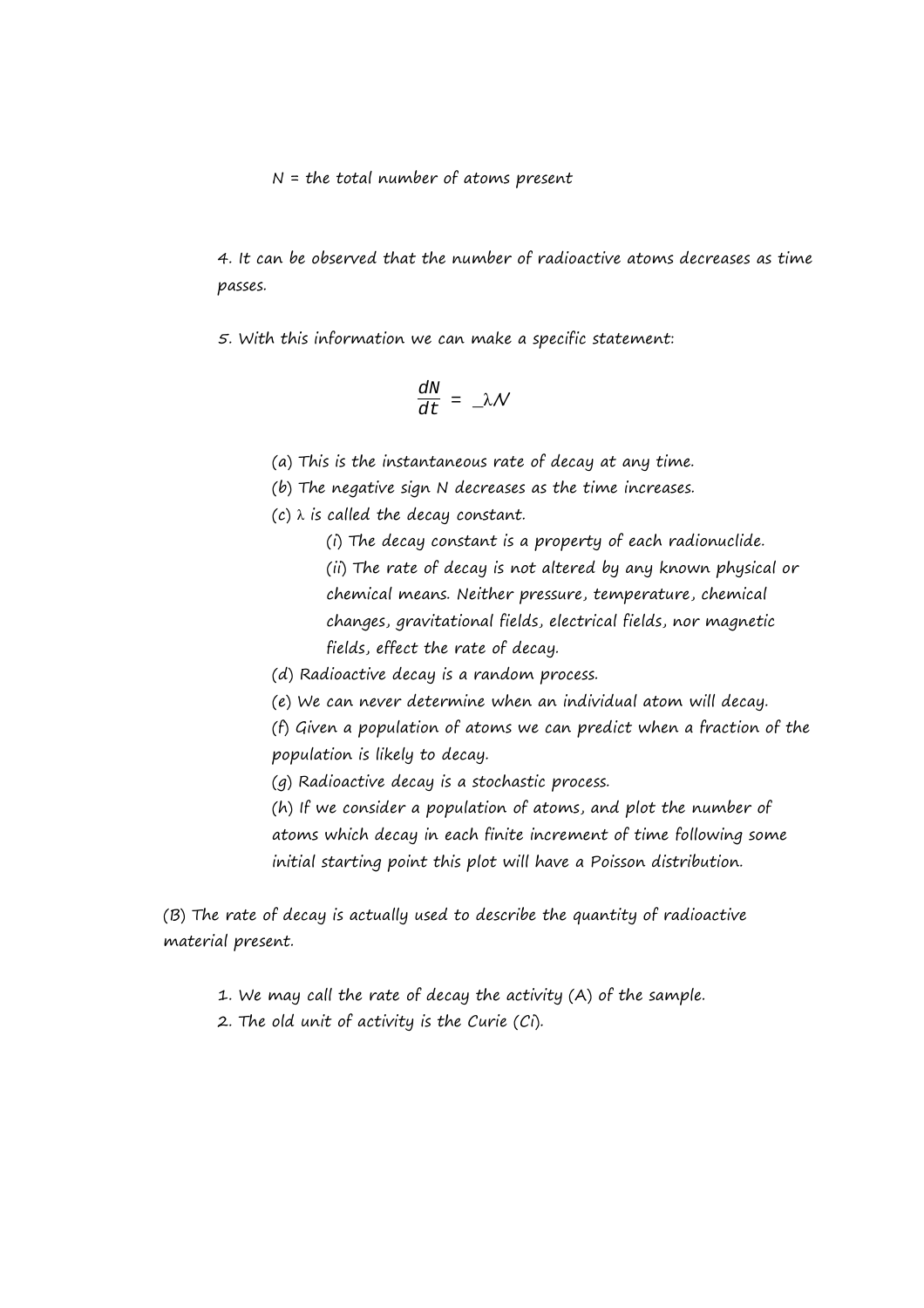$N$ = the total number of atoms present

4. It can be observed that the number of radioactive atoms decreases as time passes.

5. With this information we can make a specific statement:

$$\frac{dN}{dt} = -\lambda N$$

(a) This is the instantaneous rate of decay at any time.

(b) The negative sign N decreases as the time increases.

(c) $\lambda$ is called the decay constant.

(i) The decay constant is a property of each radionuclide.

(ii) The rate of decay is not altered by any known physical or chemical means. Neither pressure, temperature, chemical changes, gravitational fields, electrical fields, nor magnetic fields, effect the rate of decay.

(d) Radioactive decay is a random process.

(e) We can never determine when an individual atom will decay.

(f) Given a population of atoms we can predict when a fraction of the population is likely to decay.

(g) Radioactive decay is a stochastic process.

(h) If we consider a population of atoms, and plot the number of atoms which decay in each finite increment of time following some initial starting point this plot will have a Poisson distribution.

(B) The rate of decay is actually used to describe the quantity of radioactive material present.

1. We may call the rate of decay the activity (A) of the sample.
2. The old unit of activity is the Curie (Ci).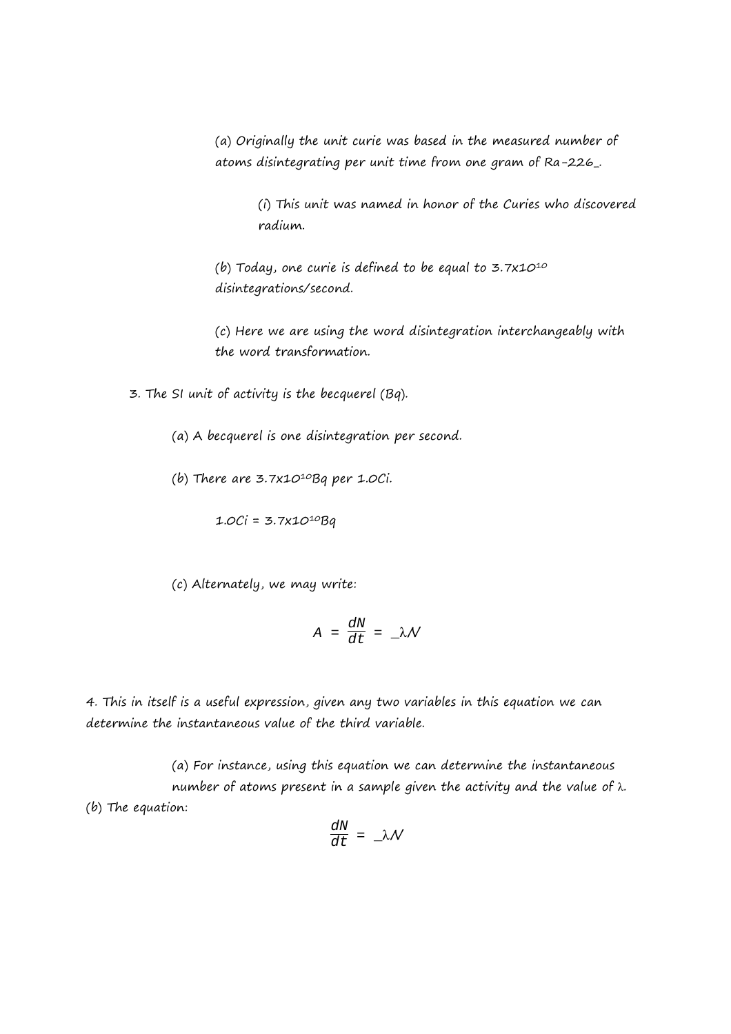(a) Originally the unit curie was based in the measured number of atoms disintegrating per unit time from one gram of Ra-226_.

(i) This unit was named in honor of the Curies who discovered radium.

(b) Today, one curie is defined to be equal to $3.7x10^{10}$ disintegrations/second.

(c) Here we are using the word disintegration interchangeably with the word transformation.

3. The SI unit of activity is the becquerel (Bq).

(a) A becquerel is one disintegration per second.

(b) There are $3.7x10^{10}$Bq per 1.0Ci.

1.0Ci = $3.7x10^{10}$Bq

(c) Alternately, we may write:

$$A = \frac{dN}{dt} = \_\lambda N$$

4. This in itself is a useful expression, given any two variables in this equation we can determine the instantaneous value of the third variable.

(a) For instance, using this equation we can determine the instantaneous number of atoms present in a sample given the activity and the value of λ.

(b) The equation:

$$\frac{dN}{dt} = \_\lambda N$$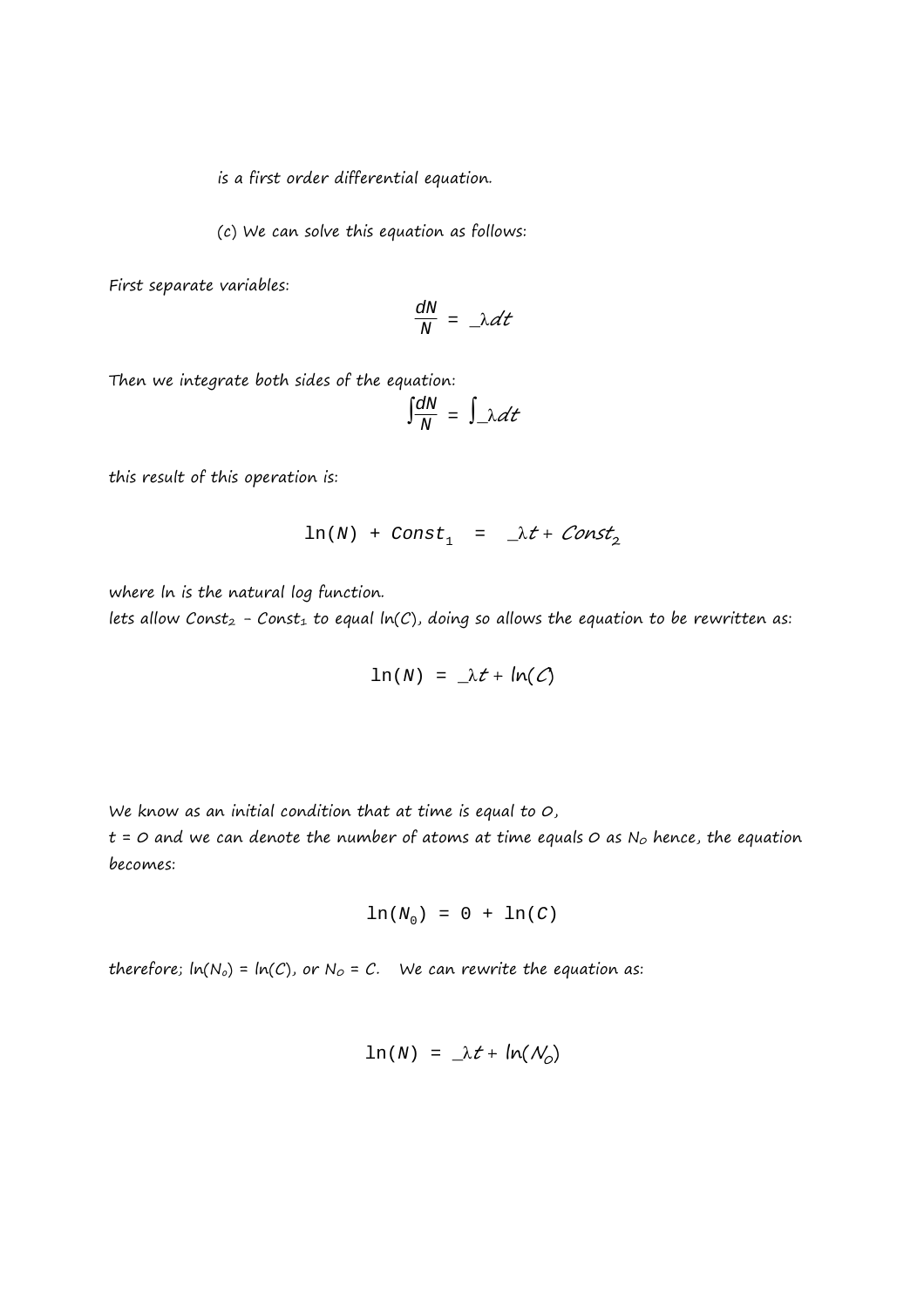is a first order differential equation.

(c) We can solve this equation as follows:

First separate variables:

$$\frac{dN}{N} = -\lambda dt$$

Then we integrate both sides of the equation:

$$\int \frac{dN}{N} = \int -\lambda dt$$

this result of this operation is:

$$\ln(N) + Const_1 = -\lambda t + Const_2$$

where ln is the natural log function.
lets allow $Const_2 - Const_1$ to equal $\ln(C)$, doing so allows the equation to be rewritten as:

$$\ln(N) = -\lambda t + \ln(C)$$

We know as an initial condition that at time is equal to 0,
$t = 0$ and we can denote the number of atoms at time equals 0 as $N_0$ hence, the equation becomes:

$$\ln(N_0) = 0 + \ln(C)$$

therefore; $\ln(N_0) = \ln(C)$, or $N_0 = C$. We can rewrite the equation as:

$$\ln(N) = -\lambda t + \ln(N_0)$$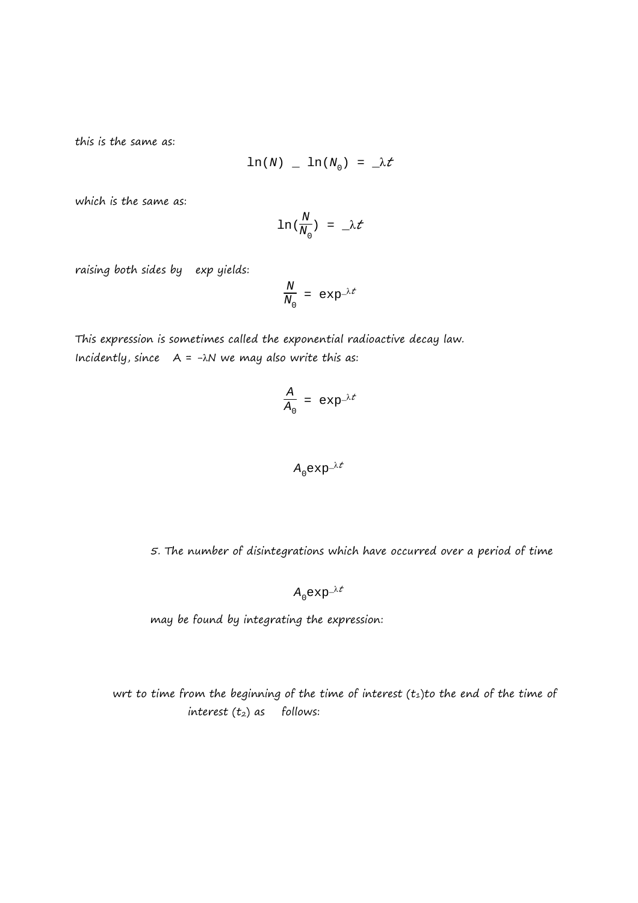*this is the same as:*

$$\ln(N) - \ln(N_0) = -\lambda t$$

*which is the same as:*

$$\ln(\frac{N}{N_0}) = -\lambda t$$

*raising both sides by exp yields:*

$$\frac{N}{N_0} = \exp^{-\lambda t}$$

*This expression is sometimes called the exponential radioactive decay law.*
*Incidently, since A = -λN we may also write this as:*

$$\frac{A}{A_0} = \exp^{-\lambda t}$$

$$A_0 \exp^{-\lambda t}$$

5. *The number of disintegrations which have occurred over a period of time*

$$A_0 \exp^{-\lambda t}$$

*may be found by integrating the expression:*

*wrt to time from the beginning of the time of interest ($t_1$)to the end of the time of interest ($t_2$) as follows:*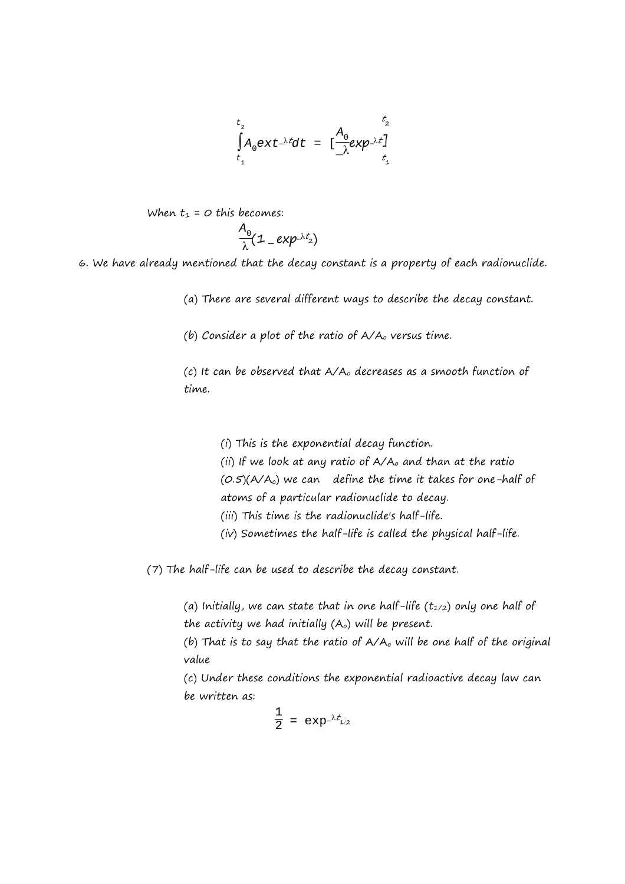$$\int_{t_1}^{t_2} A_0 ext^{-\lambda t} dt = \left[\frac{A_0}{-\lambda} exp^{-\lambda t}\right]_{t_1}^{t_2}$$

When $t_1$ = 0 this becomes:

$$\frac{A_0}{\lambda}(1 - exp^{-\lambda t_2})$$

6. We have already mentioned that the decay constant is a property of each radionuclide.

   (a) There are several different ways to describe the decay constant.

   (b) Consider a plot of the ratio of $A/A_o$ versus time.

   (c) It can be observed that $A/A_o$ decreases as a smooth function of time.

   (i) This is the exponential decay function.
   (ii) If we look at any ratio of $A/A_o$ and than at the ratio $(0.5)(A/A_o)$ we can define the time it takes for one-half of atoms of a particular radionuclide to decay.
   (iii) This time is the radionuclide's half-life.
   (iv) Sometimes the half-life is called the physical half-life.

(7) The half-life can be used to describe the decay constant.

   (a) Initially, we can state that in one half-life ($t_{1/2}$) only one half of the activity we had initially ($A_o$) will be present.
   (b) That is to say that the ratio of $A/A_o$ will be one half of the original value
   (c) Under these conditions the exponential radioactive decay law can be written as:

$$\frac{1}{2} = \exp^{-\lambda t_{1/2}}$$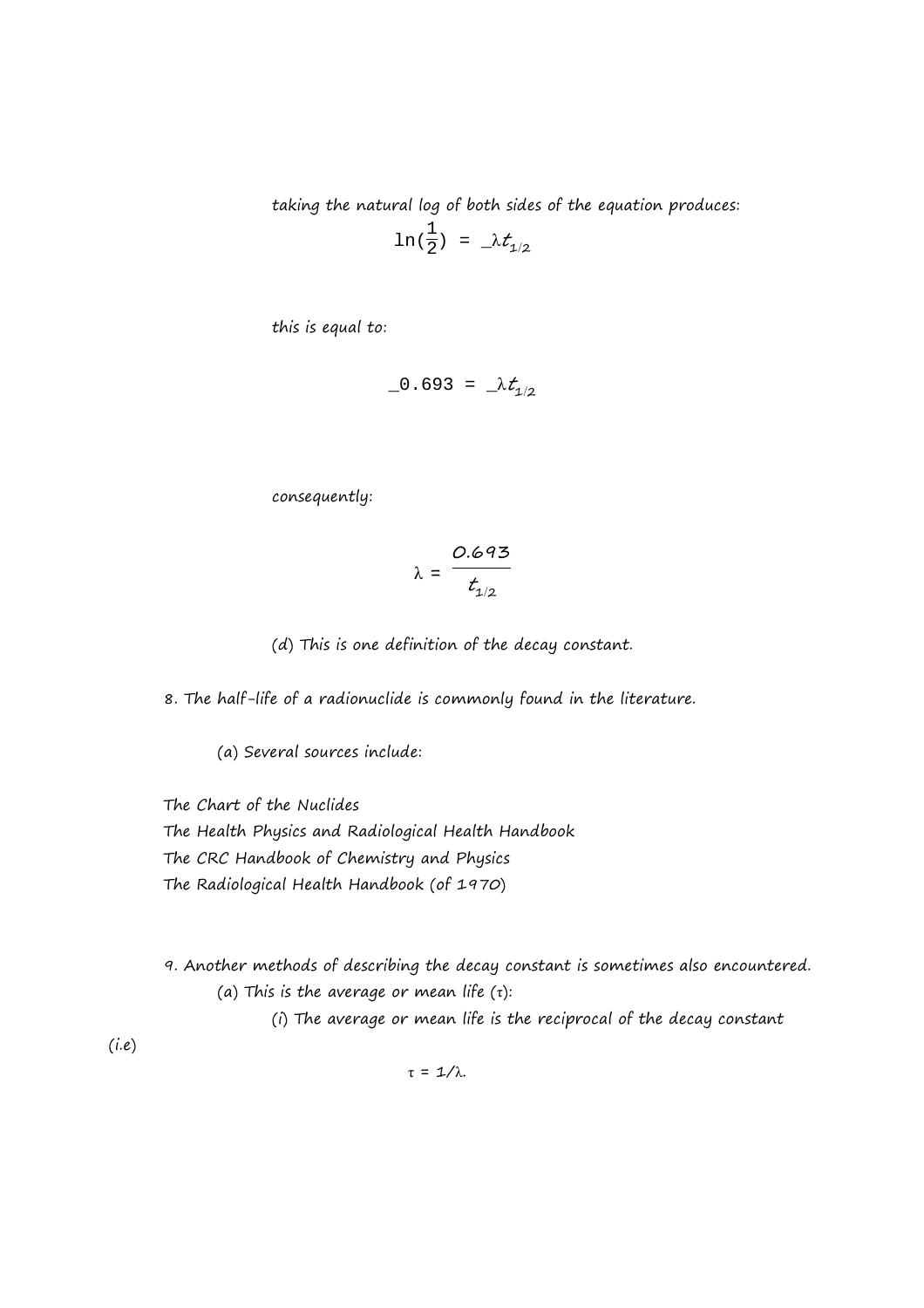taking the natural log of both sides of the equation produces:

$$\ln(\frac{1}{2}) = -\lambda t_{1/2}$$

this is equal to:

$$-0.693 = -\lambda t_{1/2}$$

consequently:

$$\lambda = \frac{0.693}{t_{1/2}}$$

(d) This is one definition of the decay constant.

8. The half-life of a radionuclide is commonly found in the literature.

(a) Several sources include:

The Chart of the Nuclides
The Health Physics and Radiological Health Handbook
The CRC Handbook of Chemistry and Physics
The Radiological Health Handbook (of 1970)

9. Another methods of describing the decay constant is sometimes also encountered.

(a) This is the average or mean life ($\tau$):

(i) The average or mean life is the reciprocal of the decay constant (i.e)

$$\tau = 1/\lambda.$$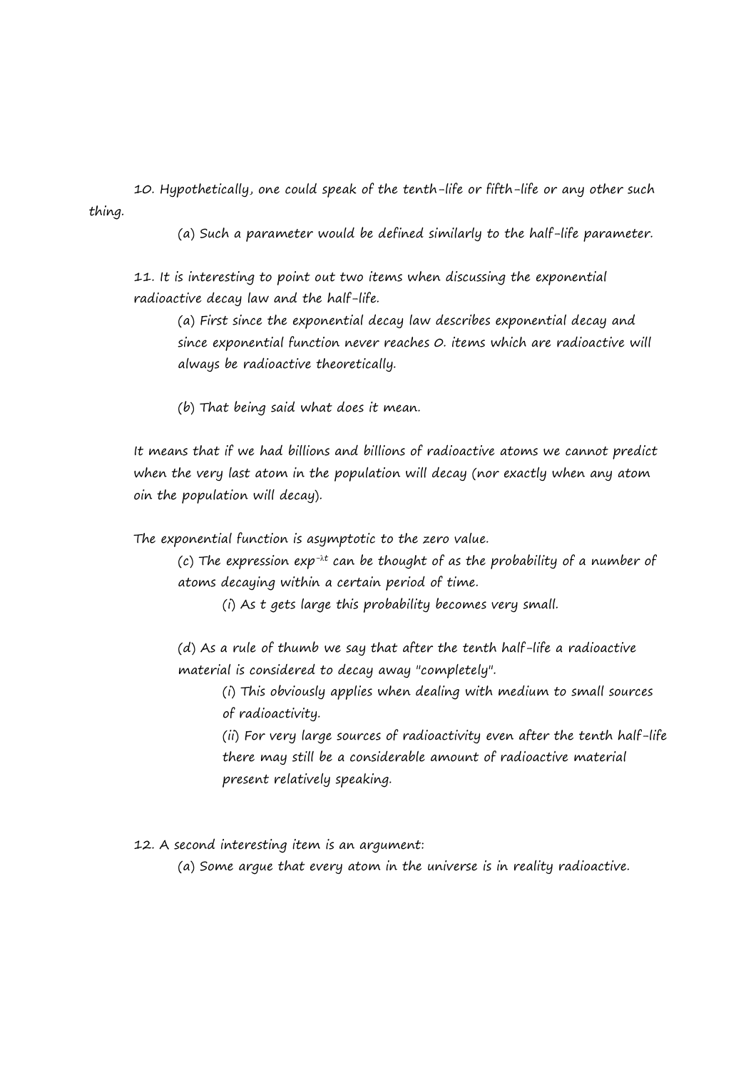10. Hypothetically, one could speak of the tenth-life or fifth-life or any other such thing.

   (a) Such a parameter would be defined similarly to the half-life parameter.

11. It is interesting to point out two items when discussing the exponential radioactive decay law and the half-life.

   (a) First since the exponential decay law describes exponential decay and since exponential function never reaches 0. items which are radioactive will always be radioactive theoretically.

   (b) That being said what does it mean.

It means that if we had billions and billions of radioactive atoms we cannot predict when the very last atom in the population will decay (nor exactly when any atom oin the population will decay).

The exponential function is asymptotic to the zero value.

   (c) The expression $exp^{-\lambda t}$ can be thought of as the probability of a number of atoms decaying within a certain period of time.

      (i) As t gets large this probability becomes very small.

   (d) As a rule of thumb we say that after the tenth half-life a radioactive material is considered to decay away "completely".

      (i) This obviously applies when dealing with medium to small sources of radioactivity.

      (ii) For very large sources of radioactivity even after the tenth half-life there may still be a considerable amount of radioactive material present relatively speaking.

12. A second interesting item is an argument:

   (a) Some argue that every atom in the universe is in reality radioactive.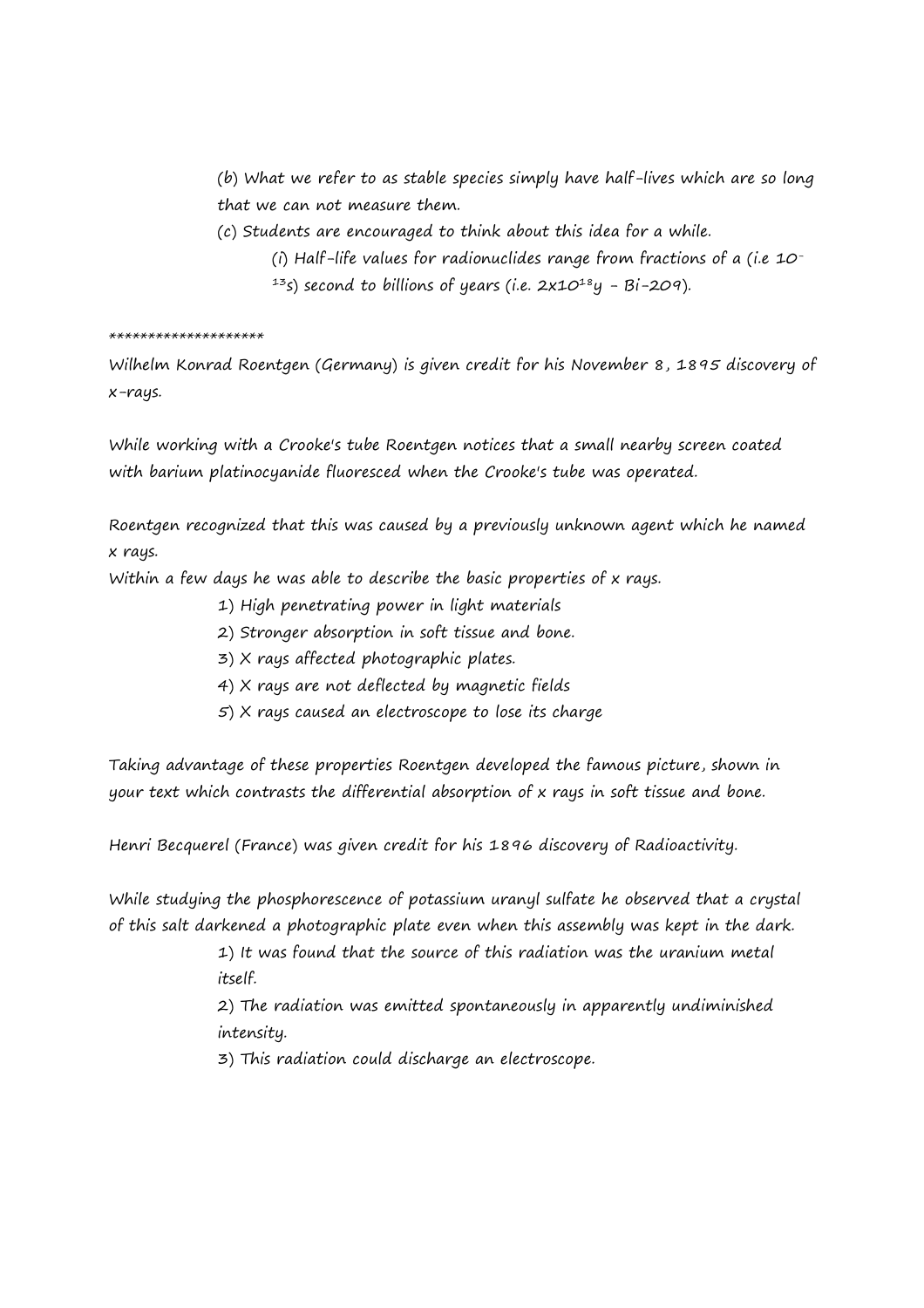(b) What we refer to as stable species simply have half-lives which are so long that we can not measure them.

(c) Students are encouraged to think about this idea for a while.

(i) Half-life values for radionuclides range from fractions of a (i.e $10^{-13}$s) second to billions of years (i.e. $2x10^{18}$y - Bi-209).

********************

Wilhelm Konrad Roentgen (Germany) is given credit for his November 8, 1895 discovery of x-rays.

While working with a Crooke's tube Roentgen notices that a small nearby screen coated with barium platinocyanide fluoresced when the Crooke's tube was operated.

Roentgen recognized that this was caused by a previously unknown agent which he named x rays.

Within a few days he was able to describe the basic properties of x rays.

1) High penetrating power in light materials
2) Stronger absorption in soft tissue and bone.
3) X rays affected photographic plates.
4) X rays are not deflected by magnetic fields
5) X rays caused an electroscope to lose its charge

Taking advantage of these properties Roentgen developed the famous picture, shown in your text which contrasts the differential absorption of x rays in soft tissue and bone.

Henri Becquerel (France) was given credit for his 1896 discovery of Radioactivity.

While studying the phosphorescence of potassium uranyl sulfate he observed that a crystal of this salt darkened a photographic plate even when this assembly was kept in the dark.

1) It was found that the source of this radiation was the uranium metal itself.
2) The radiation was emitted spontaneously in apparently undiminished intensity.
3) This radiation could discharge an electroscope.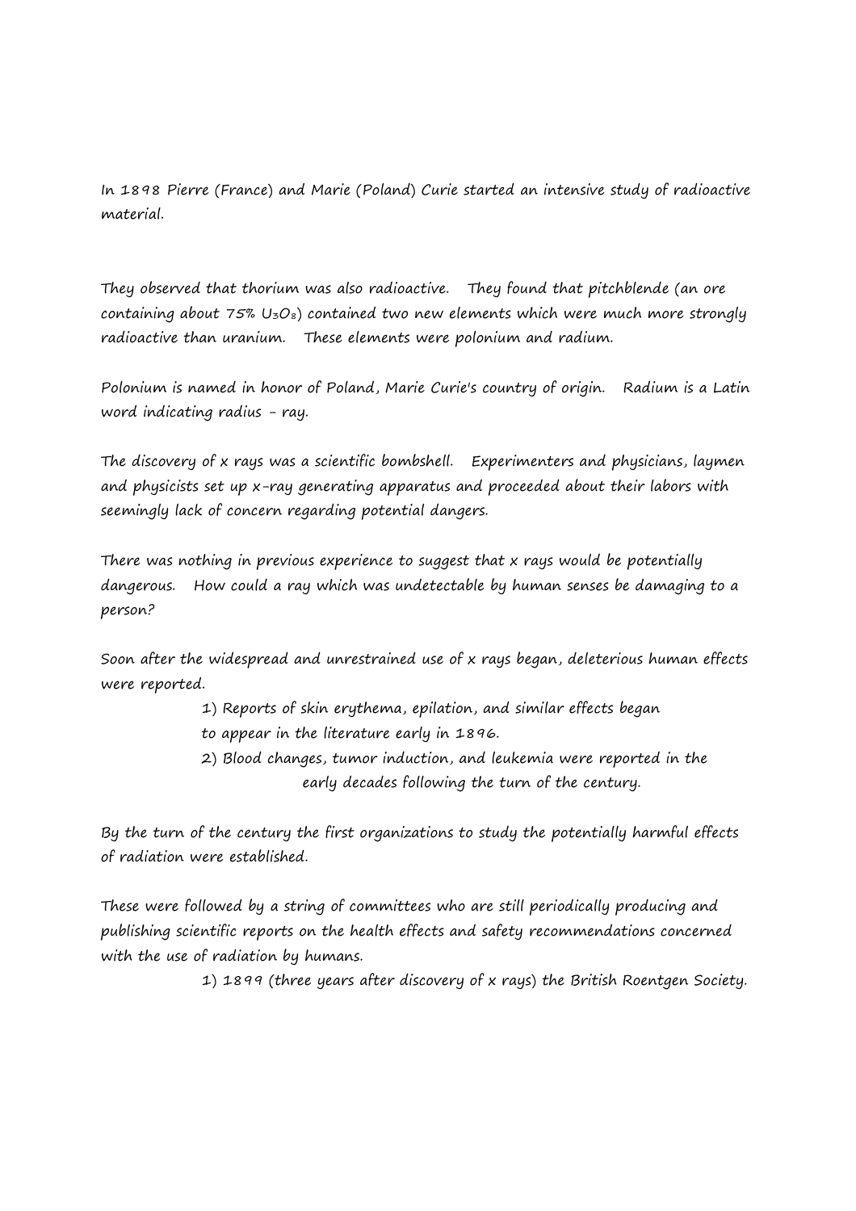In 1898 Pierre (France) and Marie (Poland) Curie started an intensive study of radioactive material.

They observed that thorium was also radioactive. They found that pitchblende (an ore containing about 75% $U_3O_8$) contained two new elements which were much more strongly radioactive than uranium. These elements were polonium and radium.

Polonium is named in honor of Poland, Marie Curie's country of origin. Radium is a Latin word indicating radius - ray.

The discovery of x rays was a scientific bombshell. Experimenters and physicians, laymen and physicists set up x-ray generating apparatus and proceeded about their labors with seemingly lack of concern regarding potential dangers.

There was nothing in previous experience to suggest that x rays would be potentially dangerous. How could a ray which was undetectable by human senses be damaging to a person?

Soon after the widespread and unrestrained use of x rays began, deleterious human effects were reported.

1) Reports of skin erythema, epilation, and similar effects began to appear in the literature early in 1896.
2) Blood changes, tumor induction, and leukemia were reported in the early decades following the turn of the century.

By the turn of the century the first organizations to study the potentially harmful effects of radiation were established.

These were followed by a string of committees who are still periodically producing and publishing scientific reports on the health effects and safety recommendations concerned with the use of radiation by humans.

1) 1899 (three years after discovery of x rays) the British Roentgen Society.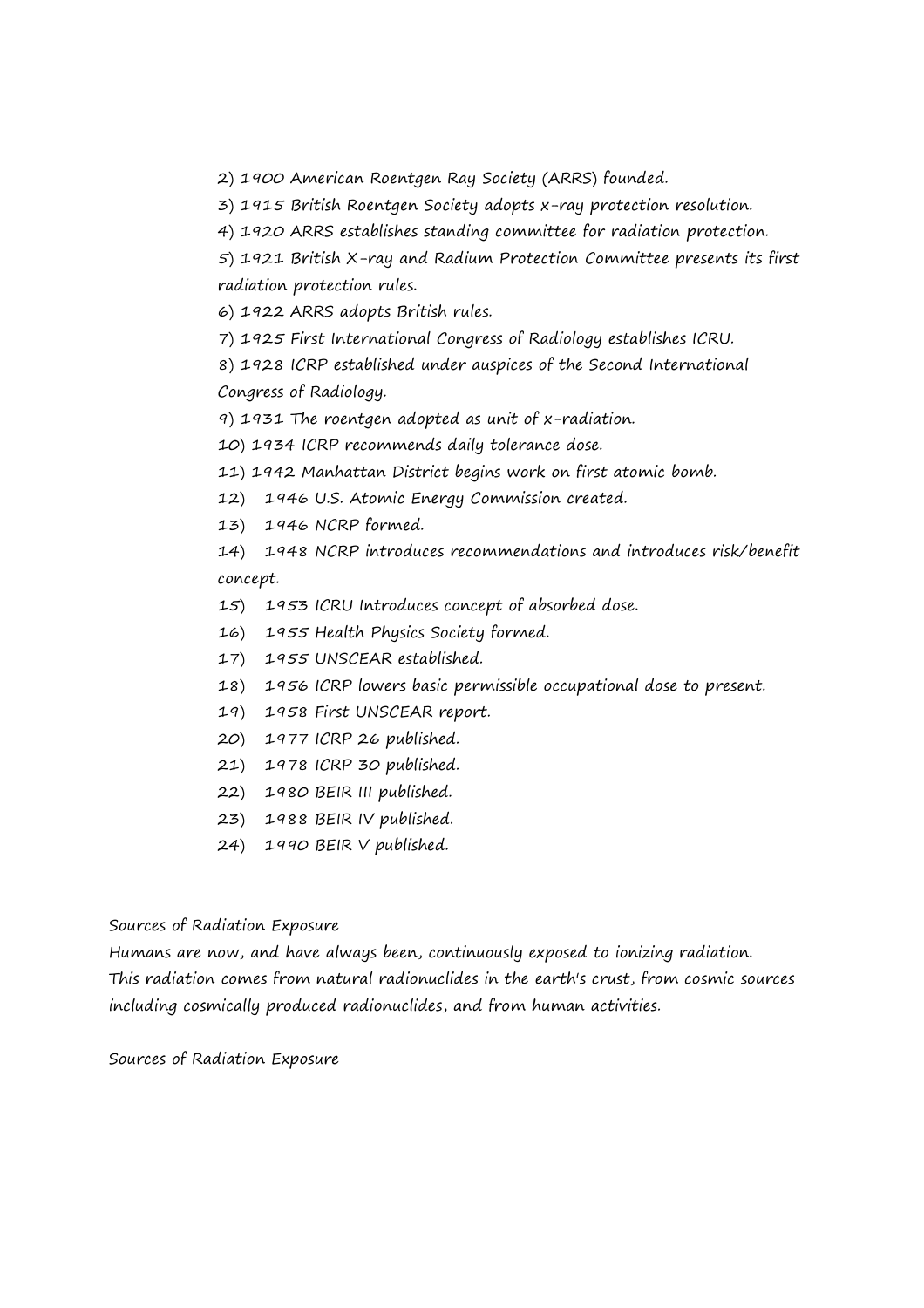2) 1900 American Roentgen Ray Society (ARRS) founded.

3) 1915 British Roentgen Society adopts x-ray protection resolution.

4) 1920 ARRS establishes standing committee for radiation protection.

5) 1921 British X-ray and Radium Protection Committee presents its first radiation protection rules.

6) 1922 ARRS adopts British rules.

7) 1925 First International Congress of Radiology establishes ICRU.

8) 1928 ICRP established under auspices of the Second International Congress of Radiology.

9) 1931 The roentgen adopted as unit of x-radiation.

10) 1934 ICRP recommends daily tolerance dose.

11) 1942 Manhattan District begins work on first atomic bomb.

12) 1946 U.S. Atomic Energy Commission created.

13) 1946 NCRP formed.

14) 1948 NCRP introduces recommendations and introduces risk/benefit concept.

15) 1953 ICRU Introduces concept of absorbed dose.

16) 1955 Health Physics Society formed.

17) 1955 UNSCEAR established.

18) 1956 ICRP lowers basic permissible occupational dose to present.

19) 1958 First UNSCEAR report.

20) 1977 ICRP 26 published.

21) 1978 ICRP 30 published.

22) 1980 BEIR III published.

23) 1988 BEIR IV published.

24) 1990 BEIR V published.

Sources of Radiation Exposure

Humans are now, and have always been, continuously exposed to ionizing radiation. This radiation comes from natural radionuclides in the earth's crust, from cosmic sources including cosmically produced radionuclides, and from human activities.

Sources of Radiation Exposure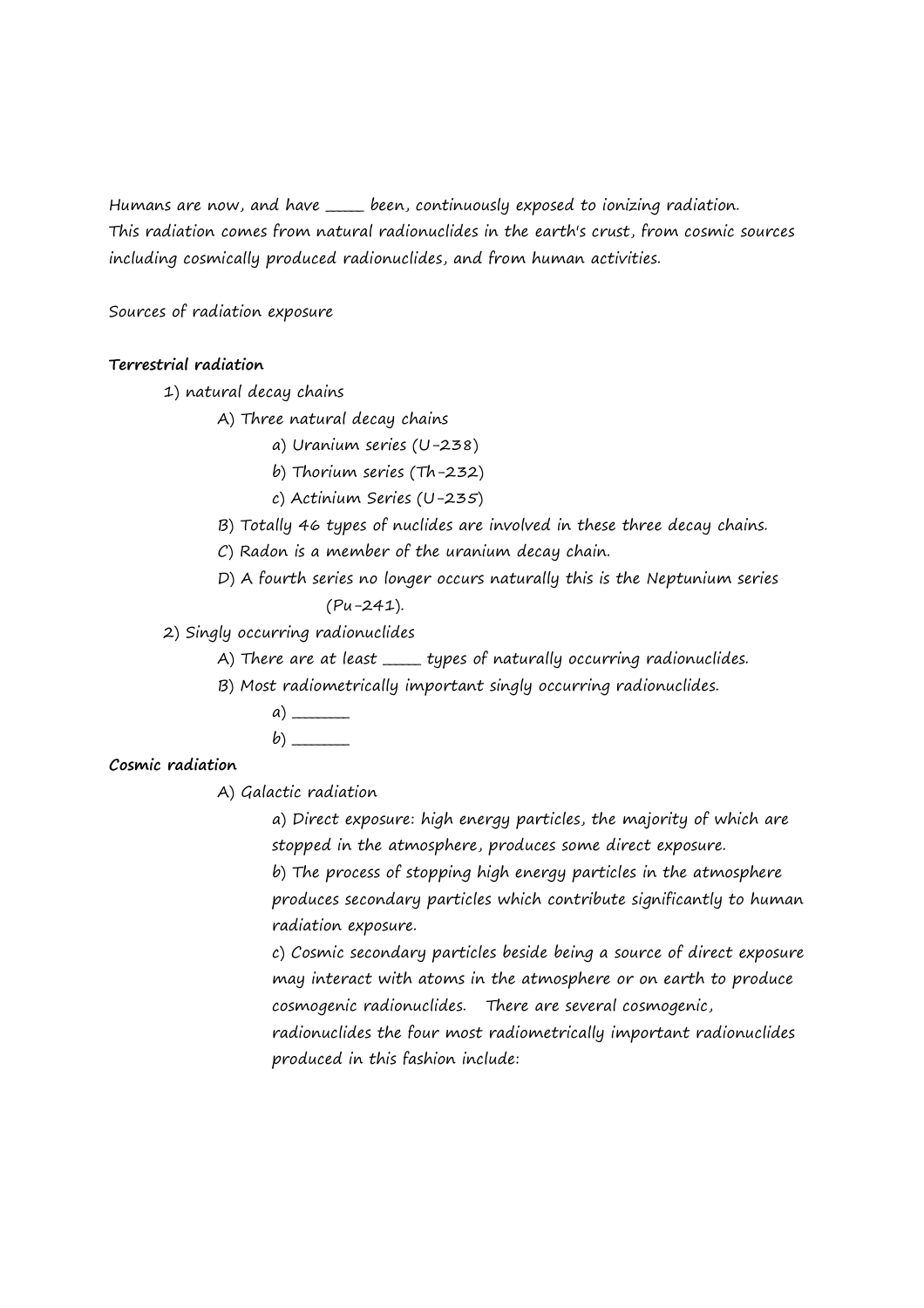Humans are now, and have ____ been, continuously exposed to ionizing radiation.
This radiation comes from natural radionuclides in the earth's crust, from cosmic sources including cosmically produced radionuclides, and from human activities.

Sources of radiation exposure

**Terrestrial radiation**

1) natural decay chains
   - A) Three natural decay chains
     - a) Uranium series (U-238)
     - b) Thorium series (Th-232)
     - c) Actinium Series (U-235)
   - B) Totally 46 types of nuclides are involved in these three decay chains.
   - C) Radon is a member of the uranium decay chain.
   - D) A fourth series no longer occurs naturally this is the Neptunium series (Pu-241).

2) Singly occurring radionuclides
   - A) There are at least ____ types of naturally occurring radionuclides.
   - B) Most radiometrically important singly occurring radionuclides.
     - a) _______
     - b) _______

**Cosmic radiation**

- A) Galactic radiation
  - a) Direct exposure: high energy particles, the majority of which are stopped in the atmosphere, produces some direct exposure.
  - b) The process of stopping high energy particles in the atmosphere produces secondary particles which contribute significantly to human radiation exposure.
  - c) Cosmic secondary particles beside being a source of direct exposure may interact with atoms in the atmosphere or on earth to produce cosmogenic radionuclides. There are several cosmogenic, radionuclides the four most radiometrically important radionuclides produced in this fashion include: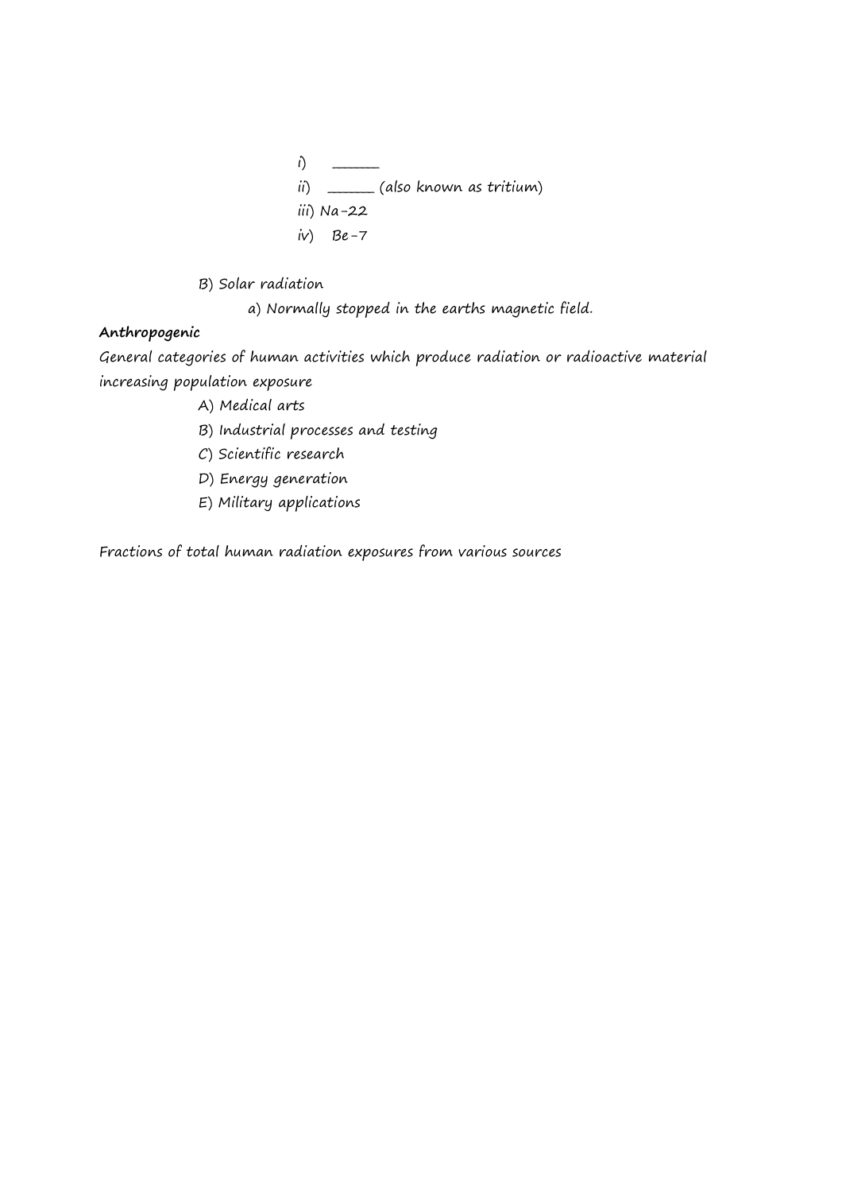i) ______

ii) ______ (also known as tritium)

iii) Na-22

iv) Be-7

B) Solar radiation

a) Normally stopped in the earths magnetic field.

**Anthropogenic**

General categories of human activities which produce radiation or radioactive material increasing population exposure

A) Medical arts

B) Industrial processes and testing

C) Scientific research

D) Energy generation

E) Military applications

Fractions of total human radiation exposures from various sources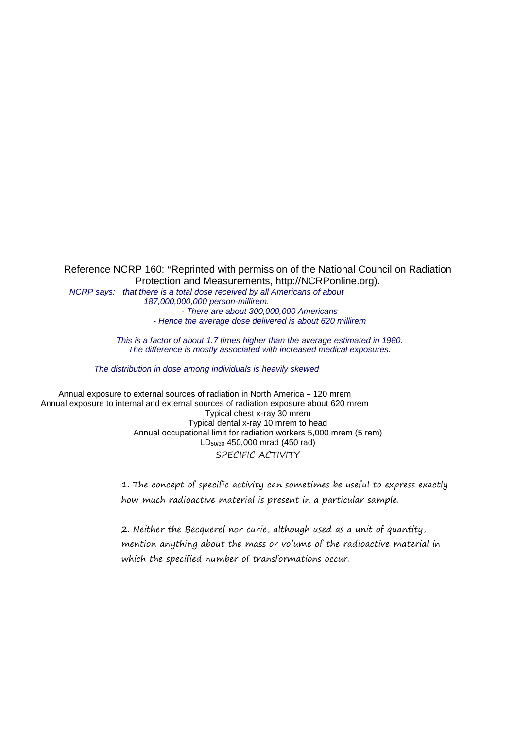Reference NCRP 160: "Reprinted with permission of the National Council on Radiation Protection and Measurements, http://NCRPonline.org).

*NCRP says: that there is a total dose received by all Americans of about 187,000,000,000 person-millirem.*

*- There are about 300,000,000 Americans*

*- Hence the average dose delivered is about 620 millirem*

*This is a factor of about 1.7 times higher than the average estimated in 1980. The difference is mostly associated with increased medical exposures.*

*The distribution in dose among individuals is heavily skewed*

Annual exposure to external sources of radiation in North America – 120 mrem

Annual exposure to internal and external sources of radiation exposure about 620 mrem

Typical chest x-ray 30 mrem

Typical dental x-ray 10 mrem to head

Annual occupational limit for radiation workers 5,000 mrem (5 rem)

$LD_{50/30}$ 450,000 mrad (450 rad)

## SPECIFIC ACTIVITY

1. The concept of specific activity can sometimes be useful to express exactly how much radioactive material is present in a particular sample.

2. Neither the Becquerel nor curie, although used as a unit of quantity, mention anything about the mass or volume of the radioactive material in which the specified number of transformations occur.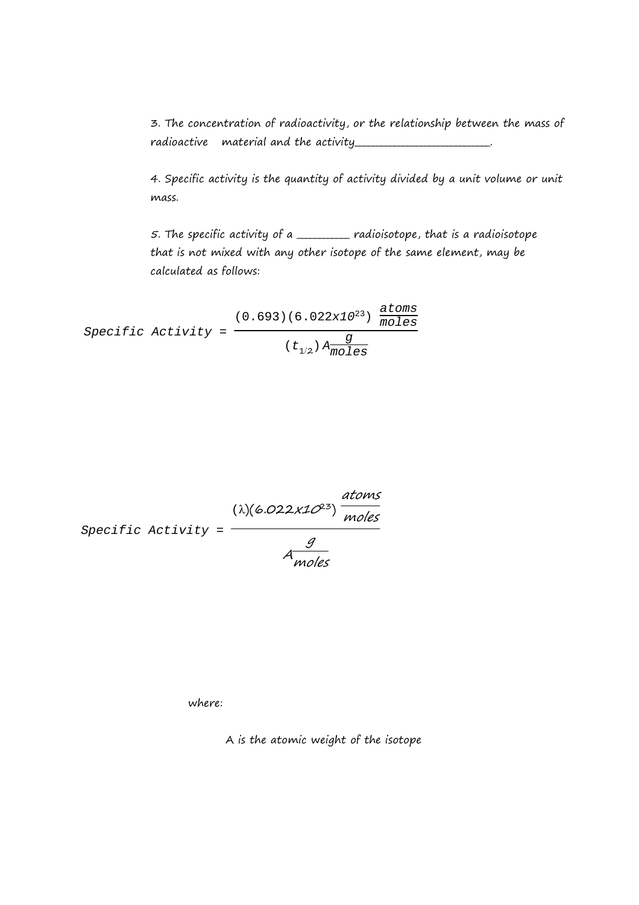3. The concentration of radioactivity, or the relationship between the mass of radioactive material and the activity______________________.

4. Specific activity is the quantity of activity divided by a unit volume or unit mass.

5. The specific activity of a ________ radioisotope, that is a radioisotope that is not mixed with any other isotope of the same element, may be calculated as follows:

$$Specific\ Activity = \frac{(0.693)(6.022x10^{23})\ \frac{atoms}{moles}}{(t_{1/2})\ A\frac{g}{moles}}$$

$$Specific\ Activity = \frac{(\lambda)(6.022x10^{23})\ \frac{atoms}{moles}}{A\frac{g}{moles}}$$

where:

A is the atomic weight of the isotope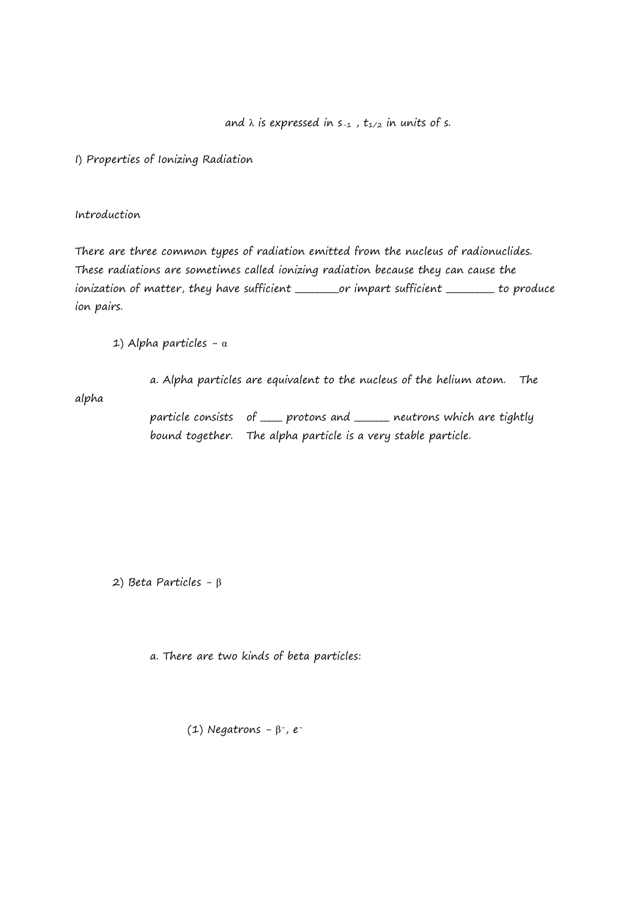and $\lambda$ is expressed in $s^{-1}$ , $t_{1/2}$ in units of s.

I) Properties of Ionizing Radiation

Introduction

There are three common types of radiation emitted from the nucleus of radionuclides. These radiations are sometimes called ionizing radiation because they can cause the ionization of matter, they have sufficient ________or impart sufficient _________ to produce ion pairs.

1) Alpha particles – $\alpha$

a. Alpha particles are equivalent to the nucleus of the helium atom. The alpha particle consists of ____ protons and ______ neutrons which are tightly bound together. The alpha particle is a very stable particle.

2) Beta Particles – $\beta$

a. There are two kinds of beta particles:

(1) Negatrons – $\beta^-$, $e^-$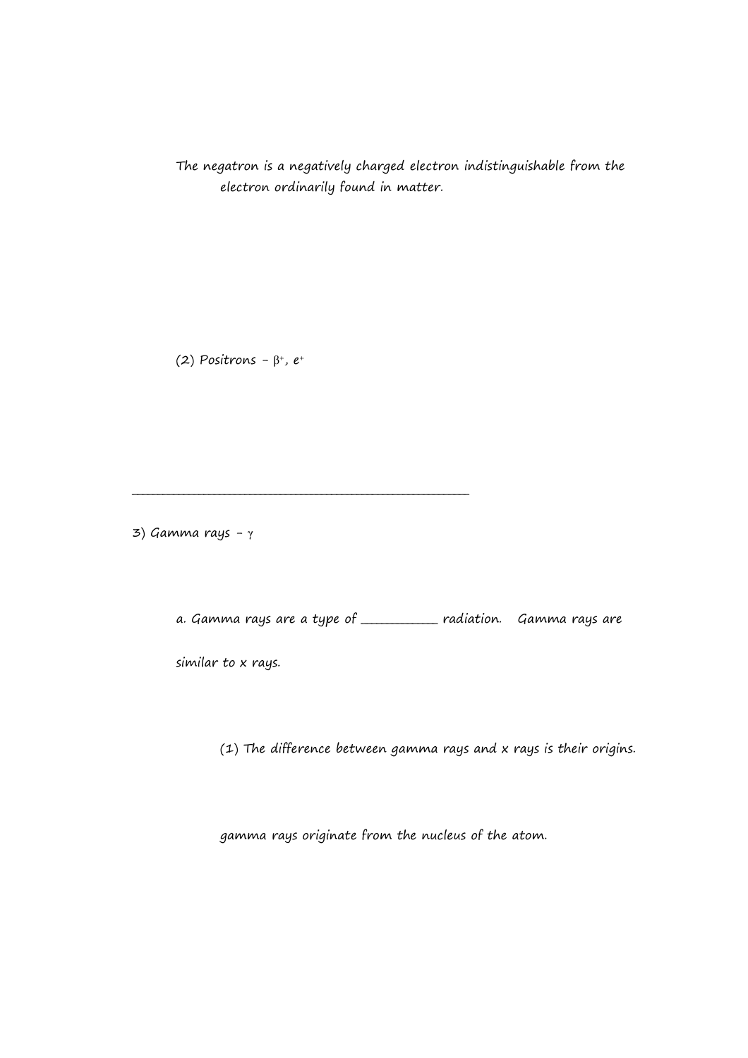The negatron is a negatively charged electron indistinguishable from the electron ordinarily found in matter.

(2) Positrons – $\beta^+$, $e^+$

---

3) Gamma rays – $\gamma$

a. Gamma rays are a type of ___________ radiation.   Gamma rays are similar to x rays.

(1) The difference between gamma rays and x rays is their origins.

gamma rays originate from the nucleus of the atom.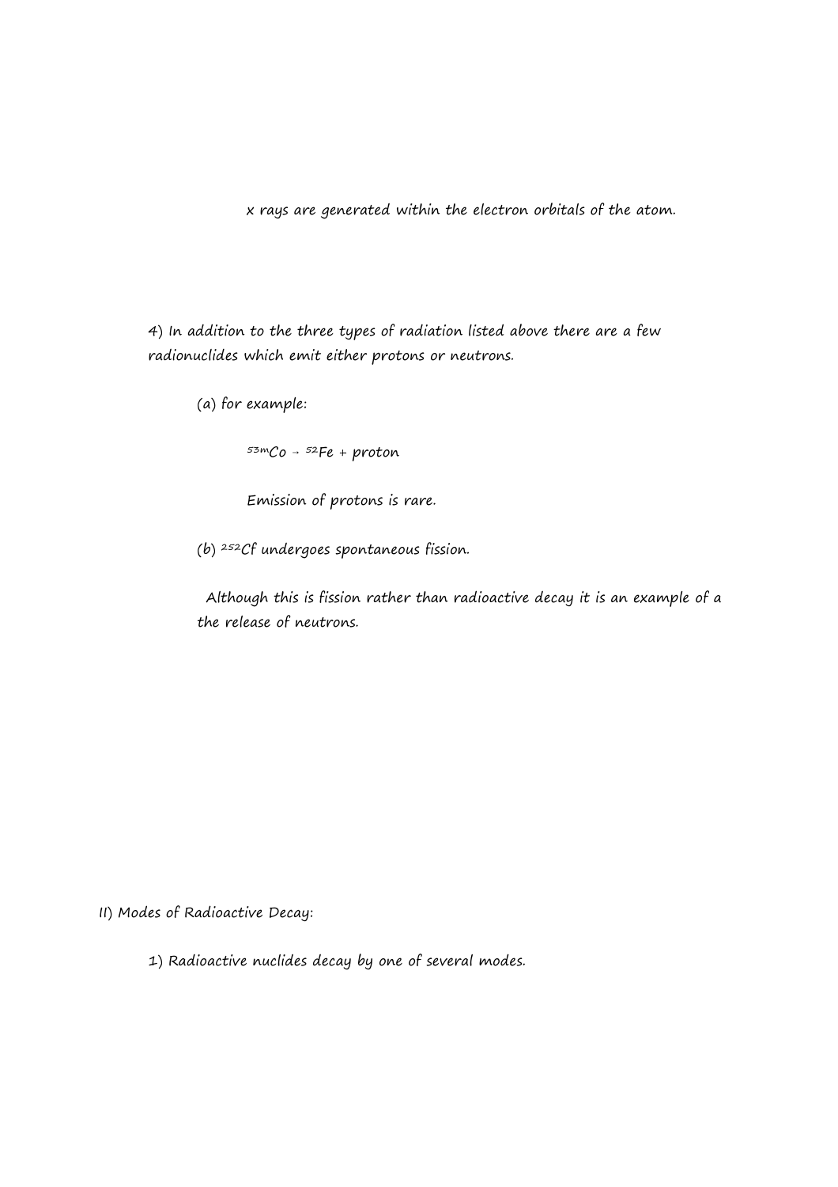x rays are generated within the electron orbitals of the atom.

4) In addition to the three types of radiation listed above there are a few radionuclides which emit either protons or neutrons.

(a) for example:

$^{53m}Co \rightarrow {}^{52}Fe$ + proton

Emission of protons is rare.

(b) $^{252}Cf$ undergoes spontaneous fission.

Although this is fission rather than radioactive decay it is an example of a the release of neutrons.

II) Modes of Radioactive Decay:

1) Radioactive nuclides decay by one of several modes.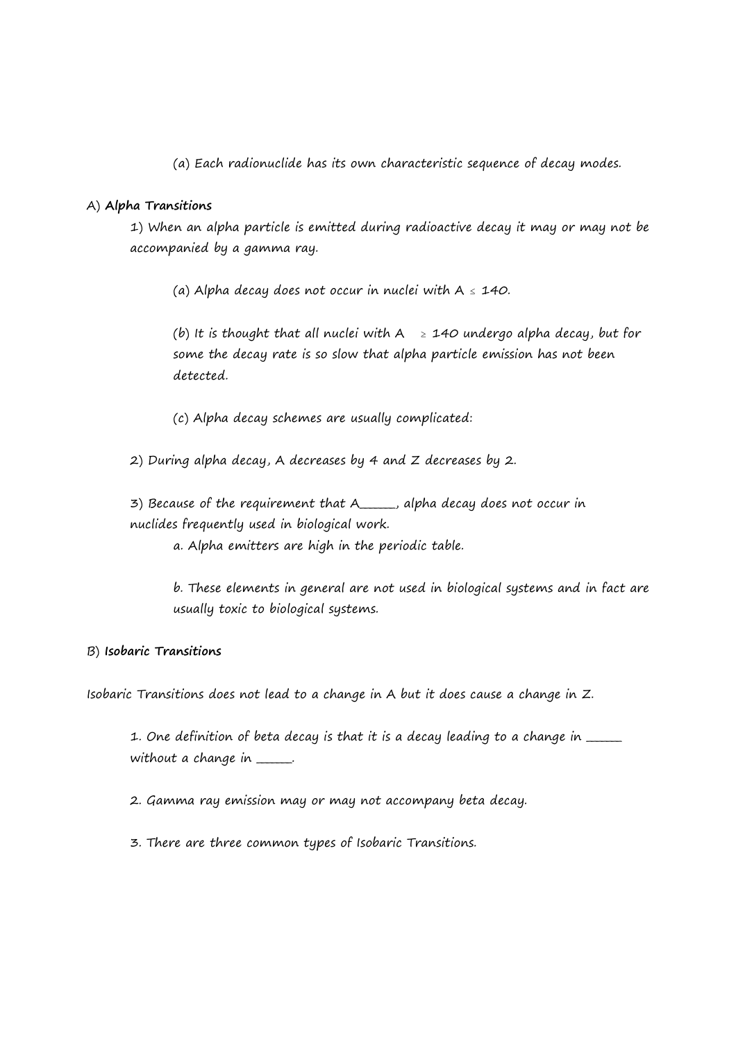(a) Each radionuclide has its own characteristic sequence of decay modes.

A) **Alpha Transitions**

1) When an alpha particle is emitted during radioactive decay it may or may not be accompanied by a gamma ray.

   (a) Alpha decay does not occur in nuclei with $A \leq 140$.

   (b) It is thought that all nuclei with $A \geq 140$ undergo alpha decay, but for some the decay rate is so slow that alpha particle emission has not been detected.

   (c) Alpha decay schemes are usually complicated:

2) During alpha decay, A decreases by 4 and Z decreases by 2.

3) Because of the requirement that A_____, alpha decay does not occur in nuclides frequently used in biological work.

   a. Alpha emitters are high in the periodic table.

   b. These elements in general are not used in biological systems and in fact are usually toxic to biological systems.

B) **Isobaric Transitions**

Isobaric Transitions does not lead to a change in A but it does cause a change in Z.

1. One definition of beta decay is that it is a decay leading to a change in _____ without a change in _____.

2. Gamma ray emission may or may not accompany beta decay.

3. There are three common types of Isobaric Transitions.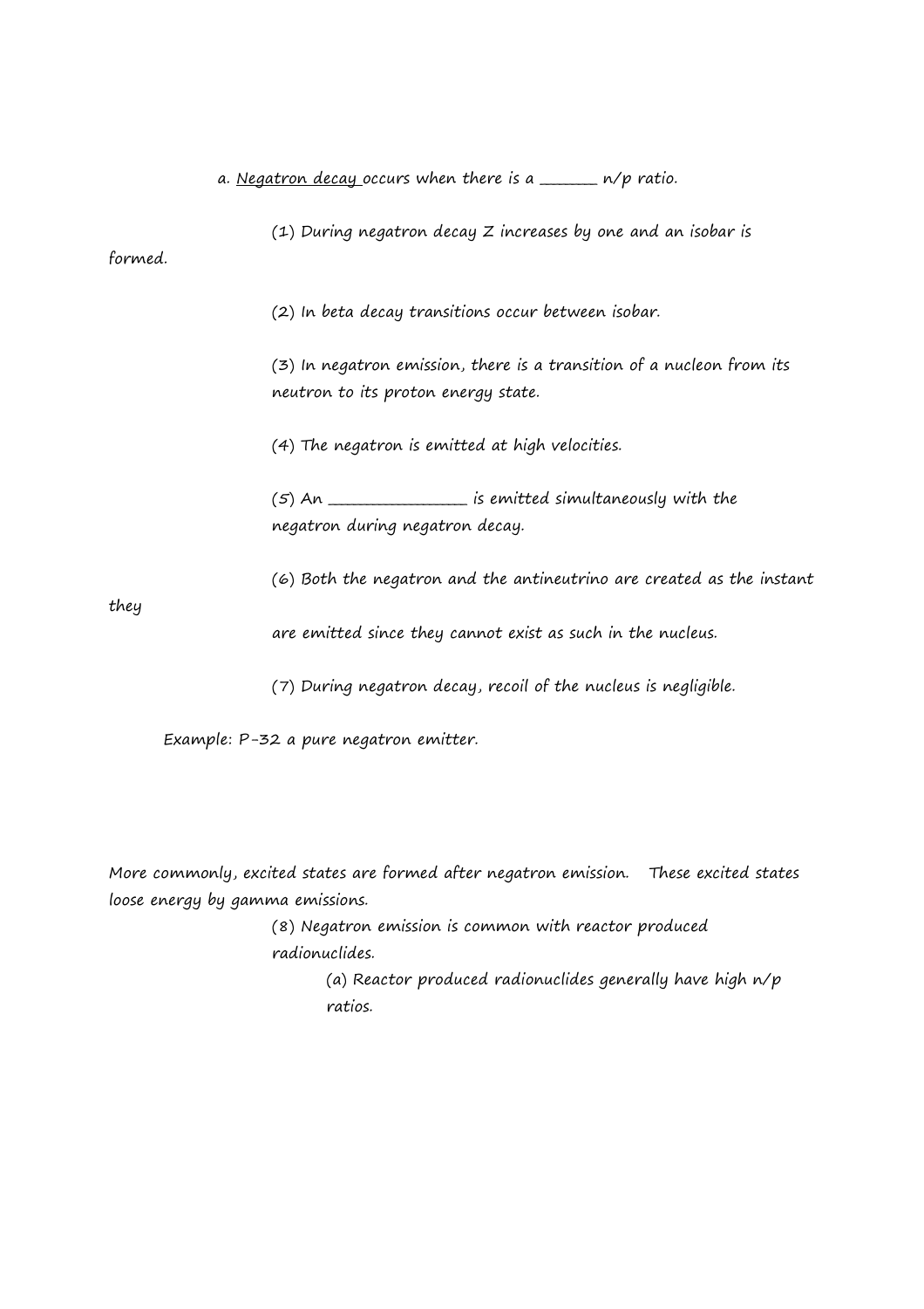a. Negatron decay occurs when there is a _______ n/p ratio.

(1) During negatron decay Z increases by one and an isobar is formed.

(2) In beta decay transitions occur between isobar.

(3) In negatron emission, there is a transition of a nucleon from its neutron to its proton energy state.

(4) The negatron is emitted at high velocities.

(5) An _________________ is emitted simultaneously with the negatron during negatron decay.

(6) Both the negatron and the antineutrino are created as the instant they are emitted since they cannot exist as such in the nucleus.

(7) During negatron decay, recoil of the nucleus is negligible.

Example: P-32 a pure negatron emitter.

More commonly, excited states are formed after negatron emission. These excited states loose energy by gamma emissions.

(8) Negatron emission is common with reactor produced radionuclides.

(a) Reactor produced radionuclides generally have high n/p ratios.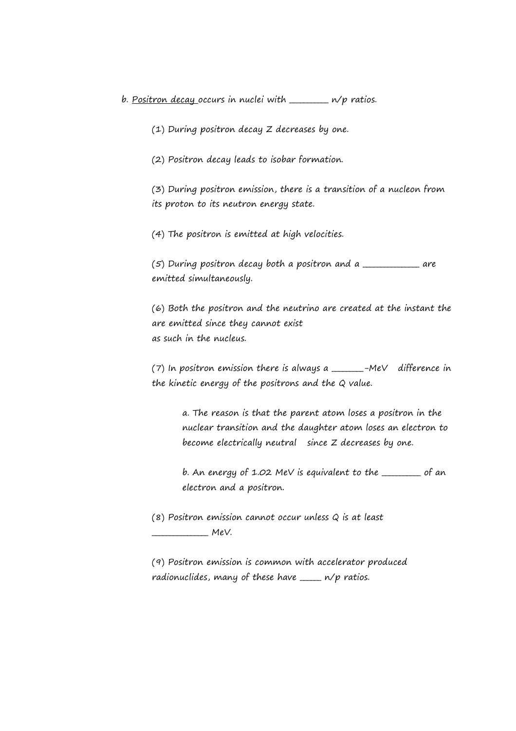b. <u>Positron decay</u> occurs in nuclei with ________ n/p ratios.

(1) During positron decay Z decreases by one.

(2) Positron decay leads to isobar formation.

(3) During positron emission, there is a transition of a nucleon from its proton to its neutron energy state.

(4) The positron is emitted at high velocities.

(5) During positron decay both a positron and a ___________ are emitted simultaneously.

(6) Both the positron and the neutrino are created at the instant the are emitted since they cannot exist as such in the nucleus.

(7) In positron emission there is always a _______-MeV difference in the kinetic energy of the positrons and the Q value.

a. The reason is that the parent atom loses a positron in the nuclear transition and the daughter atom loses an electron to become electrically neutral since Z decreases by one.

b. An energy of 1.02 MeV is equivalent to the ________ of an electron and a positron.

(8) Positron emission cannot occur unless Q is at least ___________ MeV.

(9) Positron emission is common with accelerator produced radionuclides, many of these have _____ n/p ratios.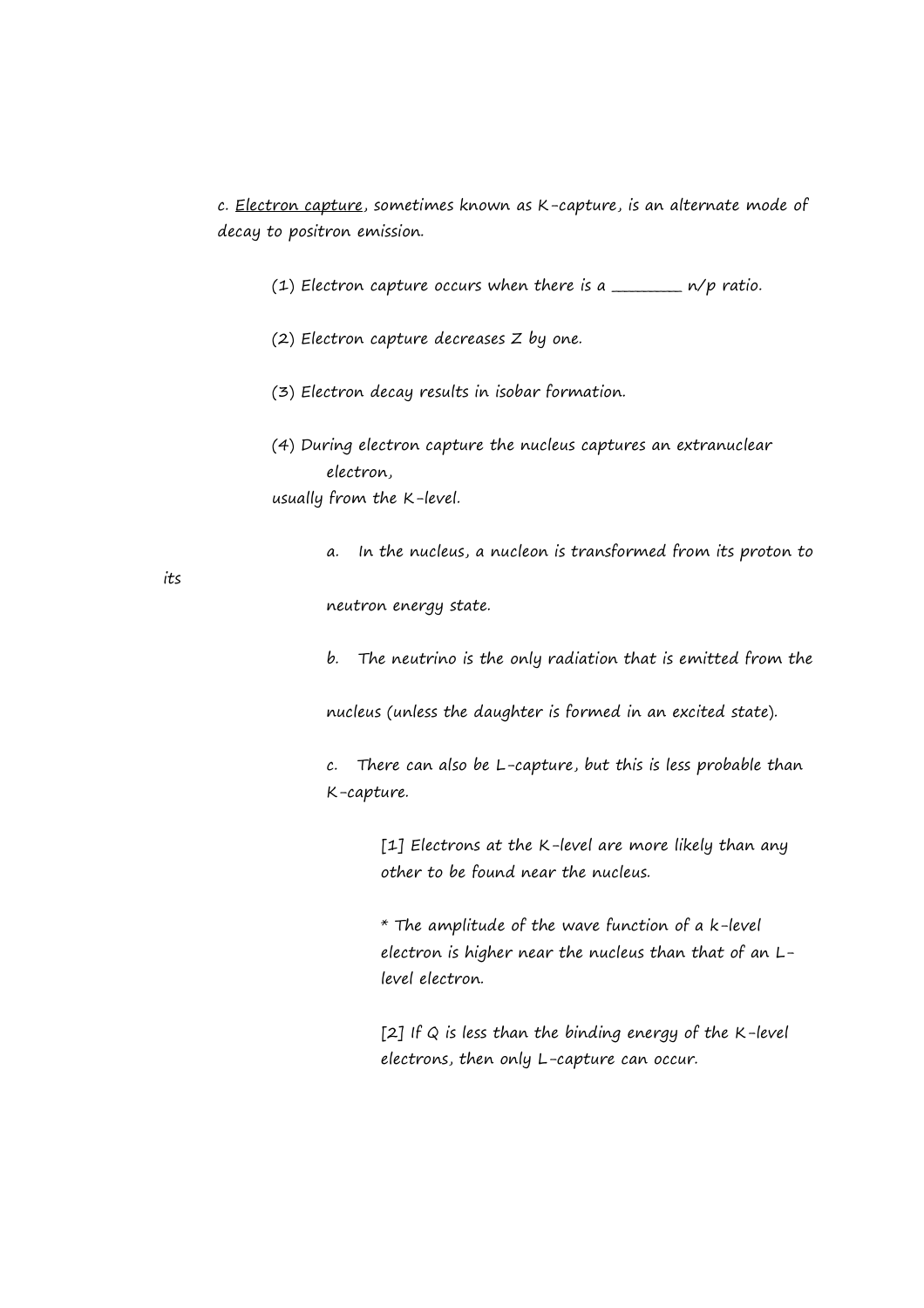c. <u>Electron capture</u>, sometimes known as K-capture, is an alternate mode of decay to positron emission.

(1) Electron capture occurs when there is a ________ n/p ratio.

(2) Electron capture decreases Z by one.

(3) Electron decay results in isobar formation.

(4) During electron capture the nucleus captures an extranuclear electron, usually from the K-level.

a. In the nucleus, a nucleon is transformed from its proton to its neutron energy state.

b. The neutrino is the only radiation that is emitted from the nucleus (unless the daughter is formed in an excited state).

c. There can also be L-capture, but this is less probable than K-capture.

[1] Electrons at the K-level are more likely than any other to be found near the nucleus.

* The amplitude of the wave function of a k-level electron is higher near the nucleus than that of an L-level electron.

[2] If Q is less than the binding energy of the K-level electrons, then only L-capture can occur.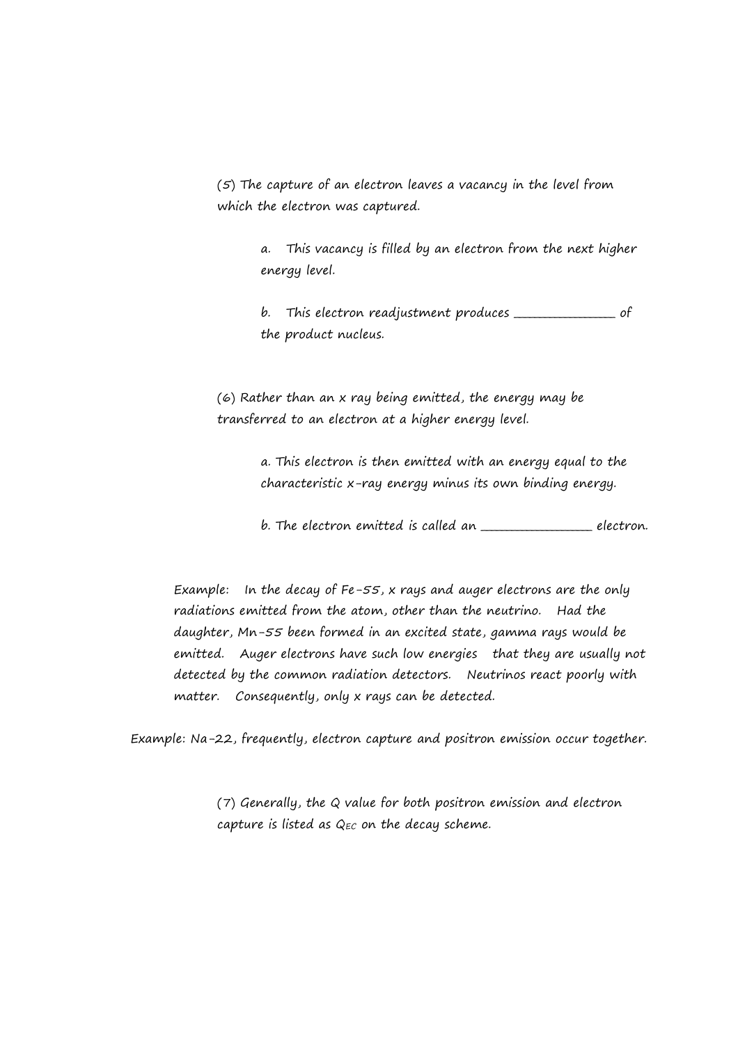(5) The capture of an electron leaves a vacancy in the level from which the electron was captured.

  a. This vacancy is filled by an electron from the next higher energy level.

  b. This electron readjustment produces _______________ of the product nucleus.

(6) Rather than an x ray being emitted, the energy may be transferred to an electron at a higher energy level.

  a. This electron is then emitted with an energy equal to the characteristic x-ray energy minus its own binding energy.

  b. The electron emitted is called an _________________ electron.

Example: In the decay of Fe-55, x rays and auger electrons are the only radiations emitted from the atom, other than the neutrino. Had the daughter, Mn-55 been formed in an excited state, gamma rays would be emitted. Auger electrons have such low energies that they are usually not detected by the common radiation detectors. Neutrinos react poorly with matter. Consequently, only x rays can be detected.

Example: Na-22, frequently, electron capture and positron emission occur together.

(7) Generally, the Q value for both positron emission and electron capture is listed as $Q_{EC}$ on the decay scheme.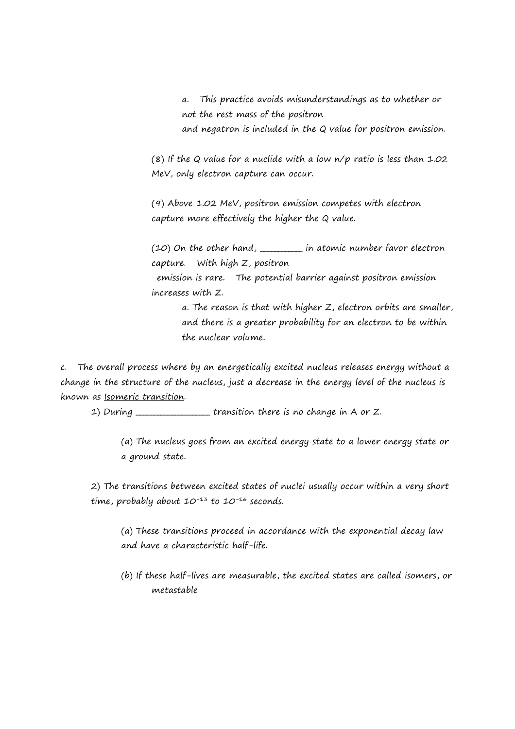a. This practice avoids misunderstandings as to whether or not the rest mass of the positron and negatron is included in the Q value for positron emission.

(8) If the Q value for a nuclide with a low n/p ratio is less than 1.02 MeV, only electron capture can occur.

(9) Above 1.02 MeV, positron emission competes with electron capture more effectively the higher the Q value.

(10) On the other hand, _________ in atomic number favor electron capture. With high Z, positron emission is rare. The potential barrier against positron emission increases with Z.

a. The reason is that with higher Z, electron orbits are smaller, and there is a greater probability for an electron to be within the nuclear volume.

c. The overall process where by an energetically excited nucleus releases energy without a change in the structure of the nucleus, just a decrease in the energy level of the nucleus is known as Isomeric transition.

1) During _______________ transition there is no change in A or Z.

(a) The nucleus goes from an excited energy state to a lower energy state or a ground state.

2) The transitions between excited states of nuclei usually occur within a very short time, probably about $10^{-13}$ to $10^{-16}$ seconds.

(a) These transitions proceed in accordance with the exponential decay law and have a characteristic half-life.

(b) If these half-lives are measurable, the excited states are called isomers, or metastable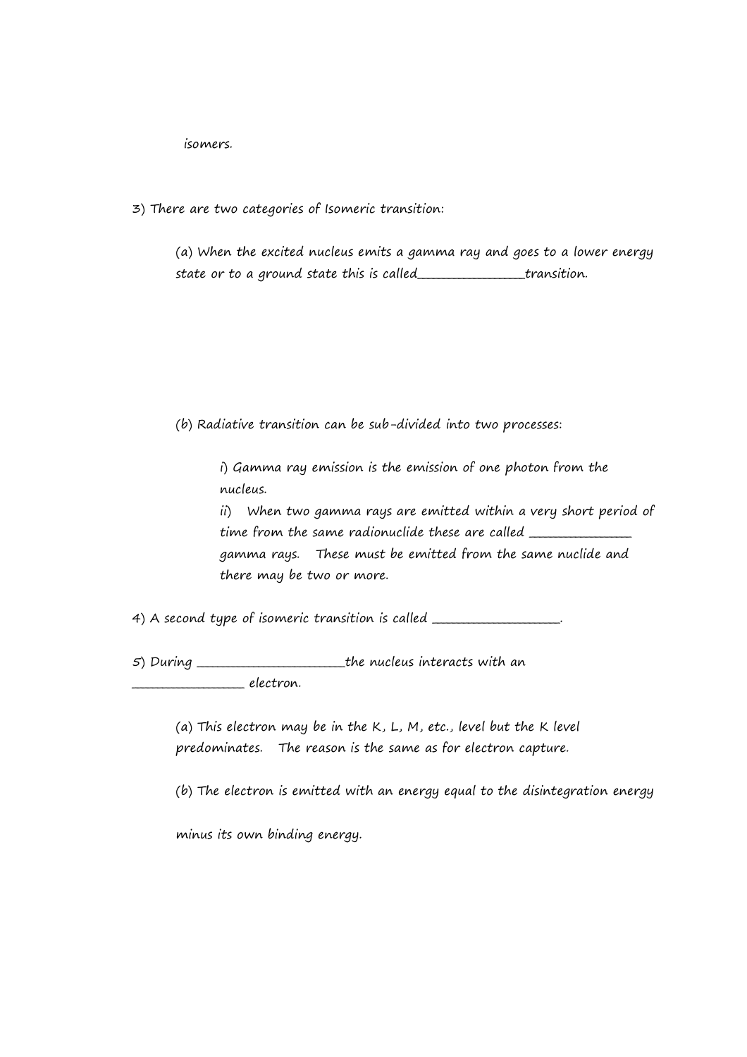isomers.

3) There are two categories of Isomeric transition:

(a) When the excited nucleus emits a gamma ray and goes to a lower energy state or to a ground state this is called_______________transition.

(b) Radiative transition can be sub-divided into two processes:

i) Gamma ray emission is the emission of one photon from the nucleus.
ii) When two gamma rays are emitted within a very short period of time from the same radionuclide these are called ______________ gamma rays. These must be emitted from the same nuclide and there may be two or more.

4) A second type of isomeric transition is called _________________.

5) During ____________________the nucleus interacts with an _______________ electron.

(a) This electron may be in the K, L, M, etc., level but the K level predominates. The reason is the same as for electron capture.

(b) The electron is emitted with an energy equal to the disintegration energy minus its own binding energy.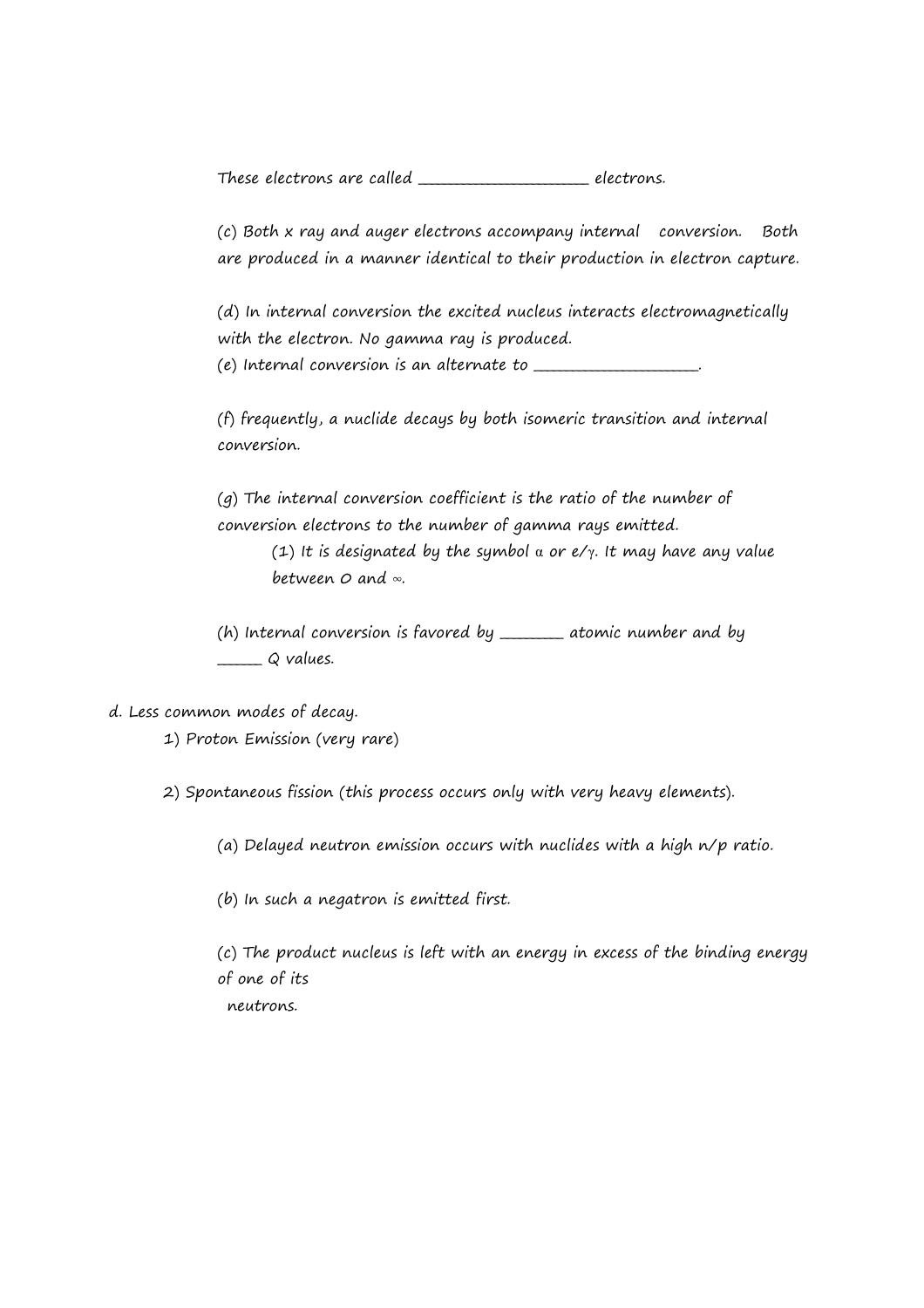These electrons are called ____________________ electrons.

(c) Both x ray and auger electrons accompany internal conversion. Both are produced in a manner identical to their production in electron capture.

(d) In internal conversion the excited nucleus interacts electromagnetically with the electron. No gamma ray is produced.

(e) Internal conversion is an alternate to ____________________.

(f) frequently, a nuclide decays by both isomeric transition and internal conversion.

(g) The internal conversion coefficient is the ratio of the number of conversion electrons to the number of gamma rays emitted.

(1) It is designated by the symbol $\alpha$ or $e/\gamma$. It may have any value between 0 and $\infty$.

(h) Internal conversion is favored by ________ atomic number and by ______ Q values.

d. Less common modes of decay.

1) Proton Emission (very rare)

2) Spontaneous fission (this process occurs only with very heavy elements).

(a) Delayed neutron emission occurs with nuclides with a high n/p ratio.

(b) In such a negatron is emitted first.

(c) The product nucleus is left with an energy in excess of the binding energy of one of its neutrons.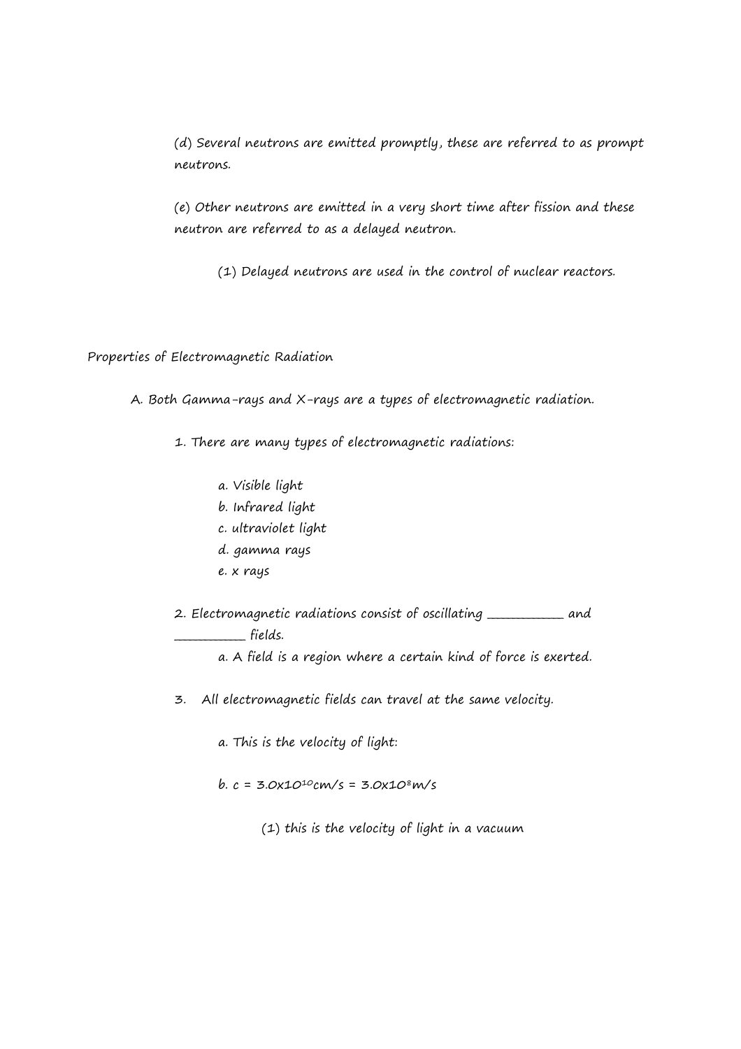(d) Several neutrons are emitted promptly, these are referred to as prompt neutrons.

(e) Other neutrons are emitted in a very short time after fission and these neutron are referred to as a delayed neutron.

(1) Delayed neutrons are used in the control of nuclear reactors.

Properties of Electromagnetic Radiation

A. Both Gamma-rays and X-rays are a types of electromagnetic radiation.

1. There are many types of electromagnetic radiations:

   a. Visible light
   b. Infrared light
   c. ultraviolet light
   d. gamma rays
   e. x rays

2. Electromagnetic radiations consist of oscillating __________ and __________ fields.

   a. A field is a region where a certain kind of force is exerted.

3. All electromagnetic fields can travel at the same velocity.

   a. This is the velocity of light:

   b. $c = 3.0 \times 10^{10}$cm/s $= 3.0 \times 10^{8}$m/s

      (1) this is the velocity of light in a vacuum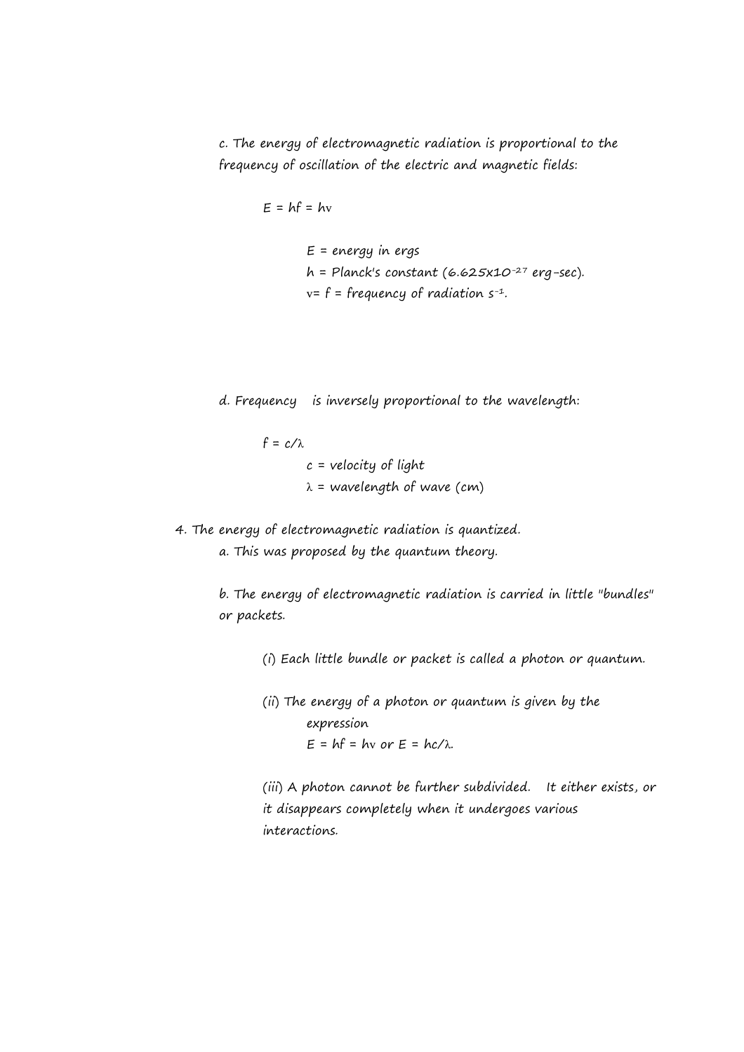c. The energy of electromagnetic radiation is proportional to the frequency of oscillation of the electric and magnetic fields:

$$E = hf = h\nu$$

$E$ = energy in ergs
$h$ = Planck's constant ($6.625 \times 10^{-27}$ erg-sec).
$\nu = f$ = frequency of radiation $s^{-1}$.

d. Frequency is inversely proportional to the wavelength:

$$f = c/\lambda$$

$c$ = velocity of light
$\lambda$ = wavelength of wave (cm)

4. The energy of electromagnetic radiation is quantized.
   a. This was proposed by the quantum theory.

   b. The energy of electromagnetic radiation is carried in little "bundles" or packets.

      (i) Each little bundle or packet is called a photon or quantum.

      (ii) The energy of a photon or quantum is given by the expression
      $E = hf = h\nu$ or $E = hc/\lambda$.

      (iii) A photon cannot be further subdivided. It either exists, or it disappears completely when it undergoes various interactions.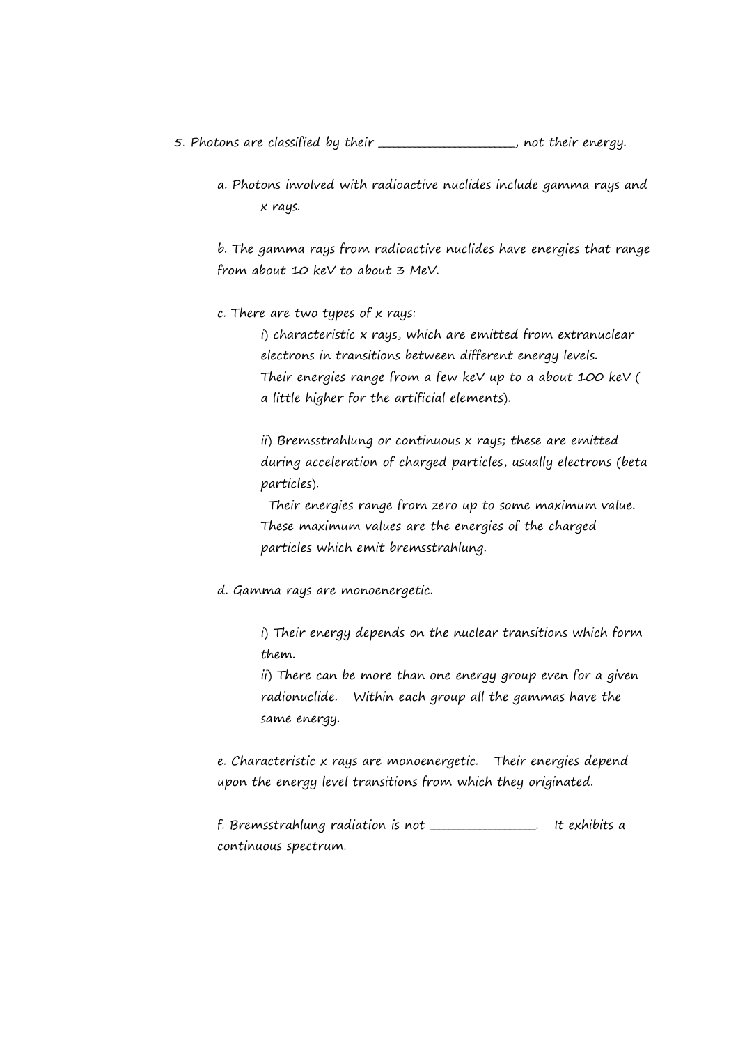5. Photons are classified by their ____________________, not their energy.

a. Photons involved with radioactive nuclides include gamma rays and x rays.

b. The gamma rays from radioactive nuclides have energies that range from about 10 keV to about 3 MeV.

c. There are two types of x rays:

i) characteristic x rays, which are emitted from extranuclear electrons in transitions between different energy levels. Their energies range from a few keV up to a about 100 keV ( a little higher for the artificial elements).

ii) Bremsstrahlung or continuous x rays; these are emitted during acceleration of charged particles, usually electrons (beta particles).
Their energies range from zero up to some maximum value. These maximum values are the energies of the charged particles which emit bremsstrahlung.

d. Gamma rays are monoenergetic.

i) Their energy depends on the nuclear transitions which form them.
ii) There can be more than one energy group even for a given radionuclide. Within each group all the gammas have the same energy.

e. Characteristic x rays are monoenergetic. Their energies depend upon the energy level transitions from which they originated.

f. Bremsstrahlung radiation is not ________________. It exhibits a continuous spectrum.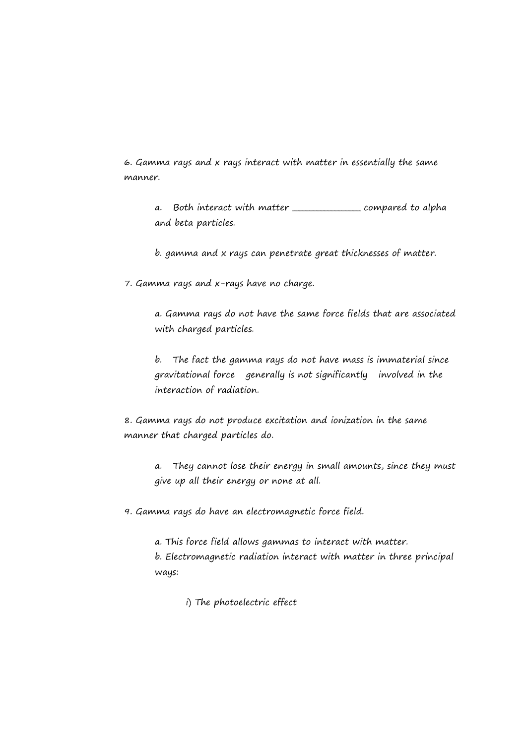6. Gamma rays and x rays interact with matter in essentially the same manner.

   a. Both interact with matter _______________ compared to alpha and beta particles.

   b. gamma and x rays can penetrate great thicknesses of matter.

7. Gamma rays and x-rays have no charge.

   a. Gamma rays do not have the same force fields that are associated with charged particles.

   b. The fact the gamma rays do not have mass is immaterial since gravitational force generally is not significantly involved in the interaction of radiation.

8. Gamma rays do not produce excitation and ionization in the same manner that charged particles do.

   a. They cannot lose their energy in small amounts, since they must give up all their energy or none at all.

9. Gamma rays do have an electromagnetic force field.

   a. This force field allows gammas to interact with matter.
   b. Electromagnetic radiation interact with matter in three principal ways:

      i) The photoelectric effect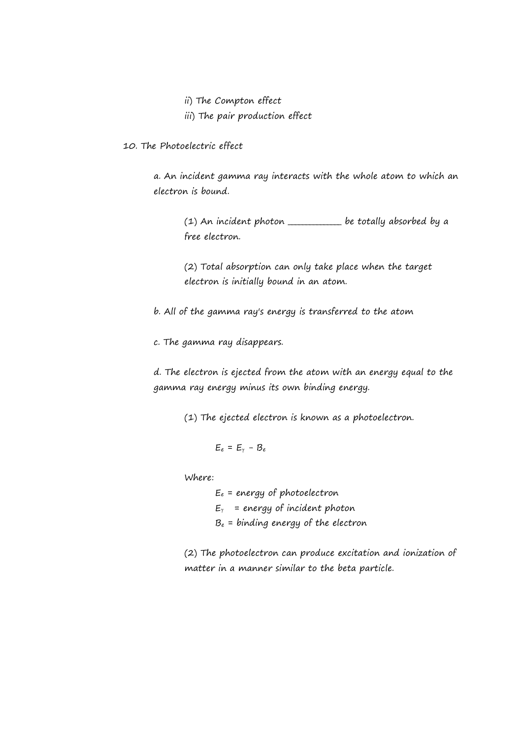ii) The Compton effect

iii) The pair production effect

10. The Photoelectric effect

a. An incident gamma ray interacts with the whole atom to which an electron is bound.

(1) An incident photon ___________ be totally absorbed by a free electron.

(2) Total absorption can only take place when the target electron is initially bound in an atom.

b. All of the gamma ray's energy is transferred to the atom

c. The gamma ray disappears.

d. The electron is ejected from the atom with an energy equal to the gamma ray energy minus its own binding energy.

(1) The ejected electron is known as a photoelectron.

$$E_e = E_\gamma - B_e$$

Where:

$E_e$ = energy of photoelectron

$E_\gamma$ = energy of incident photon

$B_e$ = binding energy of the electron

(2) The photoelectron can produce excitation and ionization of matter in a manner similar to the beta particle.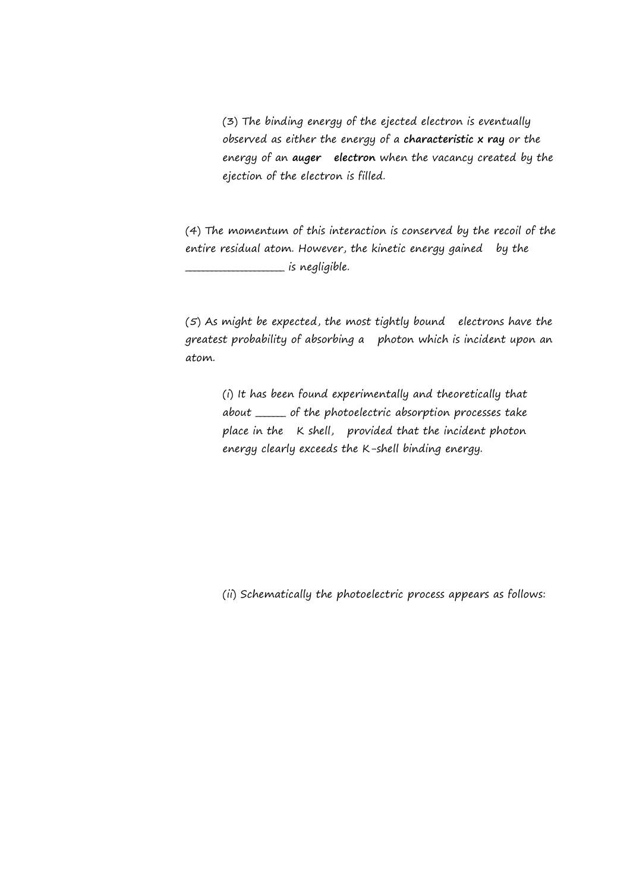(3) The binding energy of the ejected electron is eventually observed as either the energy of a **characteristic x ray** or the energy of an **auger electron** when the vacancy created by the ejection of the electron is filled.

(4) The momentum of this interaction is conserved by the recoil of the entire residual atom. However, the kinetic energy gained by the ________________ is negligible.

(5) As might be expected, the most tightly bound electrons have the greatest probability of absorbing a photon which is incident upon an atom.

(i) It has been found experimentally and theoretically that about _____ of the photoelectric absorption processes take place in the K shell, provided that the incident photon energy clearly exceeds the K-shell binding energy.

(ii) Schematically the photoelectric process appears as follows: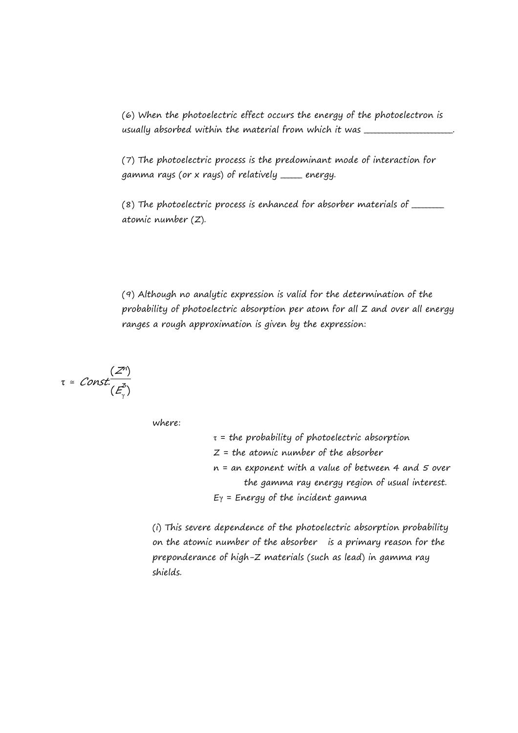(6) When the photoelectric effect occurs the energy of the photoelectron is usually absorbed within the material from which it was ___________________.

(7) The photoelectric process is the predominant mode of interaction for gamma rays (or x rays) of relatively _____ energy.

(8) The photoelectric process is enhanced for absorber materials of _______ atomic number (Z).

(9) Although no analytic expression is valid for the determination of the probability of photoelectric absorption per atom for all Z and over all energy ranges a rough approximation is given by the expression:

$$\tau \cong Const.\frac{(Z^n)}{(E_\gamma^3)}$$

where:

$\tau$ = the probability of photoelectric absorption
Z = the atomic number of the absorber
n = an exponent with a value of between 4 and 5 over the gamma ray energy region of usual interest.
$E_\gamma$ = Energy of the incident gamma

(i) This severe dependence of the photoelectric absorption probability on the atomic number of the absorber is a primary reason for the preponderance of high-Z materials (such as lead) in gamma ray shields.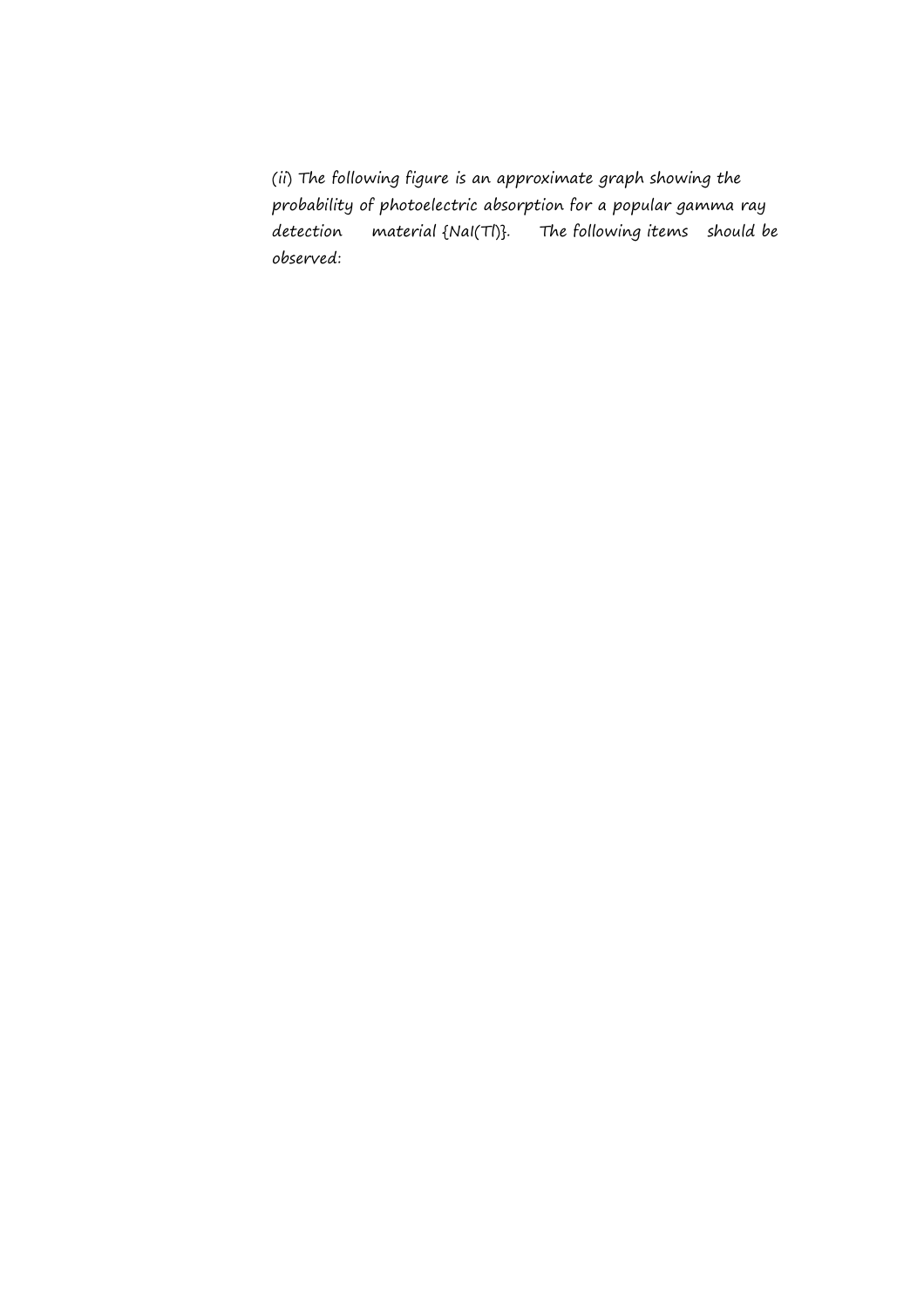(ii) The following figure is an approximate graph showing the probability of photoelectric absorption for a popular gamma ray detection material {NaI(Tl)}. The following items should be observed: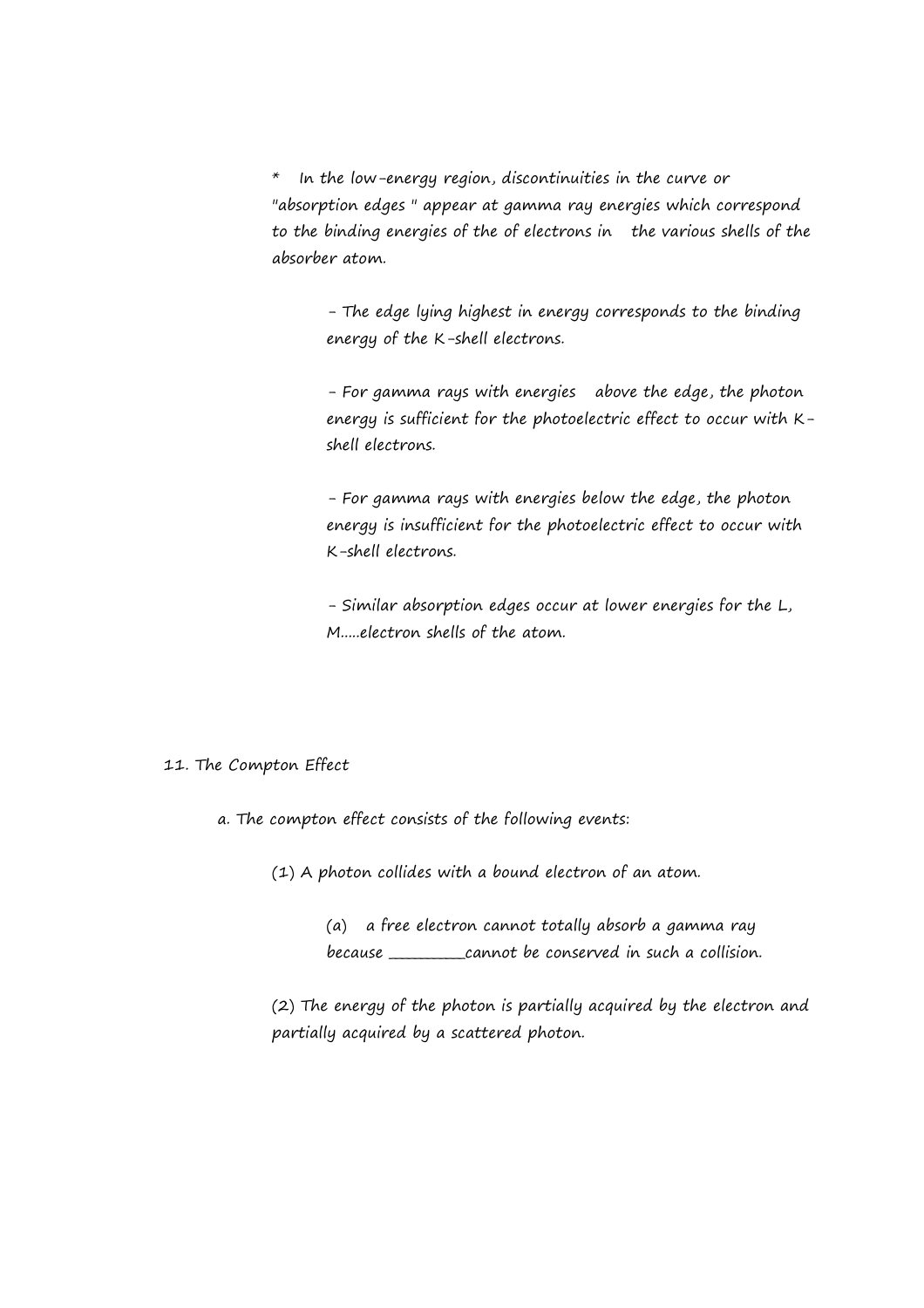* In the low-energy region, discontinuities in the curve or "absorption edges " appear at gamma ray energies which correspond to the binding energies of the of electrons in the various shells of the absorber atom.

  - The edge lying highest in energy corresponds to the binding energy of the K-shell electrons.

  - For gamma rays with energies above the edge, the photon energy is sufficient for the photoelectric effect to occur with K-shell electrons.

  - For gamma rays with energies below the edge, the photon energy is insufficient for the photoelectric effect to occur with K-shell electrons.

  - Similar absorption edges occur at lower energies for the L, M.....electron shells of the atom.

11. The Compton Effect

   a. The compton effect consists of the following events:

      (1) A photon collides with a bound electron of an atom.

         (a) a free electron cannot totally absorb a gamma ray because _________cannot be conserved in such a collision.

      (2) The energy of the photon is partially acquired by the electron and partially acquired by a scattered photon.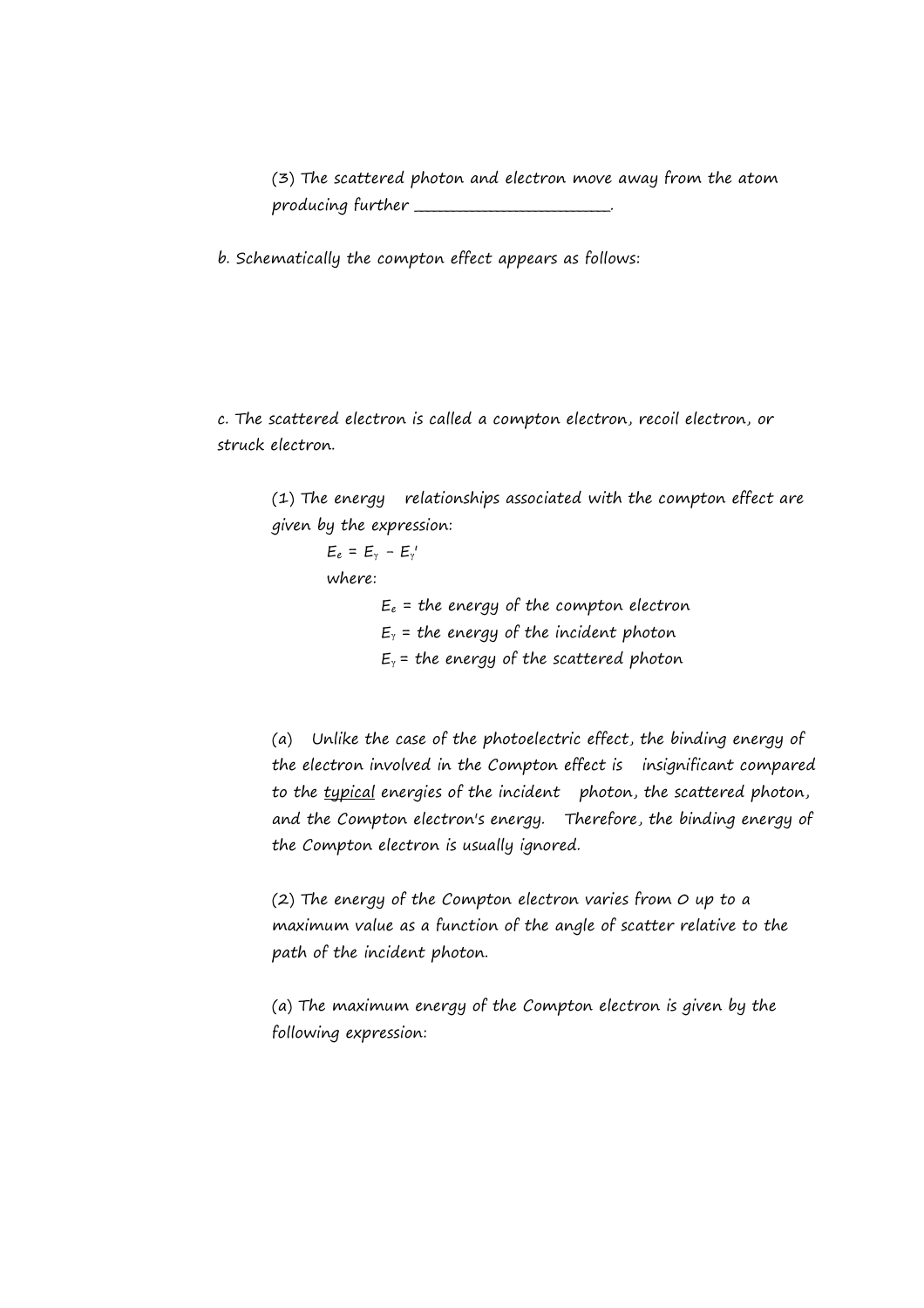(3) The scattered photon and electron move away from the atom producing further ______________________.

b. Schematically the compton effect appears as follows:

c. The scattered electron is called a compton electron, recoil electron, or struck electron.

(1) The energy relationships associated with the compton effect are given by the expression:

$E_e = E_\gamma - E_\gamma'$

where:

$E_e$ = the energy of the compton electron

$E_\gamma$ = the energy of the incident photon

$E_\gamma$ = the energy of the scattered photon

(a) Unlike the case of the photoelectric effect, the binding energy of the electron involved in the Compton effect is insignificant compared to the <u>typical</u> energies of the incident photon, the scattered photon, and the Compton electron's energy. Therefore, the binding energy of the Compton electron is usually ignored.

(2) The energy of the Compton electron varies from 0 up to a maximum value as a function of the angle of scatter relative to the path of the incident photon.

(a) The maximum energy of the Compton electron is given by the following expression: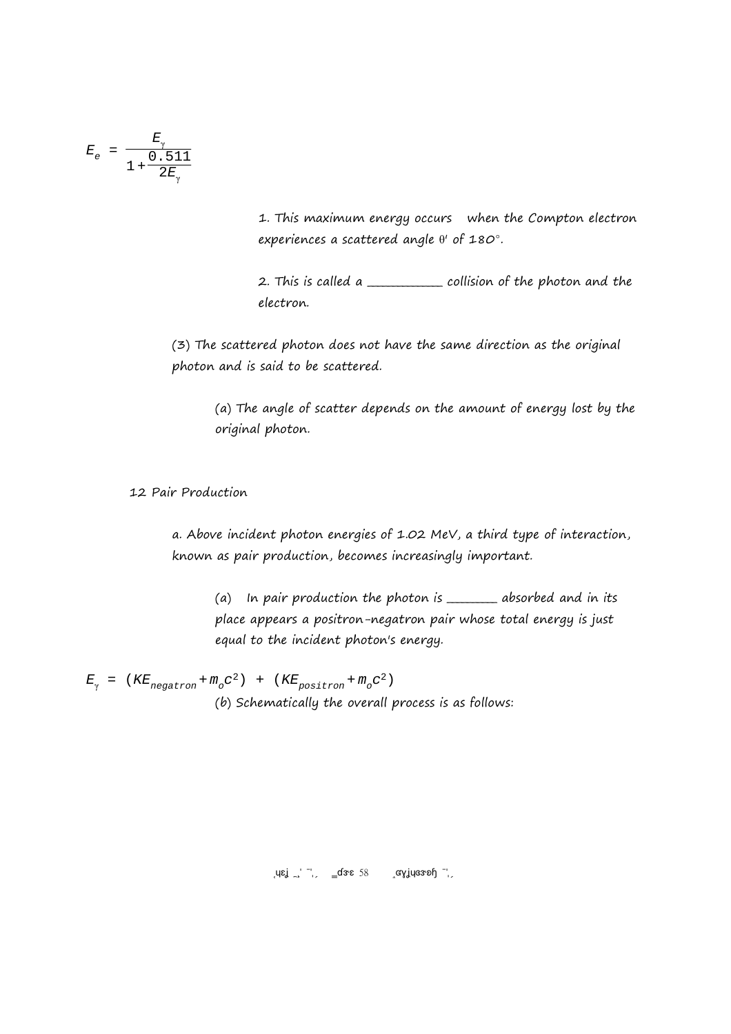$$E_e = \frac{E_\gamma}{1 + \frac{0.511}{2E_\gamma}}$$

1. This maximum energy occurs when the Compton electron experiences a scattered angle θ' of 180°.

2. This is called a ___________ collision of the photon and the electron.

(3) The scattered photon does not have the same direction as the original photon and is said to be scattered.

(a) The angle of scatter depends on the amount of energy lost by the original photon.

12 Pair Production

a. Above incident photon energies of 1.02 MeV, a third type of interaction, known as pair production, becomes increasingly important.

(a) In pair production the photon is _______ absorbed and in its place appears a positron-negatron pair whose total energy is just equal to the incident photon's energy.

$$E_\gamma = (KE_{negatron} + m_o c^2) + (KE_{positron} + m_o c^2)$$

(b) Schematically the overall process is as follows: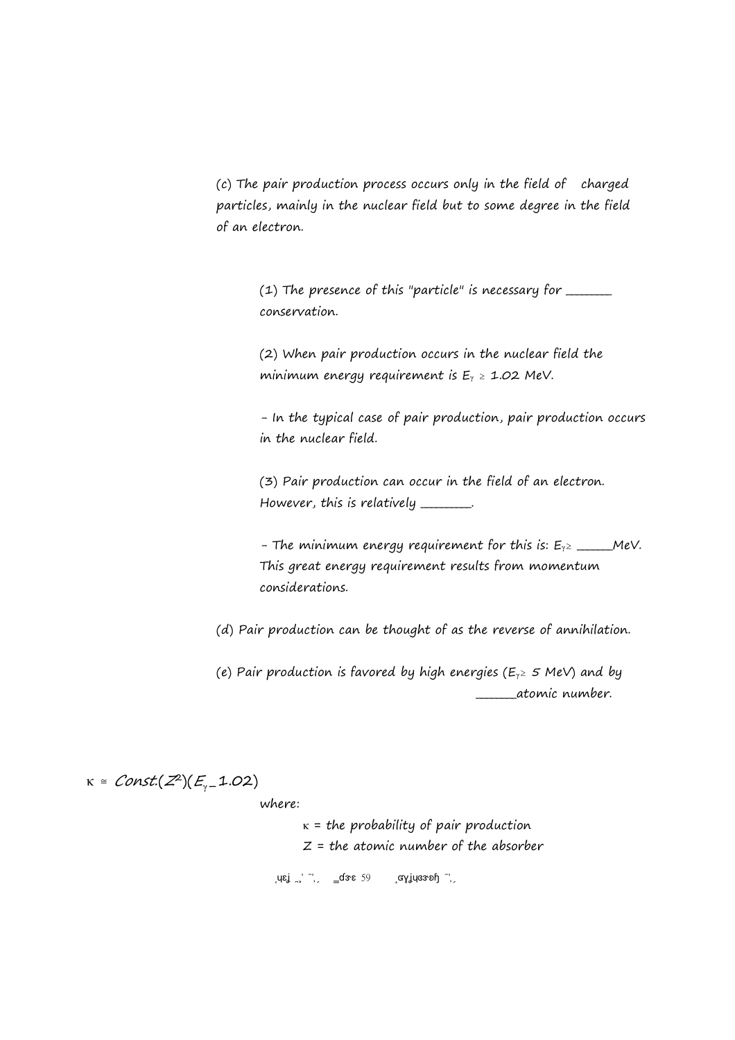(c) The pair production process occurs only in the field of charged particles, mainly in the nuclear field but to some degree in the field of an electron.

(1) The presence of this "particle" is necessary for _______ conservation.

(2) When pair production occurs in the nuclear field the minimum energy requirement is $E_\gamma \geq 1.02$ MeV.

- In the typical case of pair production, pair production occurs in the nuclear field.

(3) Pair production can occur in the field of an electron. However, this is relatively _______.

- The minimum energy requirement for this is: $E_\gamma \geq$ _____MeV. This great energy requirement results from momentum considerations.

(d) Pair production can be thought of as the reverse of annihilation.

(e) Pair production is favored by high energies ($E_\gamma \geq 5$ MeV) and by ______atomic number.

$$\kappa \cong Const.(Z^2)(E_\gamma - 1.02)$$

where:

$\kappa$ = the probability of pair production

Z = the atomic number of the absorber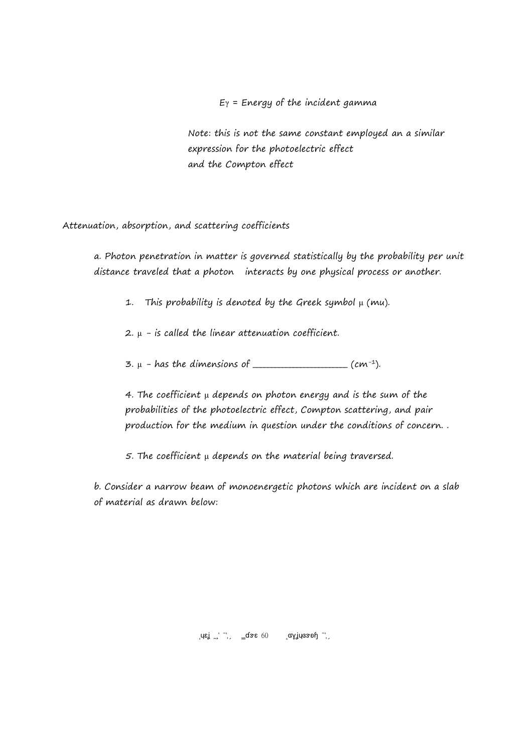$E_\gamma$ = Energy of the incident gamma

Note: this is not the same constant employed an a similar expression for the photoelectric effect and the Compton effect

Attenuation, absorption, and scattering coefficients

a. Photon penetration in matter is governed statistically by the probability per unit distance traveled that a photon interacts by one physical process or another.

1. This probability is denoted by the Greek symbol $\mu$ (mu).

2. $\mu$ - is called the linear attenuation coefficient.

3. $\mu$ - has the dimensions of ___________________ ($cm^{-1}$).

4. The coefficient $\mu$ depends on photon energy and is the sum of the probabilities of the photoelectric effect, Compton scattering, and pair production for the medium in question under the conditions of concern. .

5. The coefficient $\mu$ depends on the material being traversed.

b. Consider a narrow beam of monoenergetic photons which are incident on a slab of material as drawn below: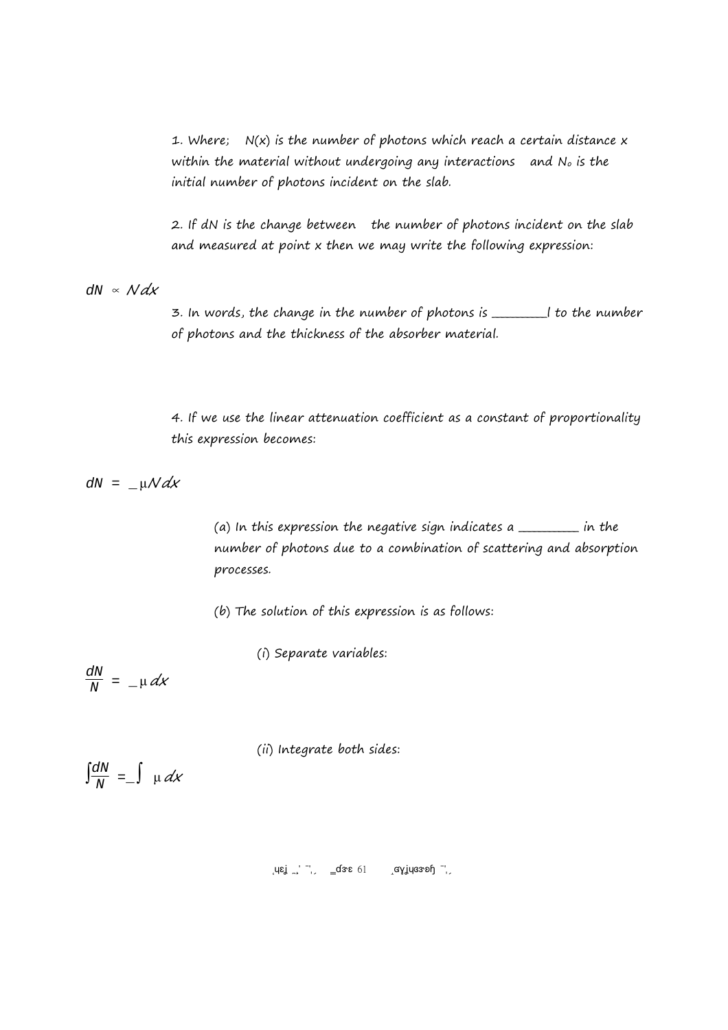1. Where; $N(x)$ is the number of photons which reach a certain distance x within the material without undergoing any interactions and $N_o$ is the initial number of photons incident on the slab.

2. If dN is the change between the number of photons incident on the slab and measured at point x then we may write the following expression:

$$dN \propto N dx$$

3. In words, the change in the number of photons is ________l to the number of photons and the thickness of the absorber material.

4. If we use the linear attenuation coefficient as a constant of proportionality this expression becomes:

$$dN = -\mu N dx$$

(a) In this expression the negative sign indicates a _________ in the number of photons due to a combination of scattering and absorption processes.

(b) The solution of this expression is as follows:

(i) Separate variables:

$$\frac{dN}{N} = -\mu dx$$

(ii) Integrate both sides:

$$\int \frac{dN}{N} = -\int \mu dx$$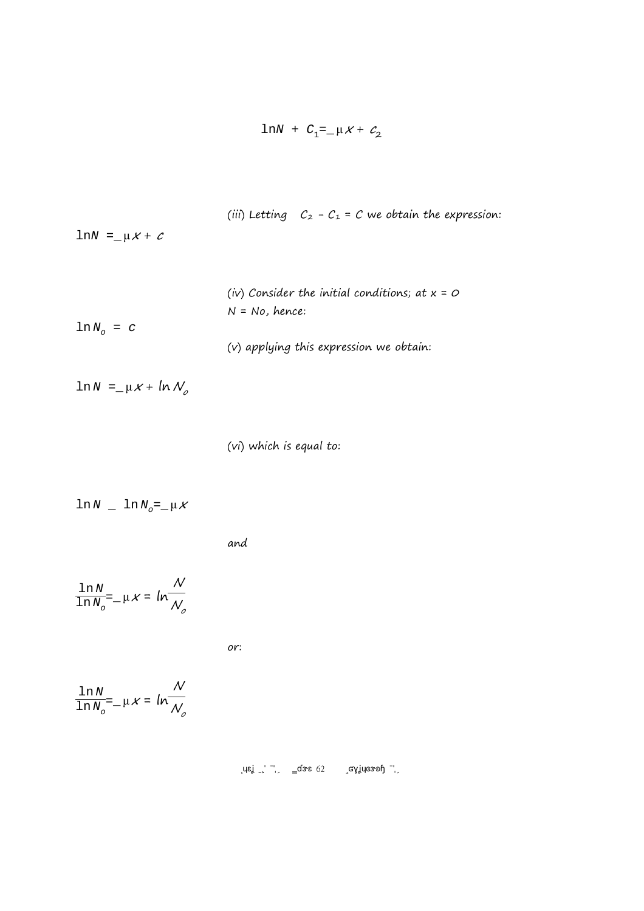$$\ln N + C_1 = -\mu x + c_2$$

(iii) Letting $C_2 - C_1 = C$ we obtain the expression:

$$\ln N = -\mu x + c$$

(iv) Consider the initial conditions; at $x = 0$ $N = N_o$, hence:

$$\ln N_o = c$$

(v) applying this expression we obtain:

$$\ln N = -\mu x + \ln N_o$$

(vi) which is equal to:

$$\ln N - \ln N_o = -\mu x$$

and

$$\frac{\ln N}{\ln N_o} = -\mu x = \ln \frac{N}{N_o}$$

or:

$$\frac{\ln N}{\ln N_o} = -\mu x = \ln \frac{N}{N_o}$$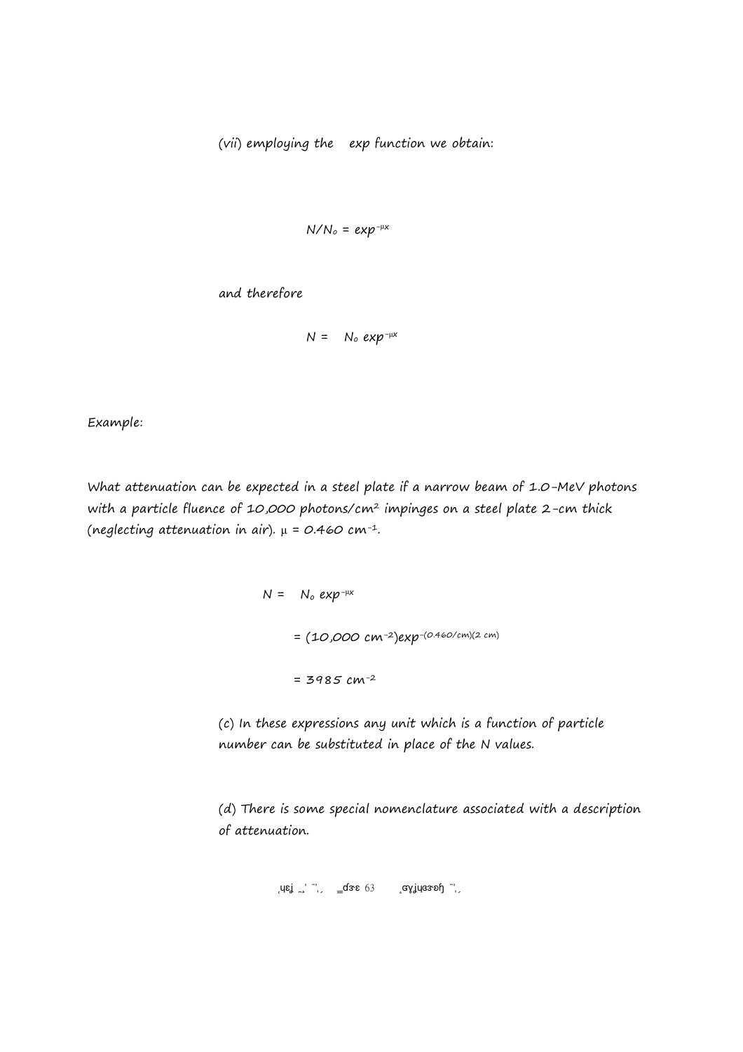(vii) employing the exp function we obtain:

$$N/N_o = exp^{-\mu x}$$

and therefore

$$N = N_o \ exp^{-\mu x}$$

Example:

What attenuation can be expected in a steel plate if a narrow beam of 1.0-MeV photons with a particle fluence of 10,000 photons/cm$^2$ impinges on a steel plate 2-cm thick (neglecting attenuation in air). $\mu$ = 0.460 cm$^{-1}$.

$$N = N_o \ exp^{-\mu x}$$

$$= (10{,}000 \ cm^{-2})exp^{-(0.460/cm)(2\ cm)}$$

$$= 3985 \ cm^{-2}$$

(c) In these expressions any unit which is a function of particle number can be substituted in place of the N values.

(d) There is some special nomenclature associated with a description of attenuation.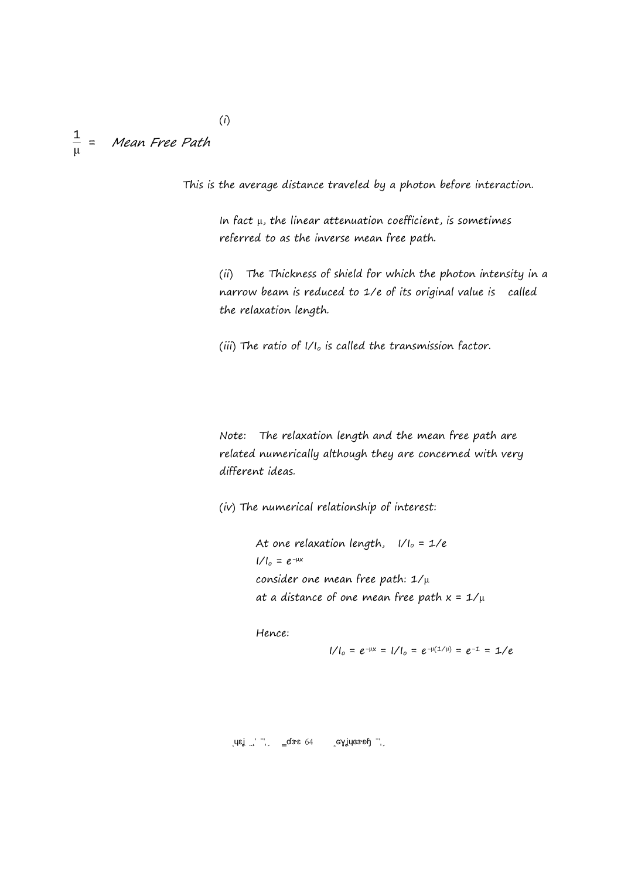(*i*)

$\frac{1}{\mu}$ = *Mean Free Path*

This is the average distance traveled by a photon before interaction.

In fact $\mu$, the linear attenuation coefficient, is sometimes referred to as the inverse mean free path.

(*ii*) The Thickness of shield for which the photon intensity in a narrow beam is reduced to 1/e of its original value is called the relaxation length.

(*iii*) The ratio of $I/I_o$ is called the transmission factor.

Note: The relaxation length and the mean free path are related numerically although they are concerned with very different ideas.

(*iv*) The numerical relationship of interest:

At one relaxation length, $I/I_o = 1/e$

$I/I_o = e^{-\mu x}$

consider one mean free path: $1/\mu$

at a distance of one mean free path $x = 1/\mu$

Hence:

$$I/I_o = e^{-\mu x} = I/I_o = e^{-\mu(1/\mu)} = e^{-1} = 1/e$$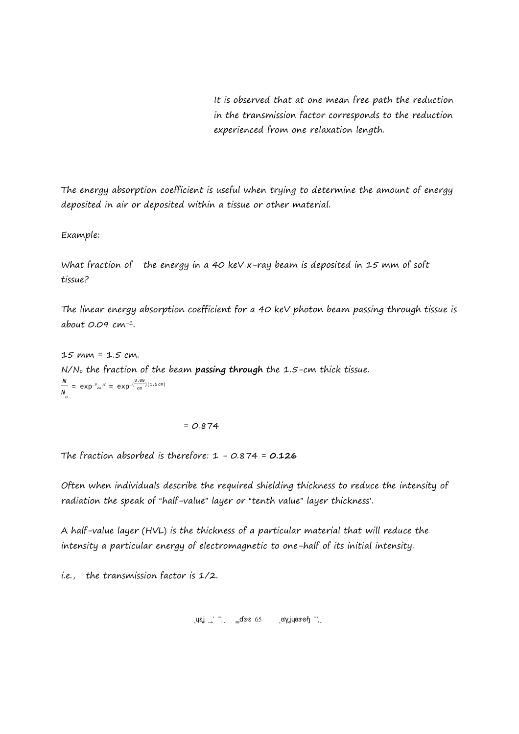It is observed that at one mean free path the reduction in the transmission factor corresponds to the reduction experienced from one relaxation length.

The energy absorption coefficient is useful when trying to determine the amount of energy deposited in air or deposited within a tissue or other material.

Example:

What fraction of the energy in a 40 keV x-ray beam is deposited in 15 mm of soft tissue?

The linear energy absorption coefficient for a 40 keV photon beam passing through tissue is about 0.09 cm$^{-1}$.

15 mm = 1.5 cm.

$N/N_o$ the fraction of the beam **passing through** the 1.5-cm thick tissue.

$$\frac{N}{N_o} = \exp^{-\mu_{en} x} = \exp^{-(\frac{0.09}{cm})(1.5\,cm)}$$

$$= 0.874$$

The fraction absorbed is therefore: 1 - 0.874 = **0.126**

Often when individuals describe the required shielding thickness to reduce the intensity of radiation the speak of "half-value" layer or "tenth value" layer thickness'.

A half-value layer (HVL) is the thickness of a particular material that will reduce the intensity a particular energy of electromagnetic to one-half of its initial intensity.

i.e., the transmission factor is 1/2.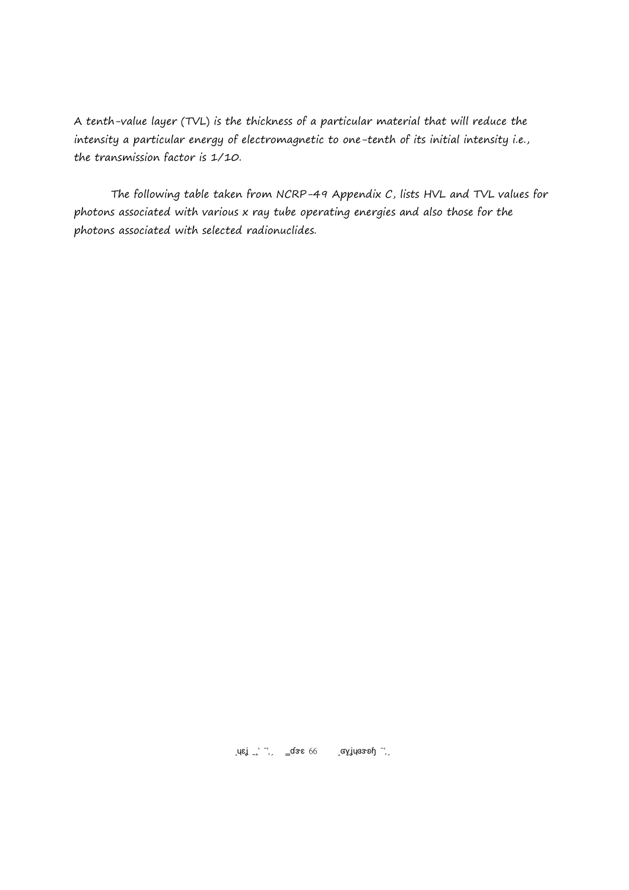A tenth-value layer (TVL) is the thickness of a particular material that will reduce the intensity a particular energy of electromagnetic to one-tenth of its initial intensity i.e., the transmission factor is 1/10.

The following table taken from NCRP-49 Appendix C, lists HVL and TVL values for photons associated with various x ray tube operating energies and also those for the photons associated with selected radionuclides.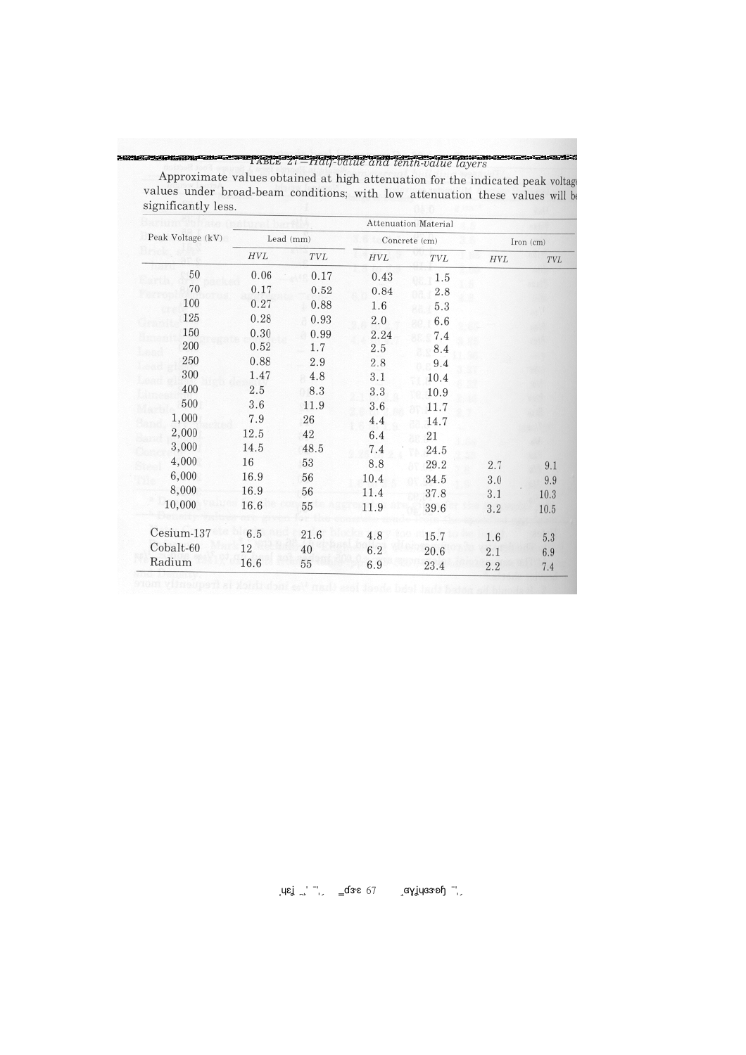TABLE 27—*Half-value and tenth-value layers*

Approximate values obtained at high attenuation for the indicated peak voltage values under broad-beam conditions; with low attenuation these values will be significantly less.

| Peak Voltage (kV) | Attenuation Material | | | | | |
|---|---|---|---|---|---|---|
| | Lead (mm) | | Concrete (cm) | | Iron (cm) | |
| | *HVL* | *TVL* | *HVL* | *TVL* | *HVL* | *TVL* |
| 50 | 0.06 | 0.17 | 0.43 | 1.5 | | |
| 70 | 0.17 | 0.52 | 0.84 | 2.8 | | |
| 100 | 0.27 | 0.88 | 1.6 | 5.3 | | |
| 125 | 0.28 | 0.93 | 2.0 | 6.6 | | |
| 150 | 0.30 | 0.99 | 2.24 | 7.4 | | |
| 200 | 0.52 | 1.7 | 2.5 | 8.4 | | |
| 250 | 0.88 | 2.9 | 2.8 | 9.4 | | |
| 300 | 1.47 | 4.8 | 3.1 | 10.4 | | |
| 400 | 2.5 | 8.3 | 3.3 | 10.9 | | |
| 500 | 3.6 | 11.9 | 3.6 | 11.7 | | |
| 1,000 | 7.9 | 26 | 4.4 | 14.7 | | |
| 2,000 | 12.5 | 42 | 6.4 | 21 | | |
| 3,000 | 14.5 | 48.5 | 7.4 | 24.5 | | |
| 4,000 | 16 | 53 | 8.8 | 29.2 | 2.7 | 9.1 |
| 6,000 | 16.9 | 56 | 10.4 | 34.5 | 3.0 | 9.9 |
| 8,000 | 16.9 | 56 | 11.4 | 37.8 | 3.1 | 10.3 |
| 10,000 | 16.6 | 55 | 11.9 | 39.6 | 3.2 | 10.5 |
| Cesium-137 | 6.5 | 21.6 | 4.8 | 15.7 | 1.6 | 5.3 |
| Cobalt-60 | 12 | 40 | 6.2 | 20.6 | 2.1 | 6.9 |
| Radium | 16.6 | 55 | 6.9 | 23.4 | 2.2 | 7.4 |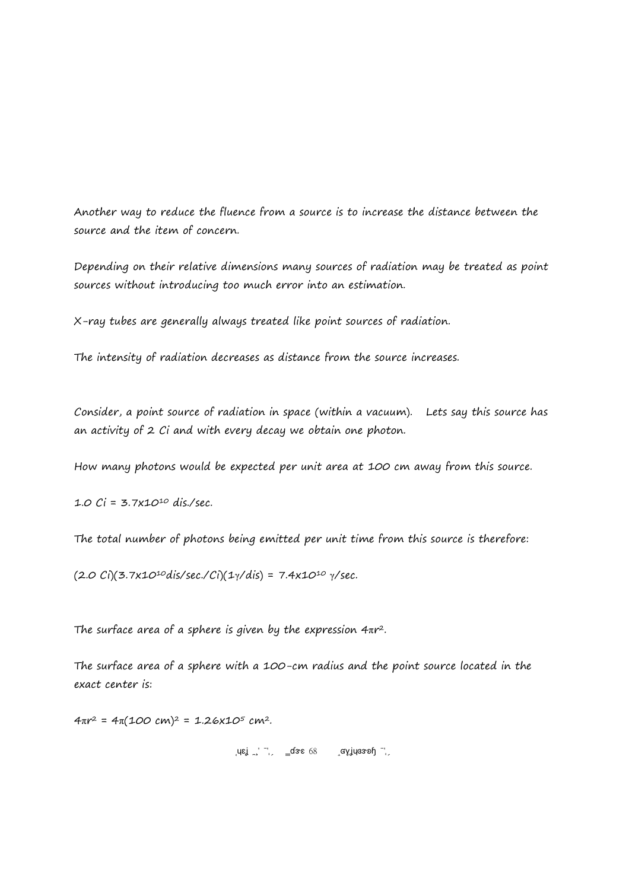Another way to reduce the fluence from a source is to increase the distance between the source and the item of concern.

Depending on their relative dimensions many sources of radiation may be treated as point sources without introducing too much error into an estimation.

X-ray tubes are generally always treated like point sources of radiation.

The intensity of radiation decreases as distance from the source increases.

Consider, a point source of radiation in space (within a vacuum). Lets say this source has an activity of 2 Ci and with every decay we obtain one photon.

How many photons would be expected per unit area at 100 cm away from this source.

1.0 Ci = $3.7 \times 10^{10}$ dis./sec.

The total number of photons being emitted per unit time from this source is therefore:

(2.0 Ci)($3.7 \times 10^{10}$dis/sec./Ci)(1$\gamma$/dis) = $7.4 \times 10^{10}$ $\gamma$/sec.

The surface area of a sphere is given by the expression $4\pi r^2$.

The surface area of a sphere with a 100-cm radius and the point source located in the exact center is:

$4\pi r^2 = 4\pi(100 \text{ cm})^2 = 1.26 \times 10^5 \text{ cm}^2$.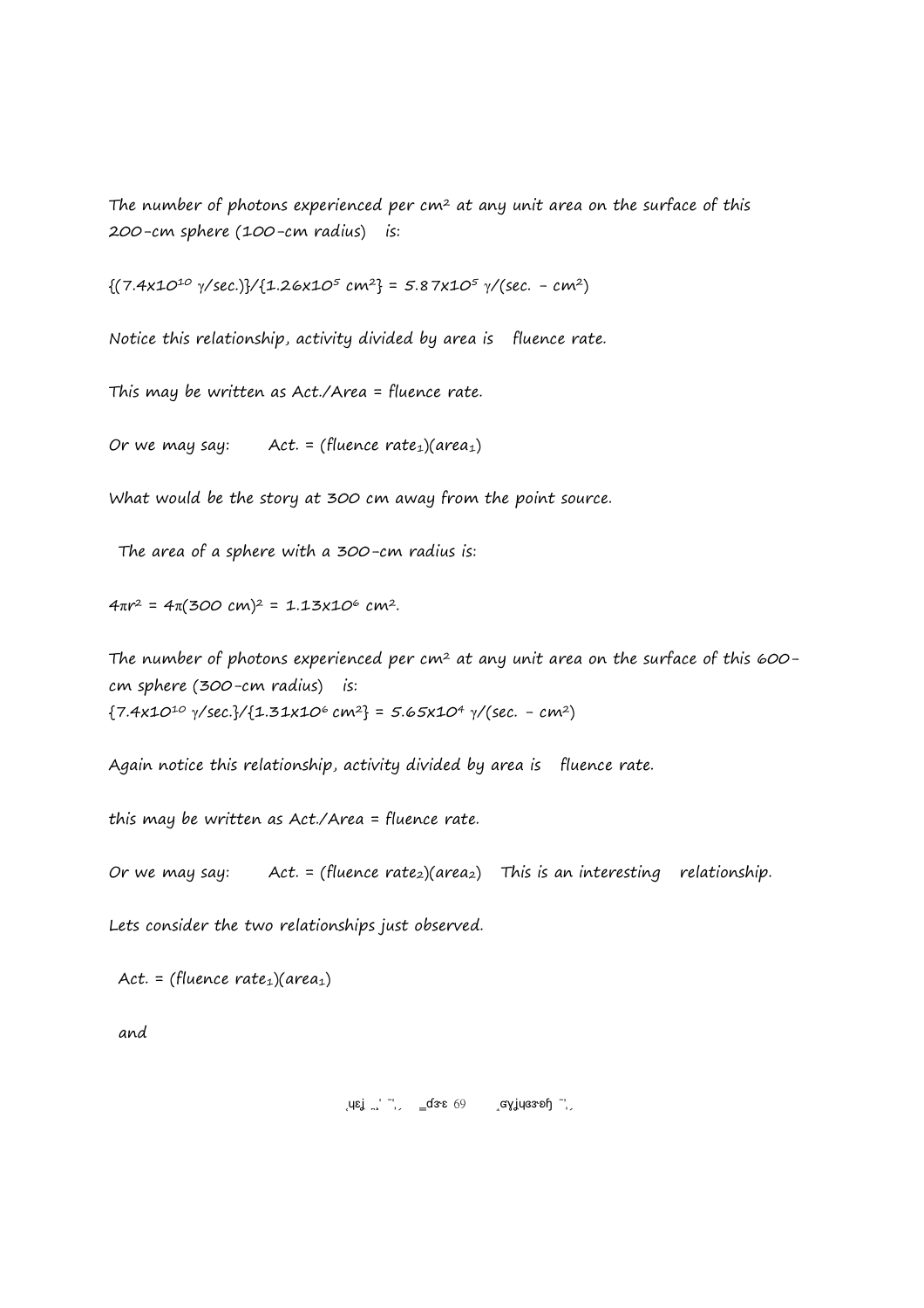The number of photons experienced per $cm^2$ at any unit area on the surface of this 200-cm sphere (100-cm radius) is:

$\{(7.4x10^{10}\ \gamma/sec.)\}/\{1.26x10^{5}\ cm^2\} = 5.87x10^{5}\ \gamma/(sec. - cm^2)$

Notice this relationship, activity divided by area is fluence rate.

This may be written as Act./Area = fluence rate.

Or we may say: Act. = (fluence $rate_1$)($area_1$)

What would be the story at 300 cm away from the point source.

The area of a sphere with a 300-cm radius is:

$4\pi r^2 = 4\pi(300\ cm)^2 = 1.13x10^{6}\ cm^2$.

The number of photons experienced per $cm^2$ at any unit area on the surface of this 600-cm sphere (300-cm radius) is:
$\{7.4x10^{10}\ \gamma/sec.\}/\{1.31x10^{6}\ cm^2\} = 5.65x10^{4}\ \gamma/(sec. - cm^2)$

Again notice this relationship, activity divided by area is fluence rate.

this may be written as Act./Area = fluence rate.

Or we may say: Act. = (fluence $rate_2$)($area_2$) This is an interesting relationship.

Lets consider the two relationships just observed.

Act. = (fluence $rate_1$)($area_1$)

and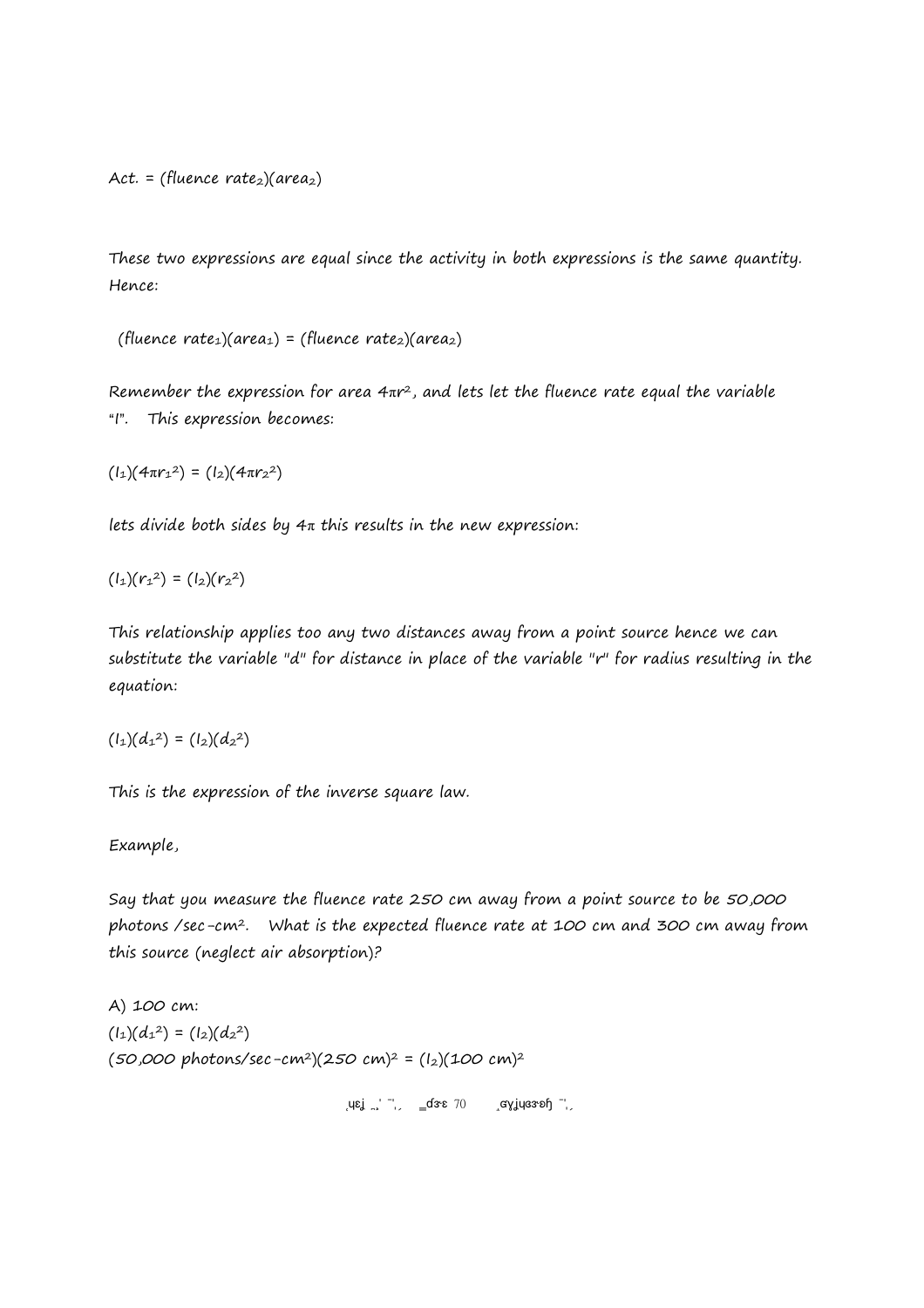Act. = (fluence rate$_2$)(area$_2$)

These two expressions are equal since the activity in both expressions is the same quantity. Hence:

(fluence rate$_1$)(area$_1$) = (fluence rate$_2$)(area$_2$)

Remember the expression for area $4\pi r^2$, and lets let the fluence rate equal the variable "I". This expression becomes:

$(I_1)(4\pi r_1^2) = (I_2)(4\pi r_2^2)$

lets divide both sides by $4\pi$ this results in the new expression:

$(I_1)(r_1^2) = (I_2)(r_2^2)$

This relationship applies too any two distances away from a point source hence we can substitute the variable "d" for distance in place of the variable "r" for radius resulting in the equation:

$(I_1)(d_1^2) = (I_2)(d_2^2)$

This is the expression of the inverse square law.

Example,

Say that you measure the fluence rate 250 cm away from a point source to be 50,000 photons /sec-cm$^2$. What is the expected fluence rate at 100 cm and 300 cm away from this source (neglect air absorption)?

A) 100 cm:
$(I_1)(d_1^2) = (I_2)(d_2^2)$
(50,000 photons/sec-cm$^2$)(250 cm)$^2$ = $(I_2)$(100 cm)$^2$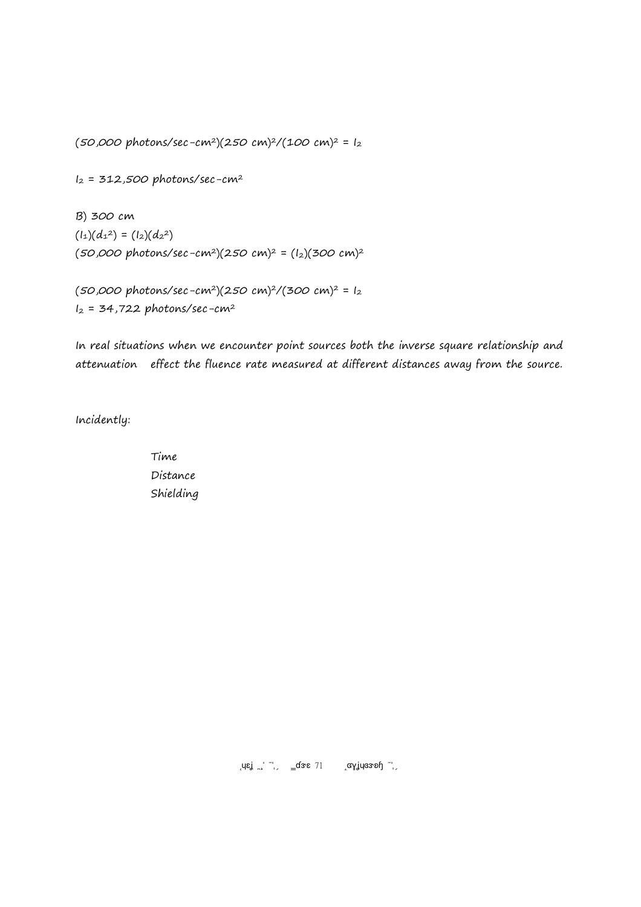$(50{,}000 \text{ photons/sec-cm}^2)(250 \text{ cm})^2/(100 \text{ cm})^2 = I_2$

$I_2 = 312{,}500 \text{ photons/sec-cm}^2$

B) 300 cm

$(I_1)(d_1^2) = (I_2)(d_2^2)$

$(50{,}000 \text{ photons/sec-cm}^2)(250 \text{ cm})^2 = (I_2)(300 \text{ cm})^2$

$(50{,}000 \text{ photons/sec-cm}^2)(250 \text{ cm})^2/(300 \text{ cm})^2 = I_2$

$I_2 = 34{,}722 \text{ photons/sec-cm}^2$

In real situations when we encounter point sources both the inverse square relationship and attenuation effect the fluence rate measured at different distances away from the source.

Incidently:

Time
Distance
Shielding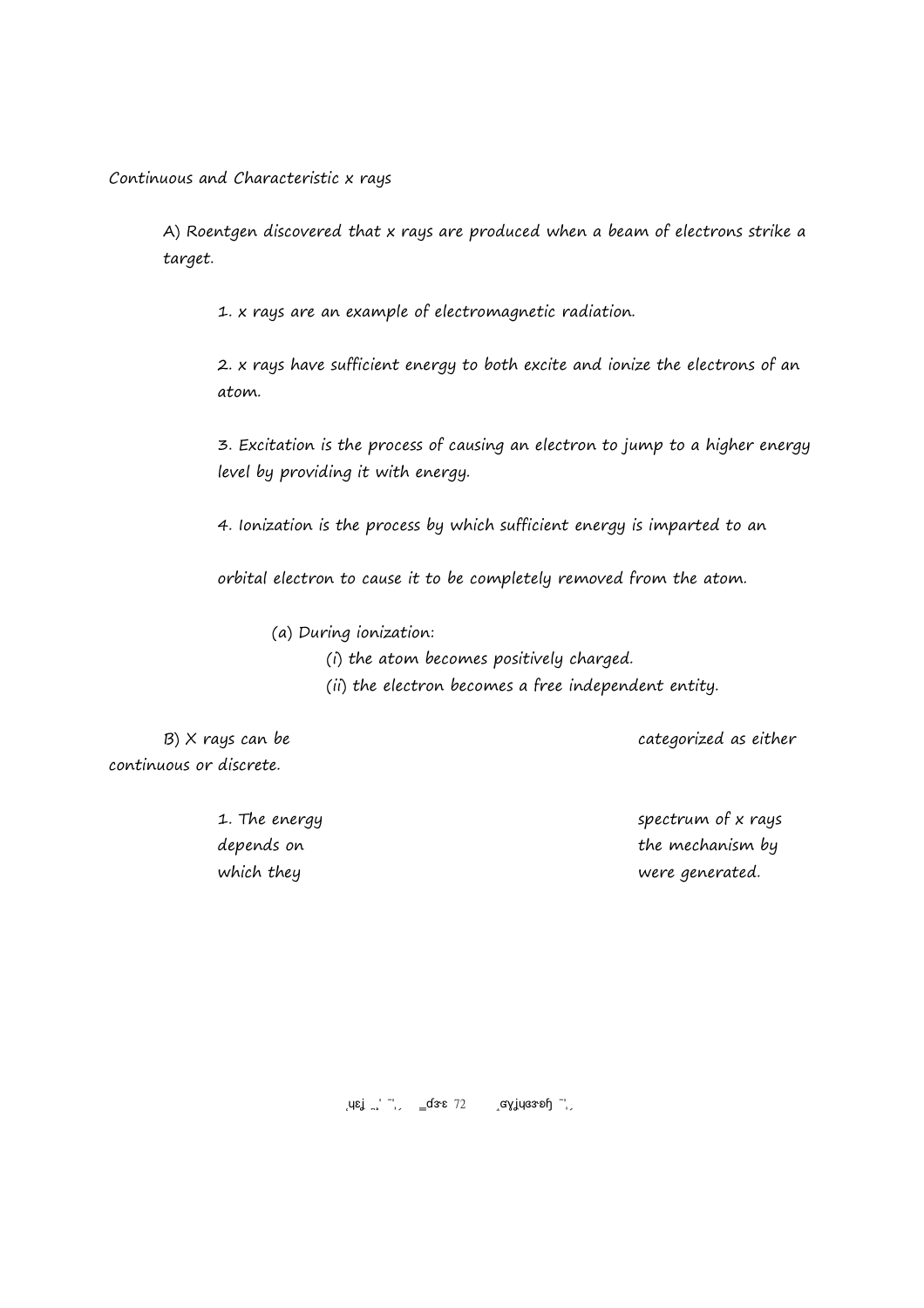Continuous and Characteristic x rays

A) Roentgen discovered that x rays are produced when a beam of electrons strike a target.

1. x rays are an example of electromagnetic radiation.

2. x rays have sufficient energy to both excite and ionize the electrons of an atom.

3. Excitation is the process of causing an electron to jump to a higher energy level by providing it with energy.

4. Ionization is the process by which sufficient energy is imparted to an orbital electron to cause it to be completely removed from the atom.

(a) During ionization:

(i) the atom becomes positively charged.

(ii) the electron becomes a free independent entity.

B) X rays can be categorized as either continuous or discrete.

1. The energy spectrum of x rays depends on the mechanism by which they were generated.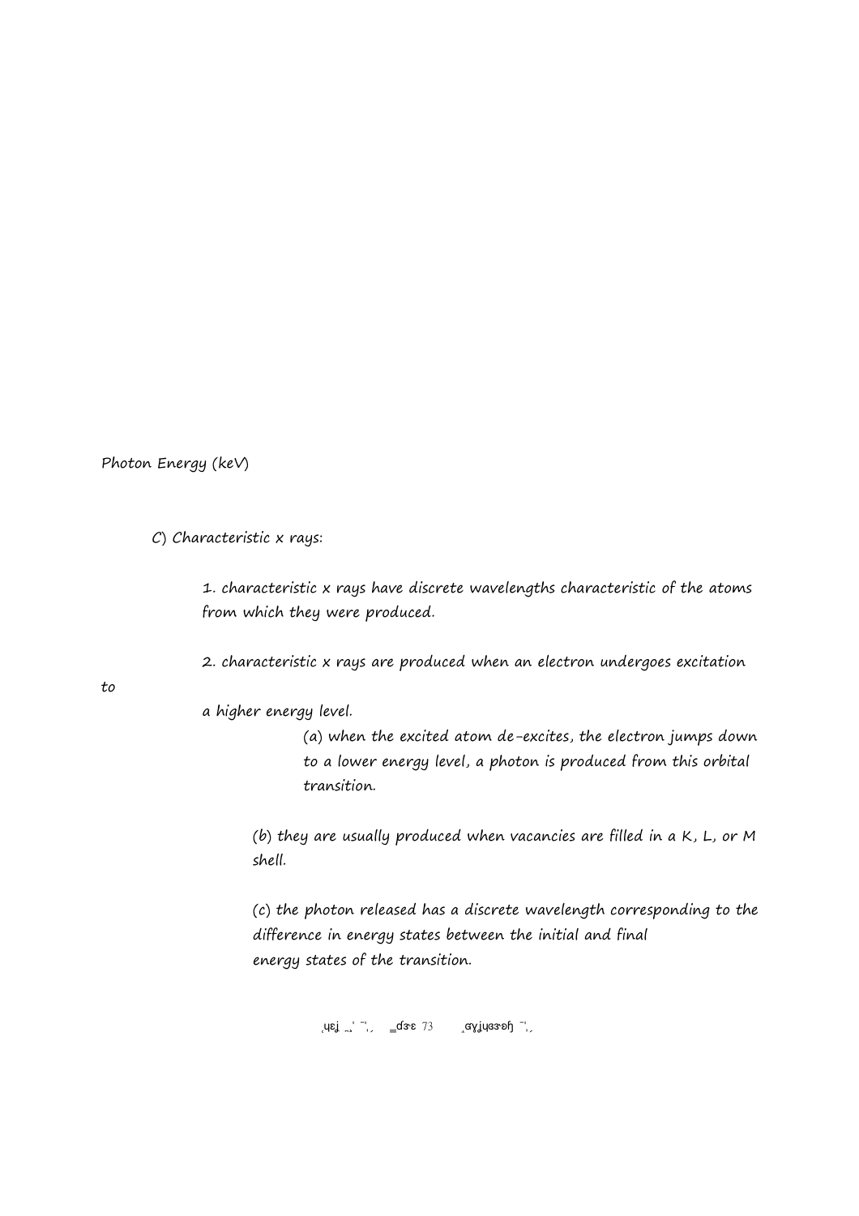Photon Energy (keV)

C) Characteristic x rays:

1. characteristic x rays have discrete wavelengths characteristic of the atoms from which they were produced.

2. characteristic x rays are produced when an electron undergoes excitation to a higher energy level.

   (a) when the excited atom de-excites, the electron jumps down to a lower energy level, a photon is produced from this orbital transition.

   (b) they are usually produced when vacancies are filled in a K, L, or M shell.

   (c) the photon released has a discrete wavelength corresponding to the difference in energy states between the initial and final energy states of the transition.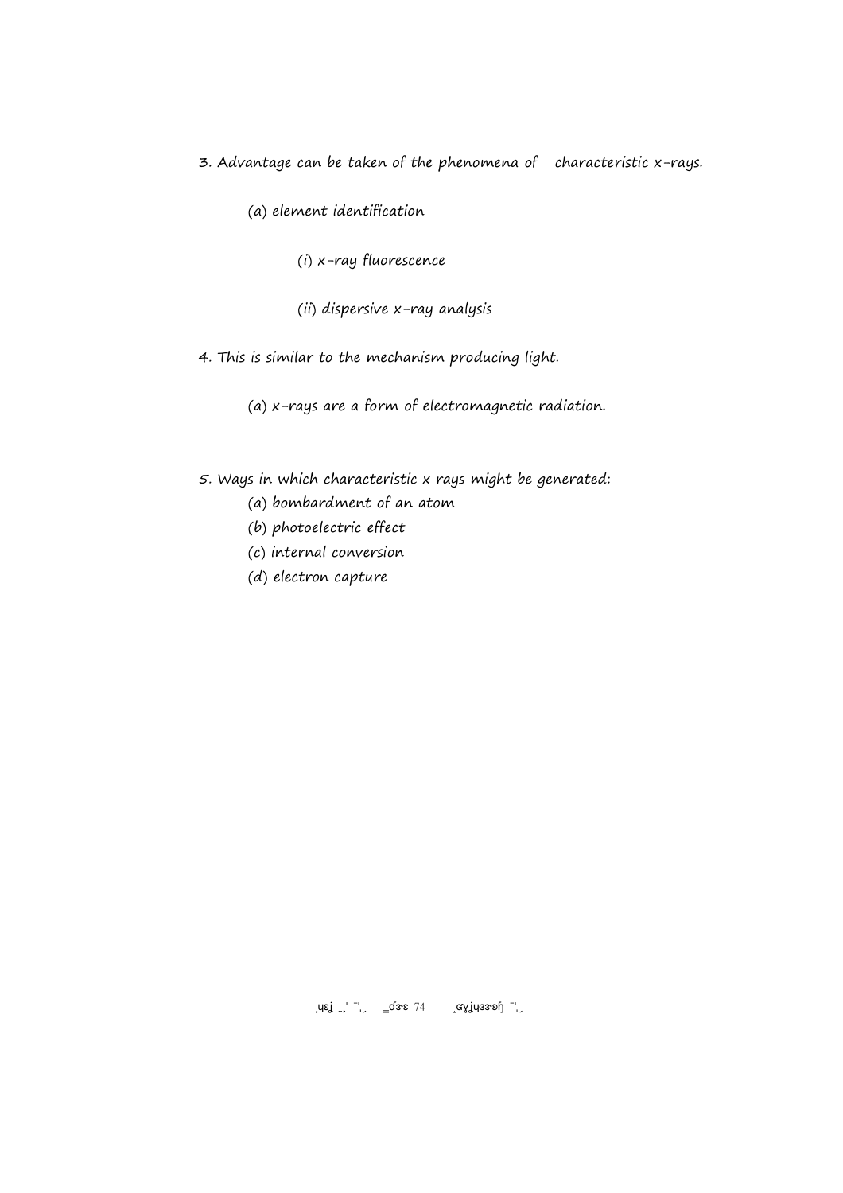3. Advantage can be taken of the phenomena of characteristic x-rays.

   (a) element identification

      (i) x-ray fluorescence

      (ii) dispersive x-ray analysis

4. This is similar to the mechanism producing light.

   (a) x-rays are a form of electromagnetic radiation.

5. Ways in which characteristic x rays might be generated:

   (a) bombardment of an atom
   (b) photoelectric effect
   (c) internal conversion
   (d) electron capture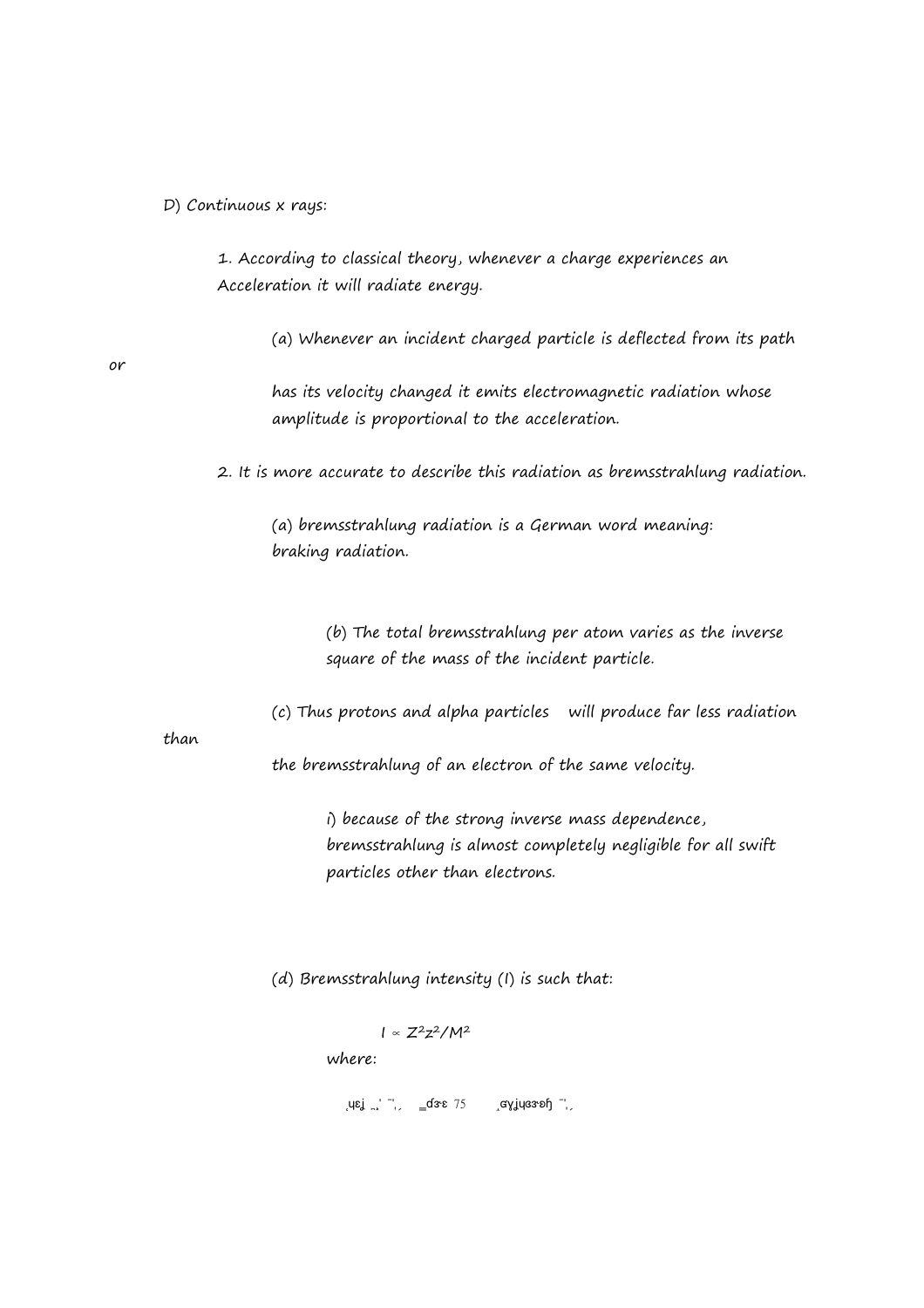D) Continuous x rays:

1. According to classical theory, whenever a charge experiences an Acceleration it will radiate energy.

   (a) Whenever an incident charged particle is deflected from its path or has its velocity changed it emits electromagnetic radiation whose amplitude is proportional to the acceleration.

2. It is more accurate to describe this radiation as bremsstrahlung radiation.

   (a) bremsstrahlung radiation is a German word meaning: braking radiation.

   (b) The total bremsstrahlung per atom varies as the inverse square of the mass of the incident particle.

   (c) Thus protons and alpha particles will produce far less radiation than the bremsstrahlung of an electron of the same velocity.

   i) because of the strong inverse mass dependence, bremsstrahlung is almost completely negligible for all swift particles other than electrons.

   (d) Bremsstrahlung intensity (I) is such that:

$$I \propto Z^2z^2/M^2$$

where: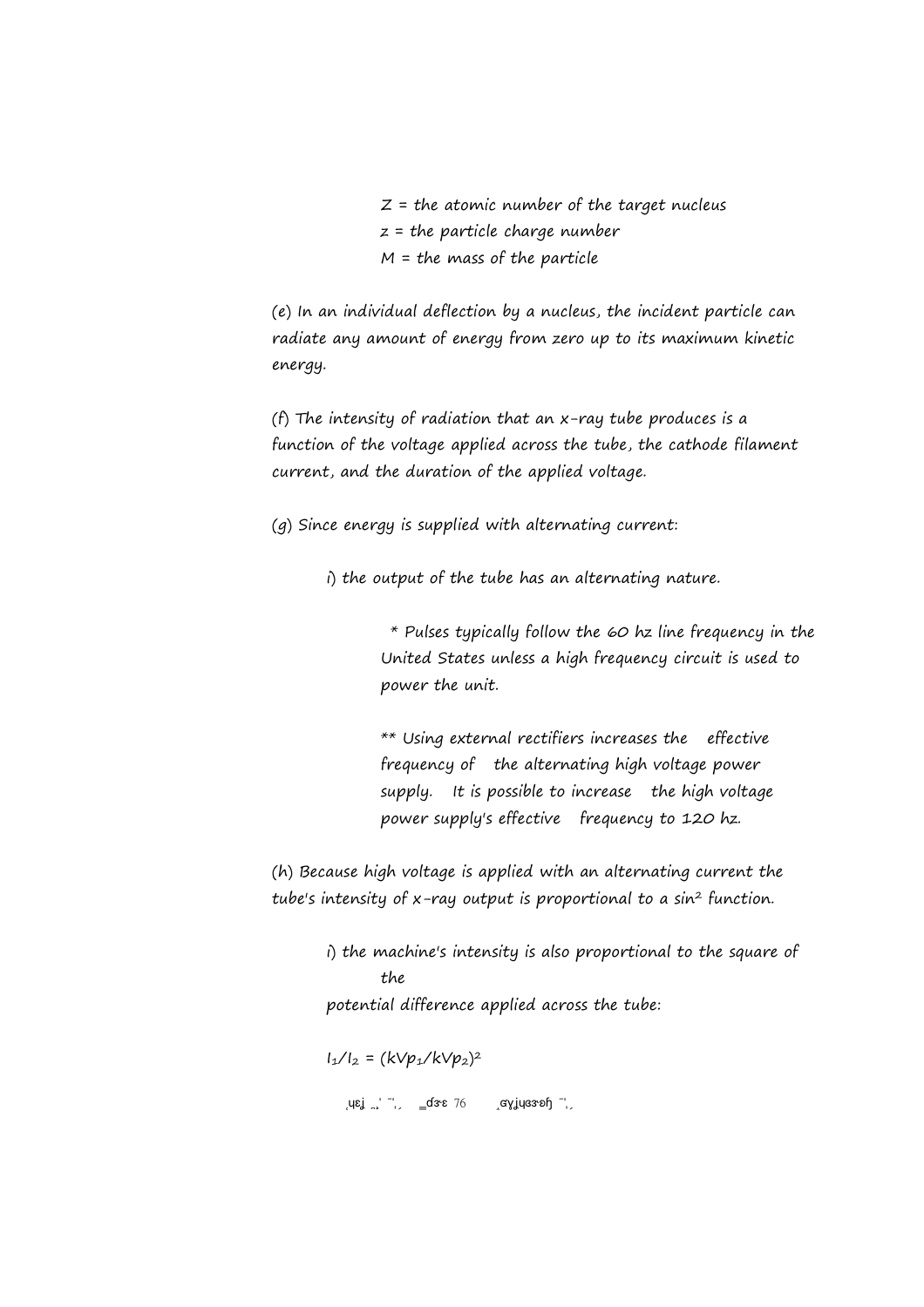Z = the atomic number of the target nucleus
z = the particle charge number
M = the mass of the particle

(e) In an individual deflection by a nucleus, the incident particle can radiate any amount of energy from zero up to its maximum kinetic energy.

(f) The intensity of radiation that an x-ray tube produces is a function of the voltage applied across the tube, the cathode filament current, and the duration of the applied voltage.

(g) Since energy is supplied with alternating current:

i) the output of the tube has an alternating nature.

\* Pulses typically follow the 60 hz line frequency in the United States unless a high frequency circuit is used to power the unit.

\*\* Using external rectifiers increases the effective frequency of the alternating high voltage power supply. It is possible to increase the high voltage power supply's effective frequency to 120 hz.

(h) Because high voltage is applied with an alternating current the tube's intensity of x-ray output is proportional to a $\sin^2$ function.

i) the machine's intensity is also proportional to the square of the potential difference applied across the tube:

$I_1/I_2 = (kVp_1/kVp_2)^2$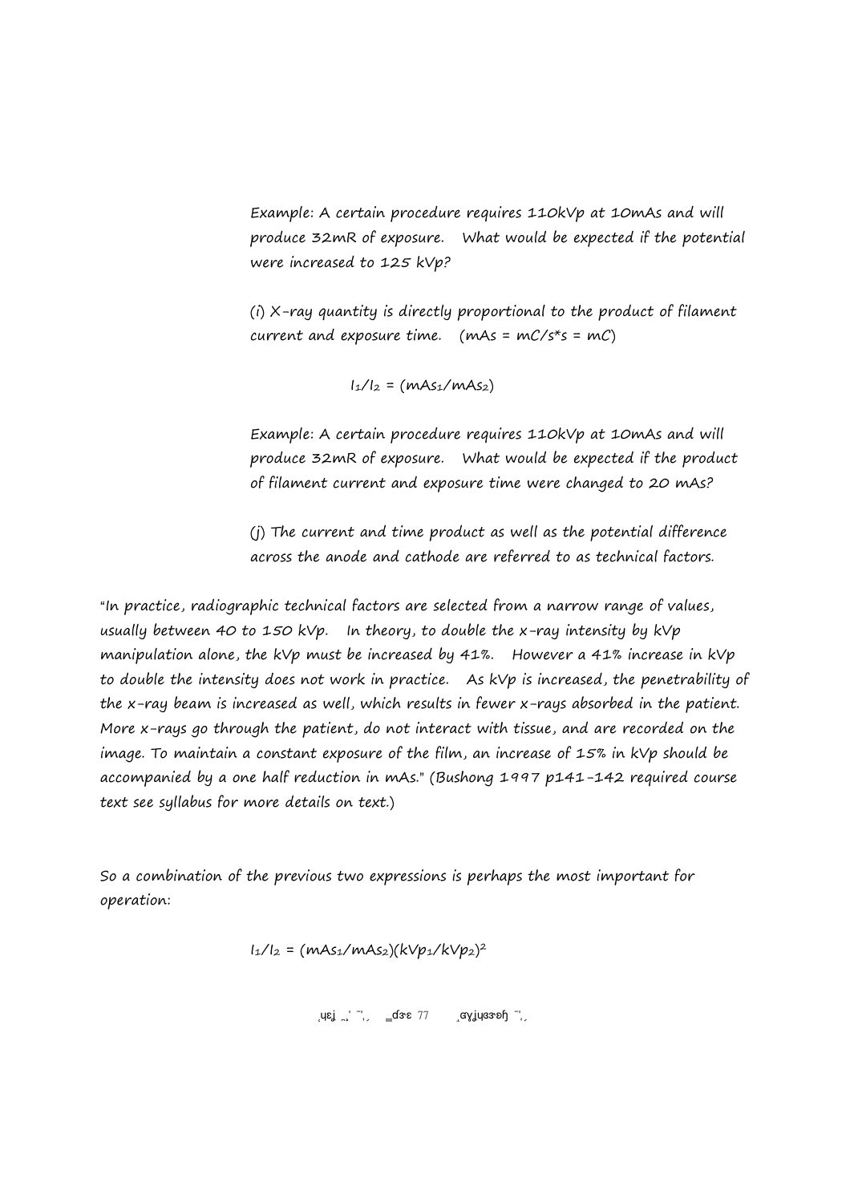Example: A certain procedure requires 110kVp at 10mAs and will produce 32mR of exposure. What would be expected if the potential were increased to 125 kVp?

(i) X-ray quantity is directly proportional to the product of filament current and exposure time. (mAs = mC/s*s = mC)

$$I_1/I_2 = (mAs_1/mAs_2)$$

Example: A certain procedure requires 110kVp at 10mAs and will produce 32mR of exposure. What would be expected if the product of filament current and exposure time were changed to 20 mAs?

(j) The current and time product as well as the potential difference across the anode and cathode are referred to as technical factors.

"In practice, radiographic technical factors are selected from a narrow range of values, usually between 40 to 150 kVp. In theory, to double the x-ray intensity by kVp manipulation alone, the kVp must be increased by 41%. However a 41% increase in kVp to double the intensity does not work in practice. As kVp is increased, the penetrability of the x-ray beam is increased as well, which results in fewer x-rays absorbed in the patient. More x-rays go through the patient, do not interact with tissue, and are recorded on the image. To maintain a constant exposure of the film, an increase of 15% in kVp should be accompanied by a one half reduction in mAs." (Bushong 1997 p141-142 required course text see syllabus for more details on text.)

So a combination of the previous two expressions is perhaps the most important for operation:

$$I_1/I_2 = (mAs_1/mAs_2)(kVp_1/kVp_2)^2$$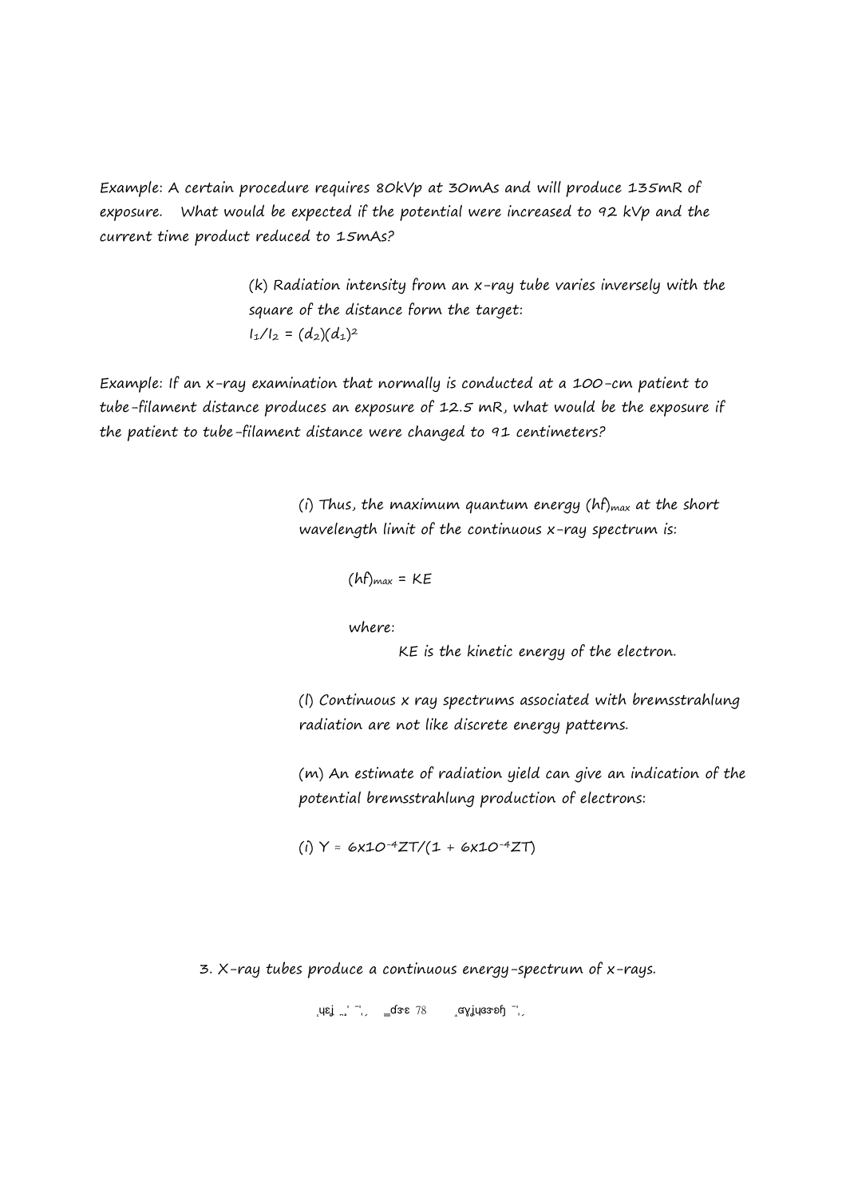Example: A certain procedure requires 80kVp at 30mAs and will produce 135mR of exposure. What would be expected if the potential were increased to 92 kVp and the current time product reduced to 15mAs?

(k) Radiation intensity from an x-ray tube varies inversely with the square of the distance form the target:
$I_1/I_2 = (d_2)(d_1)^2$

Example: If an x-ray examination that normally is conducted at a 100-cm patient to tube-filament distance produces an exposure of 12.5 mR, what would be the exposure if the patient to tube-filament distance were changed to 91 centimeters?

(i) Thus, the maximum quantum energy $(hf)_{max}$ at the short wavelength limit of the continuous x-ray spectrum is:

$(hf)_{max} = KE$

where:

KE is the kinetic energy of the electron.

(l) Continuous x ray spectrums associated with bremsstrahlung radiation are not like discrete energy patterns.

(m) An estimate of radiation yield can give an indication of the potential bremsstrahlung production of electrons:

(i) $Y \approx 6x10^{-4}ZT/(1 + 6x10^{-4}ZT)$

3. X-ray tubes produce a continuous energy-spectrum of x-rays.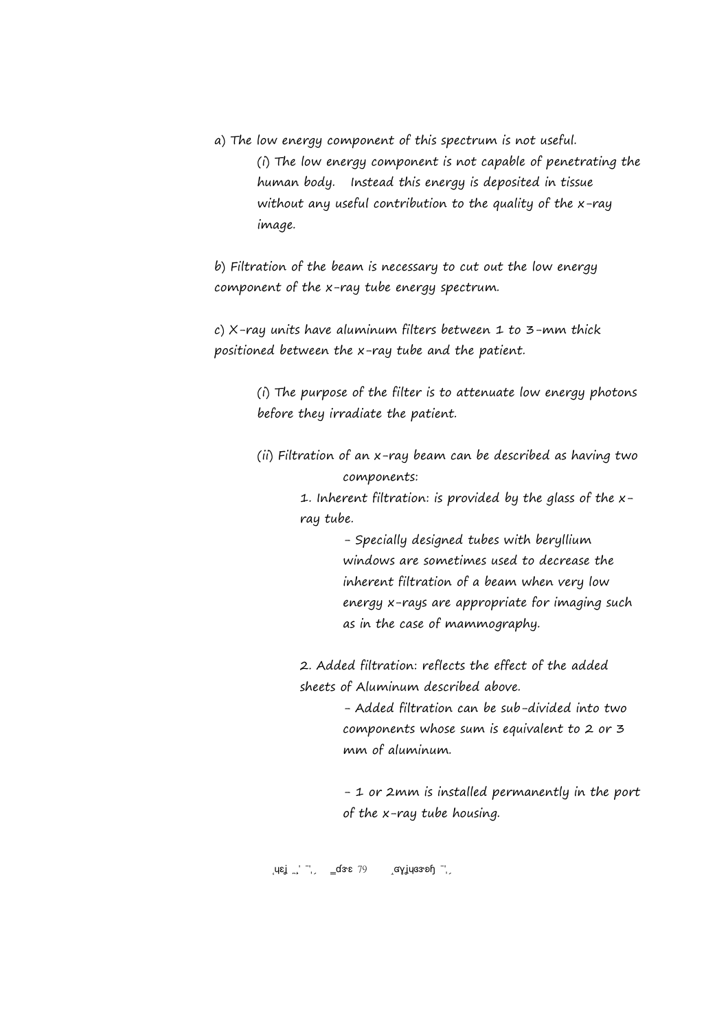a) The low energy component of this spectrum is not useful.

(i) The low energy component is not capable of penetrating the human body. Instead this energy is deposited in tissue without any useful contribution to the quality of the x-ray image.

b) Filtration of the beam is necessary to cut out the low energy component of the x-ray tube energy spectrum.

c) X-ray units have aluminum filters between 1 to 3-mm thick positioned between the x-ray tube and the patient.

(i) The purpose of the filter is to attenuate low energy photons before they irradiate the patient.

(ii) Filtration of an x-ray beam can be described as having two components:

1. Inherent filtration: is provided by the glass of the x-ray tube.

   - Specially designed tubes with beryllium windows are sometimes used to decrease the inherent filtration of a beam when very low energy x-rays are appropriate for imaging such as in the case of mammography.

2. Added filtration: reflects the effect of the added sheets of Aluminum described above.

   - Added filtration can be sub-divided into two components whose sum is equivalent to 2 or 3 mm of aluminum.

   - 1 or 2mm is installed permanently in the port of the x-ray tube housing.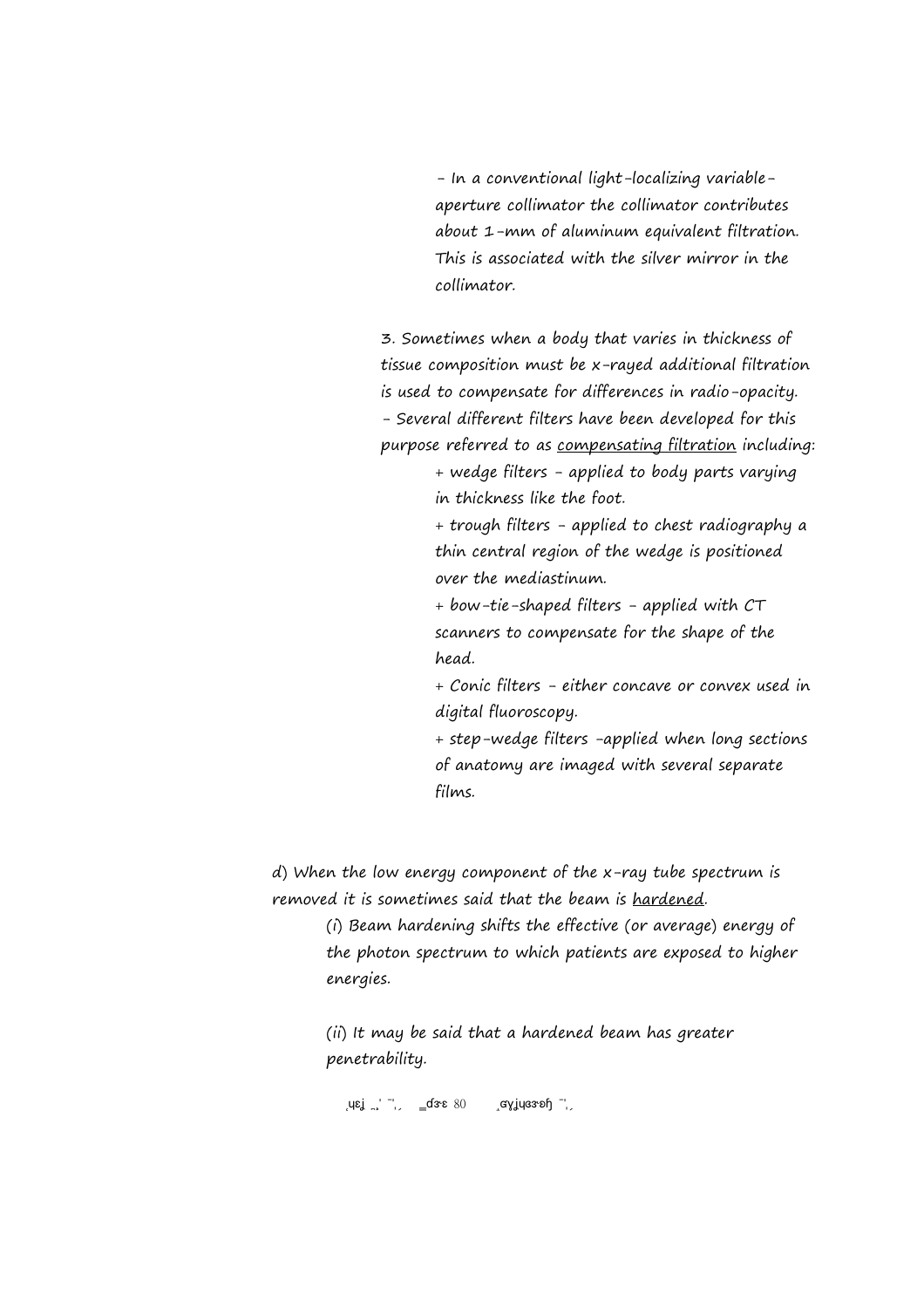- In a conventional light-localizing variable-aperture collimator the collimator contributes about 1-mm of aluminum equivalent filtration. This is associated with the silver mirror in the collimator.

3. Sometimes when a body that varies in thickness of tissue composition must be x-rayed additional filtration is used to compensate for differences in radio-opacity.
- Several different filters have been developed for this purpose referred to as <u>compensating filtration</u> including:
  + wedge filters - applied to body parts varying in thickness like the foot.
  + trough filters - applied to chest radiography a thin central region of the wedge is positioned over the mediastinum.
  + bow-tie-shaped filters - applied with CT scanners to compensate for the shape of the head.
  + Conic filters - either concave or convex used in digital fluoroscopy.
  + step-wedge filters -applied when long sections of anatomy are imaged with several separate films.

d) When the low energy component of the x-ray tube spectrum is removed it is sometimes said that the beam is <u>hardened</u>.

(i) Beam hardening shifts the effective (or average) energy of the photon spectrum to which patients are exposed to higher energies.

(ii) It may be said that a hardened beam has greater penetrability.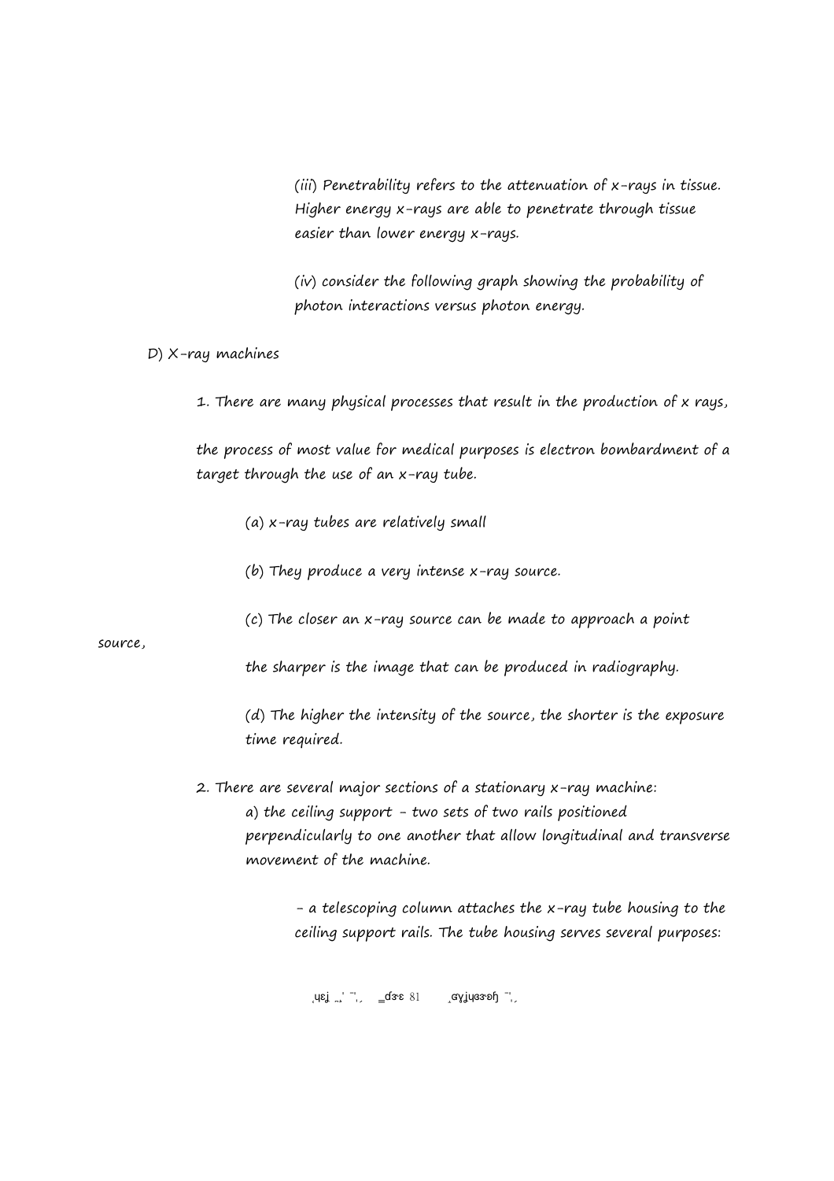(iii) Penetrability refers to the attenuation of x-rays in tissue. Higher energy x-rays are able to penetrate through tissue easier than lower energy x-rays.

(iv) consider the following graph showing the probability of photon interactions versus photon energy.

D) X-ray machines

1. There are many physical processes that result in the production of x rays,

the process of most value for medical purposes is electron bombardment of a target through the use of an x-ray tube.

(a) x-ray tubes are relatively small

(b) They produce a very intense x-ray source.

(c) The closer an x-ray source can be made to approach a point source,

the sharper is the image that can be produced in radiography.

(d) The higher the intensity of the source, the shorter is the exposure time required.

2. There are several major sections of a stationary x-ray machine:

a) the ceiling support - two sets of two rails positioned perpendicularly to one another that allow longitudinal and transverse movement of the machine.

- a telescoping column attaches the x-ray tube housing to the ceiling support rails. The tube housing serves several purposes: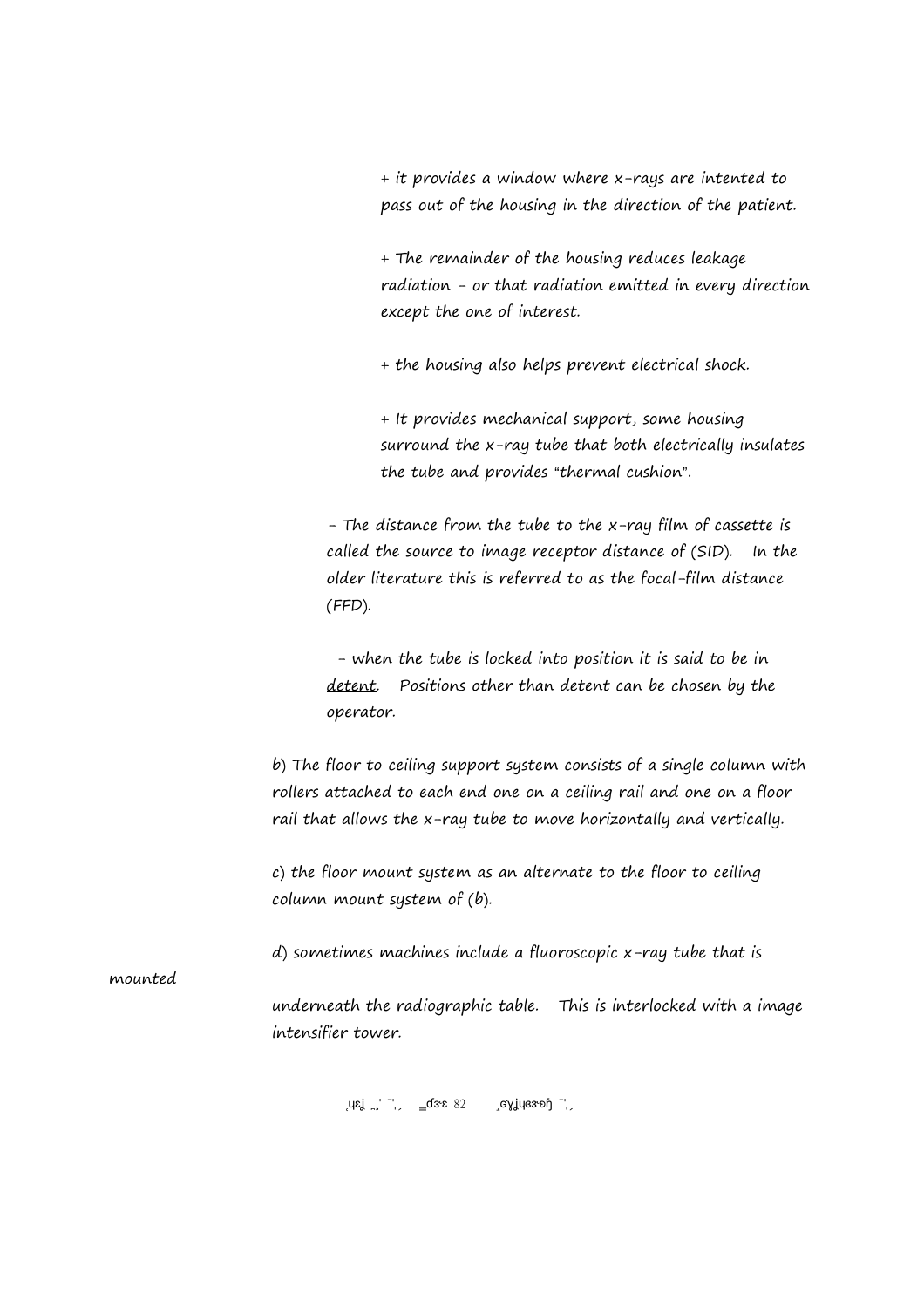+ it provides a window where x-rays are intented to pass out of the housing in the direction of the patient.

+ The remainder of the housing reduces leakage radiation - or that radiation emitted in every direction except the one of interest.

+ the housing also helps prevent electrical shock.

+ It provides mechanical support, some housing surround the x-ray tube that both electrically insulates the tube and provides "thermal cushion".

- The distance from the tube to the x-ray film of cassette is called the source to image receptor distance of (SID). In the older literature this is referred to as the focal-film distance (FFD).

- when the tube is locked into position it is said to be in <u>detent</u>. Positions other than detent can be chosen by the operator.

b) The floor to ceiling support system consists of a single column with rollers attached to each end one on a ceiling rail and one on a floor rail that allows the x-ray tube to move horizontally and vertically.

c) the floor mount system as an alternate to the floor to ceiling column mount system of (b).

d) sometimes machines include a fluoroscopic x-ray tube that is mounted underneath the radiographic table. This is interlocked with a image intensifier tower.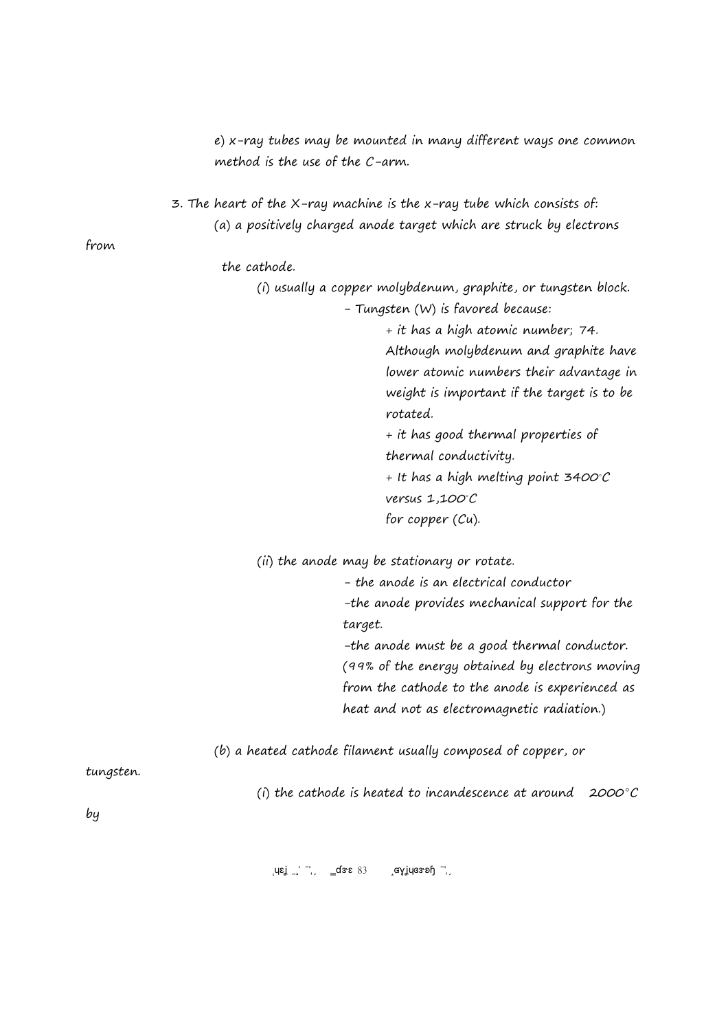e) x-ray tubes may be mounted in many different ways one common method is the use of the C-arm.

3. The heart of the X-ray machine is the x-ray tube which consists of:

(a) a positively charged anode target which are struck by electrons from the cathode.

(i) usually a copper molybdenum, graphite, or tungsten block.

- Tungsten (W) is favored because:
  + it has a high atomic number; 74. Although molybdenum and graphite have lower atomic numbers their advantage in weight is important if the target is to be rotated.
  + it has good thermal properties of thermal conductivity.
  + It has a high melting point 3400°C versus 1,100°C for copper (Cu).

(ii) the anode may be stationary or rotate.

- the anode is an electrical conductor
- the anode provides mechanical support for the target.
- the anode must be a good thermal conductor. (99% of the energy obtained by electrons moving from the cathode to the anode is experienced as heat and not as electromagnetic radiation.)

(b) a heated cathode filament usually composed of copper, or tungsten.

(i) the cathode is heated to incandescence at around 2000°C by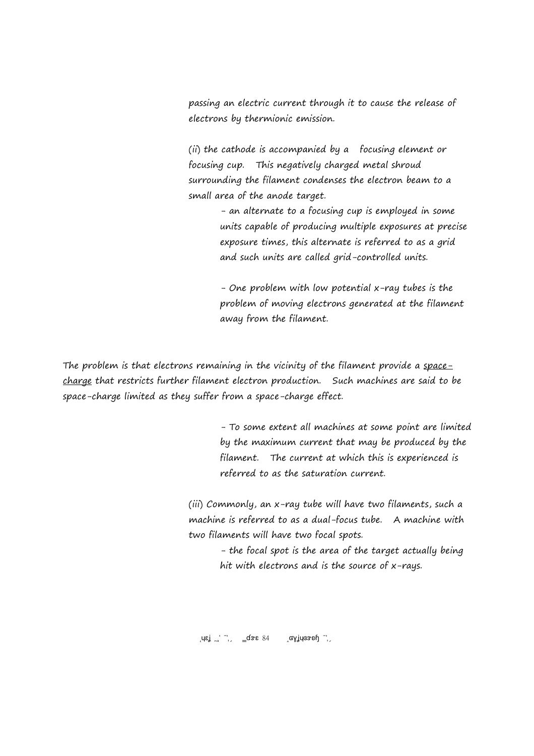passing an electric current through it to cause the release of electrons by thermionic emission.

(ii) the cathode is accompanied by a focusing element or focusing cup. This negatively charged metal shroud surrounding the filament condenses the electron beam to a small area of the anode target.

- an alternate to a focusing cup is employed in some units capable of producing multiple exposures at precise exposure times, this alternate is referred to as a grid and such units are called grid-controlled units.

- One problem with low potential x-ray tubes is the problem of moving electrons generated at the filament away from the filament.

The problem is that electrons remaining in the vicinity of the filament provide a space-charge that restricts further filament electron production. Such machines are said to be space-charge limited as they suffer from a space-charge effect.

- To some extent all machines at some point are limited by the maximum current that may be produced by the filament. The current at which this is experienced is referred to as the saturation current.

(iii) Commonly, an x-ray tube will have two filaments, such a machine is referred to as a dual-focus tube. A machine with two filaments will have two focal spots.

- the focal spot is the area of the target actually being hit with electrons and is the source of x-rays.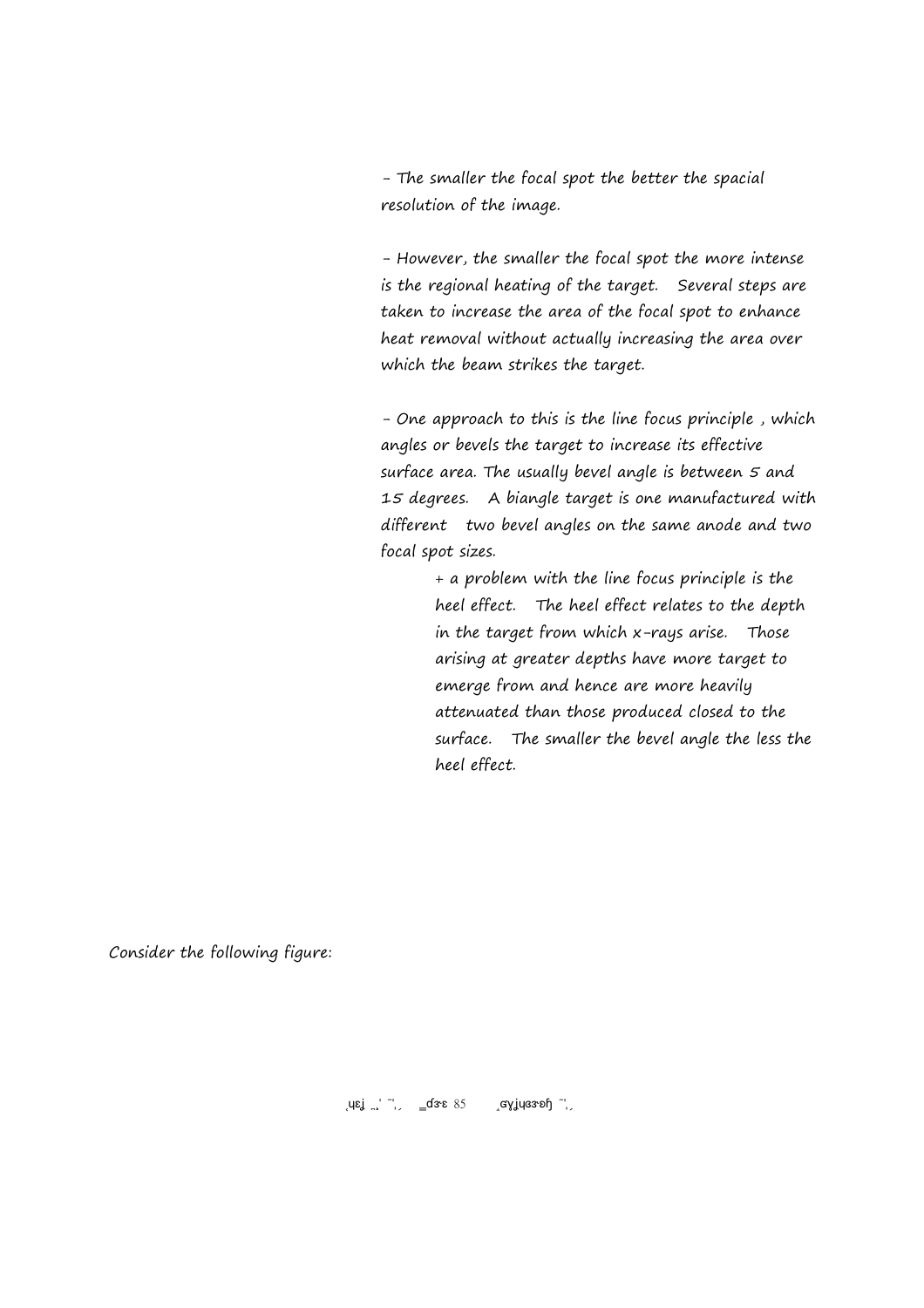- The smaller the focal spot the better the spacial resolution of the image.

- However, the smaller the focal spot the more intense is the regional heating of the target. Several steps are taken to increase the area of the focal spot to enhance heat removal without actually increasing the area over which the beam strikes the target.

- One approach to this is the line focus principle , which angles or bevels the target to increase its effective surface area. The usually bevel angle is between 5 and 15 degrees. A biangle target is one manufactured with different two bevel angles on the same anode and two focal spot sizes.

  + a problem with the line focus principle is the heel effect. The heel effect relates to the depth in the target from which x-rays arise. Those arising at greater depths have more target to emerge from and hence are more heavily attenuated than those produced closed to the surface. The smaller the bevel angle the less the heel effect.

Consider the following figure: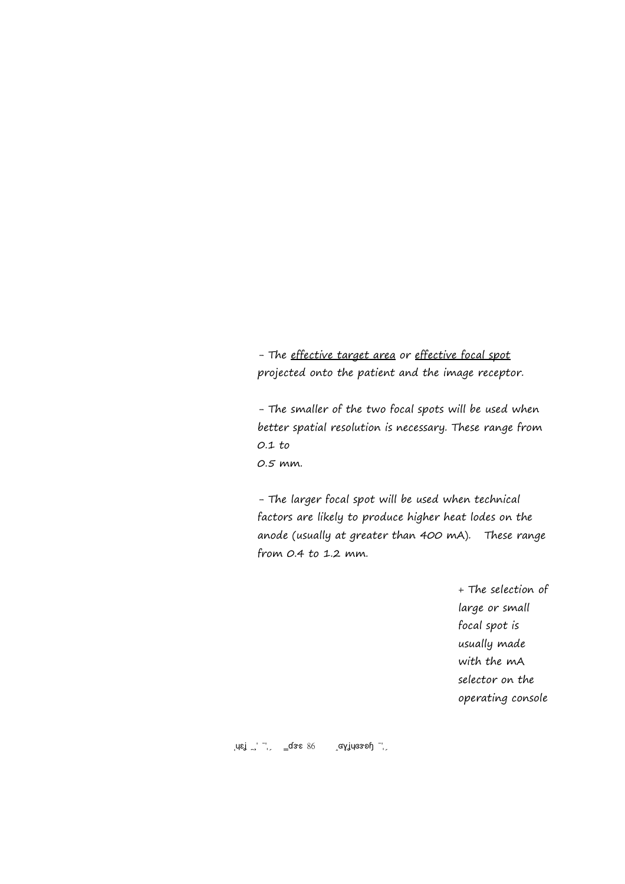- The <u>effective target area</u> or <u>effective focal spot</u> projected onto the patient and the image receptor.

- The smaller of the two focal spots will be used when better spatial resolution is necessary. These range from 0.1 to 0.5 mm.

- The larger focal spot will be used when technical factors are likely to produce higher heat lodes on the anode (usually at greater than 400 mA). These range from 0.4 to 1.2 mm.

+ The selection of large or small focal spot is usually made with the mA selector on the operating console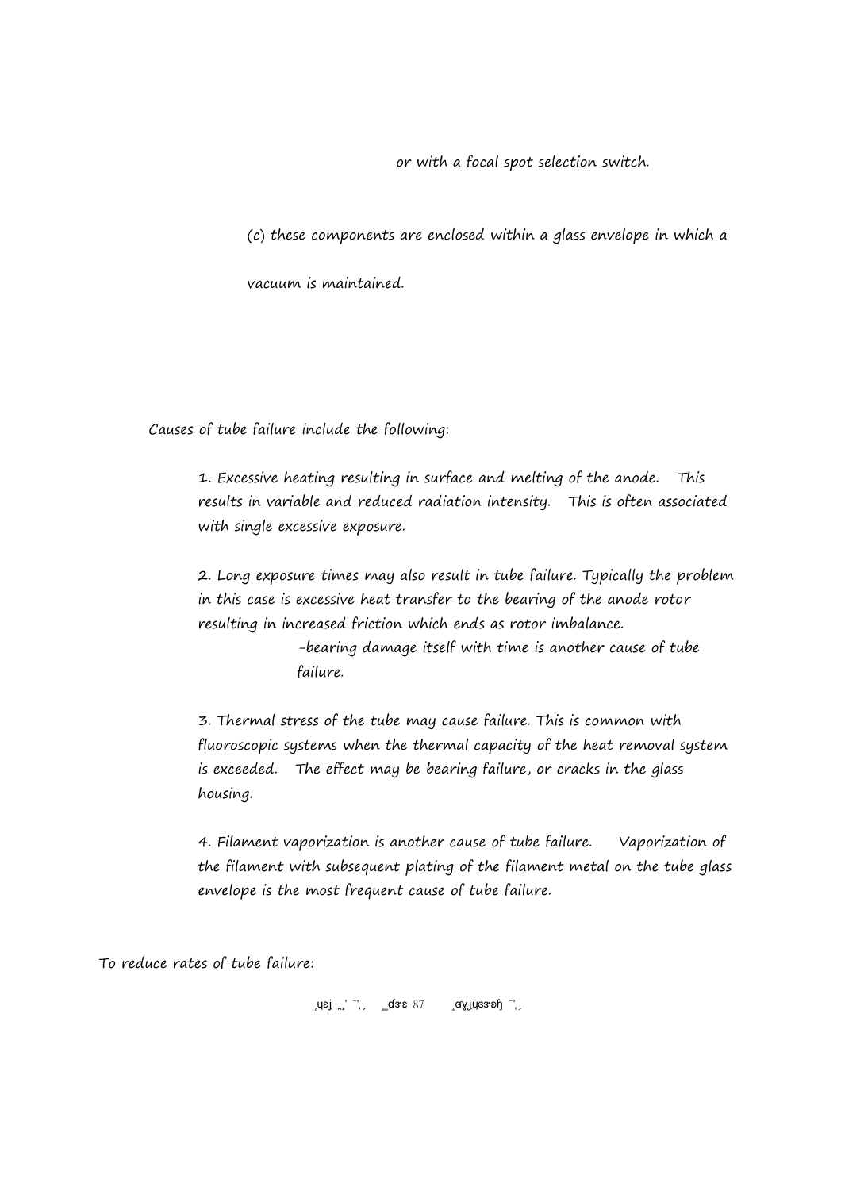or with a focal spot selection switch.

(c) these components are enclosed within a glass envelope in which a vacuum is maintained.

Causes of tube failure include the following:

1. Excessive heating resulting in surface and melting of the anode. This results in variable and reduced radiation intensity. This is often associated with single excessive exposure.

2. Long exposure times may also result in tube failure. Typically the problem in this case is excessive heat transfer to the bearing of the anode rotor resulting in increased friction which ends as rotor imbalance.
   -bearing damage itself with time is another cause of tube failure.

3. Thermal stress of the tube may cause failure. This is common with fluoroscopic systems when the thermal capacity of the heat removal system is exceeded. The effect may be bearing failure, or cracks in the glass housing.

4. Filament vaporization is another cause of tube failure. Vaporization of the filament with subsequent plating of the filament metal on the tube glass envelope is the most frequent cause of tube failure.

To reduce rates of tube failure: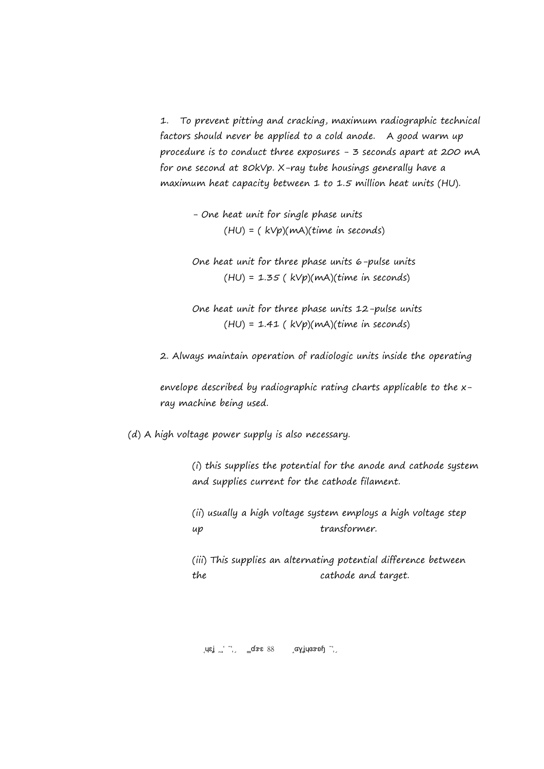1. To prevent pitting and cracking, maximum radiographic technical factors should never be applied to a cold anode. A good warm up procedure is to conduct three exposures - 3 seconds apart at 200 mA for one second at 80kVp. X-ray tube housings generally have a maximum heat capacity between 1 to 1.5 million heat units (HU).

   - One heat unit for single phase units
     (HU) = ( kVp)(mA)(time in seconds)

   One heat unit for three phase units 6-pulse units
     (HU) = 1.35 ( kVp)(mA)(time in seconds)

   One heat unit for three phase units 12-pulse units
     (HU) = 1.41 ( kVp)(mA)(time in seconds)

2. Always maintain operation of radiologic units inside the operating envelope described by radiographic rating charts applicable to the x-ray machine being used.

(d) A high voltage power supply is also necessary.

   (i) this supplies the potential for the anode and cathode system and supplies current for the cathode filament.

   (ii) usually a high voltage system employs a high voltage step up transformer.

   (iii) This supplies an alternating potential difference between the cathode and target.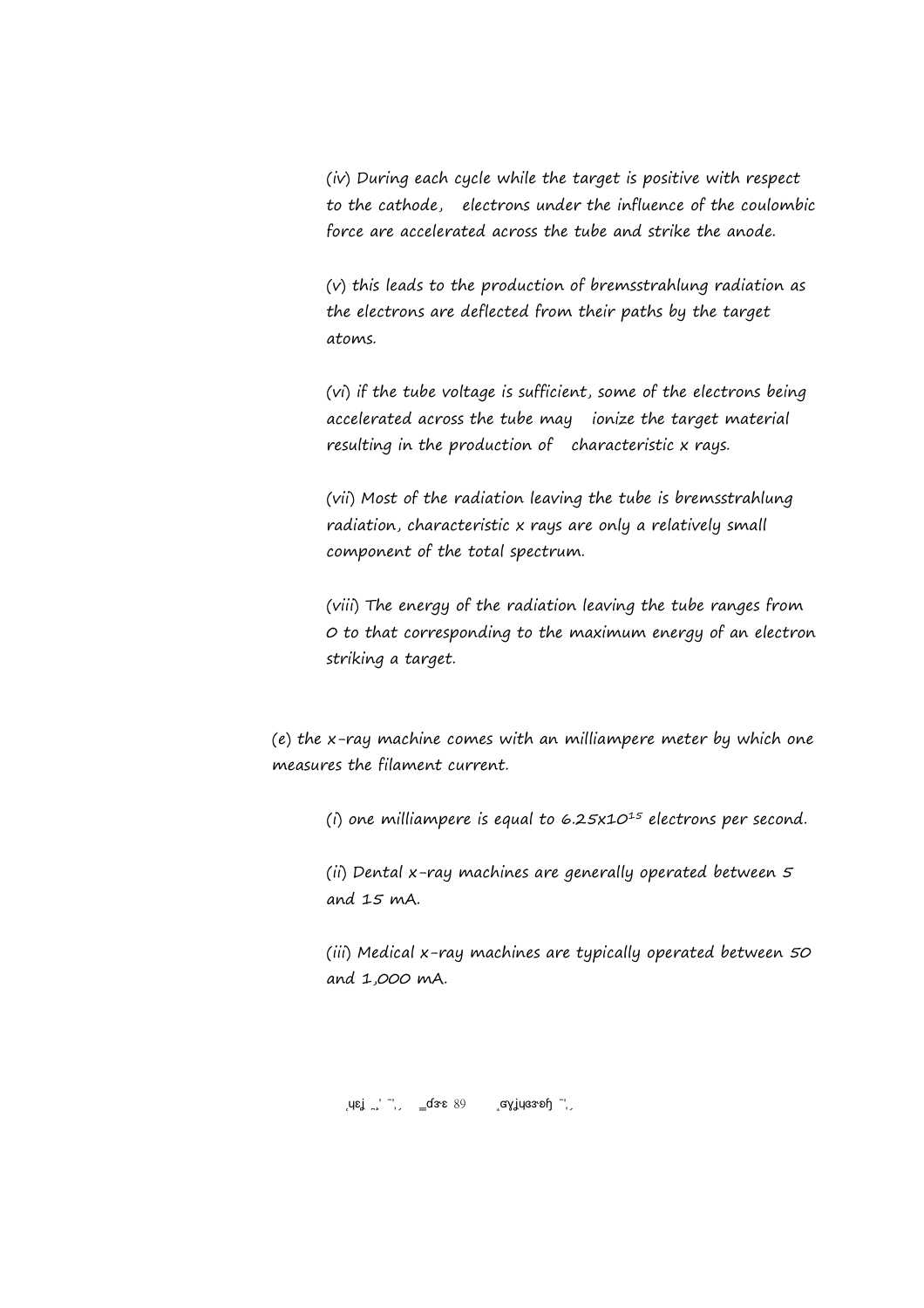(iv) During each cycle while the target is positive with respect to the cathode, electrons under the influence of the coulombic force are accelerated across the tube and strike the anode.

(v) this leads to the production of bremsstrahlung radiation as the electrons are deflected from their paths by the target atoms.

(vi) if the tube voltage is sufficient, some of the electrons being accelerated across the tube may ionize the target material resulting in the production of characteristic x rays.

(vii) Most of the radiation leaving the tube is bremsstrahlung radiation, characteristic x rays are only a relatively small component of the total spectrum.

(viii) The energy of the radiation leaving the tube ranges from 0 to that corresponding to the maximum energy of an electron striking a target.

(e) the x-ray machine comes with an milliampere meter by which one measures the filament current.

(i) one milliampere is equal to $6.25 \times 10^{15}$ electrons per second.

(ii) Dental x-ray machines are generally operated between 5 and 15 mA.

(iii) Medical x-ray machines are typically operated between 50 and 1,000 mA.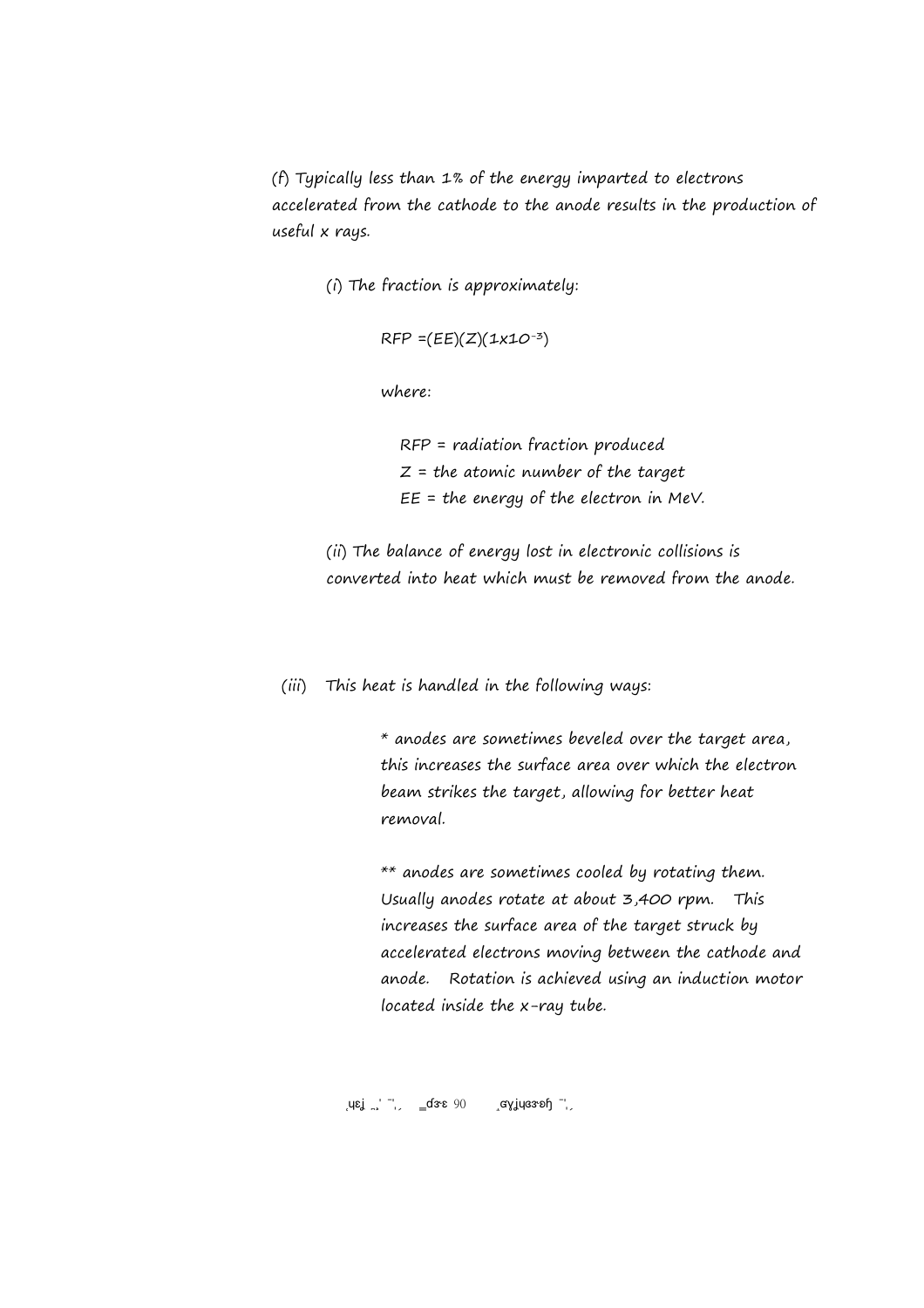(f) Typically less than 1% of the energy imparted to electrons accelerated from the cathode to the anode results in the production of useful x rays.

(i) The fraction is approximately:

$$RFP = (EE)(Z)(1 \times 10^{-3})$$

where:

RFP = radiation fraction produced
Z = the atomic number of the target
EE = the energy of the electron in MeV.

(ii) The balance of energy lost in electronic collisions is converted into heat which must be removed from the anode.

(iii) This heat is handled in the following ways:

* anodes are sometimes beveled over the target area, this increases the surface area over which the electron beam strikes the target, allowing for better heat removal.

** anodes are sometimes cooled by rotating them. Usually anodes rotate at about 3,400 rpm. This increases the surface area of the target struck by accelerated electrons moving between the cathode and anode. Rotation is achieved using an induction motor located inside the x-ray tube.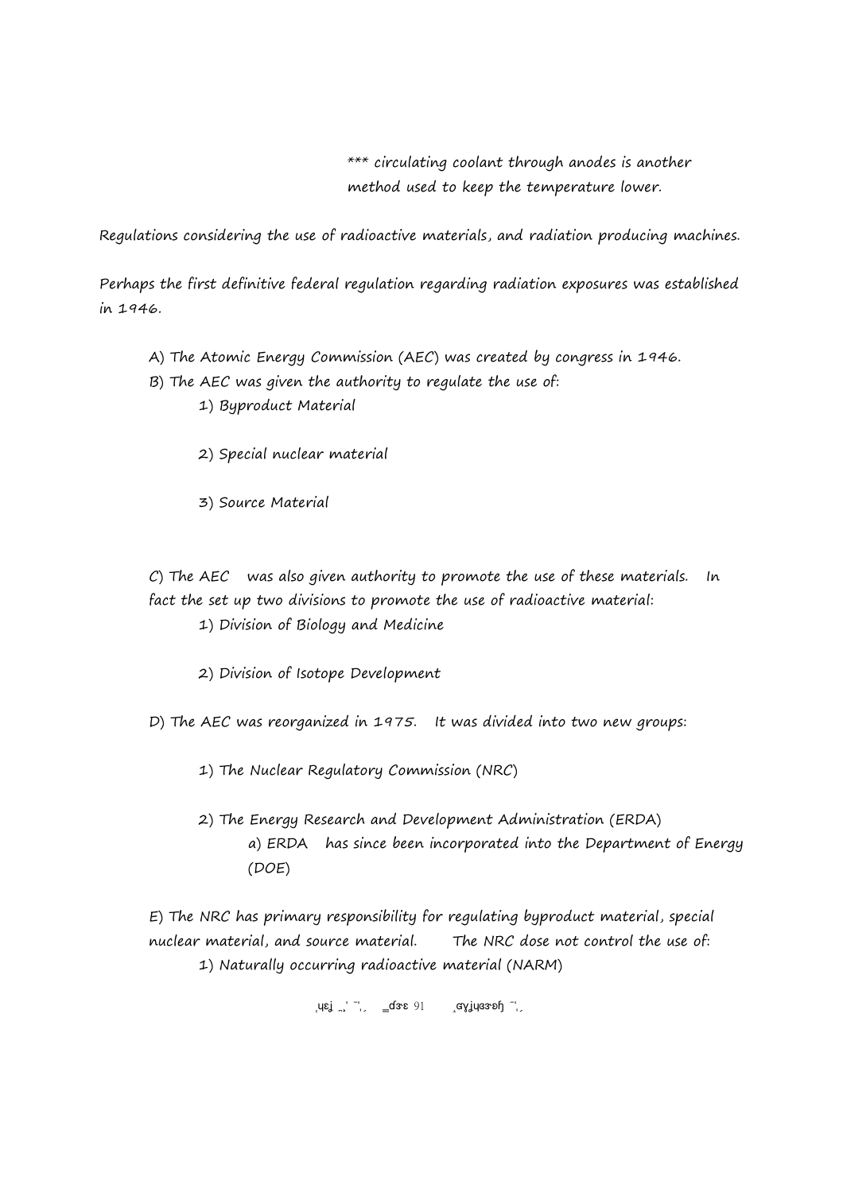*** circulating coolant through anodes is another method used to keep the temperature lower.

Regulations considering the use of radioactive materials, and radiation producing machines.

Perhaps the first definitive federal regulation regarding radiation exposures was established in 1946.

A) The Atomic Energy Commission (AEC) was created by congress in 1946.

B) The AEC was given the authority to regulate the use of:

    1) Byproduct Material

    2) Special nuclear material

    3) Source Material

C) The AEC was also given authority to promote the use of these materials. In fact the set up two divisions to promote the use of radioactive material:

    1) Division of Biology and Medicine

    2) Division of Isotope Development

D) The AEC was reorganized in 1975. It was divided into two new groups:

    1) The Nuclear Regulatory Commission (NRC)

    2) The Energy Research and Development Administration (ERDA)

        a) ERDA has since been incorporated into the Department of Energy (DOE)

E) The NRC has primary responsibility for regulating byproduct material, special nuclear material, and source material. The NRC dose not control the use of:

    1) Naturally occurring radioactive material (NARM)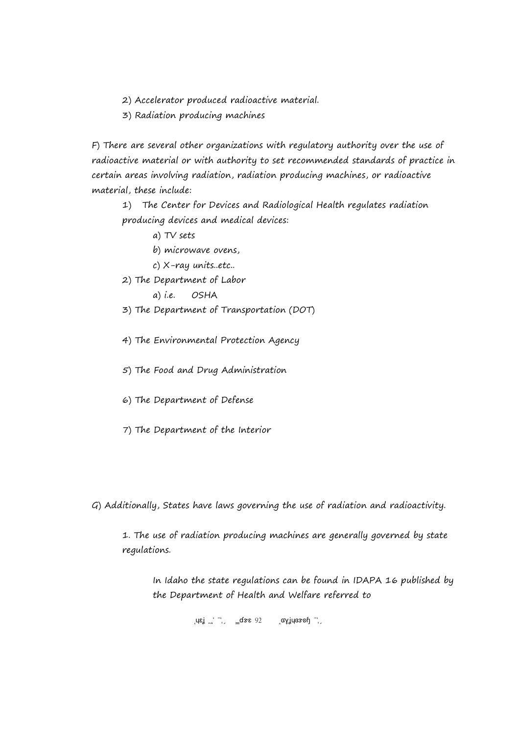2) Accelerator produced radioactive material.

3) Radiation producing machines

F) There are several other organizations with regulatory authority over the use of radioactive material or with authority to set recommended standards of practice in certain areas involving radiation, radiation producing machines, or radioactive material, these include:

1) The Center for Devices and Radiological Health regulates radiation producing devices and medical devices:

   a) TV sets

   b) microwave ovens,

   c) X-ray units..etc..

2) The Department of Labor

   a) i.e. OSHA

3) The Department of Transportation (DOT)

4) The Environmental Protection Agency

5) The Food and Drug Administration

6) The Department of Defense

7) The Department of the Interior

G) Additionally, States have laws governing the use of radiation and radioactivity.

1. The use of radiation producing machines are generally governed by state regulations.

   In Idaho the state regulations can be found in IDAPA 16 published by the Department of Health and Welfare referred to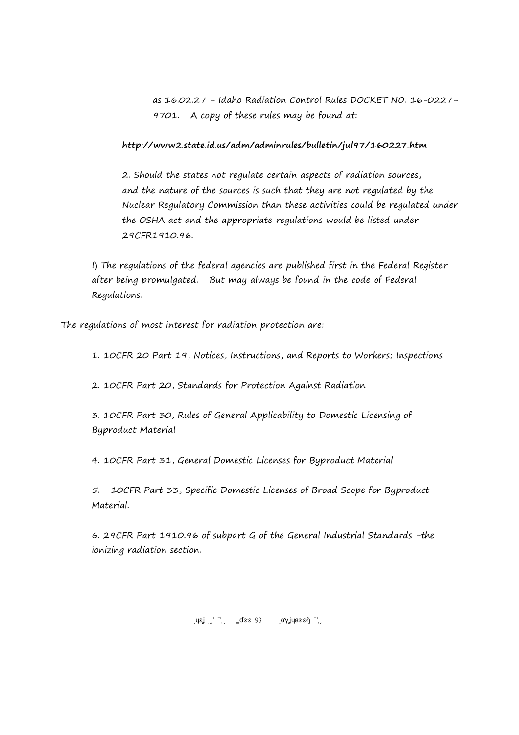as 16.02.27 - Idaho Radiation Control Rules DOCKET NO. 16-0227-9701. A copy of these rules may be found at:

**http://www2.state.id.us/adm/adminrules/bulletin/jul97/160227.htm**

2. Should the states not regulate certain aspects of radiation sources, and the nature of the sources is such that they are not regulated by the Nuclear Regulatory Commission than these activities could be regulated under the OSHA act and the appropriate regulations would be listed under 29CFR1910.96.

I) The regulations of the federal agencies are published first in the Federal Register after being promulgated. But may always be found in the code of Federal Regulations.

The regulations of most interest for radiation protection are:

1. 10CFR 20 Part 19, Notices, Instructions, and Reports to Workers; Inspections

2. 10CFR Part 20, Standards for Protection Against Radiation

3. 10CFR Part 30, Rules of General Applicability to Domestic Licensing of Byproduct Material

4. 10CFR Part 31, General Domestic Licenses for Byproduct Material

5. 10CFR Part 33, Specific Domestic Licenses of Broad Scope for Byproduct Material.

6. 29CFR Part 1910.96 of subpart G of the General Industrial Standards -the ionizing radiation section.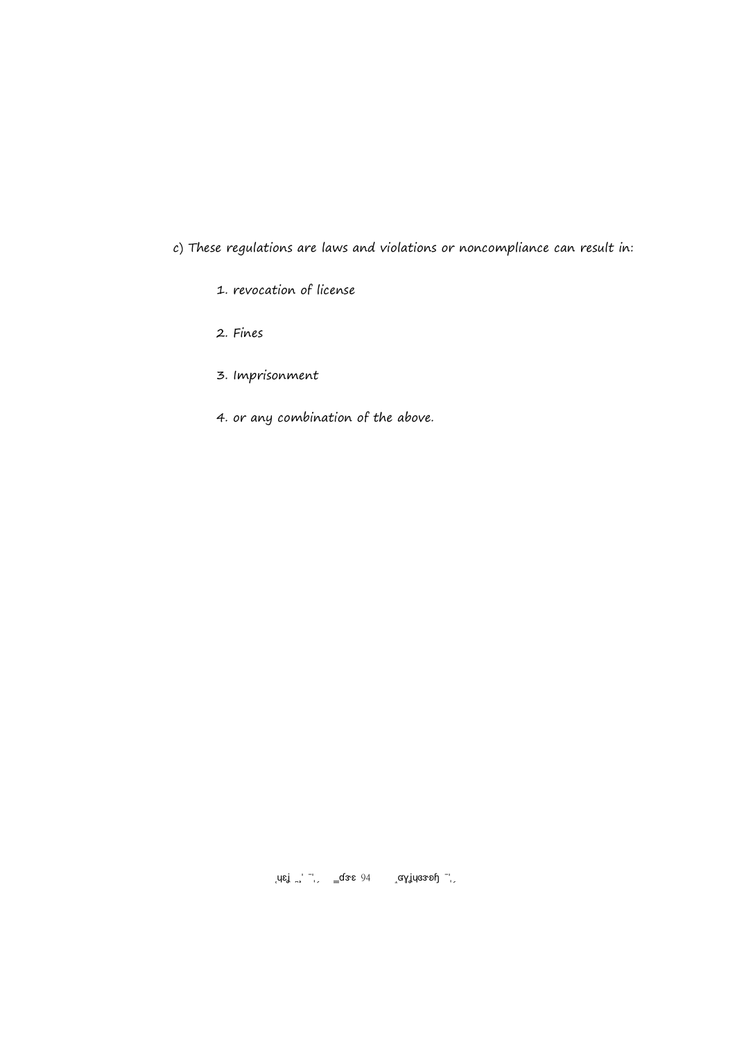c) These regulations are laws and violations or noncompliance can result in:

1. revocation of license
2. Fines
3. Imprisonment
4. or any combination of the above.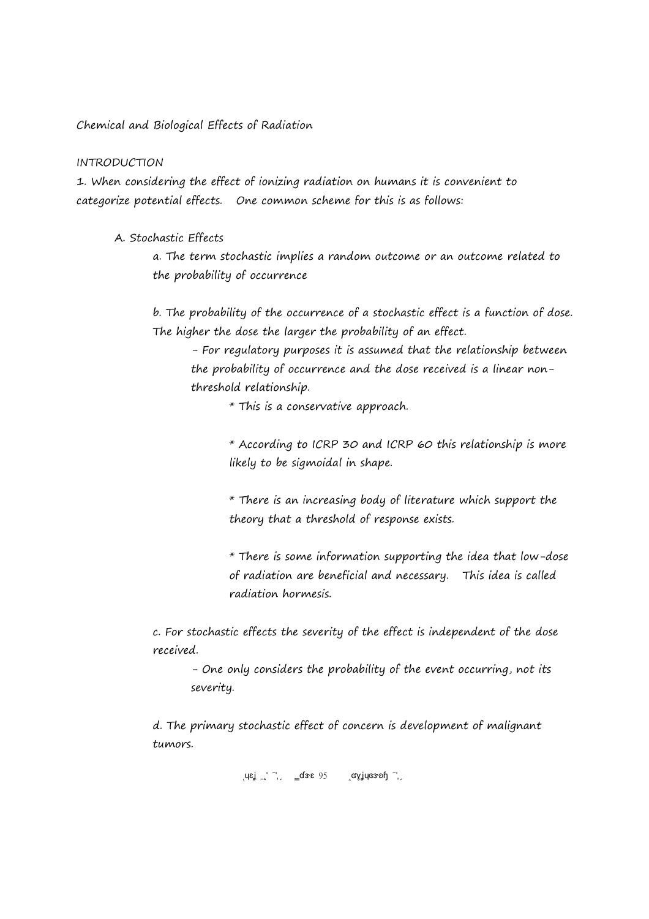Chemical and Biological Effects of Radiation

INTRODUCTION

1. When considering the effect of ionizing radiation on humans it is convenient to categorize potential effects. One common scheme for this is as follows:

A. Stochastic Effects

a. The term stochastic implies a random outcome or an outcome related to the probability of occurrence

b. The probability of the occurrence of a stochastic effect is a function of dose. The higher the dose the larger the probability of an effect.

- For regulatory purposes it is assumed that the relationship between the probability of occurrence and the dose received is a linear non-threshold relationship.

  * This is a conservative approach.

  * According to ICRP 30 and ICRP 60 this relationship is more likely to be sigmoidal in shape.

  * There is an increasing body of literature which support the theory that a threshold of response exists.

  * There is some information supporting the idea that low-dose of radiation are beneficial and necessary. This idea is called radiation hormesis.

c. For stochastic effects the severity of the effect is independent of the dose received.

- One only considers the probability of the event occurring, not its severity.

d. The primary stochastic effect of concern is development of malignant tumors.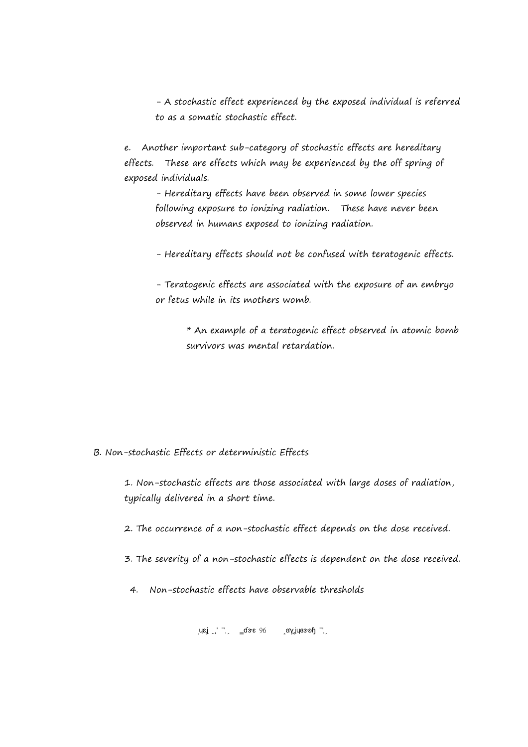- A stochastic effect experienced by the exposed individual is referred to as a somatic stochastic effect.

e. Another important sub-category of stochastic effects are hereditary effects. These are effects which may be experienced by the off spring of exposed individuals.

- Hereditary effects have been observed in some lower species following exposure to ionizing radiation. These have never been observed in humans exposed to ionizing radiation.

- Hereditary effects should not be confused with teratogenic effects.

- Teratogenic effects are associated with the exposure of an embryo or fetus while in its mothers womb.

  * An example of a teratogenic effect observed in atomic bomb survivors was mental retardation.

B. Non-stochastic Effects or deterministic Effects

1. Non-stochastic effects are those associated with large doses of radiation, typically delivered in a short time.

2. The occurrence of a non-stochastic effect depends on the dose received.

3. The severity of a non-stochastic effects is dependent on the dose received.

4. Non-stochastic effects have observable thresholds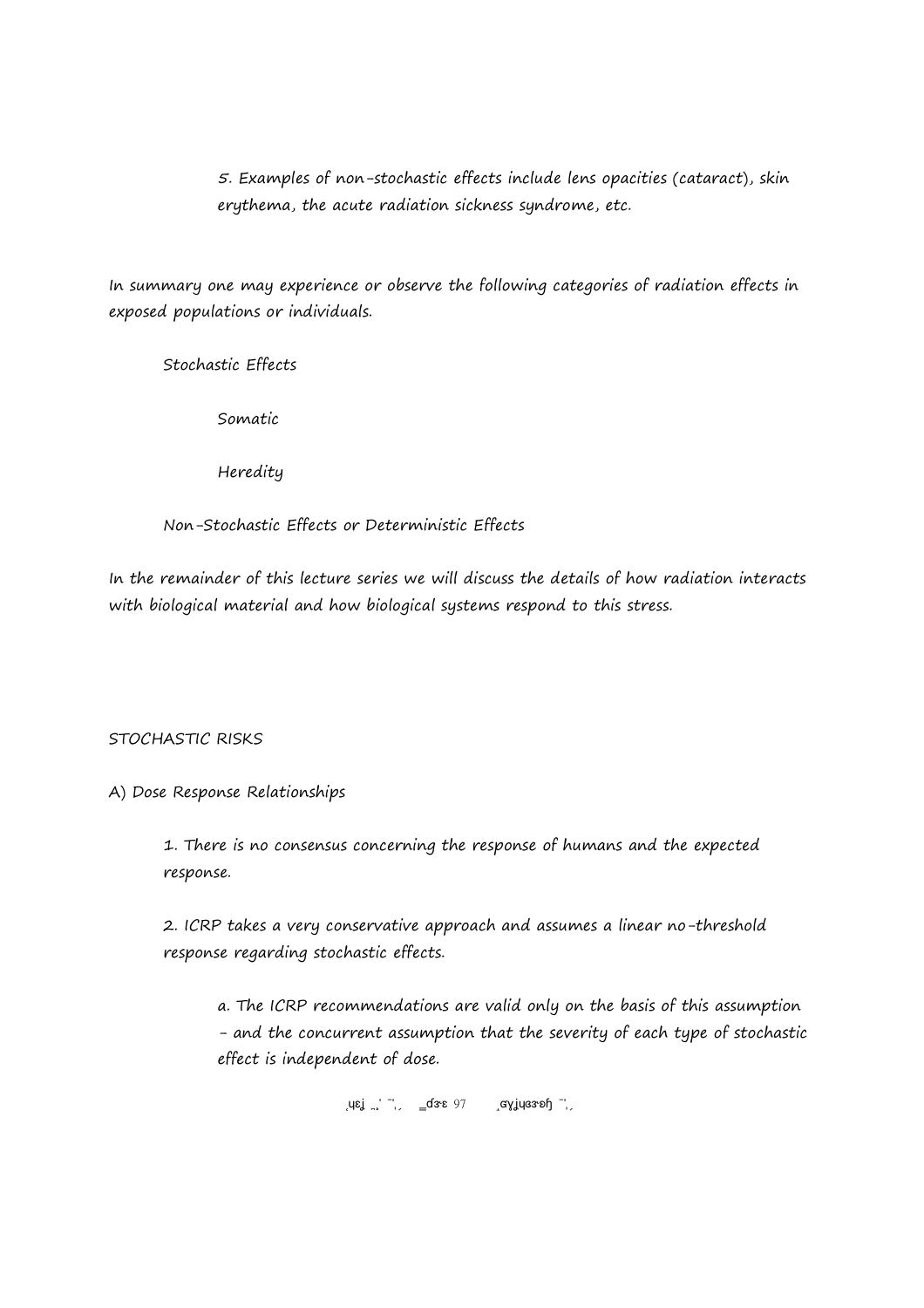5. Examples of non-stochastic effects include lens opacities (cataract), skin erythema, the acute radiation sickness syndrome, etc.

In summary one may experience or observe the following categories of radiation effects in exposed populations or individuals.

Stochastic Effects

- Somatic
- Heredity

Non-Stochastic Effects or Deterministic Effects

In the remainder of this lecture series we will discuss the details of how radiation interacts with biological material and how biological systems respond to this stress.

STOCHASTIC RISKS

A) Dose Response Relationships

1. There is no consensus concerning the response of humans and the expected response.

2. ICRP takes a very conservative approach and assumes a linear no-threshold response regarding stochastic effects.

   a. The ICRP recommendations are valid only on the basis of this assumption - and the concurrent assumption that the severity of each type of stochastic effect is independent of dose.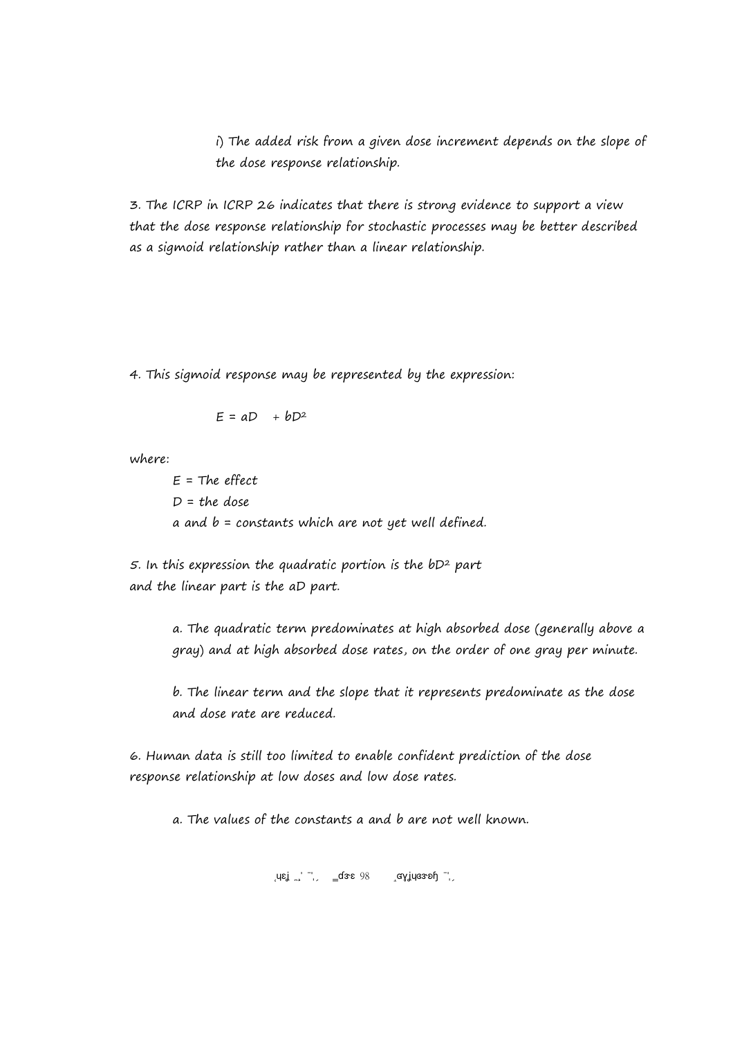i) The added risk from a given dose increment depends on the slope of the dose response relationship.

3. The ICRP in ICRP 26 indicates that there is strong evidence to support a view that the dose response relationship for stochastic processes may be better described as a sigmoid relationship rather than a linear relationship.

4. This sigmoid response may be represented by the expression:

$$E = aD + bD^2$$

where:

$E$ = The effect
$D$ = the dose
$a$ and $b$ = constants which are not yet well defined.

5. In this expression the quadratic portion is the $bD^2$ part and the linear part is the $aD$ part.

a. The quadratic term predominates at high absorbed dose (generally above a gray) and at high absorbed dose rates, on the order of one gray per minute.

b. The linear term and the slope that it represents predominate as the dose and dose rate are reduced.

6. Human data is still too limited to enable confident prediction of the dose response relationship at low doses and low dose rates.

a. The values of the constants a and b are not well known.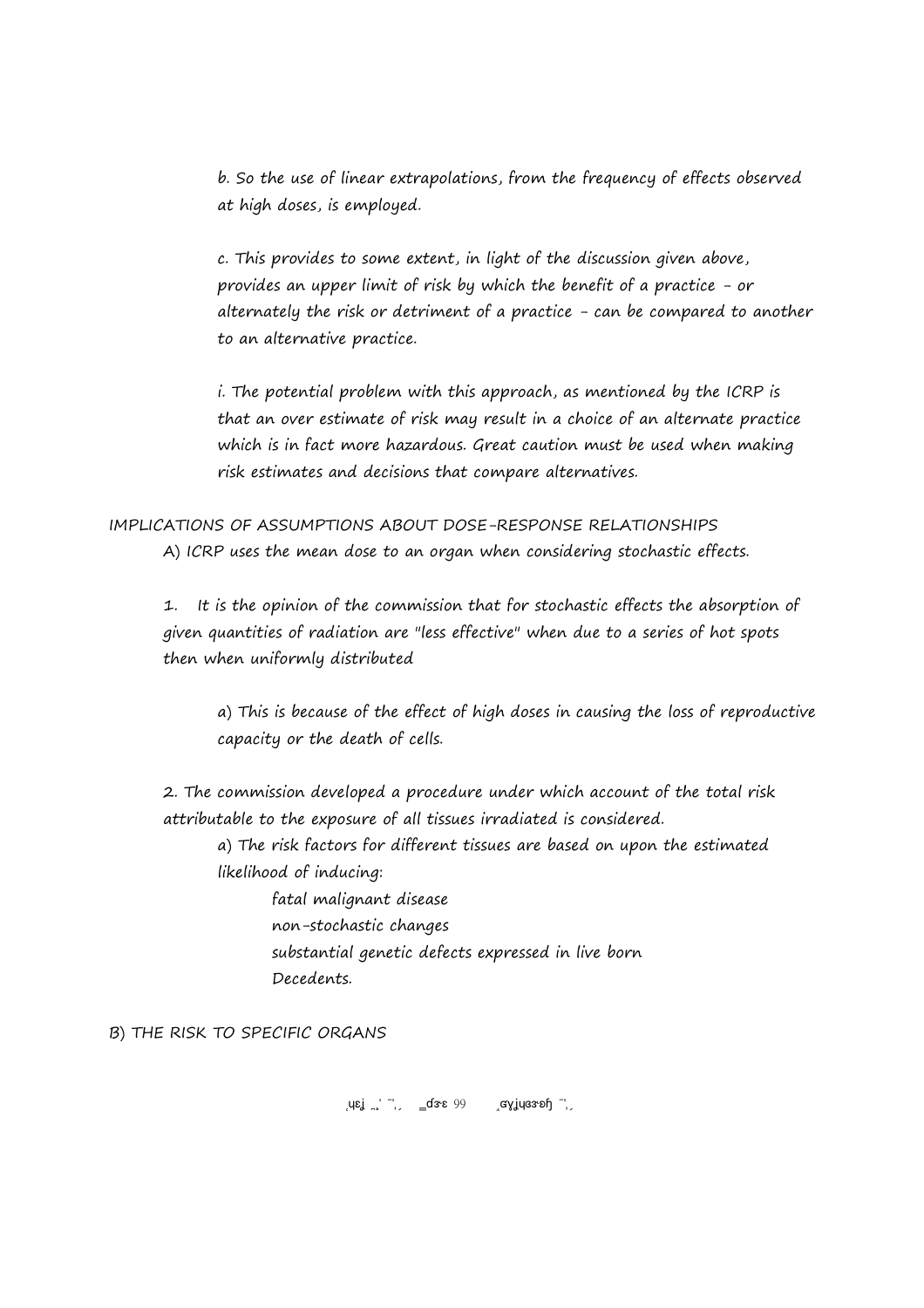b. So the use of linear extrapolations, from the frequency of effects observed at high doses, is employed.

c. This provides to some extent, in light of the discussion given above, provides an upper limit of risk by which the benefit of a practice - or alternately the risk or detriment of a practice - can be compared to another to an alternative practice.

i. The potential problem with this approach, as mentioned by the ICRP is that an over estimate of risk may result in a choice of an alternate practice which is in fact more hazardous. Great caution must be used when making risk estimates and decisions that compare alternatives.

IMPLICATIONS OF ASSUMPTIONS ABOUT DOSE-RESPONSE RELATIONSHIPS

A) ICRP uses the mean dose to an organ when considering stochastic effects.

1. It is the opinion of the commission that for stochastic effects the absorption of given quantities of radiation are "less effective" when due to a series of hot spots then when uniformly distributed

a) This is because of the effect of high doses in causing the loss of reproductive capacity or the death of cells.

2. The commission developed a procedure under which account of the total risk attributable to the exposure of all tissues irradiated is considered.

a) The risk factors for different tissues are based on upon the estimated likelihood of inducing:

fatal malignant disease  
non-stochastic changes  
substantial genetic defects expressed in live born  
Decedents.

B) THE RISK TO SPECIFIC ORGANS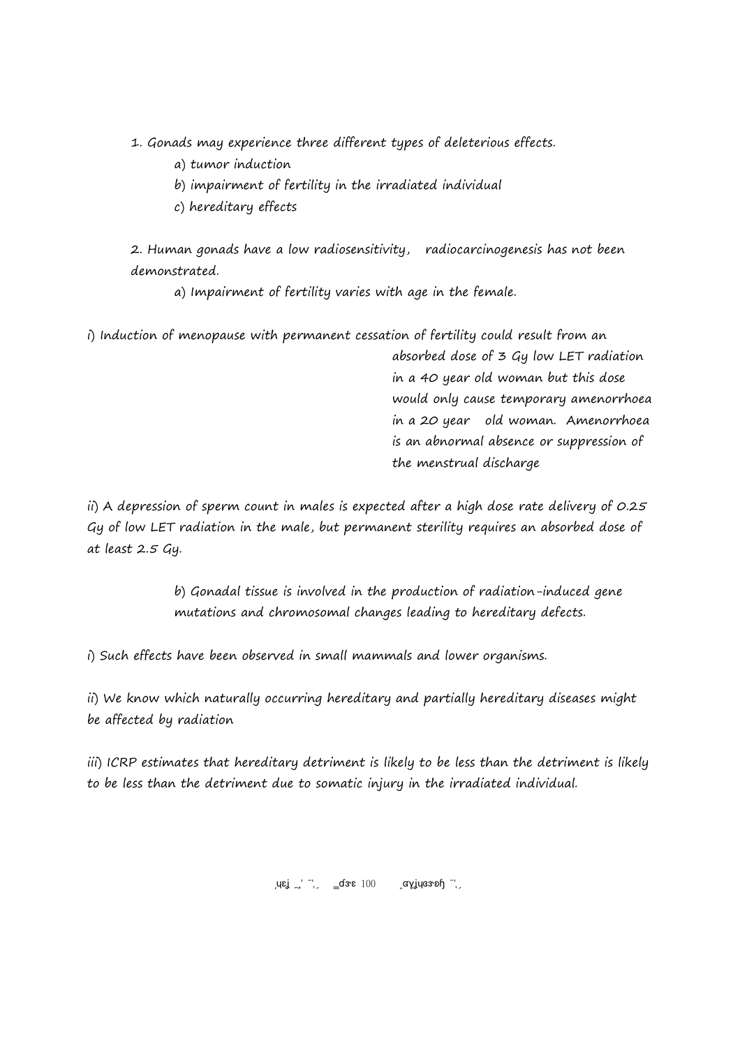1. Gonads may experience three different types of deleterious effects.

    a) tumor induction

    b) impairment of fertility in the irradiated individual

    c) hereditary effects

2. Human gonads have a low radiosensitivity, radiocarcinogenesis has not been demonstrated.

    a) Impairment of fertility varies with age in the female.

i) Induction of menopause with permanent cessation of fertility could result from an absorbed dose of 3 Gy low LET radiation in a 40 year old woman but this dose would only cause temporary amenorrhoea in a 20 year old woman. Amenorrhoea is an abnormal absence or suppression of the menstrual discharge

ii) A depression of sperm count in males is expected after a high dose rate delivery of 0.25 Gy of low LET radiation in the male, but permanent sterility requires an absorbed dose of at least 2.5 Gy.

    b) Gonadal tissue is involved in the production of radiation-induced gene mutations and chromosomal changes leading to hereditary defects.

i) Such effects have been observed in small mammals and lower organisms.

ii) We know which naturally occurring hereditary and partially hereditary diseases might be affected by radiation

iii) ICRP estimates that hereditary detriment is likely to be less than the detriment is likely to be less than the detriment due to somatic injury in the irradiated individual.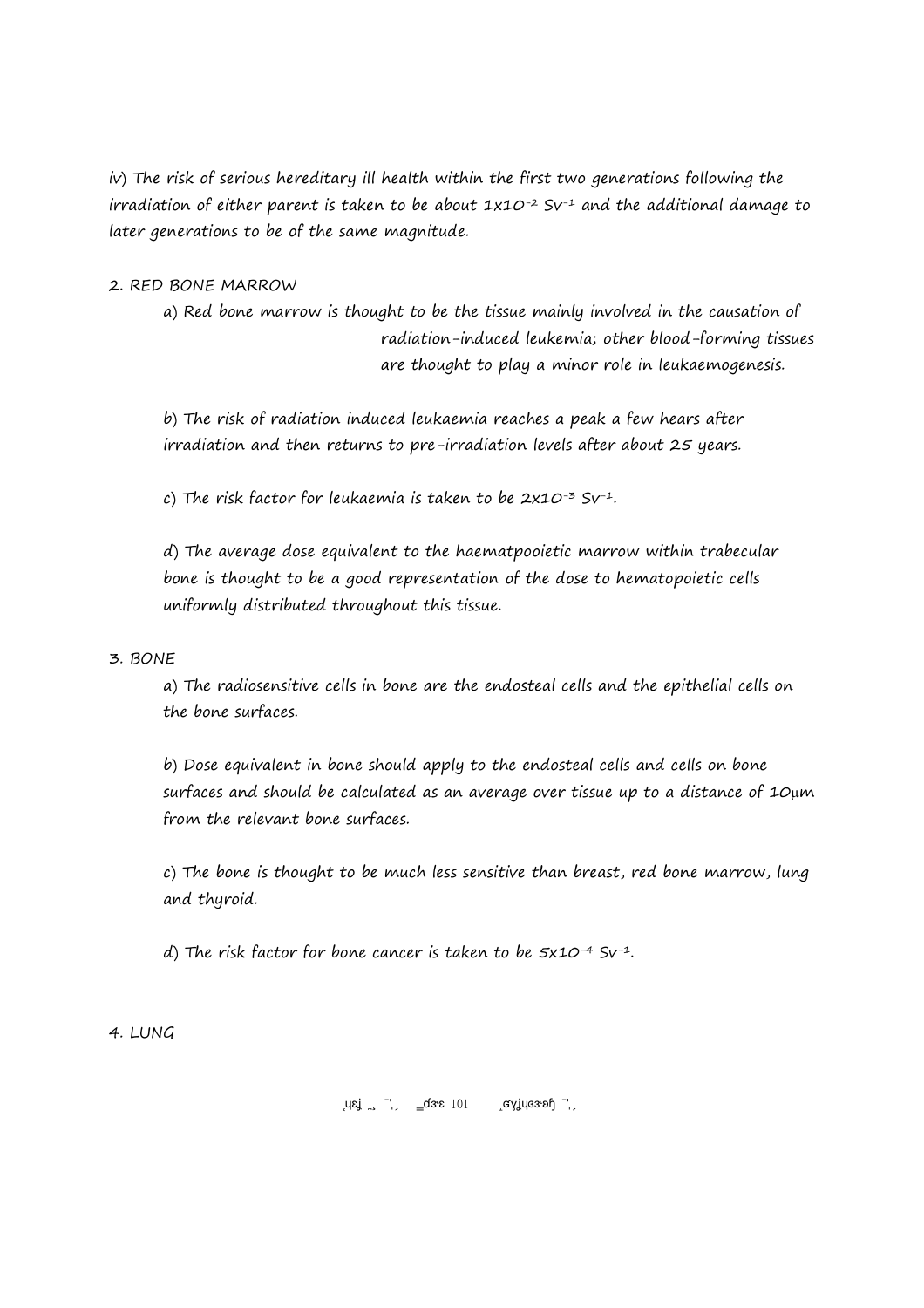iv) The risk of serious hereditary ill health within the first two generations following the irradiation of either parent is taken to be about $1x10^{-2}$ $Sv^{-1}$ and the additional damage to later generations to be of the same magnitude.

2. RED BONE MARROW

a) Red bone marrow is thought to be the tissue mainly involved in the causation of radiation-induced leukemia; other blood-forming tissues are thought to play a minor role in leukaemogenesis.

b) The risk of radiation induced leukaemia reaches a peak a few hears after irradiation and then returns to pre-irradiation levels after about 25 years.

c) The risk factor for leukaemia is taken to be $2x10^{-3}$ $Sv^{-1}$.

d) The average dose equivalent to the haematpooietic marrow within trabecular bone is thought to be a good representation of the dose to hematopoietic cells uniformly distributed throughout this tissue.

3. BONE

a) The radiosensitive cells in bone are the endosteal cells and the epithelial cells on the bone surfaces.

b) Dose equivalent in bone should apply to the endosteal cells and cells on bone surfaces and should be calculated as an average over tissue up to a distance of 10μm from the relevant bone surfaces.

c) The bone is thought to be much less sensitive than breast, red bone marrow, lung and thyroid.

d) The risk factor for bone cancer is taken to be $5x10^{-4}$ $Sv^{-1}$.

4. LUNG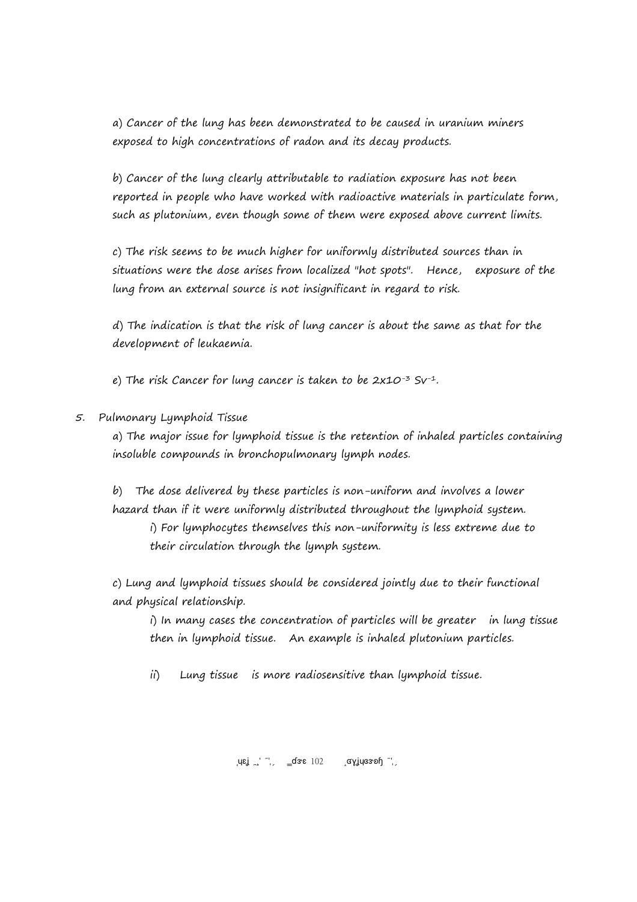a) Cancer of the lung has been demonstrated to be caused in uranium miners exposed to high concentrations of radon and its decay products.

b) Cancer of the lung clearly attributable to radiation exposure has not been reported in people who have worked with radioactive materials in particulate form, such as plutonium, even though some of them were exposed above current limits.

c) The risk seems to be much higher for uniformly distributed sources than in situations were the dose arises from localized "hot spots". Hence, exposure of the lung from an external source is not insignificant in regard to risk.

d) The indication is that the risk of lung cancer is about the same as that for the development of leukaemia.

e) The risk Cancer for lung cancer is taken to be $2 \times 10^{-3}$ $Sv^{-1}$.

5. Pulmonary Lymphoid Tissue

a) The major issue for lymphoid tissue is the retention of inhaled particles containing insoluble compounds in bronchopulmonary lymph nodes.

b) The dose delivered by these particles is non-uniform and involves a lower hazard than if it were uniformly distributed throughout the lymphoid system.

- i) For lymphocytes themselves this non-uniformity is less extreme due to their circulation through the lymph system.

c) Lung and lymphoid tissues should be considered jointly due to their functional and physical relationship.

- i) In many cases the concentration of particles will be greater in lung tissue then in lymphoid tissue. An example is inhaled plutonium particles.

- ii) Lung tissue is more radiosensitive than lymphoid tissue.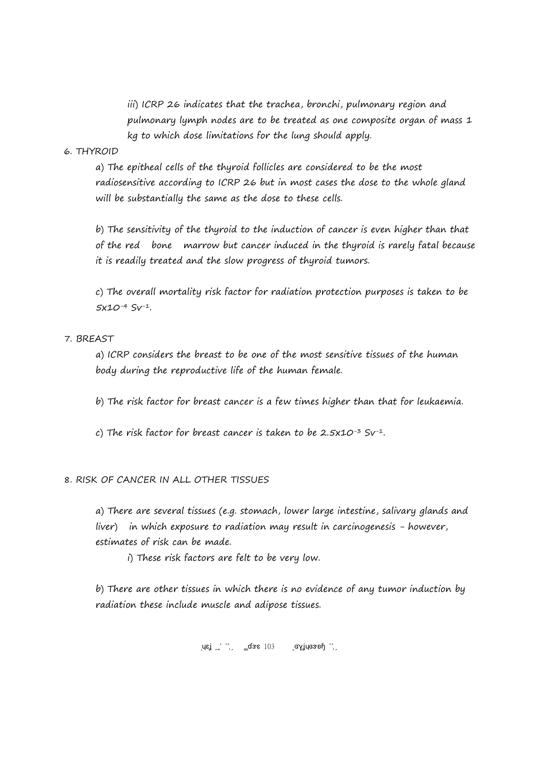iii) ICRP 26 indicates that the trachea, bronchi, pulmonary region and pulmonary lymph nodes are to be treated as one composite organ of mass 1 kg to which dose limitations for the lung should apply.

6. THYROID

a) The epitheal cells of the thyroid follicles are considered to be the most radiosensitive according to ICRP 26 but in most cases the dose to the whole gland will be substantially the same as the dose to these cells.

b) The sensitivity of the thyroid to the induction of cancer is even higher than that of the red bone marrow but cancer induced in the thyroid is rarely fatal because it is readily treated and the slow progress of thyroid tumors.

c) The overall mortality risk factor for radiation protection purposes is taken to be $5 \times 10^{-4}$ $Sv^{-1}$.

7. BREAST

a) ICRP considers the breast to be one of the most sensitive tissues of the human body during the reproductive life of the human female.

b) The risk factor for breast cancer is a few times higher than that for leukaemia.

c) The risk factor for breast cancer is taken to be $2.5 \times 10^{-3}$ $Sv^{-1}$.

8. RISK OF CANCER IN ALL OTHER TISSUES

a) There are several tissues (e.g. stomach, lower large intestine, salivary glands and liver) in which exposure to radiation may result in carcinogenesis – however, estimates of risk can be made.

i) These risk factors are felt to be very low.

b) There are other tissues in which there is no evidence of any tumor induction by radiation these include muscle and adipose tissues.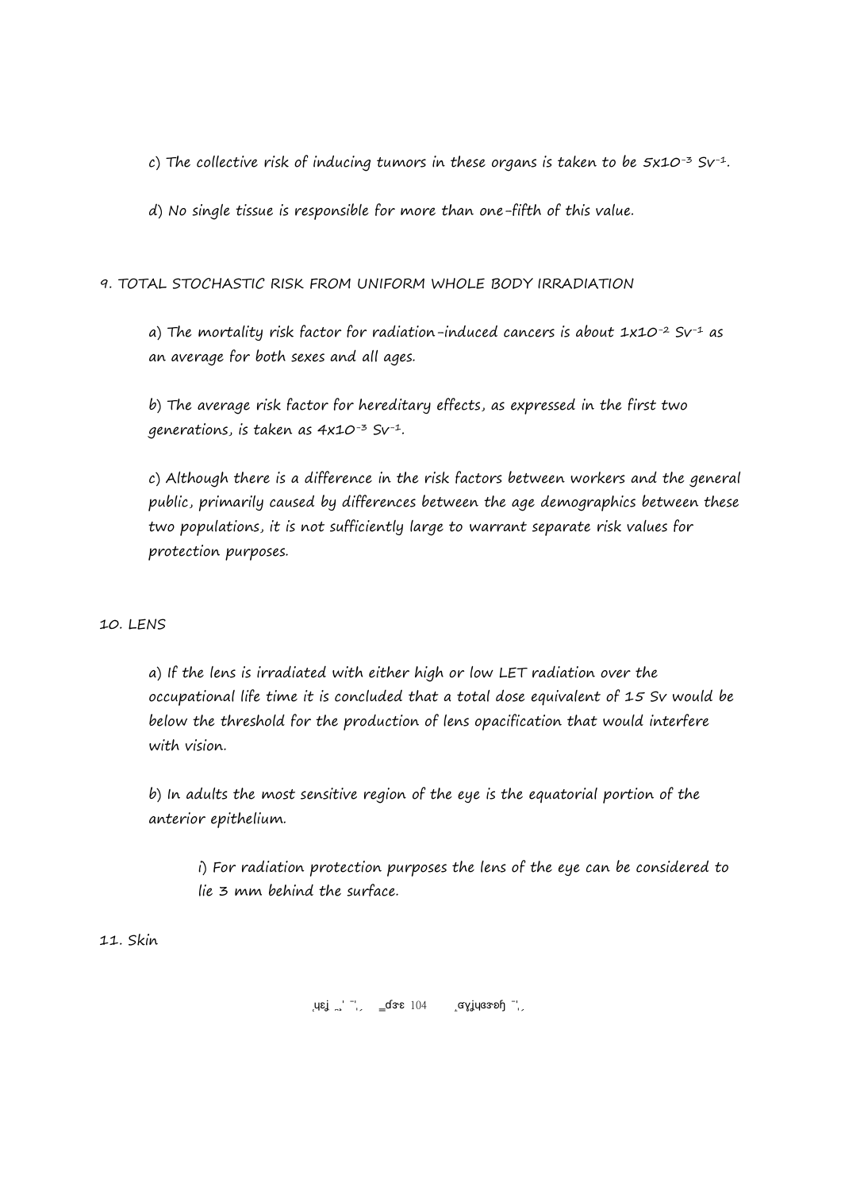c) The collective risk of inducing tumors in these organs is taken to be $5 \times 10^{-3}$ $Sv^{-1}$.

d) No single tissue is responsible for more than one-fifth of this value.

9. TOTAL STOCHASTIC RISK FROM UNIFORM WHOLE BODY IRRADIATION

a) The mortality risk factor for radiation-induced cancers is about $1 \times 10^{-2}$ $Sv^{-1}$ as an average for both sexes and all ages.

b) The average risk factor for hereditary effects, as expressed in the first two generations, is taken as $4 \times 10^{-3}$ $Sv^{-1}$.

c) Although there is a difference in the risk factors between workers and the general public, primarily caused by differences between the age demographics between these two populations, it is not sufficiently large to warrant separate risk values for protection purposes.

10. LENS

a) If the lens is irradiated with either high or low LET radiation over the occupational life time it is concluded that a total dose equivalent of 15 Sv would be below the threshold for the production of lens opacification that would interfere with vision.

b) In adults the most sensitive region of the eye is the equatorial portion of the anterior epithelium.

i) For radiation protection purposes the lens of the eye can be considered to lie 3 mm behind the surface.

11. Skin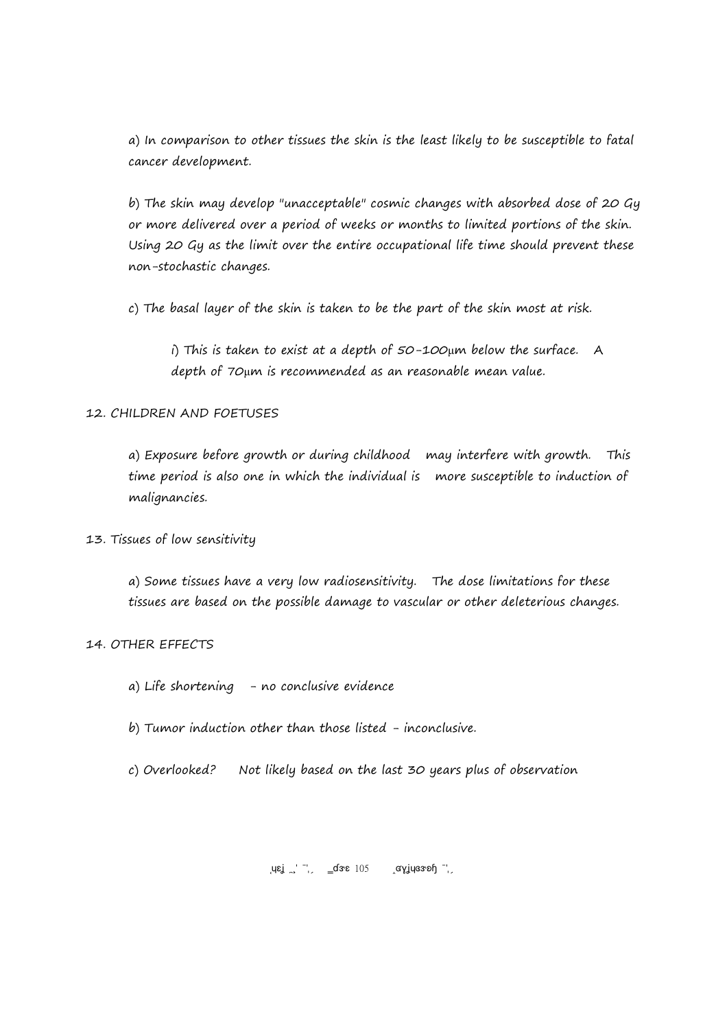a) In comparison to other tissues the skin is the least likely to be susceptible to fatal cancer development.

b) The skin may develop "unacceptable" cosmic changes with absorbed dose of 20 Gy or more delivered over a period of weeks or months to limited portions of the skin. Using 20 Gy as the limit over the entire occupational life time should prevent these non-stochastic changes.

c) The basal layer of the skin is taken to be the part of the skin most at risk.

i) This is taken to exist at a depth of 50-100μm below the surface. A depth of 70μm is recommended as an reasonable mean value.

12. CHILDREN AND FOETUSES

a) Exposure before growth or during childhood may interfere with growth. This time period is also one in which the individual is more susceptible to induction of malignancies.

13. Tissues of low sensitivity

a) Some tissues have a very low radiosensitivity. The dose limitations for these tissues are based on the possible damage to vascular or other deleterious changes.

14. OTHER EFFECTS

a) Life shortening - no conclusive evidence

b) Tumor induction other than those listed - inconclusive.

c) Overlooked? Not likely based on the last 30 years plus of observation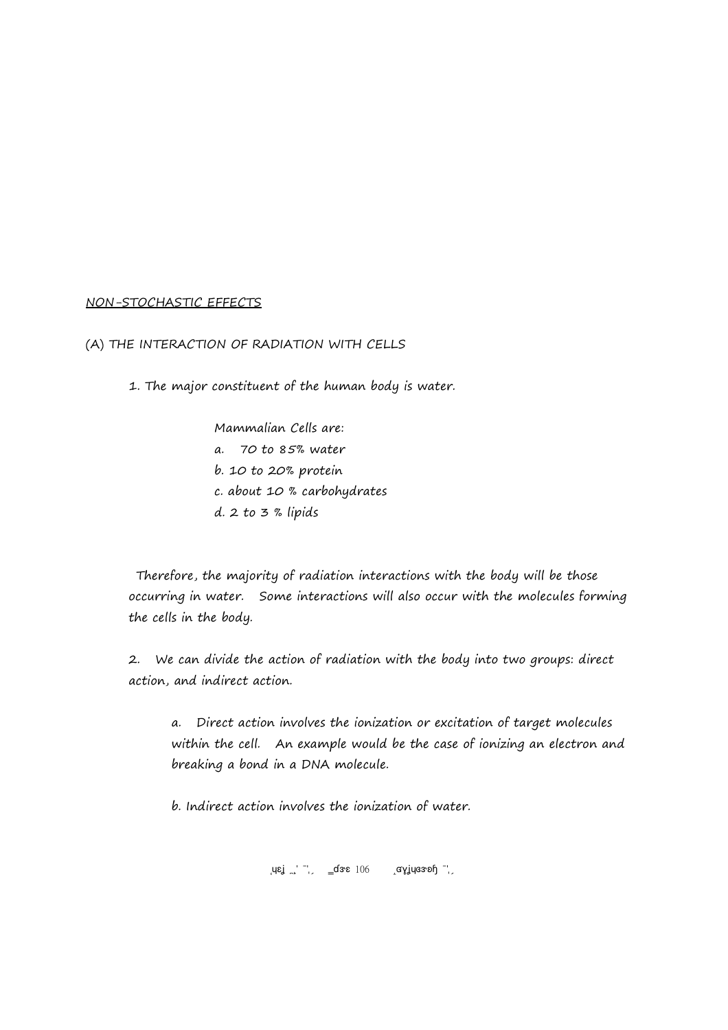NON-STOCHASTIC EFFECTS

(A) THE INTERACTION OF RADIATION WITH CELLS

1. The major constituent of the human body is water.

Mammalian Cells are:

a. 70 to 85% water
b. 10 to 20% protein
c. about 10 % carbohydrates
d. 2 to 3 % lipids

Therefore, the majority of radiation interactions with the body will be those occurring in water. Some interactions will also occur with the molecules forming the cells in the body.

2. We can divide the action of radiation with the body into two groups: direct action, and indirect action.

a. Direct action involves the ionization or excitation of target molecules within the cell. An example would be the case of ionizing an electron and breaking a bond in a DNA molecule.

b. Indirect action involves the ionization of water.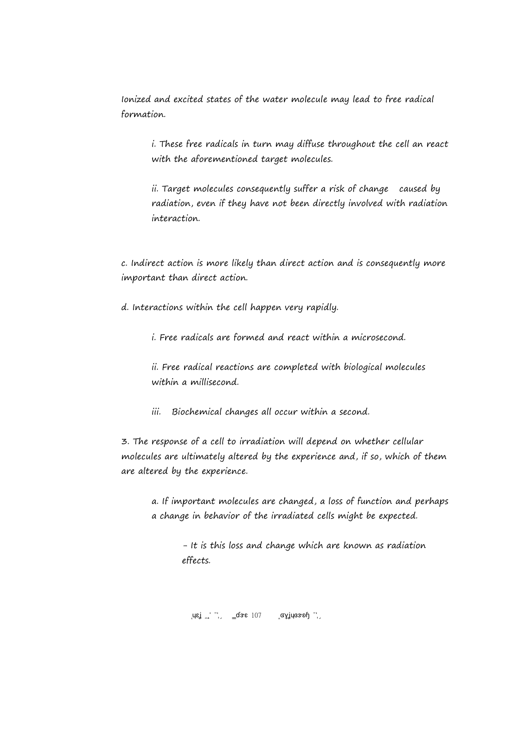Ionized and excited states of the water molecule may lead to free radical formation.

i. These free radicals in turn may diffuse throughout the cell an react with the aforementioned target molecules.

ii. Target molecules consequently suffer a risk of change caused by radiation, even if they have not been directly involved with radiation interaction.

c. Indirect action is more likely than direct action and is consequently more important than direct action.

d. Interactions within the cell happen very rapidly.

i. Free radicals are formed and react within a microsecond.

ii. Free radical reactions are completed with biological molecules within a millisecond.

iii. Biochemical changes all occur within a second.

3. The response of a cell to irradiation will depend on whether cellular molecules are ultimately altered by the experience and, if so, which of them are altered by the experience.

a. If important molecules are changed, a loss of function and perhaps a change in behavior of the irradiated cells might be expected.

- It is this loss and change which are known as radiation effects.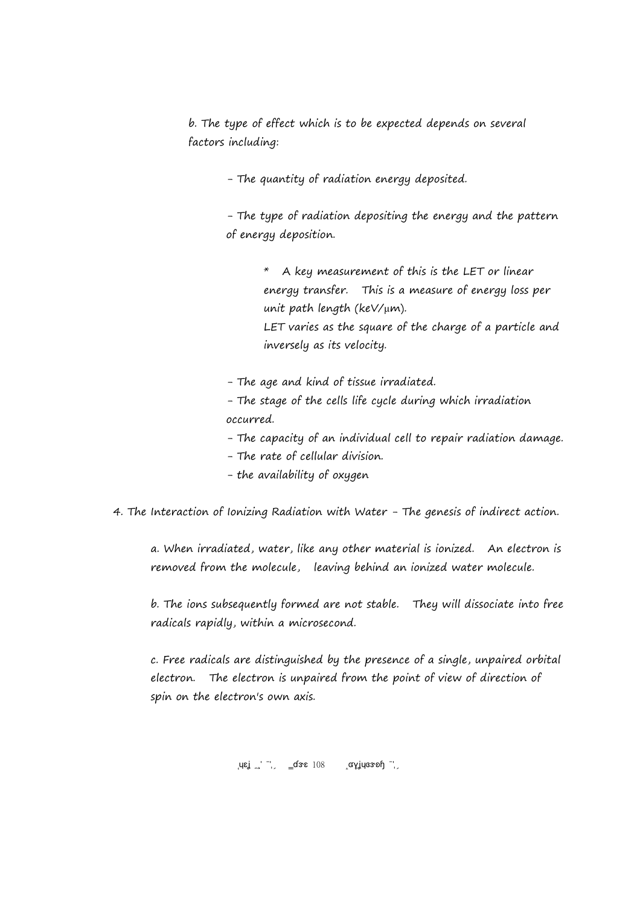b. The type of effect which is to be expected depends on several factors including:

- The quantity of radiation energy deposited.

- The type of radiation depositing the energy and the pattern of energy deposition.

  * A key measurement of this is the LET or linear energy transfer. This is a measure of energy loss per unit path length (keV/μm).
  LET varies as the square of the charge of a particle and inversely as its velocity.

- The age and kind of tissue irradiated.
- The stage of the cells life cycle during which irradiation occurred.
- The capacity of an individual cell to repair radiation damage.
- The rate of cellular division.
- the availability of oxygen

4. The Interaction of Ionizing Radiation with Water - The genesis of indirect action.

a. When irradiated, water, like any other material is ionized. An electron is removed from the molecule, leaving behind an ionized water molecule.

b. The ions subsequently formed are not stable. They will dissociate into free radicals rapidly, within a microsecond.

c. Free radicals are distinguished by the presence of a single, unpaired orbital electron. The electron is unpaired from the point of view of direction of spin on the electron's own axis.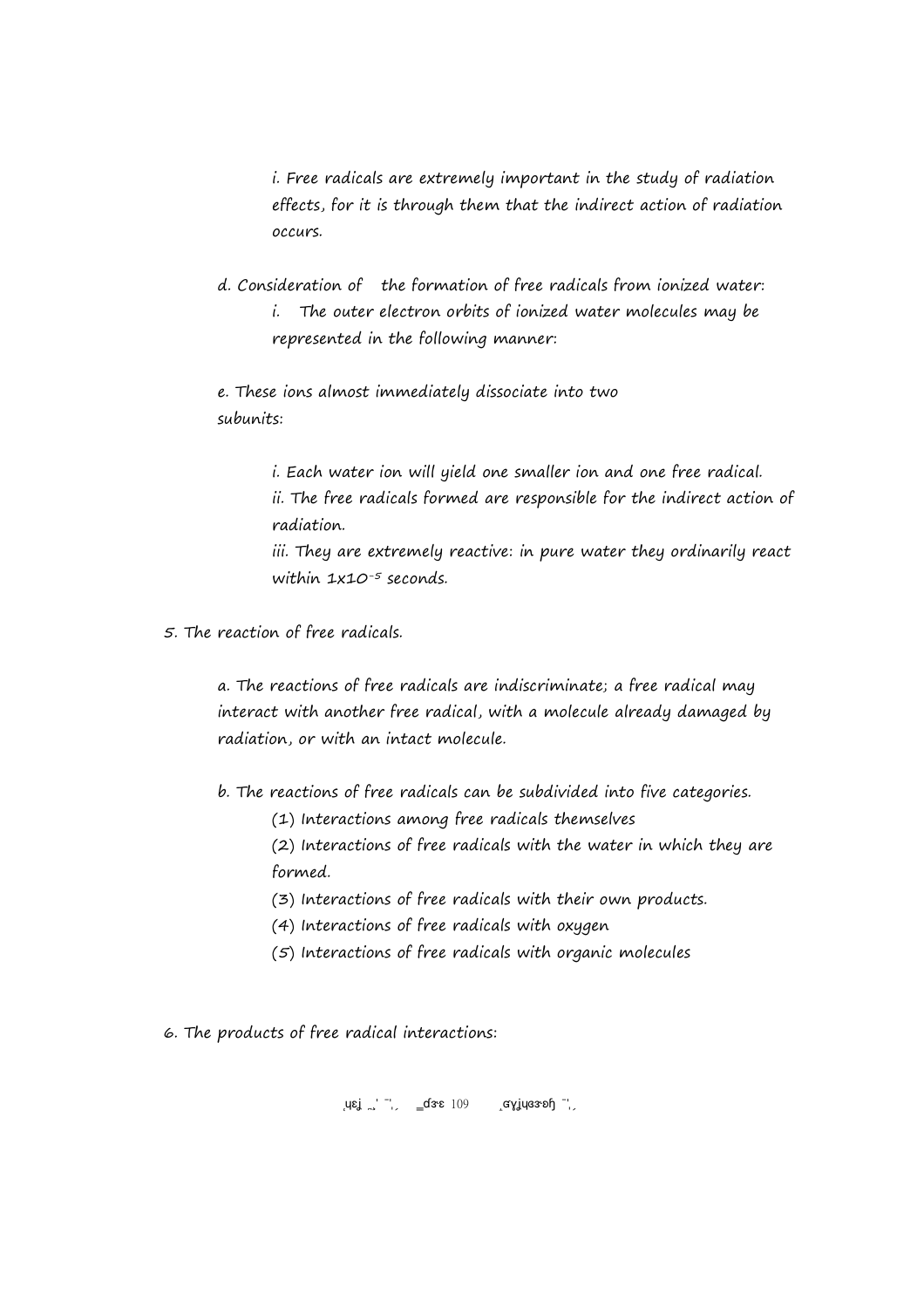i. Free radicals are extremely important in the study of radiation effects, for it is through them that the indirect action of radiation occurs.

d. Consideration of the formation of free radicals from ionized water:

i. The outer electron orbits of ionized water molecules may be represented in the following manner:

e. These ions almost immediately dissociate into two subunits:

i. Each water ion will yield one smaller ion and one free radical.

ii. The free radicals formed are responsible for the indirect action of radiation.

iii. They are extremely reactive: in pure water they ordinarily react within $1x10^{-5}$ seconds.

5. The reaction of free radicals.

a. The reactions of free radicals are indiscriminate; a free radical may interact with another free radical, with a molecule already damaged by radiation, or with an intact molecule.

b. The reactions of free radicals can be subdivided into five categories.

(1) Interactions among free radicals themselves

(2) Interactions of free radicals with the water in which they are formed.

(3) Interactions of free radicals with their own products.

(4) Interactions of free radicals with oxygen

(5) Interactions of free radicals with organic molecules

6. The products of free radical interactions: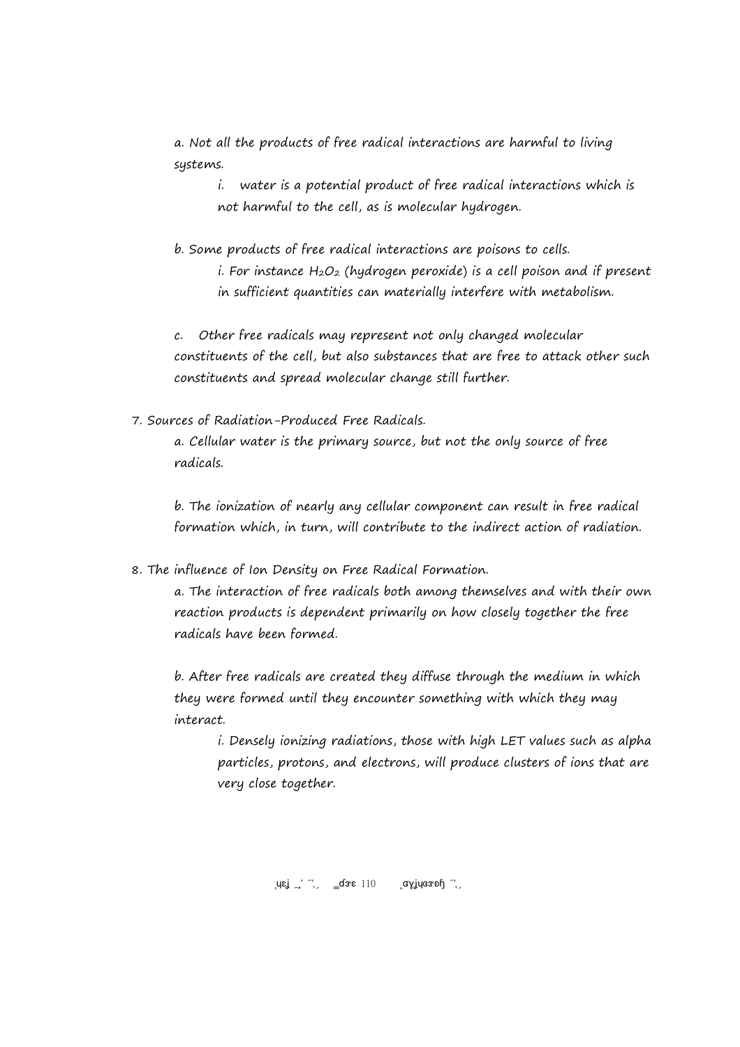a. Not all the products of free radical interactions are harmful to living systems.

i. water is a potential product of free radical interactions which is not harmful to the cell, as is molecular hydrogen.

b. Some products of free radical interactions are poisons to cells.

i. For instance $H_2O_2$ (hydrogen peroxide) is a cell poison and if present in sufficient quantities can materially interfere with metabolism.

c. Other free radicals may represent not only changed molecular constituents of the cell, but also substances that are free to attack other such constituents and spread molecular change still further.

7. Sources of Radiation-Produced Free Radicals.

a. Cellular water is the primary source, but not the only source of free radicals.

b. The ionization of nearly any cellular component can result in free radical formation which, in turn, will contribute to the indirect action of radiation.

8. The influence of Ion Density on Free Radical Formation.

a. The interaction of free radicals both among themselves and with their own reaction products is dependent primarily on how closely together the free radicals have been formed.

b. After free radicals are created they diffuse through the medium in which they were formed until they encounter something with which they may interact.

i. Densely ionizing radiations, those with high LET values such as alpha particles, protons, and electrons, will produce clusters of ions that are very close together.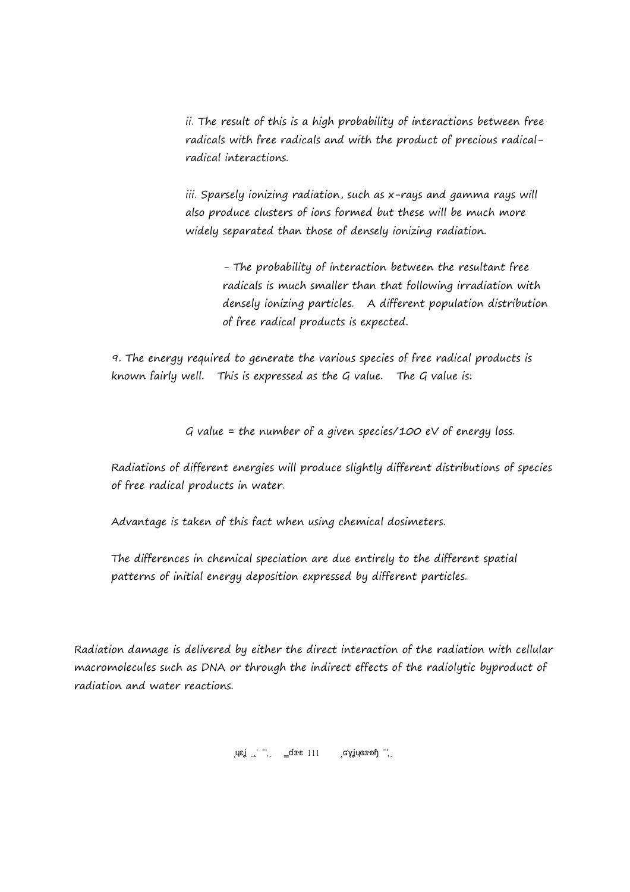ii. The result of this is a high probability of interactions between free radicals with free radicals and with the product of precious radical-radical interactions.

iii. Sparsely ionizing radiation, such as x-rays and gamma rays will also produce clusters of ions formed but these will be much more widely separated than those of densely ionizing radiation.

- The probability of interaction between the resultant free radicals is much smaller than that following irradiation with densely ionizing particles. A different population distribution of free radical products is expected.

9. The energy required to generate the various species of free radical products is known fairly well. This is expressed as the G value. The G value is:

G value = the number of a given species/100 eV of energy loss.

Radiations of different energies will produce slightly different distributions of species of free radical products in water.

Advantage is taken of this fact when using chemical dosimeters.

The differences in chemical speciation are due entirely to the different spatial patterns of initial energy deposition expressed by different particles.

Radiation damage is delivered by either the direct interaction of the radiation with cellular macromolecules such as DNA or through the indirect effects of the radiolytic byproduct of radiation and water reactions.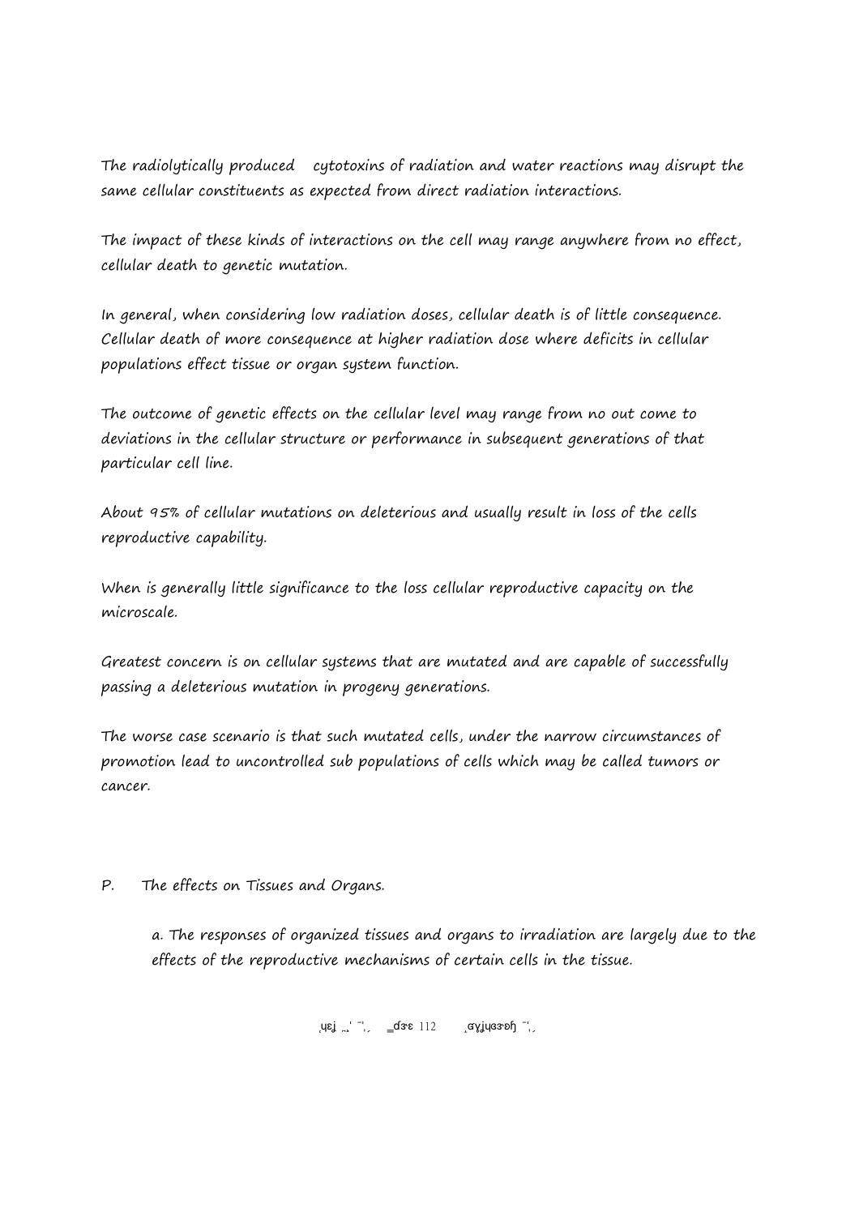The radiolytically produced cytotoxins of radiation and water reactions may disrupt the same cellular constituents as expected from direct radiation interactions.

The impact of these kinds of interactions on the cell may range anywhere from no effect, cellular death to genetic mutation.

In general, when considering low radiation doses, cellular death is of little consequence. Cellular death of more consequence at higher radiation dose where deficits in cellular populations effect tissue or organ system function.

The outcome of genetic effects on the cellular level may range from no out come to deviations in the cellular structure or performance in subsequent generations of that particular cell line.

About 95% of cellular mutations on deleterious and usually result in loss of the cells reproductive capability.

When is generally little significance to the loss cellular reproductive capacity on the microscale.

Greatest concern is on cellular systems that are mutated and are capable of successfully passing a deleterious mutation in progeny generations.

The worse case scenario is that such mutated cells, under the narrow circumstances of promotion lead to uncontrolled sub populations of cells which may be called tumors or cancer.

P. The effects on Tissues and Organs.

a. The responses of organized tissues and organs to irradiation are largely due to the effects of the reproductive mechanisms of certain cells in the tissue.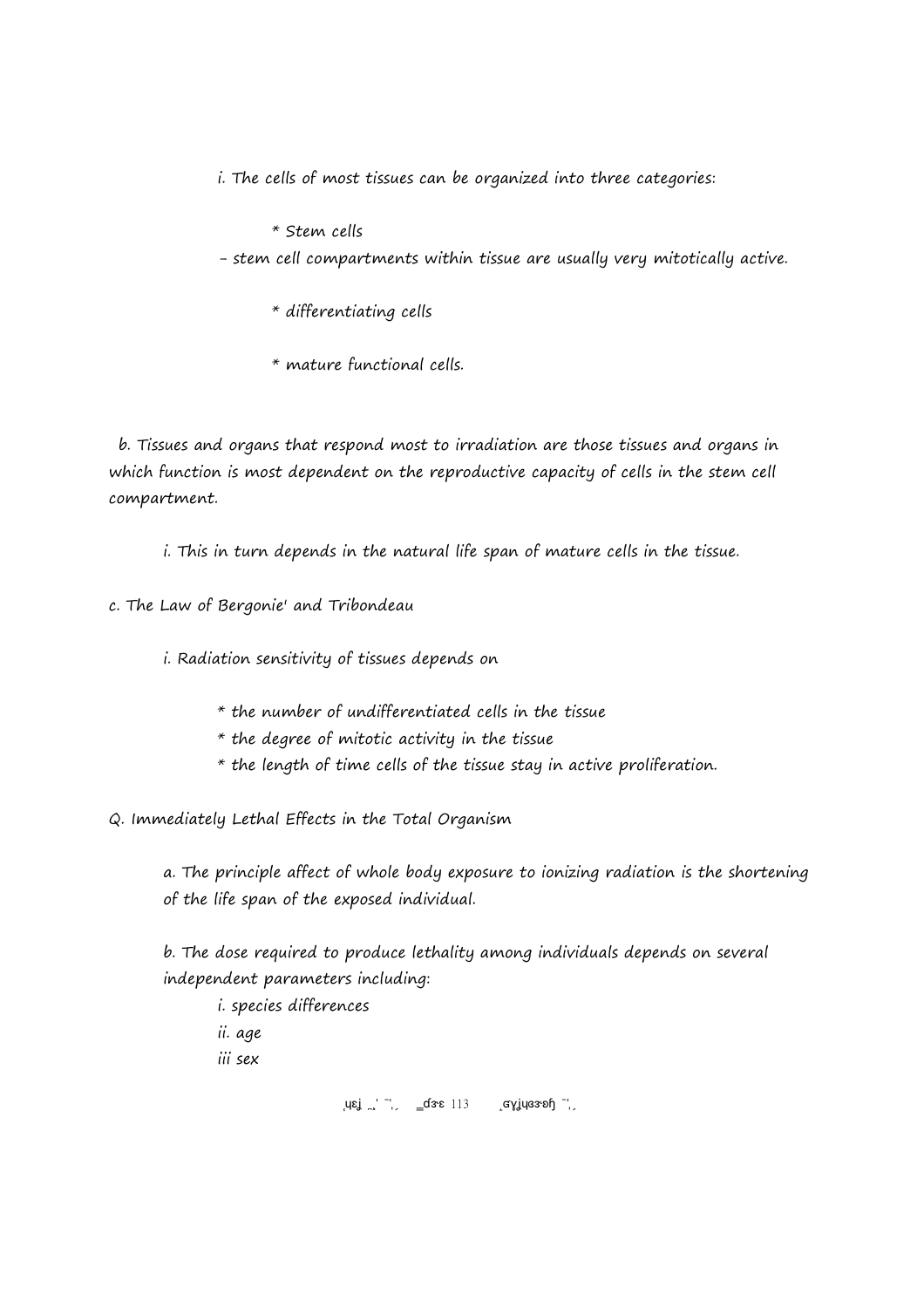i. The cells of most tissues can be organized into three categories:

* Stem cells

- stem cell compartments within tissue are usually very mitotically active.

* differentiating cells

* mature functional cells.

b. Tissues and organs that respond most to irradiation are those tissues and organs in which function is most dependent on the reproductive capacity of cells in the stem cell compartment.

i. This in turn depends in the natural life span of mature cells in the tissue.

c. The Law of Bergonie' and Tribondeau

i. Radiation sensitivity of tissues depends on

* the number of undifferentiated cells in the tissue
* the degree of mitotic activity in the tissue
* the length of time cells of the tissue stay in active proliferation.

Q. Immediately Lethal Effects in the Total Organism

a. The principle affect of whole body exposure to ionizing radiation is the shortening of the life span of the exposed individual.

b. The dose required to produce lethality among individuals depends on several independent parameters including:

i. species differences
ii. age
iii sex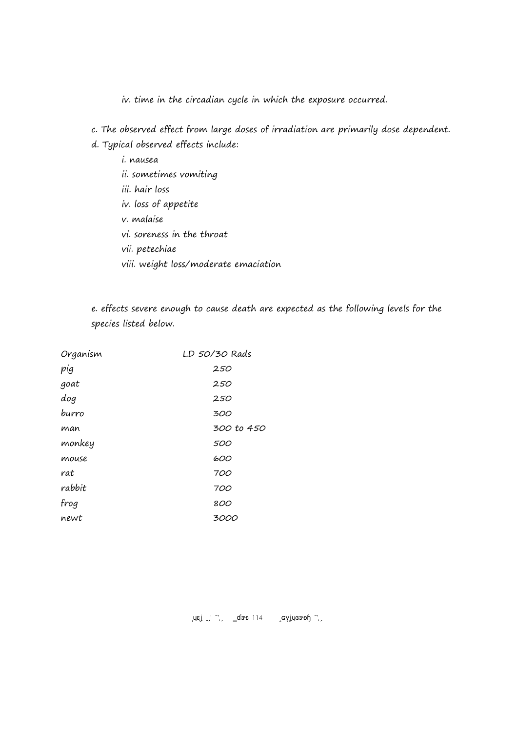iv. time in the circadian cycle in which the exposure occurred.

c. The observed effect from large doses of irradiation are primarily dose dependent.

d. Typical observed effects include:

i. nausea
ii. sometimes vomiting
iii. hair loss
iv. loss of appetite
v. malaise
vi. soreness in the throat
vii. petechiae
viii. weight loss/moderate emaciation

e. effects severe enough to cause death are expected as the following levels for the species listed below.

| Organism | LD 50/30 Rads |
|---|---|
| pig | 250 |
| goat | 250 |
| dog | 250 |
| burro | 300 |
| man | 300 to 450 |
| monkey | 500 |
| mouse | 600 |
| rat | 700 |
| rabbit | 700 |
| frog | 800 |
| newt | 3000 |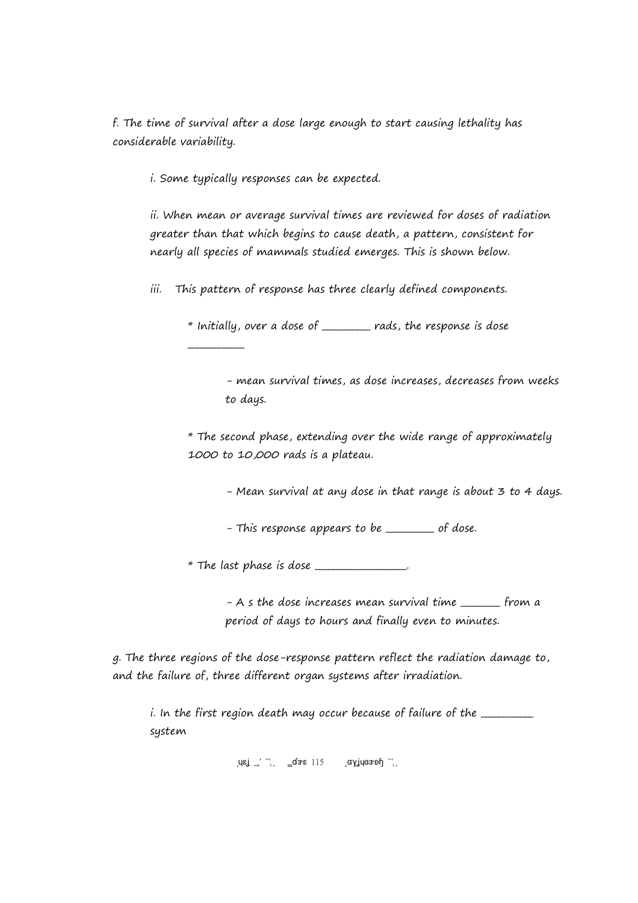f. The time of survival after a dose large enough to start causing lethality has considerable variability.

i. Some typically responses can be expected.

ii. When mean or average survival times are reviewed for doses of radiation greater than that which begins to cause death, a pattern, consistent for nearly all species of mammals studied emerges. This is shown below.

iii. This pattern of response has three clearly defined components.

* Initially, over a dose of ________ rads, the response is dose __________

  - mean survival times, as dose increases, decreases from weeks to days.

* The second phase, extending over the wide range of approximately 1000 to 10,000 rads is a plateau.

  - Mean survival at any dose in that range is about 3 to 4 days.

  - This response appears to be ________ of dose.

* The last phase is dose ________________.

  - A s the dose increases mean survival time _______ from a period of days to hours and finally even to minutes.

g. The three regions of the dose-response pattern reflect the radiation damage to, and the failure of, three different organ systems after irradiation.

i. In the first region death may occur because of failure of the _________ system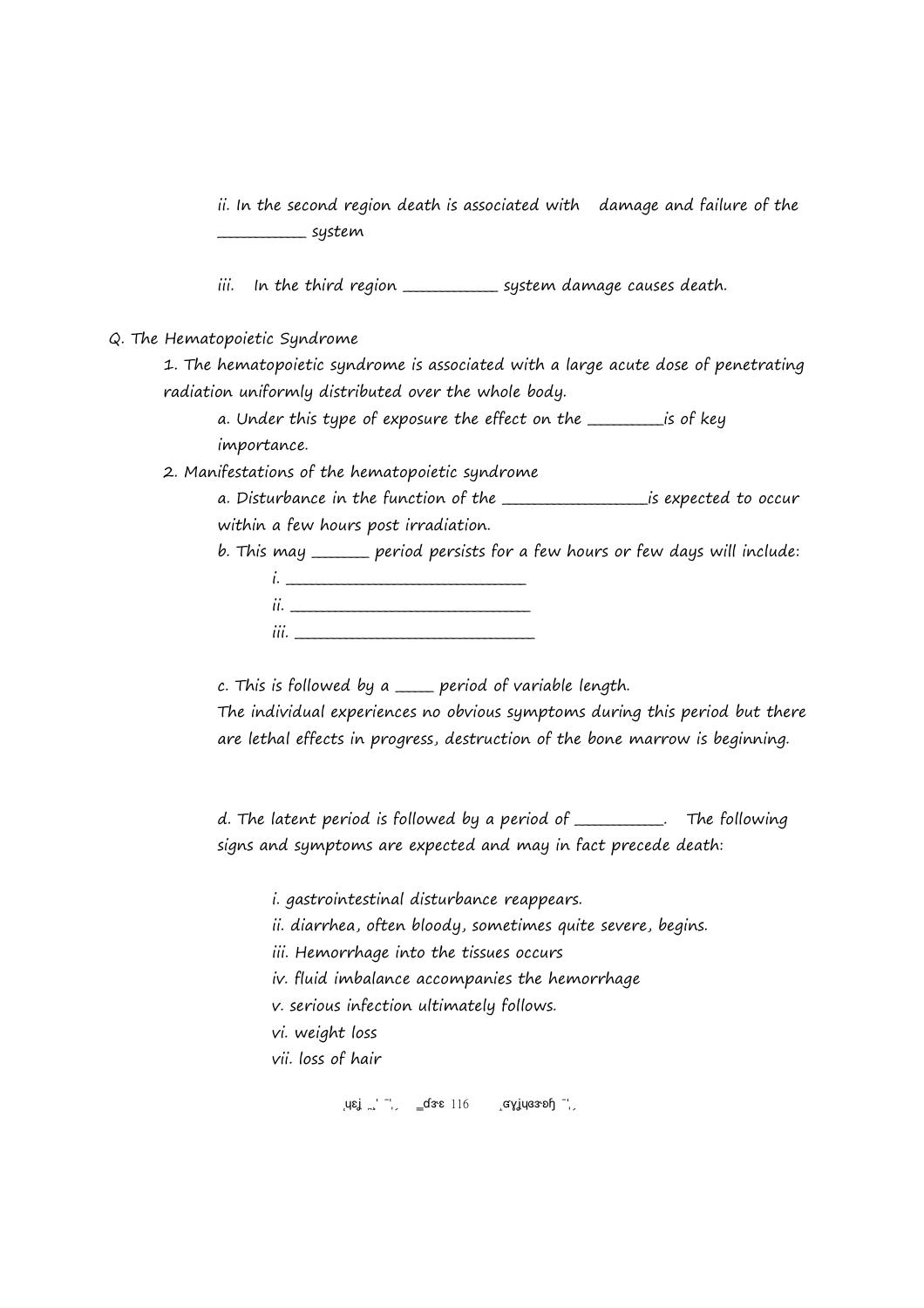ii. In the second region death is associated with damage and failure of the __________ system

iii. In the third region __________ system damage causes death.

Q. The Hematopoietic Syndrome

1. The hematopoietic syndrome is associated with a large acute dose of penetrating radiation uniformly distributed over the whole body.

   a. Under this type of exposure the effect on the ________is of key importance.

2. Manifestations of the hematopoietic syndrome

   a. Disturbance in the function of the ________________is expected to occur within a few hours post irradiation.

   b. This may ______ period persists for a few hours or few days will include:

      i. ___________________________

      ii. ___________________________

      iii. ___________________________

   c. This is followed by a ____ period of variable length.
   The individual experiences no obvious symptoms during this period but there are lethal effects in progress, destruction of the bone marrow is beginning.

   d. The latent period is followed by a period of __________. The following signs and symptoms are expected and may in fact precede death:

      i. gastrointestinal disturbance reappears.

      ii. diarrhea, often bloody, sometimes quite severe, begins.

      iii. Hemorrhage into the tissues occurs

      iv. fluid imbalance accompanies the hemorrhage

      v. serious infection ultimately follows.

      vi. weight loss

      vii. loss of hair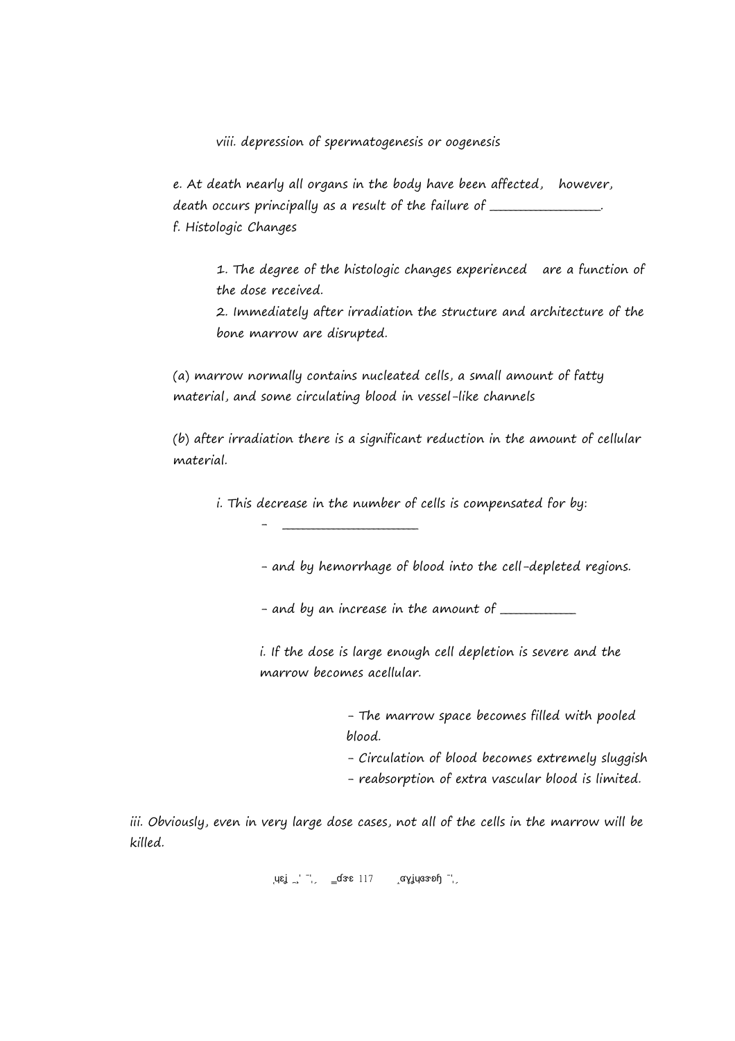viii. depression of spermatogenesis or oogenesis

e. At death nearly all organs in the body have been affected, however, death occurs principally as a result of the failure of ________________.

f. Histologic Changes

1. The degree of the histologic changes experienced are a function of the dose received.

2. Immediately after irradiation the structure and architecture of the bone marrow are disrupted.

(a) marrow normally contains nucleated cells, a small amount of fatty material, and some circulating blood in vessel-like channels

(b) after irradiation there is a significant reduction in the amount of cellular material.

i. This decrease in the number of cells is compensated for by:

- ____________________

- and by hemorrhage of blood into the cell-depleted regions.

- and by an increase in the amount of ___________

i. If the dose is large enough cell depletion is severe and the marrow becomes acellular.

- The marrow space becomes filled with pooled blood.
- Circulation of blood becomes extremely sluggish
- reabsorption of extra vascular blood is limited.

iii. Obviously, even in very large dose cases, not all of the cells in the marrow will be killed.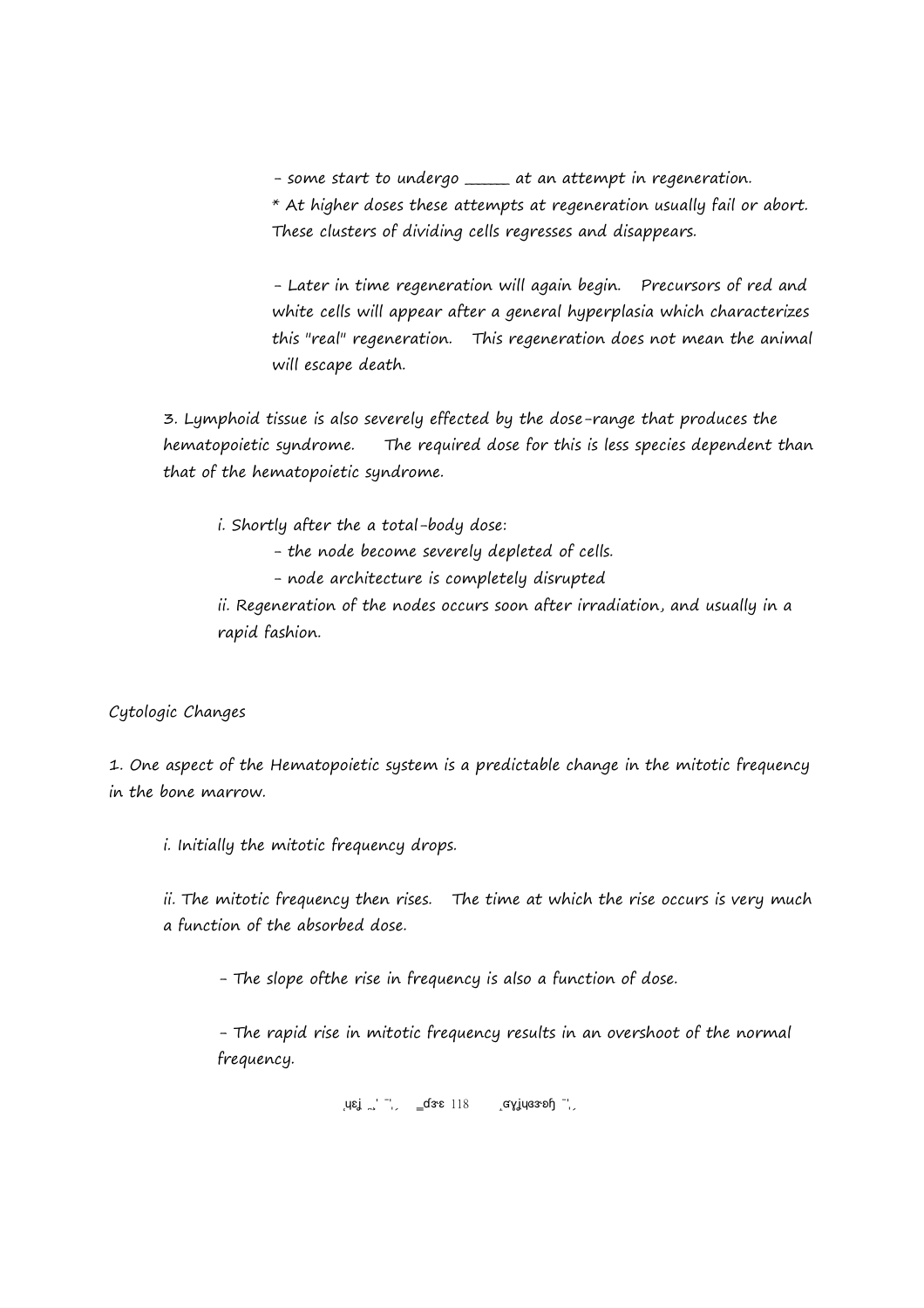- some start to undergo _____ at an attempt in regeneration.

\* At higher doses these attempts at regeneration usually fail or abort. These clusters of dividing cells regresses and disappears.

- Later in time regeneration will again begin. Precursors of red and white cells will appear after a general hyperplasia which characterizes this "real" regeneration. This regeneration does not mean the animal will escape death.

3. Lymphoid tissue is also severely effected by the dose-range that produces the hematopoietic syndrome. The required dose for this is less species dependent than that of the hematopoietic syndrome.

   i. Shortly after the a total-body dose:
      - the node become severely depleted of cells.
      - node architecture is completely disrupted

   ii. Regeneration of the nodes occurs soon after irradiation, and usually in a rapid fashion.

*Cytologic Changes*

1. One aspect of the Hematopoietic system is a predictable change in the mitotic frequency in the bone marrow.

   i. Initially the mitotic frequency drops.

   ii. The mitotic frequency then rises. The time at which the rise occurs is very much a function of the absorbed dose.

      - The slope ofthe rise in frequency is also a function of dose.

      - The rapid rise in mitotic frequency results in an overshoot of the normal frequency.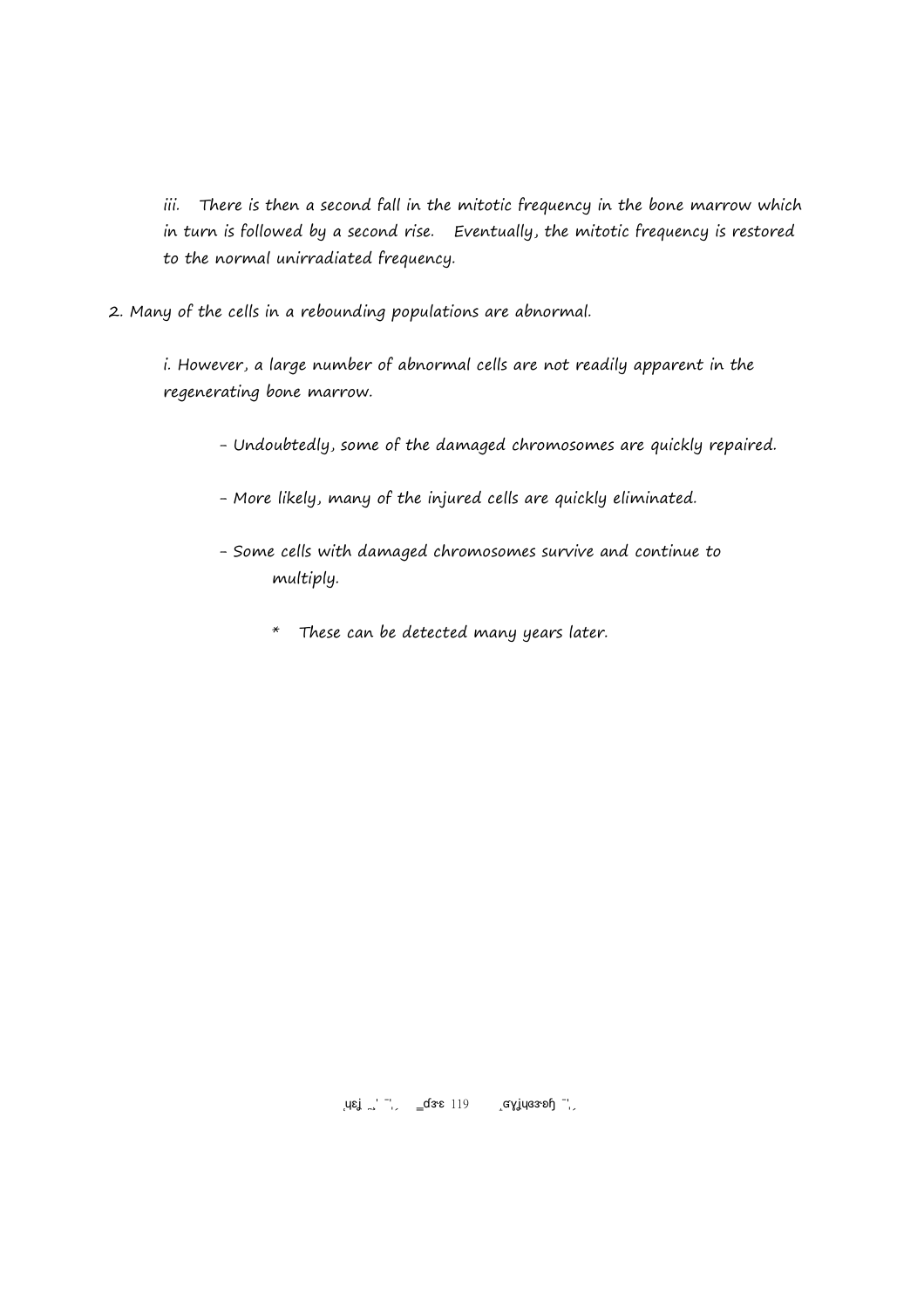iii. There is then a second fall in the mitotic frequency in the bone marrow which in turn is followed by a second rise. Eventually, the mitotic frequency is restored to the normal unirradiated frequency.

2. Many of the cells in a rebounding populations are abnormal.

    i. However, a large number of abnormal cells are not readily apparent in the regenerating bone marrow.

    - Undoubtedly, some of the damaged chromosomes are quickly repaired.
    - More likely, many of the injured cells are quickly eliminated.
    - Some cells with damaged chromosomes survive and continue to multiply.
        * These can be detected many years later.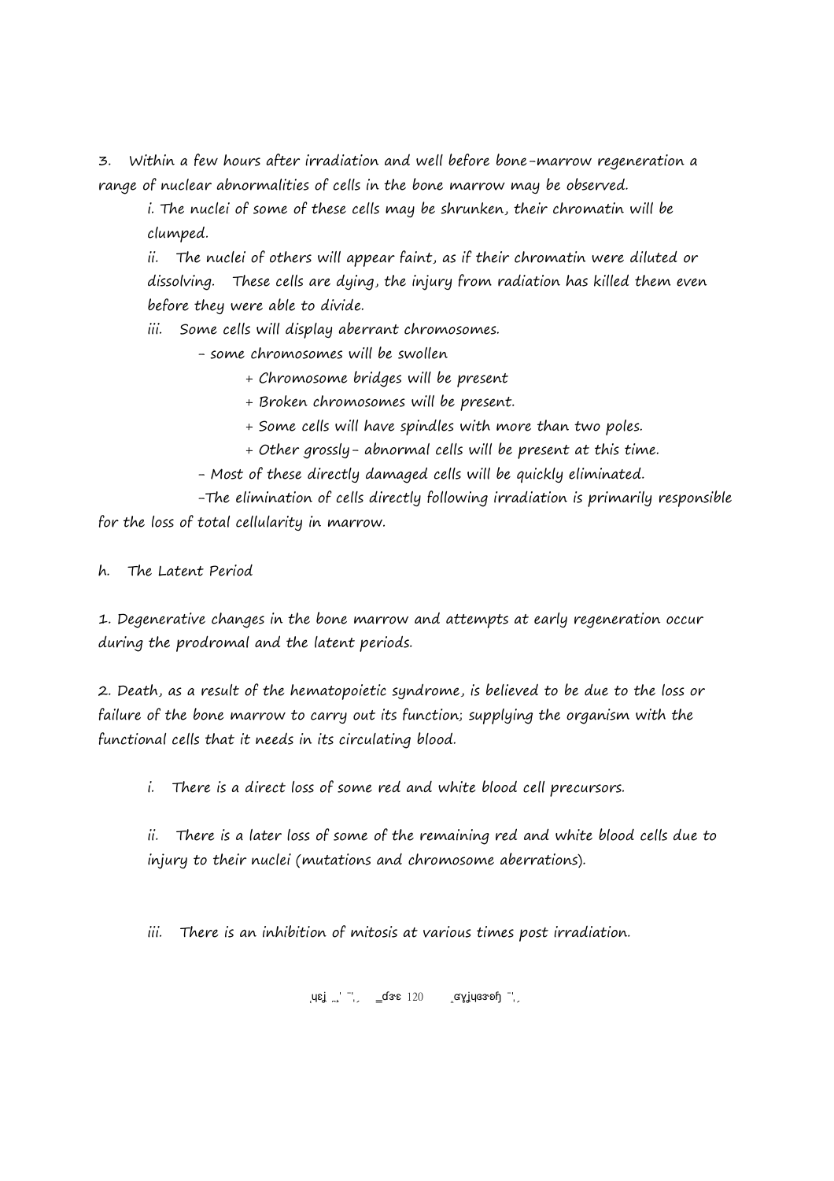3. Within a few hours after irradiation and well before bone-marrow regeneration a range of nuclear abnormalities of cells in the bone marrow may be observed.

i. The nuclei of some of these cells may be shrunken, their chromatin will be clumped.

ii. The nuclei of others will appear faint, as if their chromatin were diluted or dissolving. These cells are dying, the injury from radiation has killed them even before they were able to divide.

iii. Some cells will display aberrant chromosomes.

- some chromosomes will be swollen
    + Chromosome bridges will be present
    + Broken chromosomes will be present.
    + Some cells will have spindles with more than two poles.
    + Other grossly- abnormal cells will be present at this time.
- Most of these directly damaged cells will be quickly eliminated.
- The elimination of cells directly following irradiation is primarily responsible for the loss of total cellularity in marrow.

h. The Latent Period

1. Degenerative changes in the bone marrow and attempts at early regeneration occur during the prodromal and the latent periods.

2. Death, as a result of the hematopoietic syndrome, is believed to be due to the loss or failure of the bone marrow to carry out its function; supplying the organism with the functional cells that it needs in its circulating blood.

i. There is a direct loss of some red and white blood cell precursors.

ii. There is a later loss of some of the remaining red and white blood cells due to injury to their nuclei (mutations and chromosome aberrations).

iii. There is an inhibition of mitosis at various times post irradiation.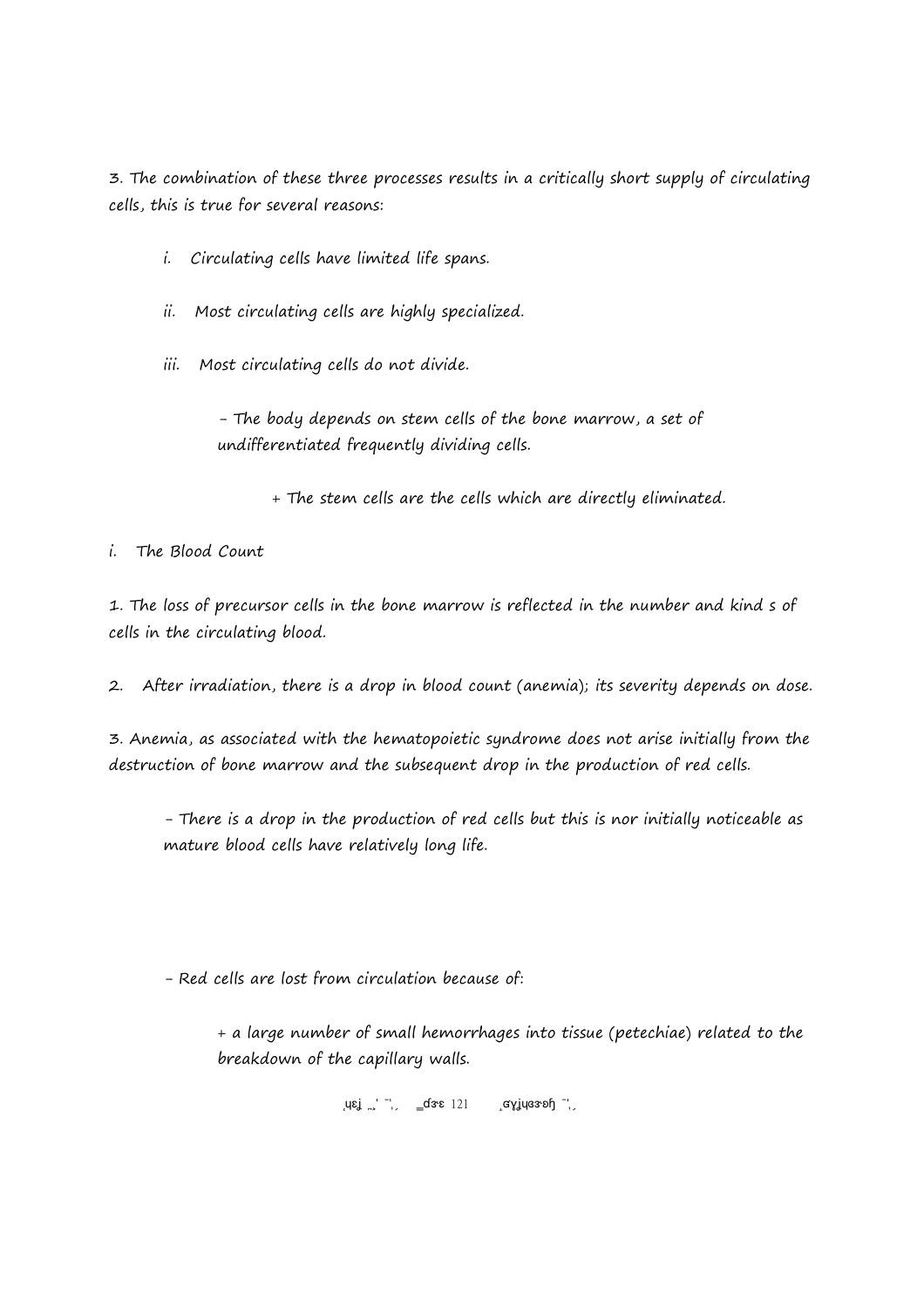3. The combination of these three processes results in a critically short supply of circulating cells, this is true for several reasons:

  i. Circulating cells have limited life spans.

  ii. Most circulating cells are highly specialized.

  iii. Most circulating cells do not divide.

    - The body depends on stem cells of the bone marrow, a set of undifferentiated frequently dividing cells.

      + The stem cells are the cells which are directly eliminated.

i. The Blood Count

1. The loss of precursor cells in the bone marrow is reflected in the number and kind s of cells in the circulating blood.

2. After irradiation, there is a drop in blood count (anemia); its severity depends on dose.

3. Anemia, as associated with the hematopoietic syndrome does not arise initially from the destruction of bone marrow and the subsequent drop in the production of red cells.

  - There is a drop in the production of red cells but this is nor initially noticeable as mature blood cells have relatively long life.

  - Red cells are lost from circulation because of:

    + a large number of small hemorrhages into tissue (petechiae) related to the breakdown of the capillary walls.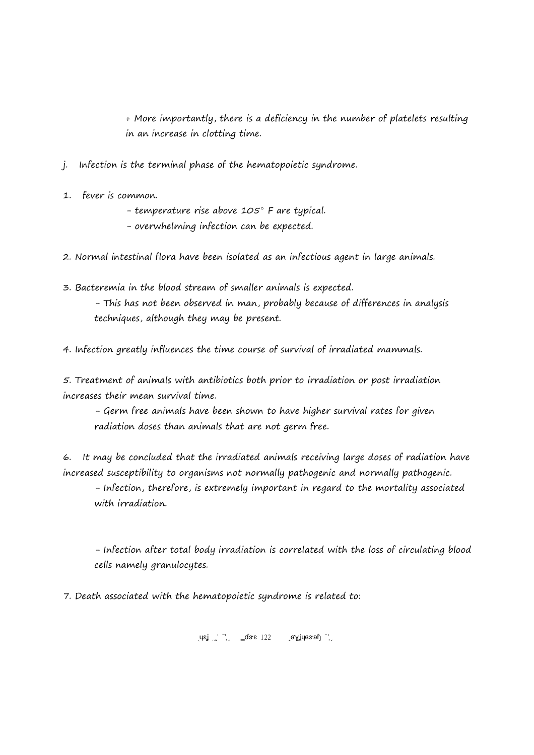+ More importantly, there is a deficiency in the number of platelets resulting in an increase in clotting time.

j. Infection is the terminal phase of the hematopoietic syndrome.

1. fever is common.
    - temperature rise above 105° F are typical.
    - overwhelming infection can be expected.

2. Normal intestinal flora have been isolated as an infectious agent in large animals.

3. Bacteremia in the blood stream of smaller animals is expected.
    - This has not been observed in man, probably because of differences in analysis techniques, although they may be present.

4. Infection greatly influences the time course of survival of irradiated mammals.

5. Treatment of animals with antibiotics both prior to irradiation or post irradiation increases their mean survival time.
    - Germ free animals have been shown to have higher survival rates for given radiation doses than animals that are not germ free.

6. It may be concluded that the irradiated animals receiving large doses of radiation have increased susceptibility to organisms not normally pathogenic and normally pathogenic.
    - Infection, therefore, is extremely important in regard to the mortality associated with irradiation.

    - Infection after total body irradiation is correlated with the loss of circulating blood cells namely granulocytes.

7. Death associated with the hematopoietic syndrome is related to: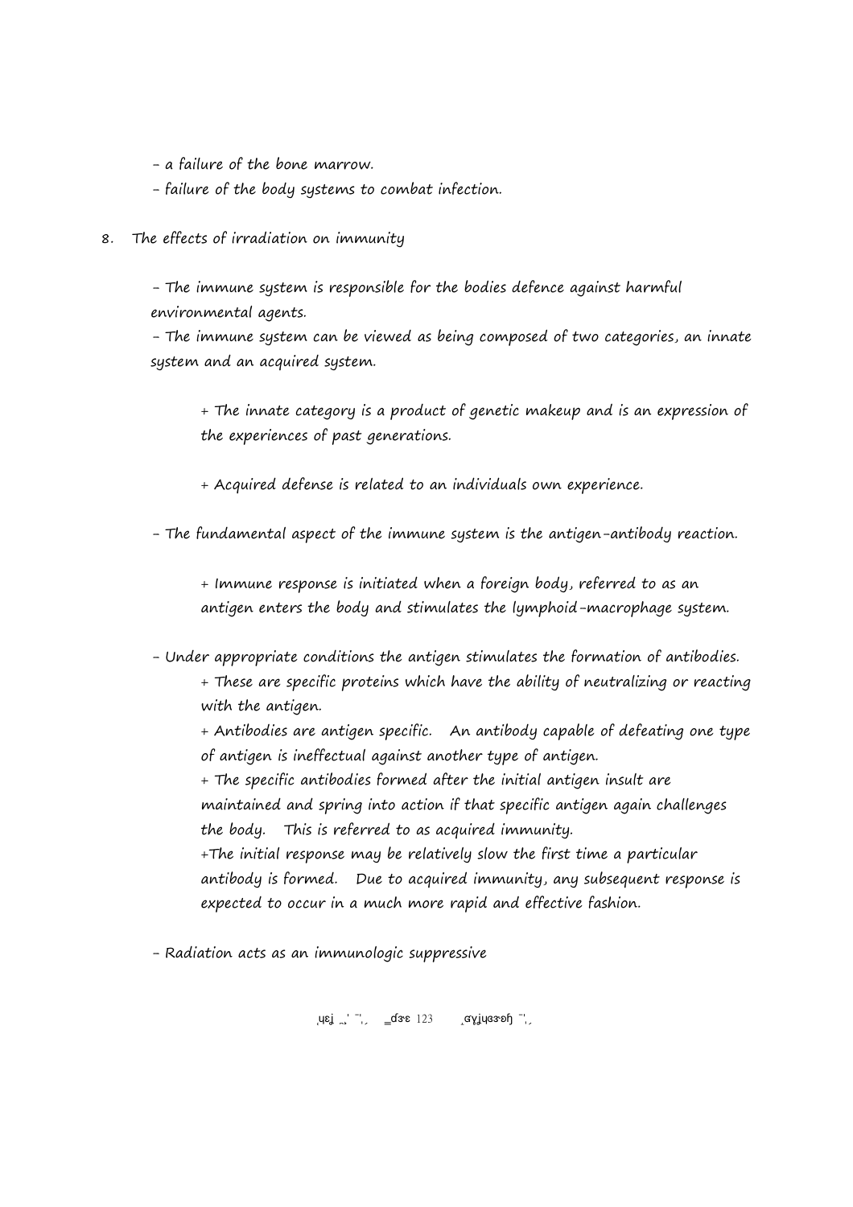- a failure of the bone marrow.
- failure of the body systems to combat infection.

8. The effects of irradiation on immunity

- The immune system is responsible for the bodies defence against harmful environmental agents.
- The immune system can be viewed as being composed of two categories, an innate system and an acquired system.

  + The innate category is a product of genetic makeup and is an expression of the experiences of past generations.

  + Acquired defense is related to an individuals own experience.

- The fundamental aspect of the immune system is the antigen-antibody reaction.

  + Immune response is initiated when a foreign body, referred to as an antigen enters the body and stimulates the lymphoid-macrophage system.

- Under appropriate conditions the antigen stimulates the formation of antibodies.
  + These are specific proteins which have the ability of neutralizing or reacting with the antigen.
  + Antibodies are antigen specific. An antibody capable of defeating one type of antigen is ineffectual against another type of antigen.
  + The specific antibodies formed after the initial antigen insult are maintained and spring into action if that specific antigen again challenges the body. This is referred to as acquired immunity.
  +The initial response may be relatively slow the first time a particular antibody is formed. Due to acquired immunity, any subsequent response is expected to occur in a much more rapid and effective fashion.

- Radiation acts as an immunologic suppressive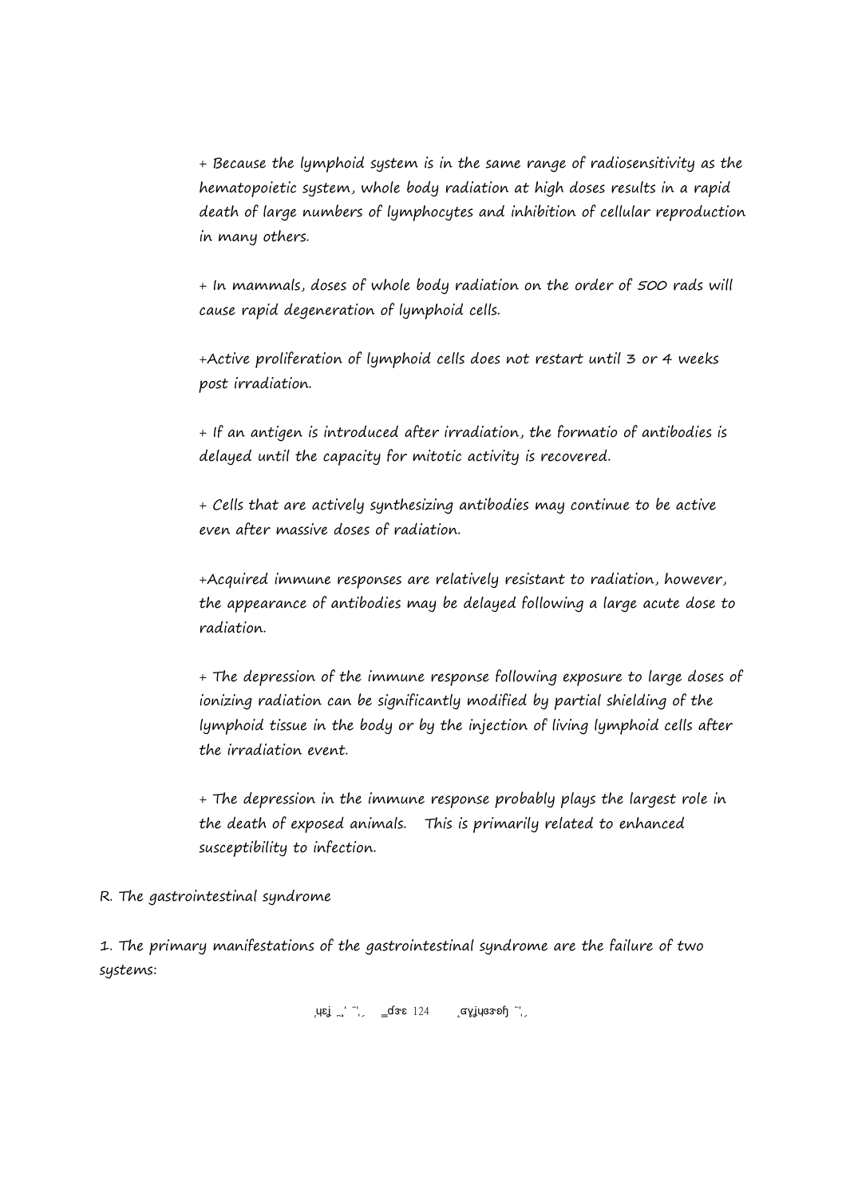+ Because the lymphoid system is in the same range of radiosensitivity as the hematopoietic system, whole body radiation at high doses results in a rapid death of large numbers of lymphocytes and inhibition of cellular reproduction in many others.

+ In mammals, doses of whole body radiation on the order of 500 rads will cause rapid degeneration of lymphoid cells.

+Active proliferation of lymphoid cells does not restart until 3 or 4 weeks post irradiation.

+ If an antigen is introduced after irradiation, the formatio of antibodies is delayed until the capacity for mitotic activity is recovered.

+ Cells that are actively synthesizing antibodies may continue to be active even after massive doses of radiation.

+Acquired immune responses are relatively resistant to radiation, however, the appearance of antibodies may be delayed following a large acute dose to radiation.

+ The depression of the immune response following exposure to large doses of ionizing radiation can be significantly modified by partial shielding of the lymphoid tissue in the body or by the injection of living lymphoid cells after the irradiation event.

+ The depression in the immune response probably plays the largest role in the death of exposed animals. This is primarily related to enhanced susceptibility to infection.

R. The gastrointestinal syndrome

1. The primary manifestations of the gastrointestinal syndrome are the failure of two systems: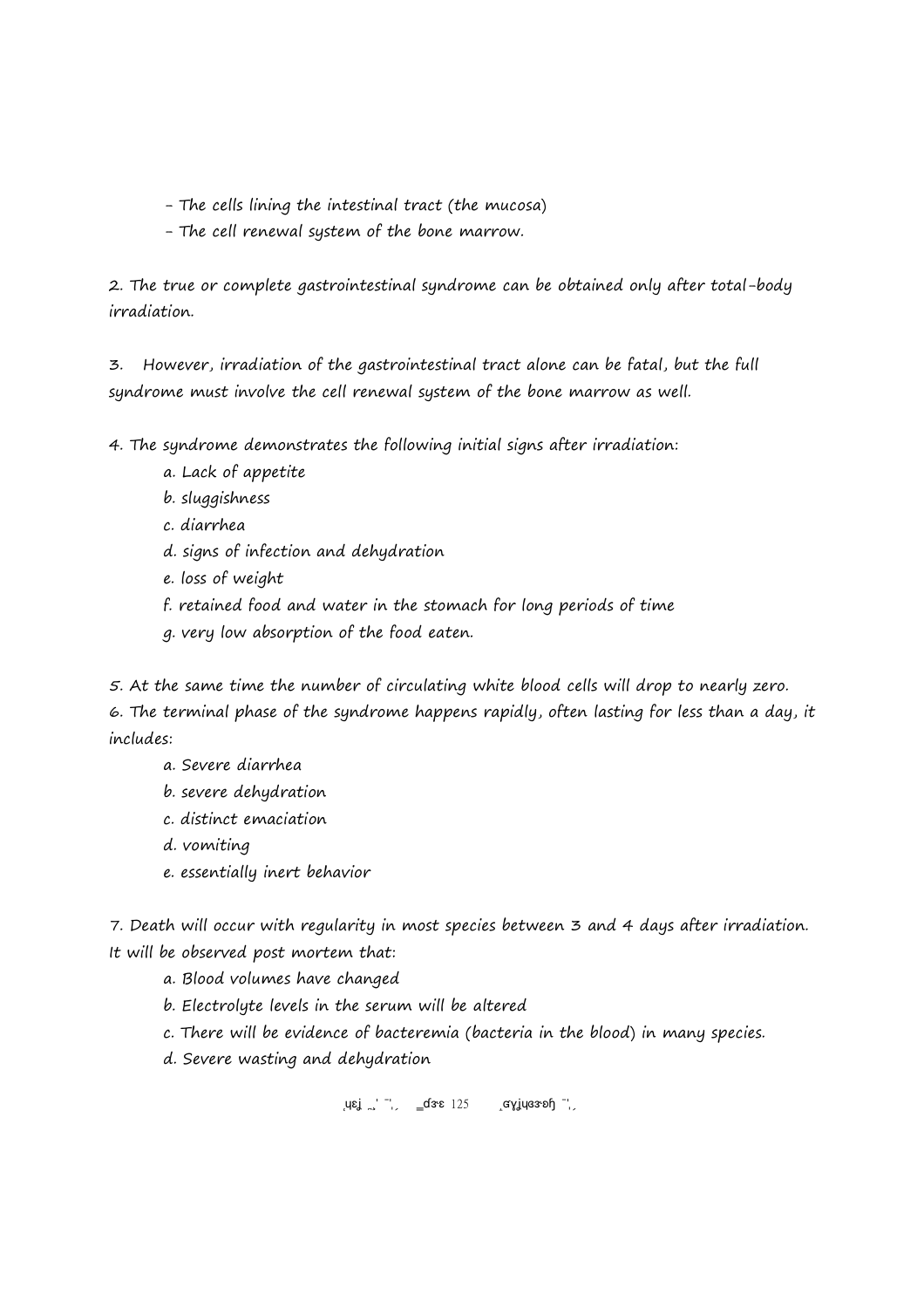- The cells lining the intestinal tract (the mucosa)
- The cell renewal system of the bone marrow.

2. The true or complete gastrointestinal syndrome can be obtained only after total-body irradiation.

3. However, irradiation of the gastrointestinal tract alone can be fatal, but the full syndrome must involve the cell renewal system of the bone marrow as well.

4. The syndrome demonstrates the following initial signs after irradiation:
   a. Lack of appetite
   b. sluggishness
   c. diarrhea
   d. signs of infection and dehydration
   e. loss of weight
   f. retained food and water in the stomach for long periods of time
   g. very low absorption of the food eaten.

5. At the same time the number of circulating white blood cells will drop to nearly zero.

6. The terminal phase of the syndrome happens rapidly, often lasting for less than a day, it includes:
   a. Severe diarrhea
   b. severe dehydration
   c. distinct emaciation
   d. vomiting
   e. essentially inert behavior

7. Death will occur with regularity in most species between 3 and 4 days after irradiation. It will be observed post mortem that:
   a. Blood volumes have changed
   b. Electrolyte levels in the serum will be altered
   c. There will be evidence of bacteremia (bacteria in the blood) in many species.
   d. Severe wasting and dehydration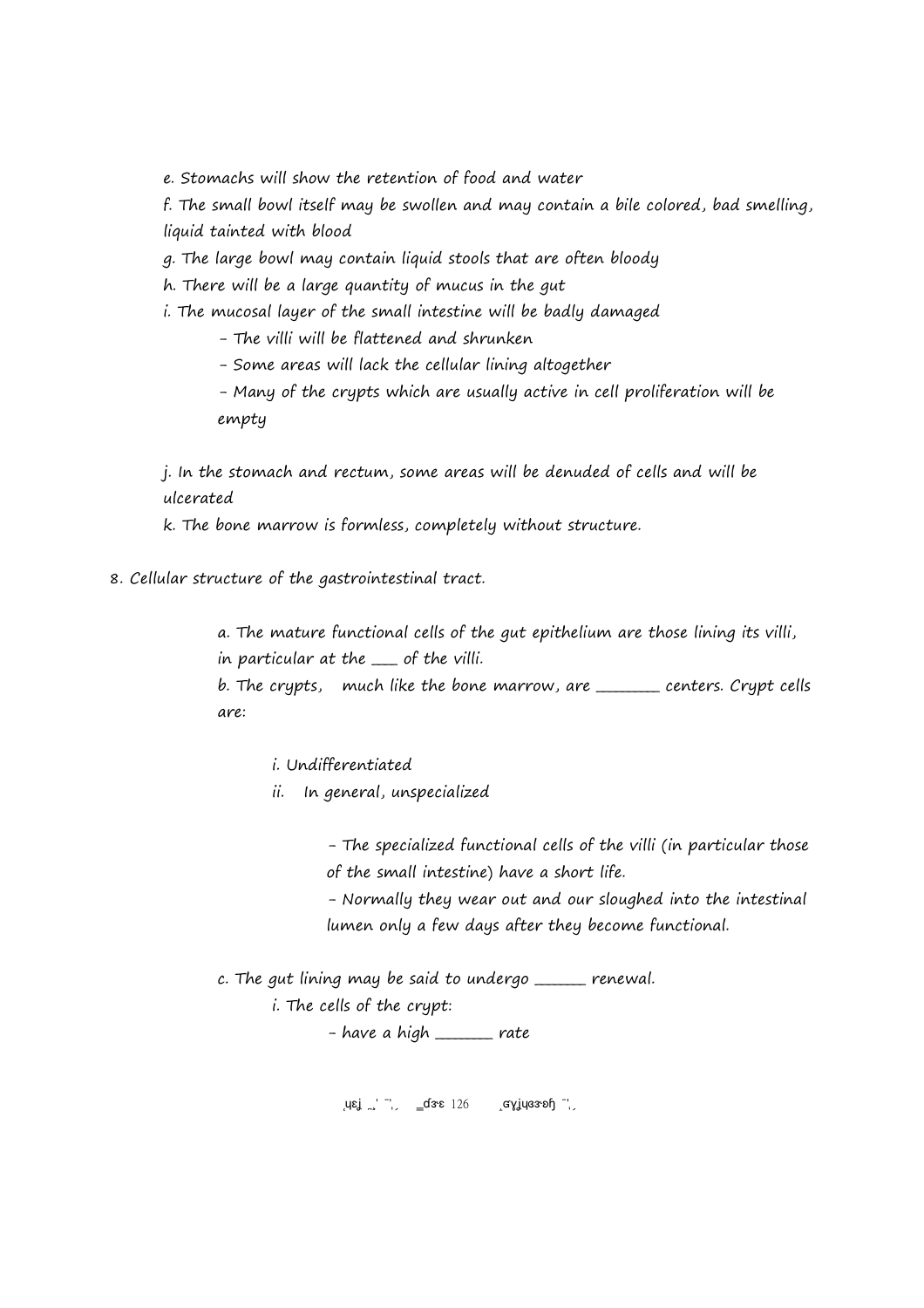e. Stomachs will show the retention of food and water

f. The small bowl itself may be swollen and may contain a bile colored, bad smelling, liquid tainted with blood

g. The large bowl may contain liquid stools that are often bloody

h. There will be a large quantity of mucus in the gut

i. The mucosal layer of the small intestine will be badly damaged

- The villi will be flattened and shrunken
- Some areas will lack the cellular lining altogether
- Many of the crypts which are usually active in cell proliferation will be empty

j. In the stomach and rectum, some areas will be denuded of cells and will be ulcerated

k. The bone marrow is formless, completely without structure.

8. Cellular structure of the gastrointestinal tract.

a. The mature functional cells of the gut epithelium are those lining its villi, in particular at the ___ of the villi.

b. The crypts, much like the bone marrow, are ________ centers. Crypt cells are:

i. Undifferentiated

ii. In general, unspecialized

- The specialized functional cells of the villi (in particular those of the small intestine) have a short life.
- Normally they wear out and our sloughed into the intestinal lumen only a few days after they become functional.

c. The gut lining may be said to undergo ______ renewal.

i. The cells of the crypt:

- have a high _______ rate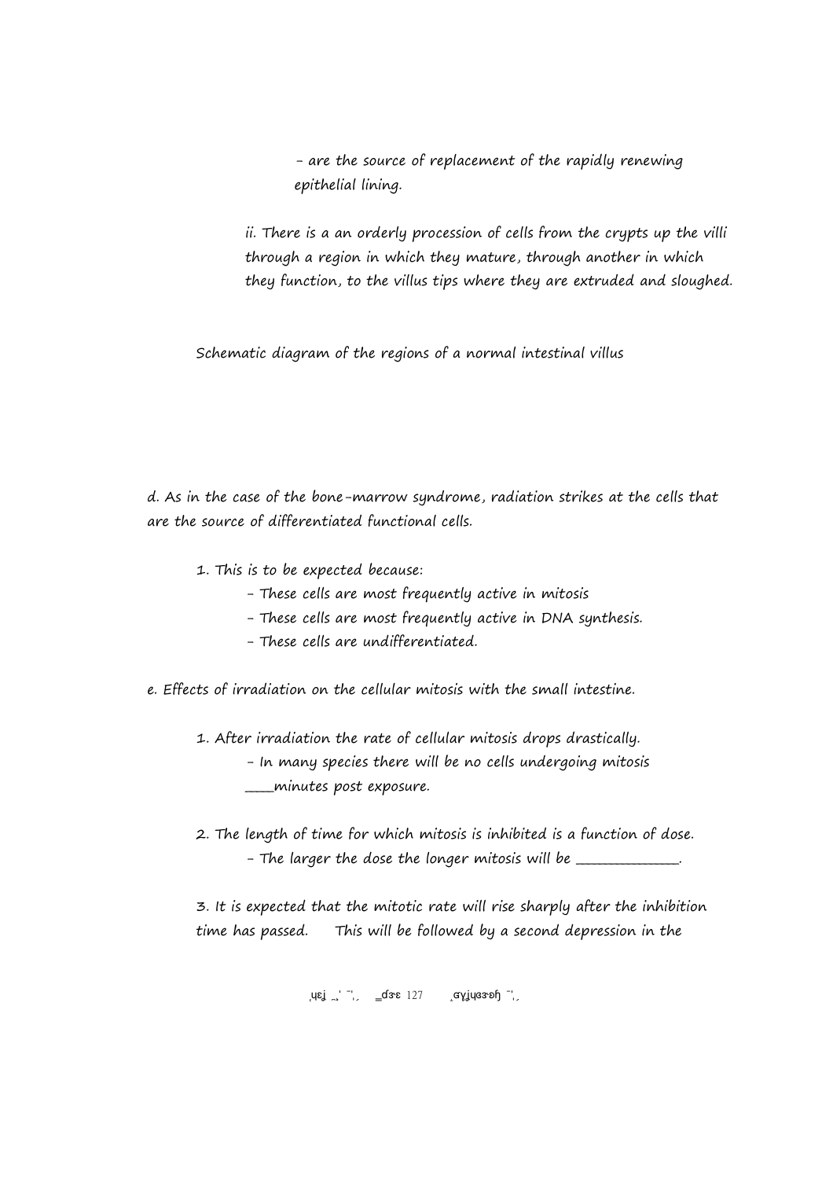- are the source of replacement of the rapidly renewing epithelial lining.

ii. There is a an orderly procession of cells from the crypts up the villi through a region in which they mature, through another in which they function, to the villus tips where they are extruded and sloughed.

Schematic diagram of the regions of a normal intestinal villus

d. As in the case of the bone-marrow syndrome, radiation strikes at the cells that are the source of differentiated functional cells.

1. This is to be expected because:
   - These cells are most frequently active in mitosis
   - These cells are most frequently active in DNA synthesis.
   - These cells are undifferentiated.

e. Effects of irradiation on the cellular mitosis with the small intestine.

1. After irradiation the rate of cellular mitosis drops drastically.
   - In many species there will be no cells undergoing mitosis ____minutes post exposure.

2. The length of time for which mitosis is inhibited is a function of dose.
   - The larger the dose the longer mitosis will be _____________.

3. It is expected that the mitotic rate will rise sharply after the inhibition time has passed. This will be followed by a second depression in the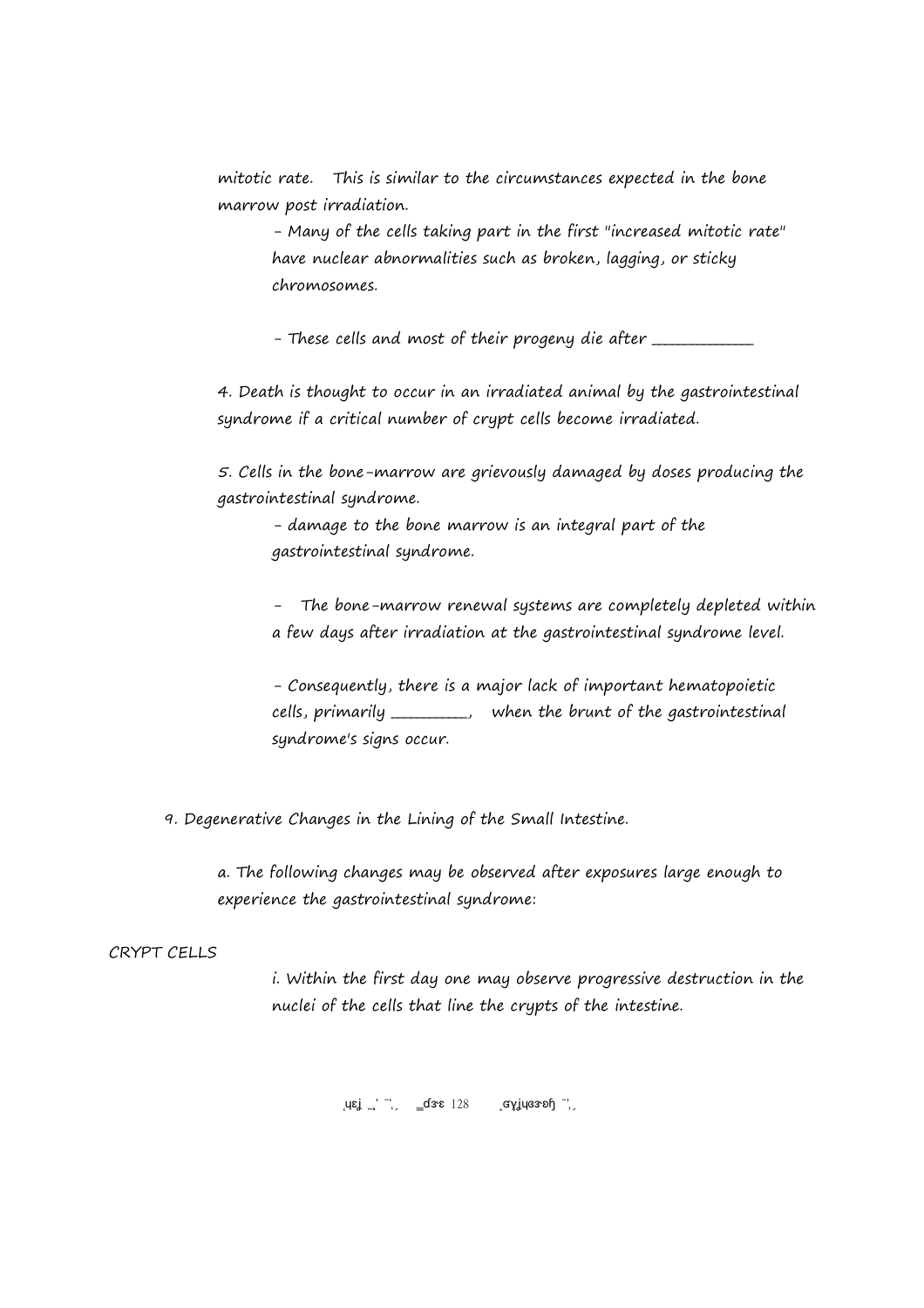mitotic rate. This is similar to the circumstances expected in the bone marrow post irradiation.

- Many of the cells taking part in the first "increased mitotic rate" have nuclear abnormalities such as broken, lagging, or sticky chromosomes.

- These cells and most of their progeny die after ____________

4. Death is thought to occur in an irradiated animal by the gastrointestinal syndrome if a critical number of crypt cells become irradiated.

5. Cells in the bone-marrow are grievously damaged by doses producing the gastrointestinal syndrome.

- damage to the bone marrow is an integral part of the gastrointestinal syndrome.

- The bone-marrow renewal systems are completely depleted within a few days after irradiation at the gastrointestinal syndrome level.

- Consequently, there is a major lack of important hematopoietic cells, primarily _________, when the brunt of the gastrointestinal syndrome's signs occur.

9. Degenerative Changes in the Lining of the Small Intestine.

a. The following changes may be observed after exposures large enough to experience the gastrointestinal syndrome:

CRYPT CELLS

i. Within the first day one may observe progressive destruction in the nuclei of the cells that line the crypts of the intestine.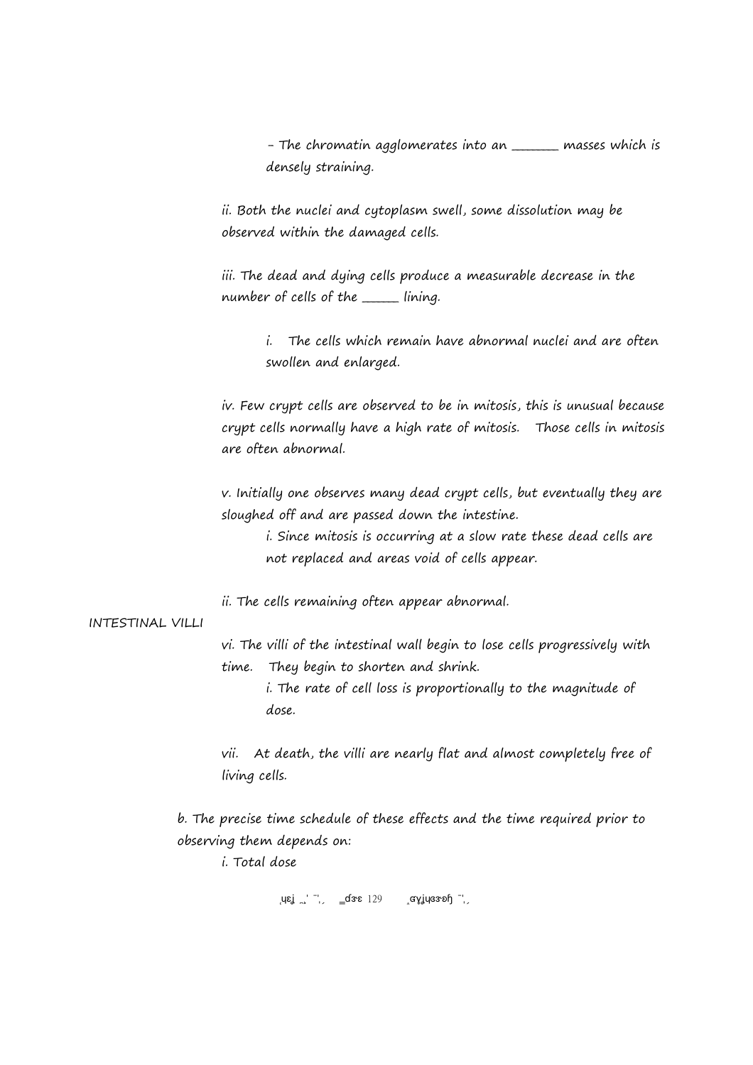- The chromatin agglomerates into an _______ masses which is densely straining.

ii. Both the nuclei and cytoplasm swell, some dissolution may be observed within the damaged cells.

iii. The dead and dying cells produce a measurable decrease in the number of cells of the _____ lining.

i. The cells which remain have abnormal nuclei and are often swollen and enlarged.

iv. Few crypt cells are observed to be in mitosis, this is unusual because crypt cells normally have a high rate of mitosis. Those cells in mitosis are often abnormal.

v. Initially one observes many dead crypt cells, but eventually they are sloughed off and are passed down the intestine.

i. Since mitosis is occurring at a slow rate these dead cells are not replaced and areas void of cells appear.

ii. The cells remaining often appear abnormal.

INTESTINAL VILLI

vi. The villi of the intestinal wall begin to lose cells progressively with time. They begin to shorten and shrink.

i. The rate of cell loss is proportionally to the magnitude of dose.

vii. At death, the villi are nearly flat and almost completely free of living cells.

b. The precise time schedule of these effects and the time required prior to observing them depends on:

i. Total dose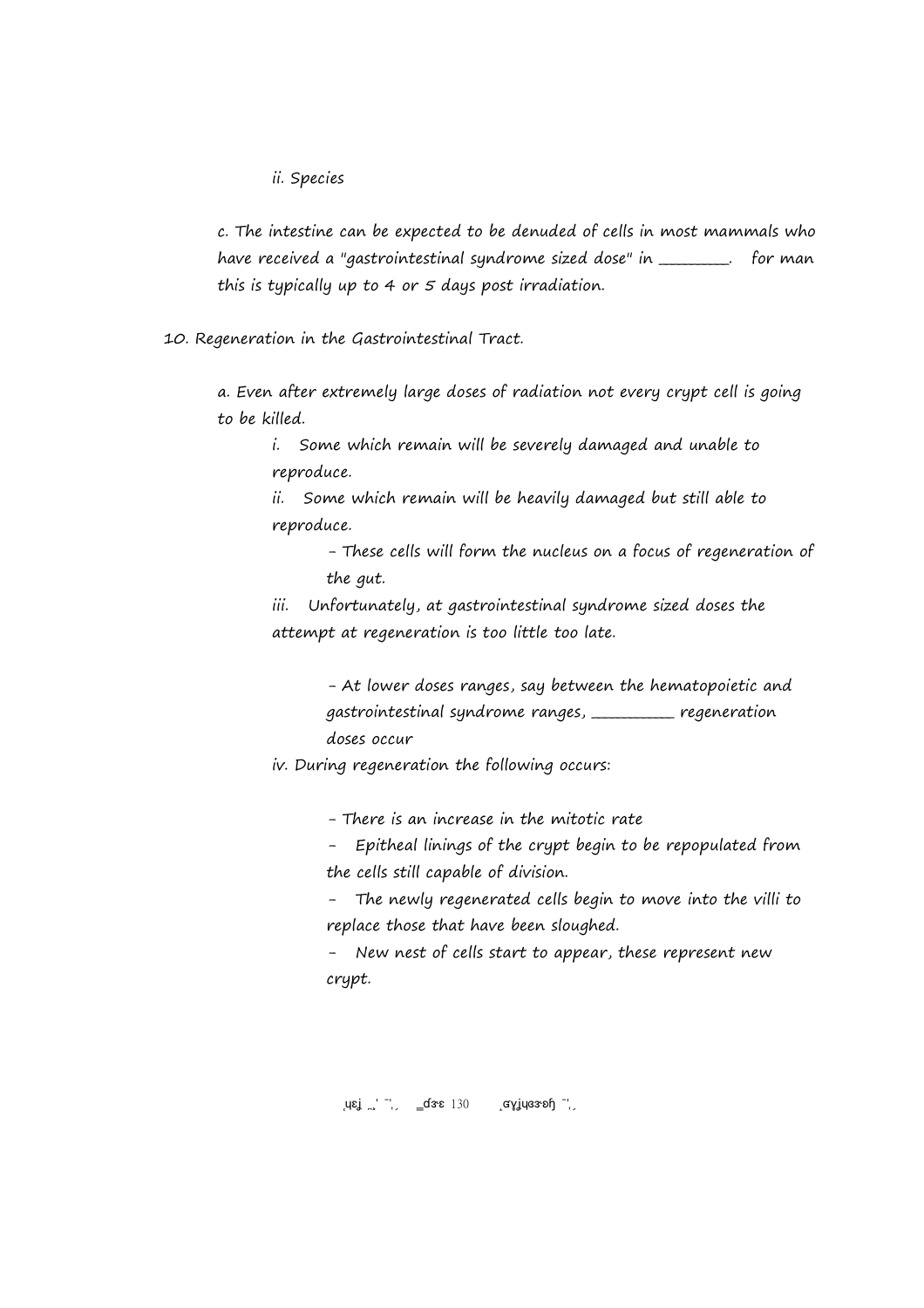ii. Species

c. The intestine can be expected to be denuded of cells in most mammals who have received a "gastrointestinal syndrome sized dose" in ________.   for man this is typically up to 4 or 5 days post irradiation.

10. Regeneration in the Gastrointestinal Tract.

a. Even after extremely large doses of radiation not every crypt cell is going to be killed.

i.   Some which remain will be severely damaged and unable to reproduce.

ii.   Some which remain will be heavily damaged but still able to reproduce.

- These cells will form the nucleus on a focus of regeneration of the gut.

iii.   Unfortunately, at gastrointestinal syndrome sized doses the attempt at regeneration is too little too late.

- At lower doses ranges, say between the hematopoietic and gastrointestinal syndrome ranges, _________ regeneration doses occur

iv. During regeneration the following occurs:

- There is an increase in the mitotic rate

-   Epitheal linings of the crypt begin to be repopulated from the cells still capable of division.

-   The newly regenerated cells begin to move into the villi to replace those that have been sloughed.

-   New nest of cells start to appear, these represent new crypt.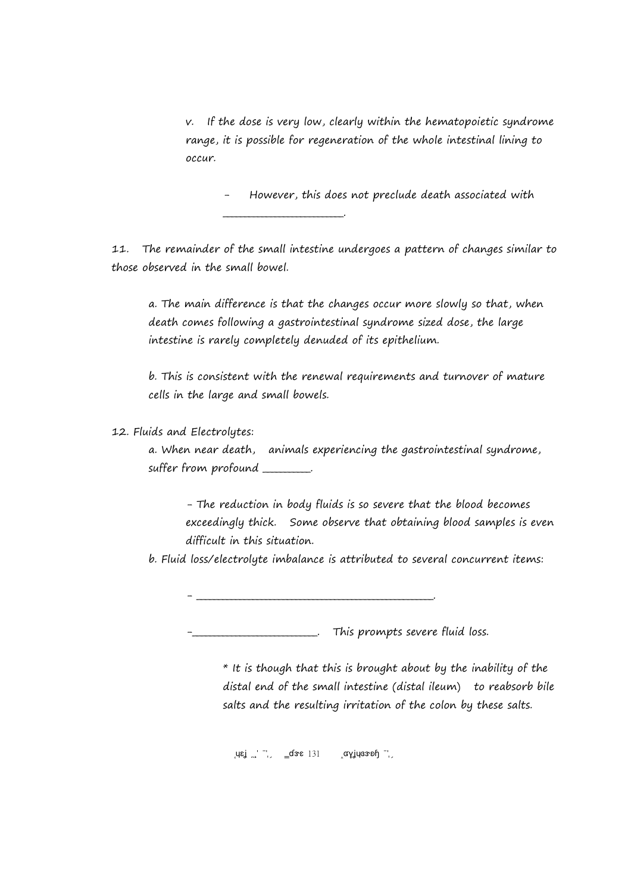v. If the dose is very low, clearly within the hematopoietic syndrome range, it is possible for regeneration of the whole intestinal lining to occur.

- However, this does not preclude death associated with _____________________.

11. The remainder of the small intestine undergoes a pattern of changes similar to those observed in the small bowel.

a. The main difference is that the changes occur more slowly so that, when death comes following a gastrointestinal syndrome sized dose, the large intestine is rarely completely denuded of its epithelium.

b. This is consistent with the renewal requirements and turnover of mature cells in the large and small bowels.

12. Fluids and Electrolytes:

a. When near death, animals experiencing the gastrointestinal syndrome, suffer from profound ________.

- The reduction in body fluids is so severe that the blood becomes exceedingly thick. Some observe that obtaining blood samples is even difficult in this situation.

b. Fluid loss/electrolyte imbalance is attributed to several concurrent items:

- ___________________________________________.

- _____________________. This prompts severe fluid loss.

\* It is though that this is brought about by the inability of the distal end of the small intestine (distal ileum) to reabsorb bile salts and the resulting irritation of the colon by these salts.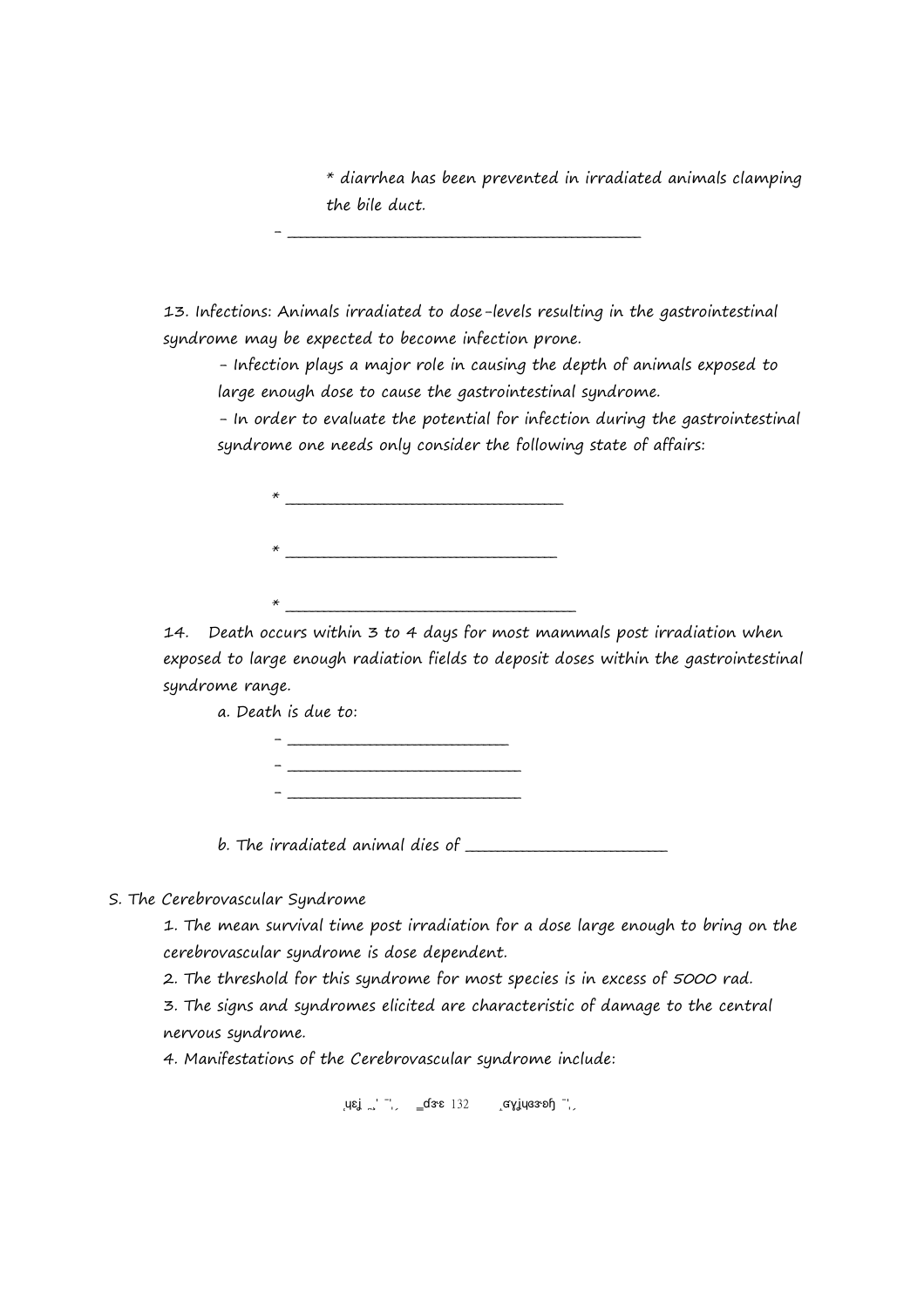* diarrhea has been prevented in irradiated animals clamping the bile duct.

- _______________________________________________

13. Infections: Animals irradiated to dose-levels resulting in the gastrointestinal syndrome may be expected to become infection prone.
   - Infection plays a major role in causing the depth of animals exposed to large enough dose to cause the gastrointestinal syndrome.
   - In order to evaluate the potential for infection during the gastrointestinal syndrome one needs only consider the following state of affairs:

      * ____________________________________

      * ___________________________________

      * ____________________________________

14. Death occurs within 3 to 4 days for most mammals post irradiation when exposed to large enough radiation fields to deposit doses within the gastrointestinal syndrome range.
   a. Death is due to:
      - ____________________________
      - ______________________________
      - ______________________________

   b. The irradiated animal dies of __________________________

S. The Cerebrovascular Syndrome
   1. The mean survival time post irradiation for a dose large enough to bring on the cerebrovascular syndrome is dose dependent.
   2. The threshold for this syndrome for most species is in excess of 5000 rad.
   3. The signs and syndromes elicited are characteristic of damage to the central nervous syndrome.
   4. Manifestations of the Cerebrovascular syndrome include: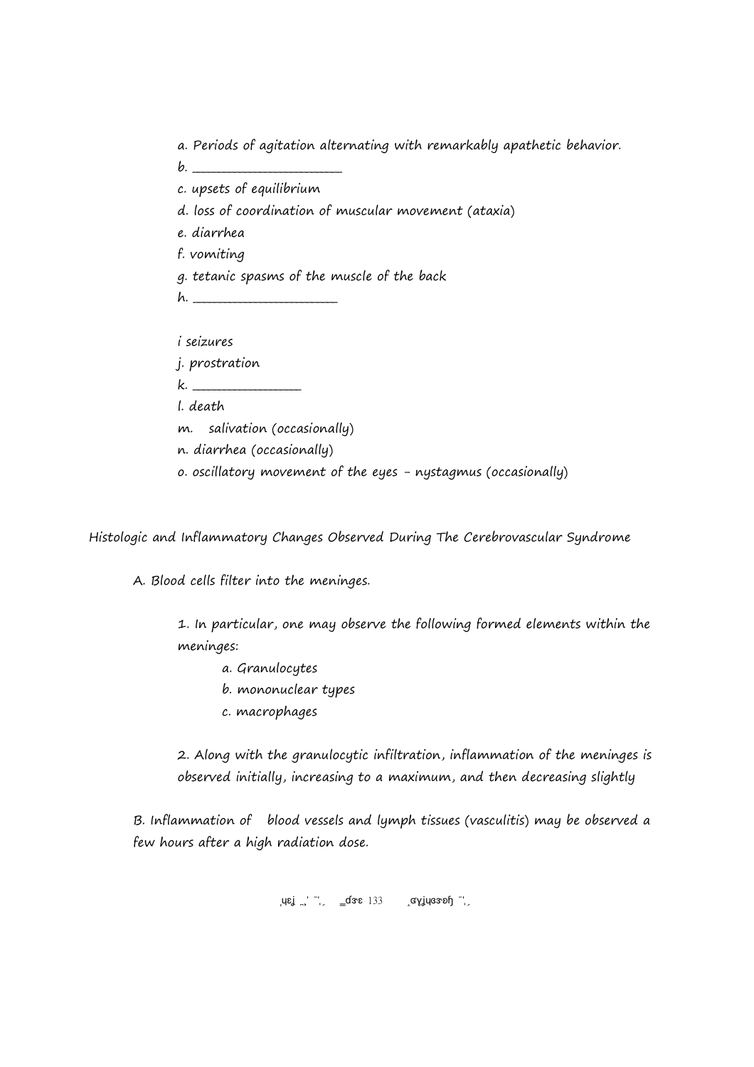a. Periods of agitation alternating with remarkably apathetic behavior.
b. ______________________
c. upsets of equilibrium
d. loss of coordination of muscular movement (ataxia)
e. diarrhea
f. vomiting
g. tetanic spasms of the muscle of the back
h. ______________________

i seizures
j. prostration
k. ________________
l. death
m. salivation (occasionally)
n. diarrhea (occasionally)
o. oscillatory movement of the eyes - nystagmus (occasionally)

*Histologic and Inflammatory Changes Observed During The Cerebrovascular Syndrome*

A. Blood cells filter into the meninges.

1. In particular, one may observe the following formed elements within the meninges:
   a. Granulocytes
   b. mononuclear types
   c. macrophages

2. Along with the granulocytic infiltration, inflammation of the meninges is observed initially, increasing to a maximum, and then decreasing slightly

B. Inflammation of blood vessels and lymph tissues (vasculitis) may be observed a few hours after a high radiation dose.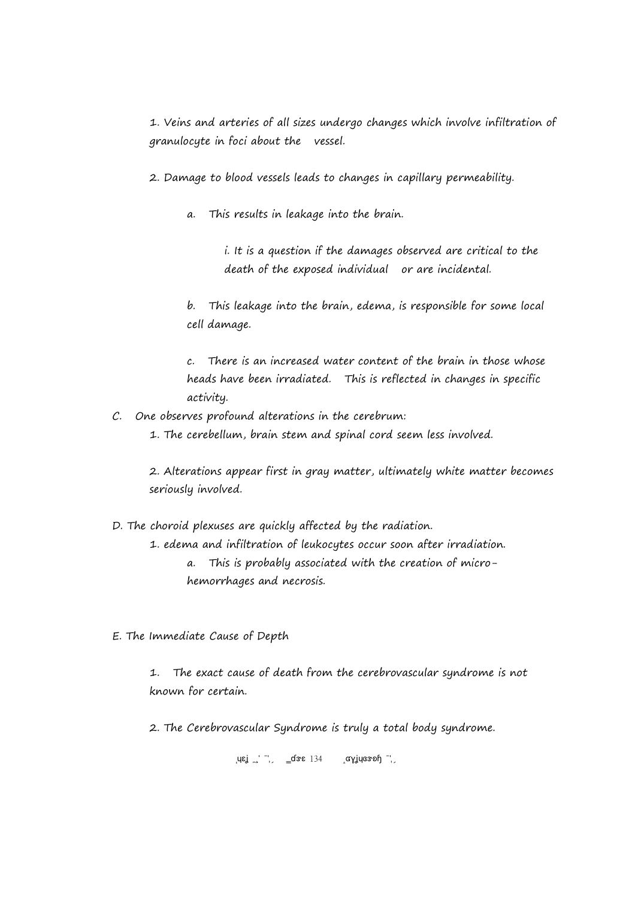1. Veins and arteries of all sizes undergo changes which involve infiltration of granulocyte in foci about the vessel.

2. Damage to blood vessels leads to changes in capillary permeability.

   a. This results in leakage into the brain.

      i. It is a question if the damages observed are critical to the death of the exposed individual or are incidental.

   b. This leakage into the brain, edema, is responsible for some local cell damage.

   c. There is an increased water content of the brain in those whose heads have been irradiated. This is reflected in changes in specific activity.

C. One observes profound alterations in the cerebrum:

   1. The cerebellum, brain stem and spinal cord seem less involved.

   2. Alterations appear first in gray matter, ultimately white matter becomes seriously involved.

D. The choroid plexuses are quickly affected by the radiation.

   1. edema and infiltration of leukocytes occur soon after irradiation.

      a. This is probably associated with the creation of micro-hemorrhages and necrosis.

E. The Immediate Cause of Depth

   1. The exact cause of death from the cerebrovascular syndrome is not known for certain.

   2. The Cerebrovascular Syndrome is truly a total body syndrome.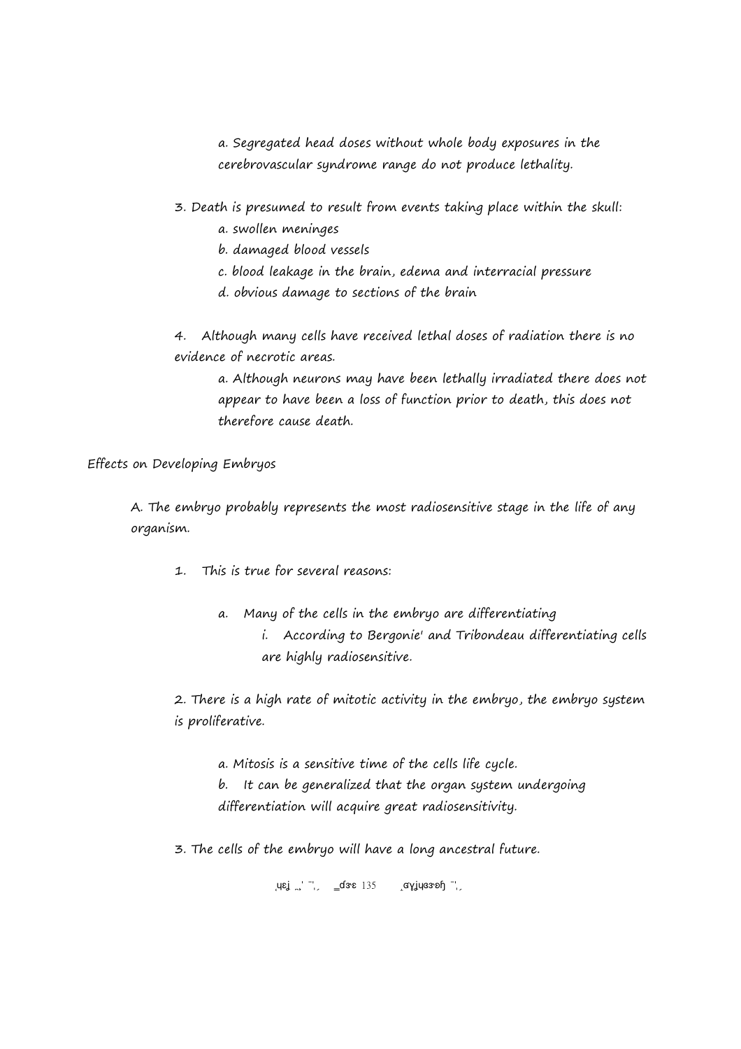a. Segregated head doses without whole body exposures in the cerebrovascular syndrome range do not produce lethality.

3. Death is presumed to result from events taking place within the skull:
   a. swollen meninges
   b. damaged blood vessels
   c. blood leakage in the brain, edema and interracial pressure
   d. obvious damage to sections of the brain

4. Although many cells have received lethal doses of radiation there is no evidence of necrotic areas.
   a. Although neurons may have been lethally irradiated there does not appear to have been a loss of function prior to death, this does not therefore cause death.

## Effects on Developing Embryos

A. The embryo probably represents the most radiosensitive stage in the life of any organism.

1. This is true for several reasons:

   a. Many of the cells in the embryo are differentiating
      i. According to Bergonie' and Tribondeau differentiating cells are highly radiosensitive.

2. There is a high rate of mitotic activity in the embryo, the embryo system is proliferative.

   a. Mitosis is a sensitive time of the cells life cycle.
   b. It can be generalized that the organ system undergoing differentiation will acquire great radiosensitivity.

3. The cells of the embryo will have a long ancestral future.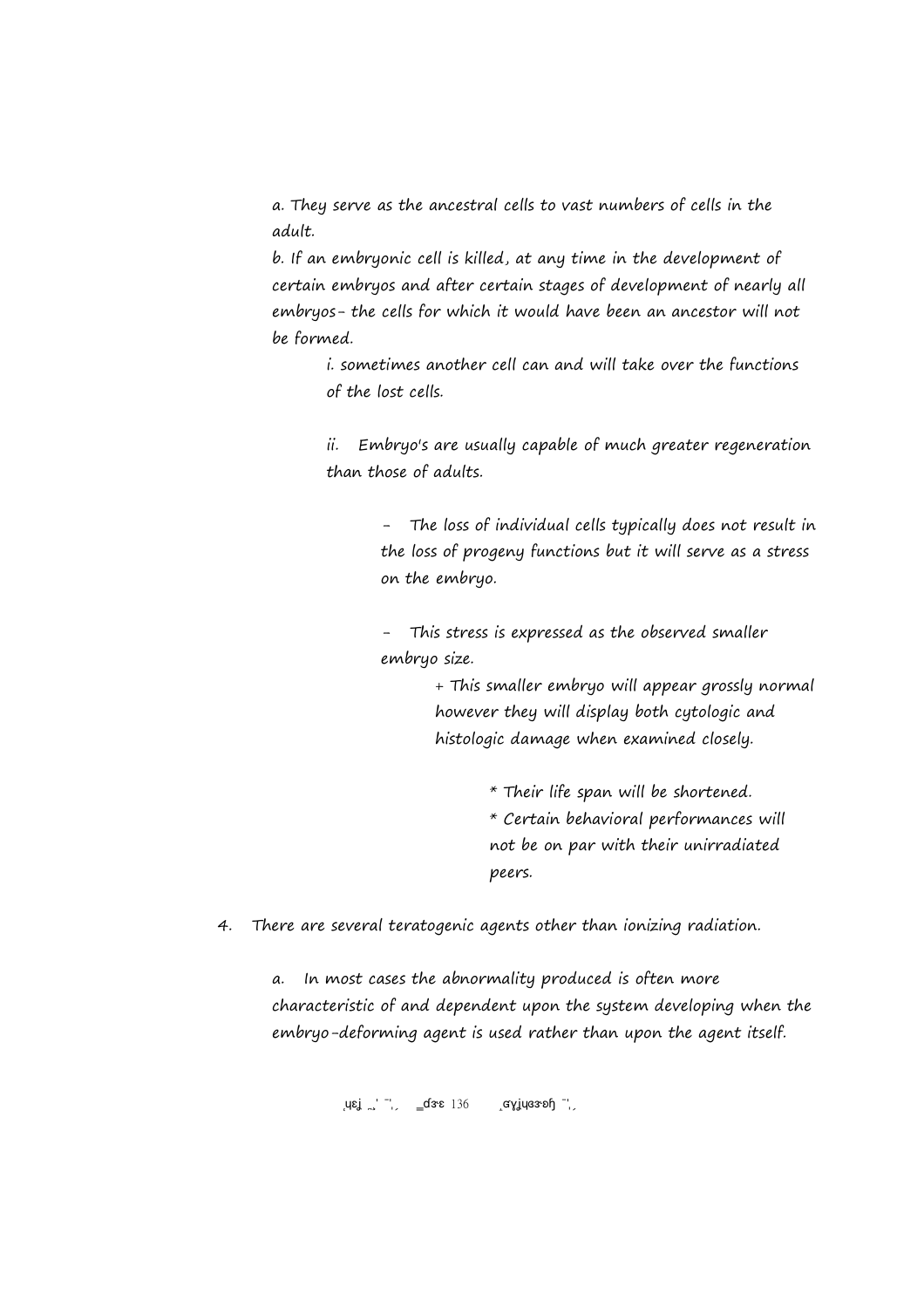a. They serve as the ancestral cells to vast numbers of cells in the adult.

b. If an embryonic cell is killed, at any time in the development of certain embryos and after certain stages of development of nearly all embryos- the cells for which it would have been an ancestor will not be formed.

  i. sometimes another cell can and will take over the functions of the lost cells.

  ii. Embryo's are usually capable of much greater regeneration than those of adults.

    - The loss of individual cells typically does not result in the loss of progeny functions but it will serve as a stress on the embryo.

    - This stress is expressed as the observed smaller embryo size.

      + This smaller embryo will appear grossly normal however they will display both cytologic and histologic damage when examined closely.

        * Their life span will be shortened.
        * Certain behavioral performances will not be on par with their unirradiated peers.

4. There are several teratogenic agents other than ionizing radiation.

  a. In most cases the abnormality produced is often more characteristic of and dependent upon the system developing when the embryo-deforming agent is used rather than upon the agent itself.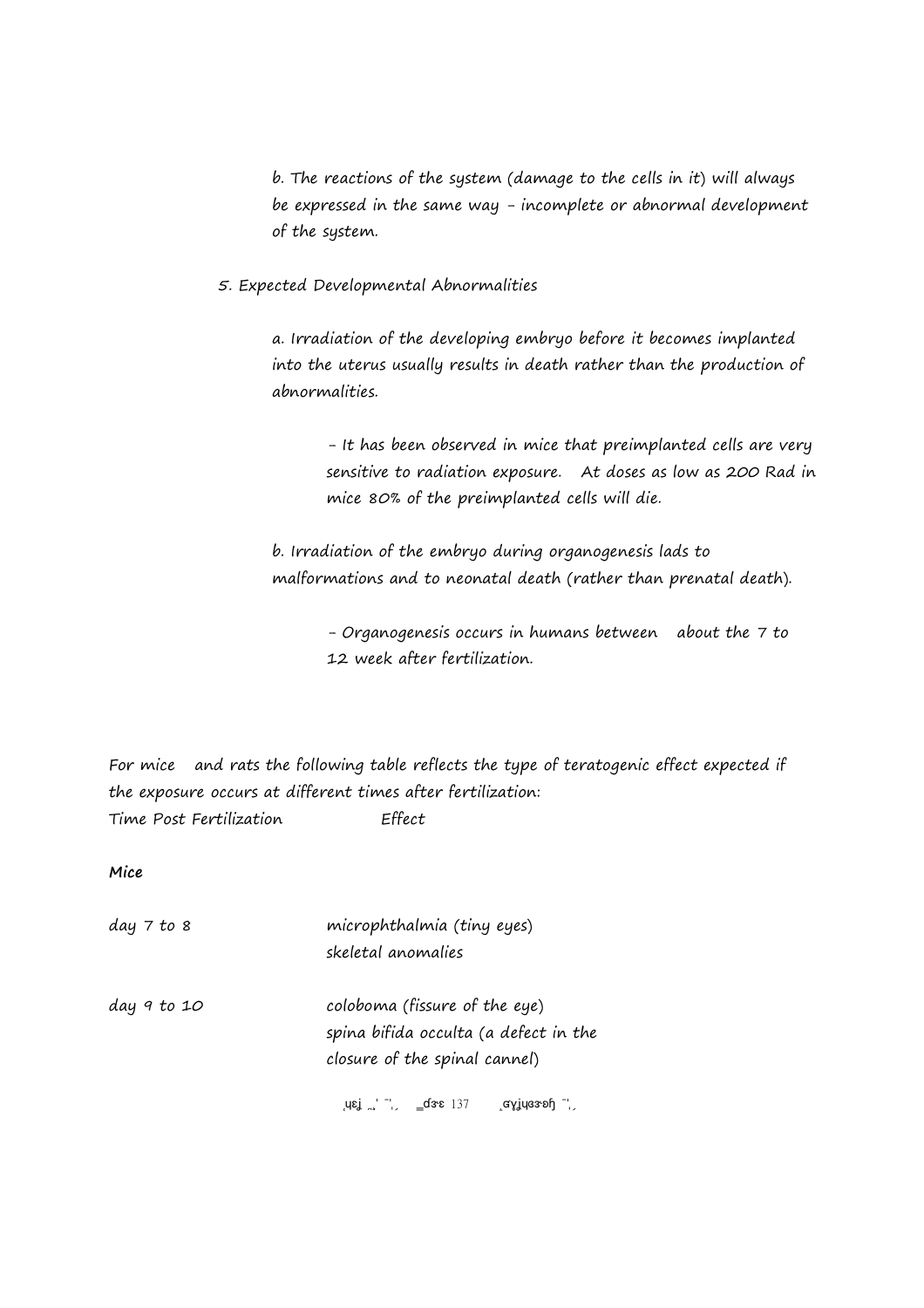b. The reactions of the system (damage to the cells in it) will always be expressed in the same way - incomplete or abnormal development of the system.

5. Expected Developmental Abnormalities

a. Irradiation of the developing embryo before it becomes implanted into the uterus usually results in death rather than the production of abnormalities.

- It has been observed in mice that preimplanted cells are very sensitive to radiation exposure. At doses as low as 200 Rad in mice 80% of the preimplanted cells will die.

b. Irradiation of the embryo during organogenesis lads to malformations and to neonatal death (rather than prenatal death).

- Organogenesis occurs in humans between about the 7 to 12 week after fertilization.

For mice and rats the following table reflects the type of teratogenic effect expected if the exposure occurs at different times after fertilization:

| Time Post Fertilization | Effect |
|---|---|
| **Mice** | |
| day 7 to 8 | microphthalmia (tiny eyes)<br>skeletal anomalies |
| day 9 to 10 | coloboma (fissure of the eye)<br>spina bifida occulta (a defect in the closure of the spinal cannel) |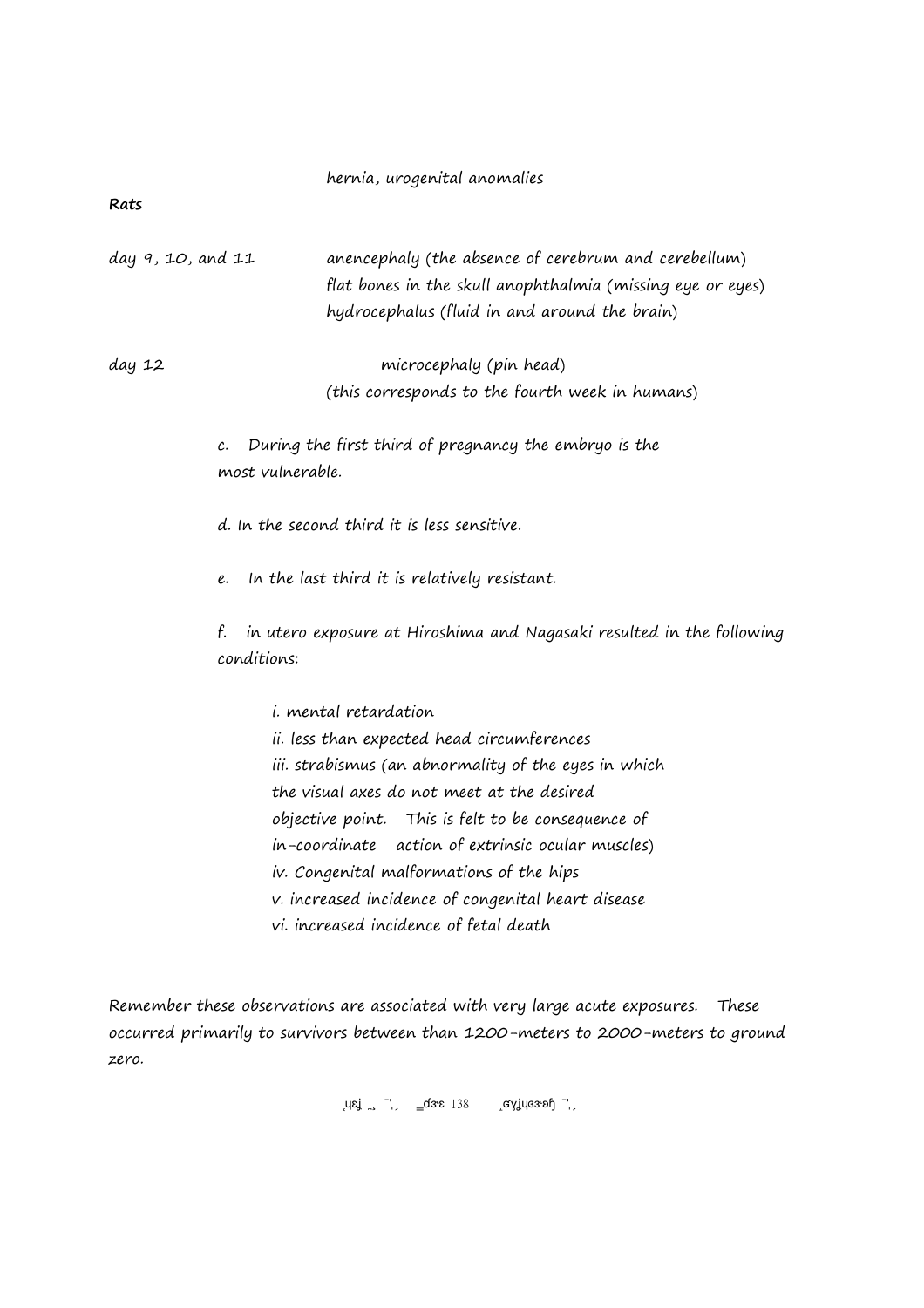hernia, urogenital anomalies

**Rats**

day 9, 10, and 11 — anencephaly (the absence of cerebrum and cerebellum) flat bones in the skull anophthalmia (missing eye or eyes) hydrocephalus (fluid in and around the brain)

day 12 — microcephaly (pin head) (this corresponds to the fourth week in humans)

c. During the first third of pregnancy the embryo is the most vulnerable.

d. In the second third it is less sensitive.

e. In the last third it is relatively resistant.

f. in utero exposure at Hiroshima and Nagasaki resulted in the following conditions:

i. mental retardation
ii. less than expected head circumferences
iii. strabismus (an abnormality of the eyes in which the visual axes do not meet at the desired objective point. This is felt to be consequence of in-coordinate action of extrinsic ocular muscles)
iv. Congenital malformations of the hips
v. increased incidence of congenital heart disease
vi. increased incidence of fetal death

Remember these observations are associated with very large acute exposures. These occurred primarily to survivors between than 1200-meters to 2000-meters to ground zero.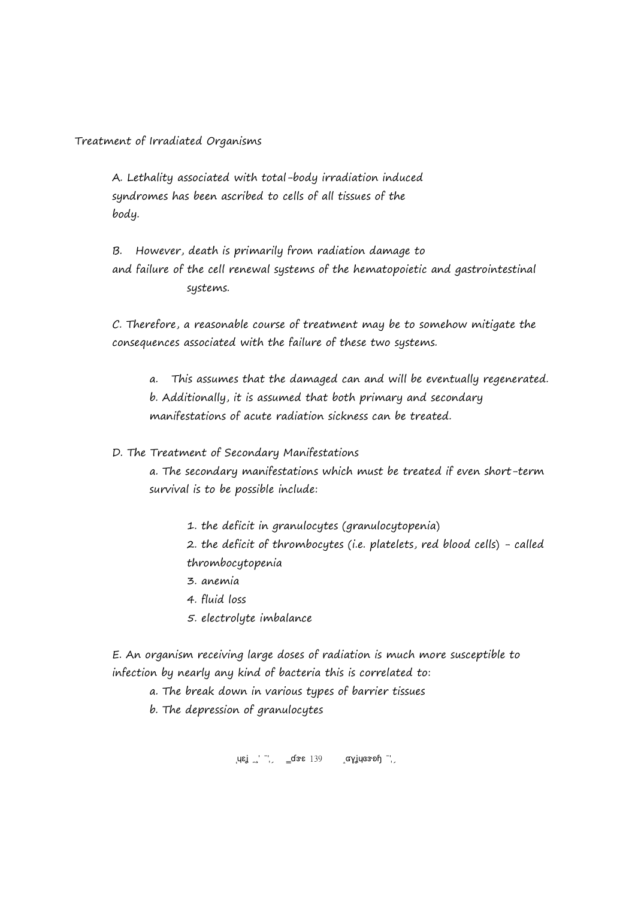Treatment of Irradiated Organisms

A. Lethality associated with total-body irradiation induced syndromes has been ascribed to cells of all tissues of the body.

B. However, death is primarily from radiation damage to and failure of the cell renewal systems of the hematopoietic and gastrointestinal systems.

C. Therefore, a reasonable course of treatment may be to somehow mitigate the consequences associated with the failure of these two systems.

- a. This assumes that the damaged can and will be eventually regenerated.
- b. Additionally, it is assumed that both primary and secondary manifestations of acute radiation sickness can be treated.

D. The Treatment of Secondary Manifestations

- a. The secondary manifestations which must be treated if even short-term survival is to be possible include:
    1. the deficit in granulocytes (granulocytopenia)
    2. the deficit of thrombocytes (i.e. platelets, red blood cells) - called thrombocytopenia
    3. anemia
    4. fluid loss
    5. electrolyte imbalance

E. An organism receiving large doses of radiation is much more susceptible to infection by nearly any kind of bacteria this is correlated to:

- a. The break down in various types of barrier tissues
- b. The depression of granulocytes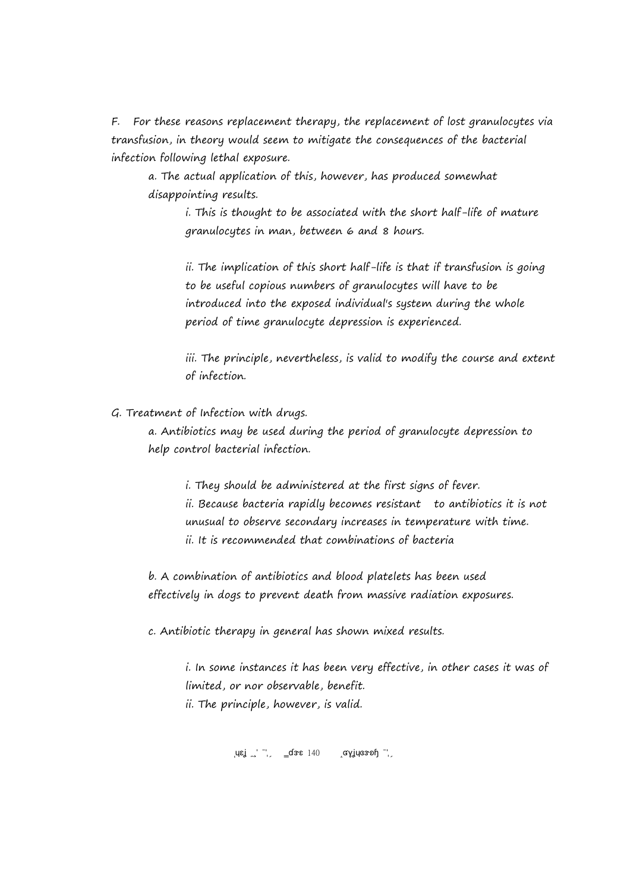F. For these reasons replacement therapy, the replacement of lost granulocytes via transfusion, in theory would seem to mitigate the consequences of the bacterial infection following lethal exposure.

- a. The actual application of this, however, has produced somewhat disappointing results.
    - i. This is thought to be associated with the short half-life of mature granulocytes in man, between 6 and 8 hours.
    - ii. The implication of this short half-life is that if transfusion is going to be useful copious numbers of granulocytes will have to be introduced into the exposed individual's system during the whole period of time granulocyte depression is experienced.
    - iii. The principle, nevertheless, is valid to modify the course and extent of infection.

G. Treatment of Infection with drugs.

- a. Antibiotics may be used during the period of granulocyte depression to help control bacterial infection.
    - i. They should be administered at the first signs of fever.
    - ii. Because bacteria rapidly becomes resistant to antibiotics it is not unusual to observe secondary increases in temperature with time.
    - ii. It is recommended that combinations of bacteria
- b. A combination of antibiotics and blood platelets has been used effectively in dogs to prevent death from massive radiation exposures.
- c. Antibiotic therapy in general has shown mixed results.
    - i. In some instances it has been very effective, in other cases it was of limited, or nor observable, benefit.
    - ii. The principle, however, is valid.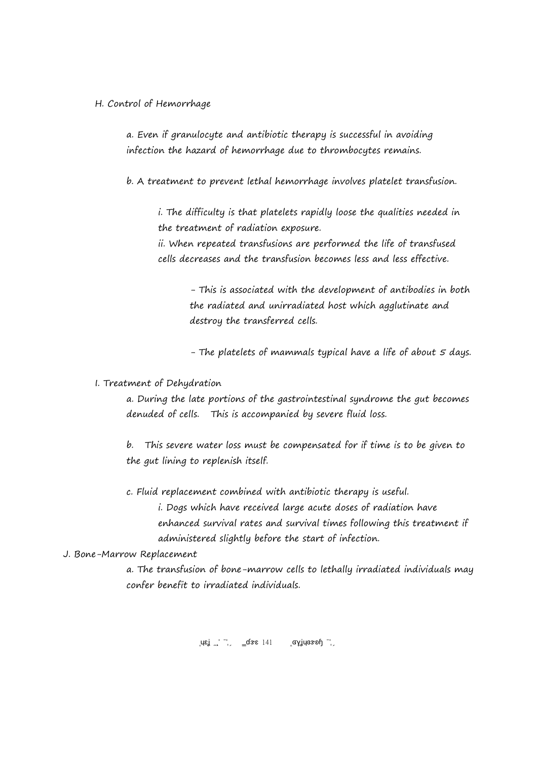H. Control of Hemorrhage

a. Even if granulocyte and antibiotic therapy is successful in avoiding infection the hazard of hemorrhage due to thrombocytes remains.

b. A treatment to prevent lethal hemorrhage involves platelet transfusion.

i. The difficulty is that platelets rapidly loose the qualities needed in the treatment of radiation exposure.

ii. When repeated transfusions are performed the life of transfused cells decreases and the transfusion becomes less and less effective.

- This is associated with the development of antibodies in both the radiated and unirradiated host which agglutinate and destroy the transferred cells.

- The platelets of mammals typical have a life of about 5 days.

I. Treatment of Dehydration

a. During the late portions of the gastrointestinal syndrome the gut becomes denuded of cells. This is accompanied by severe fluid loss.

b. This severe water loss must be compensated for if time is to be given to the gut lining to replenish itself.

c. Fluid replacement combined with antibiotic therapy is useful.

i. Dogs which have received large acute doses of radiation have enhanced survival rates and survival times following this treatment if administered slightly before the start of infection.

J. Bone-Marrow Replacement

a. The transfusion of bone-marrow cells to lethally irradiated individuals may confer benefit to irradiated individuals.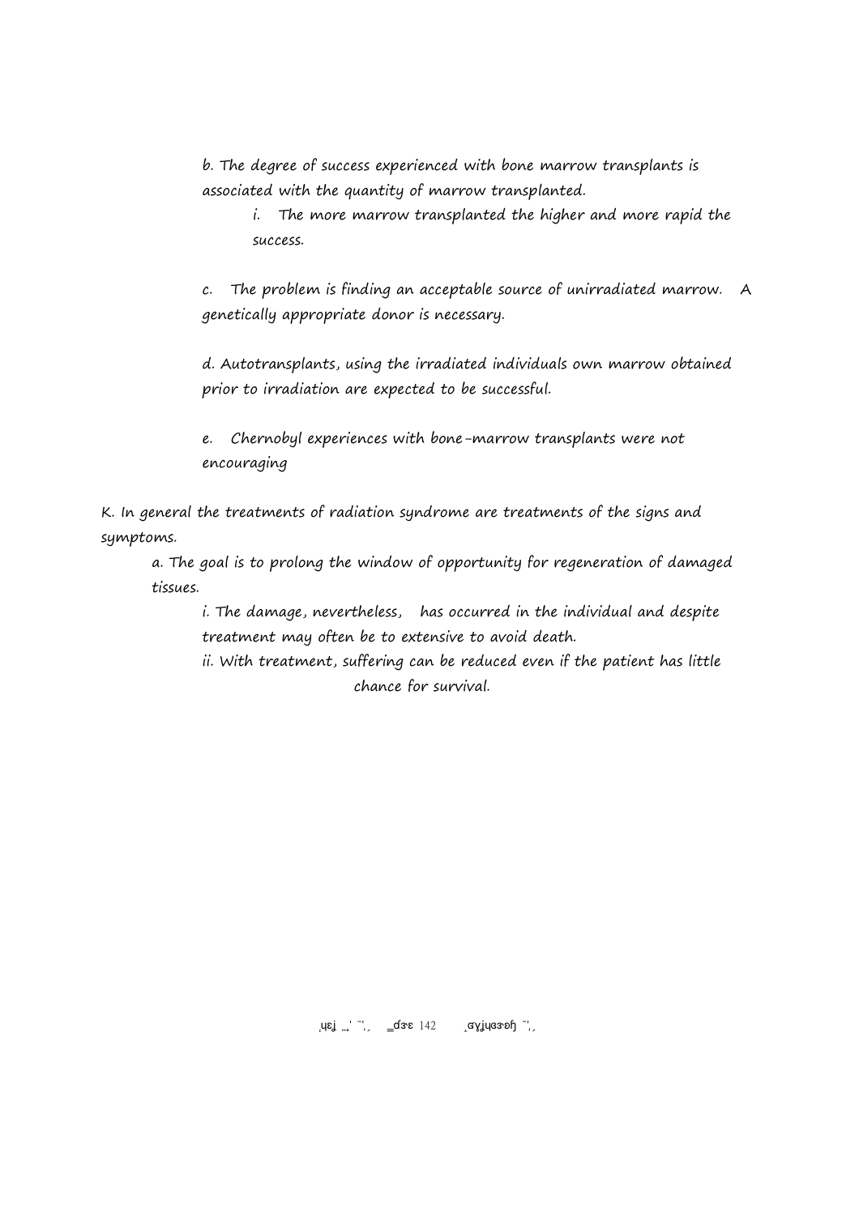b. The degree of success experienced with bone marrow transplants is associated with the quantity of marrow transplanted.

i. The more marrow transplanted the higher and more rapid the success.

c. The problem is finding an acceptable source of unirradiated marrow. A genetically appropriate donor is necessary.

d. Autotransplants, using the irradiated individuals own marrow obtained prior to irradiation are expected to be successful.

e. Chernobyl experiences with bone-marrow transplants were not encouraging

K. In general the treatments of radiation syndrome are treatments of the signs and symptoms.

a. The goal is to prolong the window of opportunity for regeneration of damaged tissues.

i. The damage, nevertheless, has occurred in the individual and despite treatment may often be to extensive to avoid death.

ii. With treatment, suffering can be reduced even if the patient has little chance for survival.